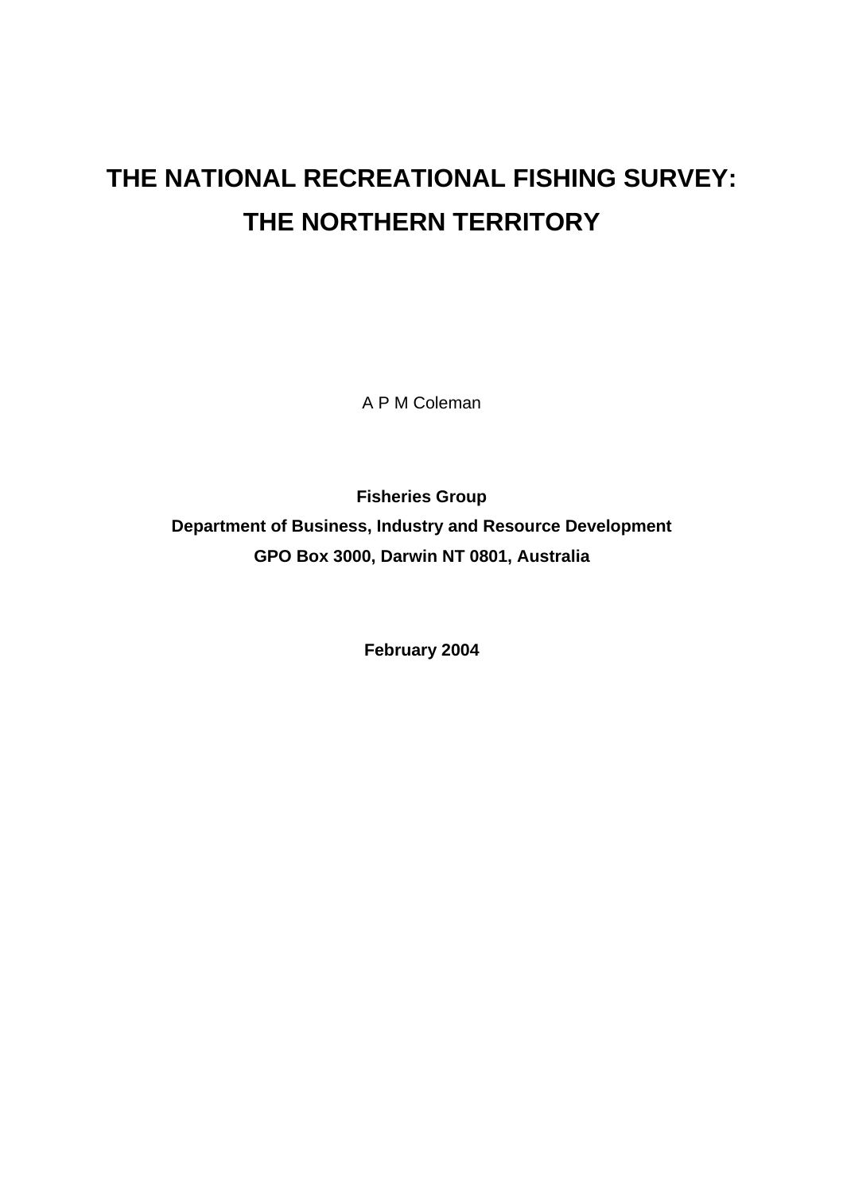# THE NATIONAL RECREATIONAL FISHING SURVEY: THE NORTHERN TERRITORY

A P M Coleman

**Fisheries Group**
**Department of Business, Industry and Resource Development**
**GPO Box 3000, Darwin NT 0801, Australia**

**February 2004**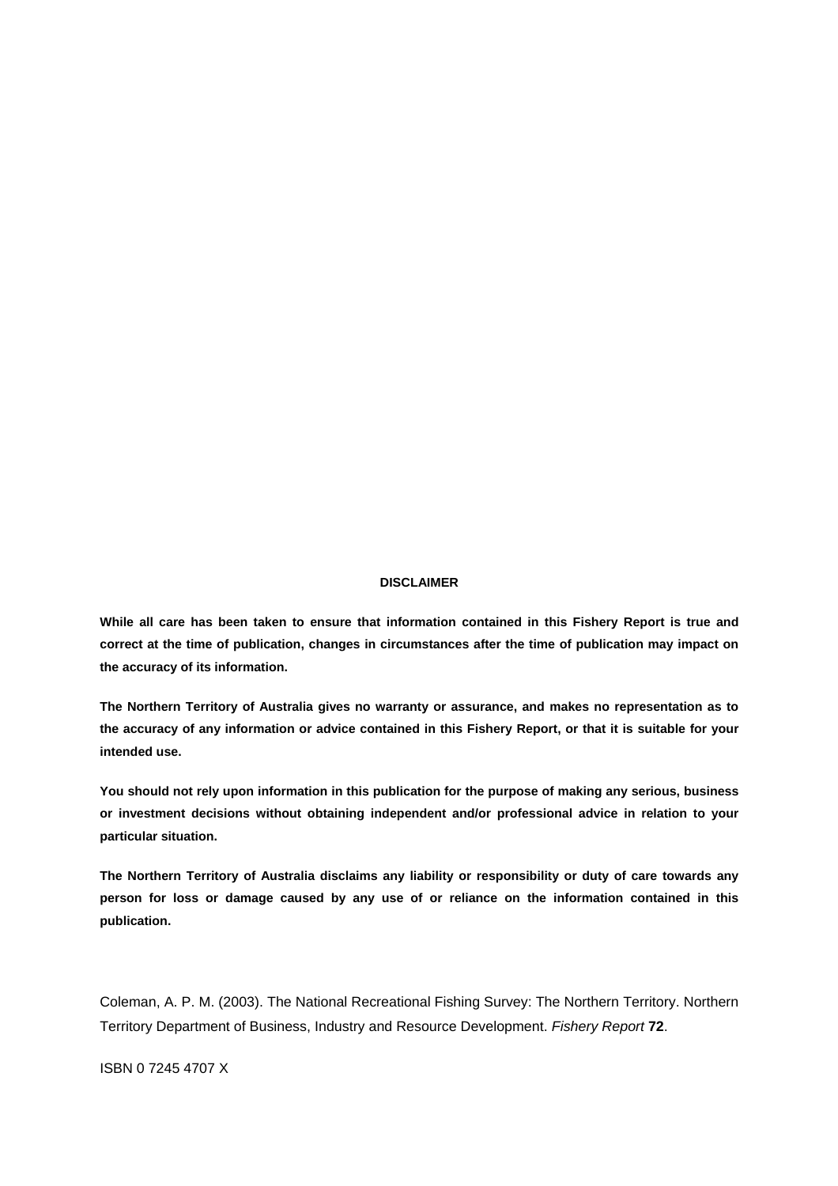**DISCLAIMER**

**While all care has been taken to ensure that information contained in this Fishery Report is true and correct at the time of publication, changes in circumstances after the time of publication may impact on the accuracy of its information.**

**The Northern Territory of Australia gives no warranty or assurance, and makes no representation as to the accuracy of any information or advice contained in this Fishery Report, or that it is suitable for your intended use.**

**You should not rely upon information in this publication for the purpose of making any serious, business or investment decisions without obtaining independent and/or professional advice in relation to your particular situation.**

**The Northern Territory of Australia disclaims any liability or responsibility or duty of care towards any person for loss or damage caused by any use of or reliance on the information contained in this publication.**

Coleman, A. P. M. (2003). The National Recreational Fishing Survey: The Northern Territory. Northern Territory Department of Business, Industry and Resource Development. *Fishery Report* **72**.

ISBN 0 7245 4707 X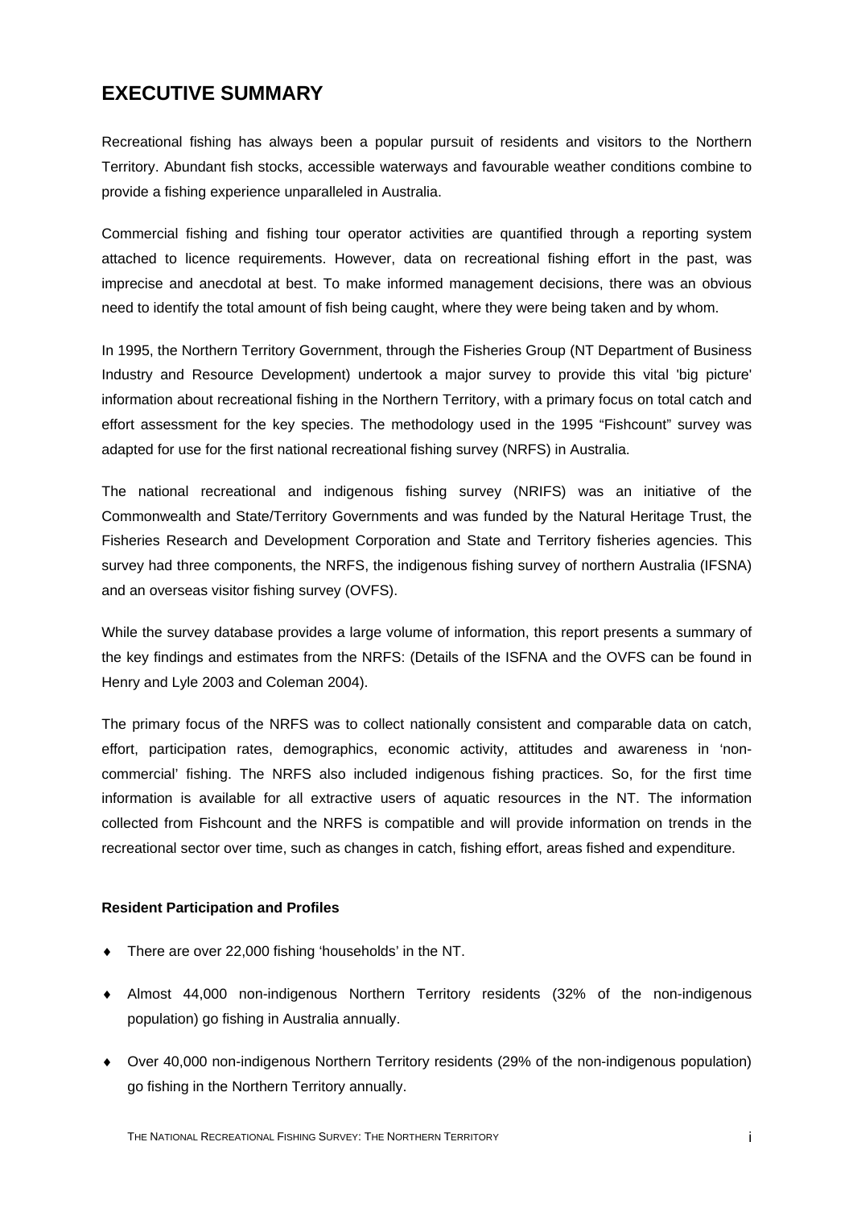# EXECUTIVE SUMMARY

Recreational fishing has always been a popular pursuit of residents and visitors to the Northern Territory. Abundant fish stocks, accessible waterways and favourable weather conditions combine to provide a fishing experience unparalleled in Australia.

Commercial fishing and fishing tour operator activities are quantified through a reporting system attached to licence requirements. However, data on recreational fishing effort in the past, was imprecise and anecdotal at best. To make informed management decisions, there was an obvious need to identify the total amount of fish being caught, where they were being taken and by whom.

In 1995, the Northern Territory Government, through the Fisheries Group (NT Department of Business Industry and Resource Development) undertook a major survey to provide this vital 'big picture' information about recreational fishing in the Northern Territory, with a primary focus on total catch and effort assessment for the key species. The methodology used in the 1995 "Fishcount" survey was adapted for use for the first national recreational fishing survey (NRFS) in Australia.

The national recreational and indigenous fishing survey (NRIFS) was an initiative of the Commonwealth and State/Territory Governments and was funded by the Natural Heritage Trust, the Fisheries Research and Development Corporation and State and Territory fisheries agencies. This survey had three components, the NRFS, the indigenous fishing survey of northern Australia (IFSNA) and an overseas visitor fishing survey (OVFS).

While the survey database provides a large volume of information, this report presents a summary of the key findings and estimates from the NRFS: (Details of the ISFNA and the OVFS can be found in Henry and Lyle 2003 and Coleman 2004).

The primary focus of the NRFS was to collect nationally consistent and comparable data on catch, effort, participation rates, demographics, economic activity, attitudes and awareness in 'non-commercial' fishing. The NRFS also included indigenous fishing practices. So, for the first time information is available for all extractive users of aquatic resources in the NT. The information collected from Fishcount and the NRFS is compatible and will provide information on trends in the recreational sector over time, such as changes in catch, fishing effort, areas fished and expenditure.

**Resident Participation and Profiles**

- There are over 22,000 fishing 'households' in the NT.
- Almost 44,000 non-indigenous Northern Territory residents (32% of the non-indigenous population) go fishing in Australia annually.
- Over 40,000 non-indigenous Northern Territory residents (29% of the non-indigenous population) go fishing in the Northern Territory annually.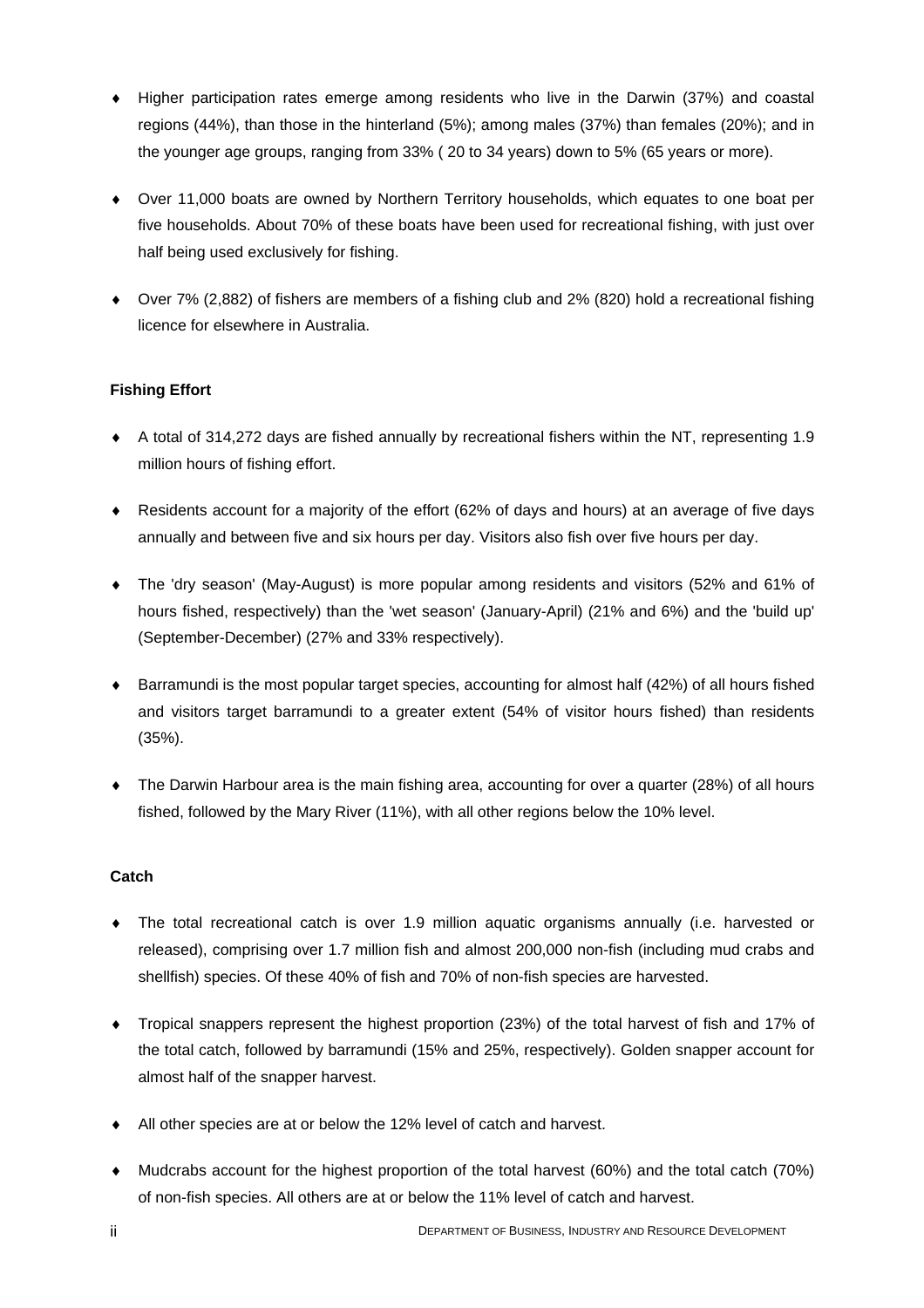- Higher participation rates emerge among residents who live in the Darwin (37%) and coastal regions (44%), than those in the hinterland (5%); among males (37%) than females (20%); and in the younger age groups, ranging from 33% ( 20 to 34 years) down to 5% (65 years or more).
- Over 11,000 boats are owned by Northern Territory households, which equates to one boat per five households. About 70% of these boats have been used for recreational fishing, with just over half being used exclusively for fishing.
- Over 7% (2,882) of fishers are members of a fishing club and 2% (820) hold a recreational fishing licence for elsewhere in Australia.

**Fishing Effort**

- A total of 314,272 days are fished annually by recreational fishers within the NT, representing 1.9 million hours of fishing effort.
- Residents account for a majority of the effort (62% of days and hours) at an average of five days annually and between five and six hours per day. Visitors also fish over five hours per day.
- The 'dry season' (May-August) is more popular among residents and visitors (52% and 61% of hours fished, respectively) than the 'wet season' (January-April) (21% and 6%) and the 'build up' (September-December) (27% and 33% respectively).
- Barramundi is the most popular target species, accounting for almost half (42%) of all hours fished and visitors target barramundi to a greater extent (54% of visitor hours fished) than residents (35%).
- The Darwin Harbour area is the main fishing area, accounting for over a quarter (28%) of all hours fished, followed by the Mary River (11%), with all other regions below the 10% level.

**Catch**

- The total recreational catch is over 1.9 million aquatic organisms annually (i.e. harvested or released), comprising over 1.7 million fish and almost 200,000 non-fish (including mud crabs and shellfish) species. Of these 40% of fish and 70% of non-fish species are harvested.
- Tropical snappers represent the highest proportion (23%) of the total harvest of fish and 17% of the total catch, followed by barramundi (15% and 25%, respectively). Golden snapper account for almost half of the snapper harvest.
- All other species are at or below the 12% level of catch and harvest.
- Mudcrabs account for the highest proportion of the total harvest (60%) and the total catch (70%) of non-fish species. All others are at or below the 11% level of catch and harvest.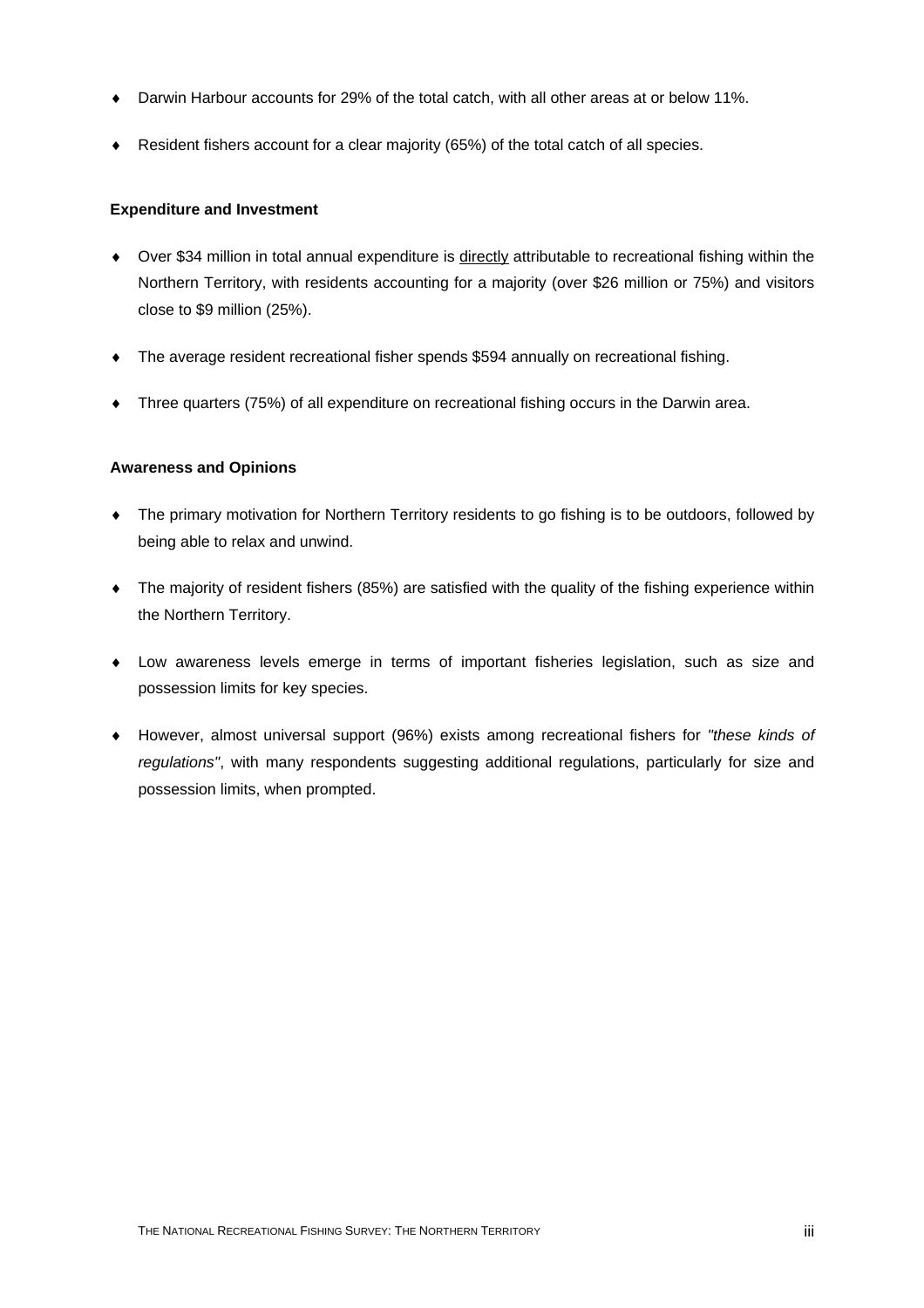- Darwin Harbour accounts for 29% of the total catch, with all other areas at or below 11%.
- Resident fishers account for a clear majority (65%) of the total catch of all species.

**Expenditure and Investment**

- Over $34 million in total annual expenditure is <u>directly</u> attributable to recreational fishing within the Northern Territory, with residents accounting for a majority (over $26 million or 75%) and visitors close to $9 million (25%).
- The average resident recreational fisher spends $594 annually on recreational fishing.
- Three quarters (75%) of all expenditure on recreational fishing occurs in the Darwin area.

**Awareness and Opinions**

- The primary motivation for Northern Territory residents to go fishing is to be outdoors, followed by being able to relax and unwind.
- The majority of resident fishers (85%) are satisfied with the quality of the fishing experience within the Northern Territory.
- Low awareness levels emerge in terms of important fisheries legislation, such as size and possession limits for key species.
- However, almost universal support (96%) exists among recreational fishers for *"these kinds of regulations"*, with many respondents suggesting additional regulations, particularly for size and possession limits, when prompted.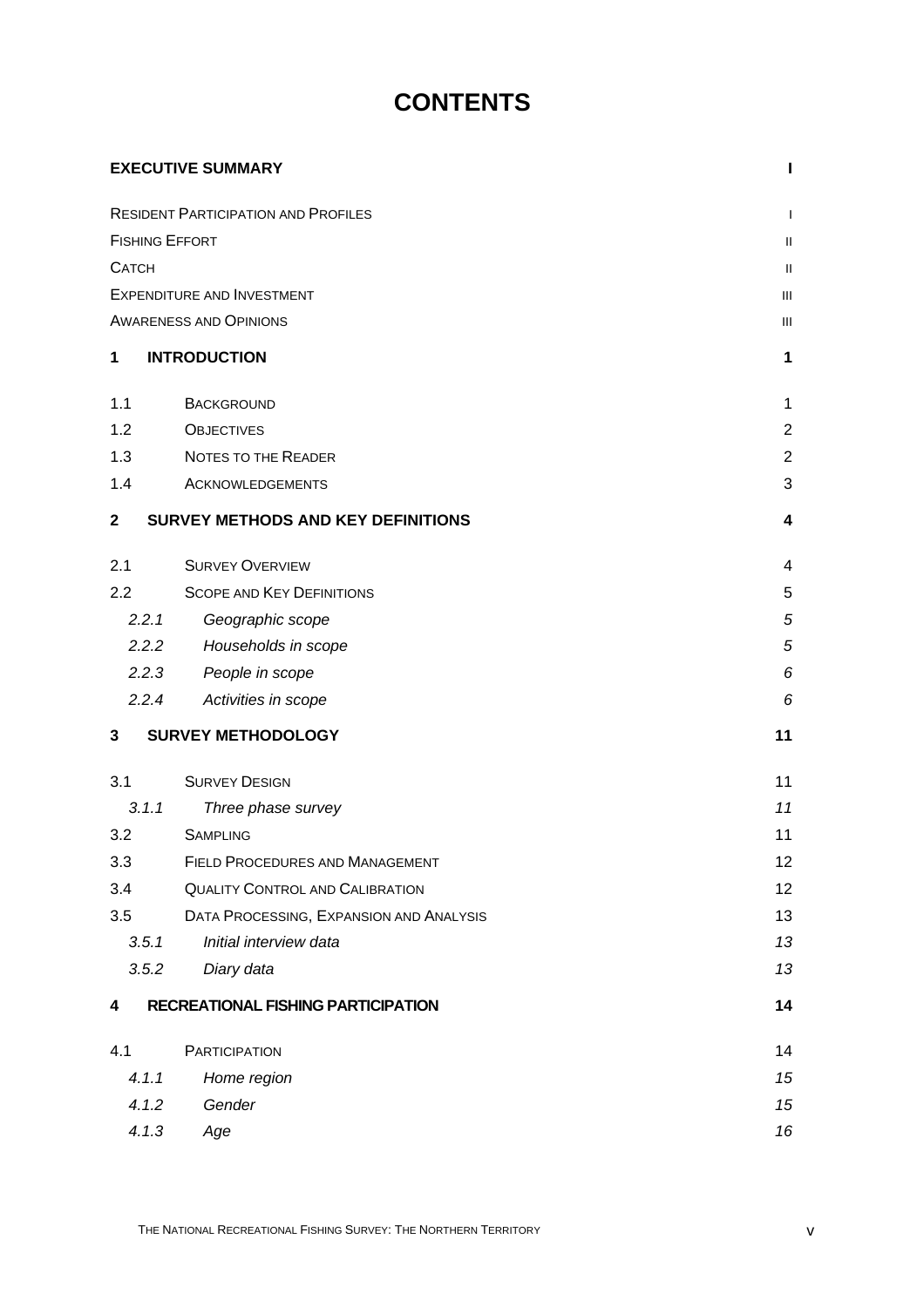# CONTENTS

| | | |
|---|---|---|
| **EXECUTIVE SUMMARY** | | **I** |
| RESIDENT PARTICIPATION AND PROFILES | | I |
| FISHING EFFORT | | II |
| CATCH | | II |
| EXPENDITURE AND INVESTMENT | | III |
| AWARENESS AND OPINIONS | | III |
| **1** | **INTRODUCTION** | **1** |
| 1.1 | BACKGROUND | 1 |
| 1.2 | OBJECTIVES | 2 |
| 1.3 | NOTES TO THE READER | 2 |
| 1.4 | ACKNOWLEDGEMENTS | 3 |
| **2** | **SURVEY METHODS AND KEY DEFINITIONS** | **4** |
| 2.1 | SURVEY OVERVIEW | 4 |
| 2.2 | SCOPE AND KEY DEFINITIONS | 5 |
| *2.2.1* | *Geographic scope* | *5* |
| *2.2.2* | *Households in scope* | *5* |
| *2.2.3* | *People in scope* | *6* |
| *2.2.4* | *Activities in scope* | *6* |
| **3** | **SURVEY METHODOLOGY** | **11** |
| 3.1 | SURVEY DESIGN | 11 |
| *3.1.1* | *Three phase survey* | *11* |
| 3.2 | SAMPLING | 11 |
| 3.3 | FIELD PROCEDURES AND MANAGEMENT | 12 |
| 3.4 | QUALITY CONTROL AND CALIBRATION | 12 |
| 3.5 | DATA PROCESSING, EXPANSION AND ANALYSIS | 13 |
| *3.5.1* | *Initial interview data* | *13* |
| *3.5.2* | *Diary data* | *13* |
| **4** | **RECREATIONAL FISHING PARTICIPATION** | **14** |
| 4.1 | PARTICIPATION | 14 |
| *4.1.1* | *Home region* | *15* |
| *4.1.2* | *Gender* | *15* |
| *4.1.3* | *Age* | *16* |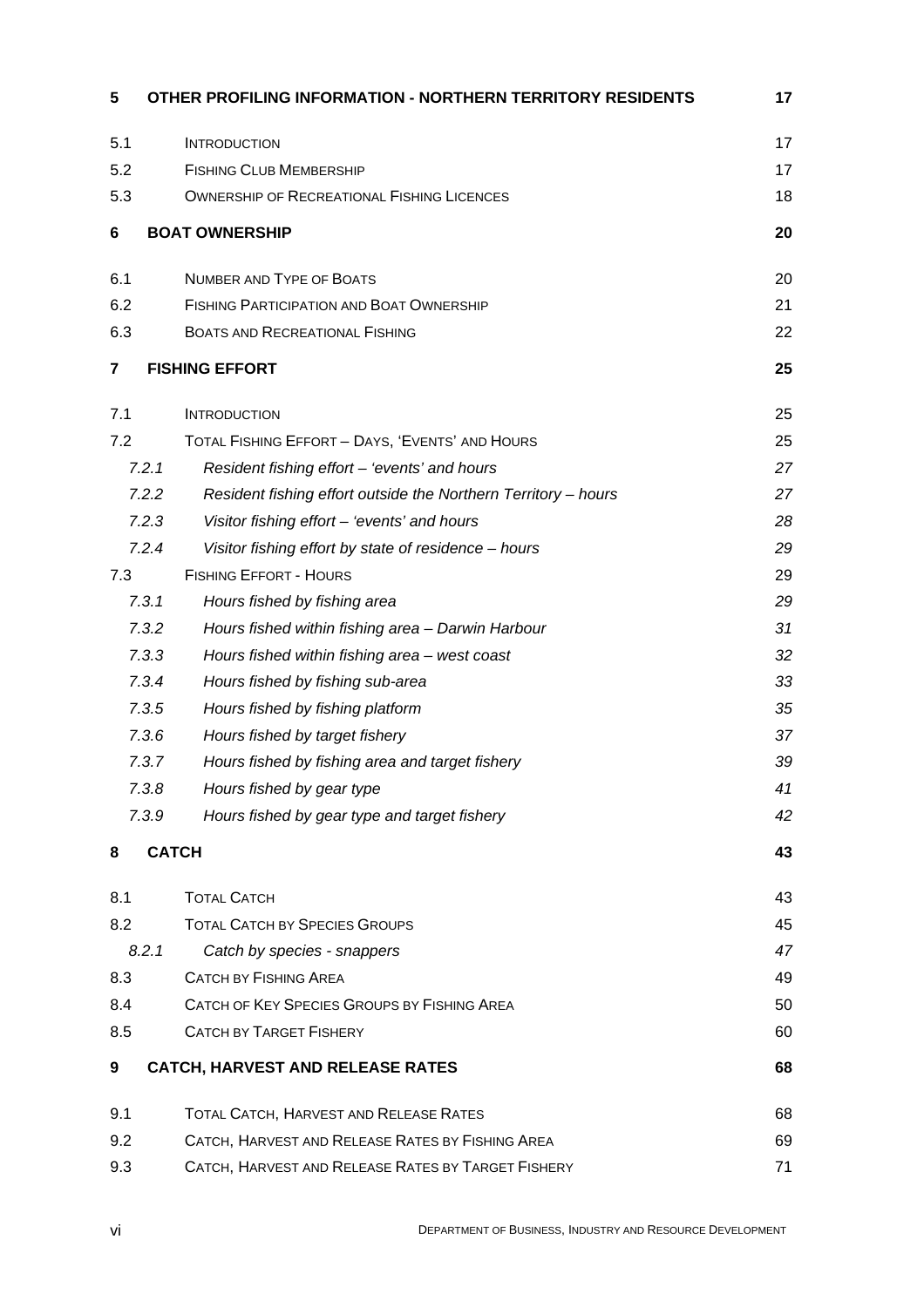| | | |
|---|---|---|
| **5** | **OTHER PROFILING INFORMATION - NORTHERN TERRITORY RESIDENTS** | **17** |
| 5.1 | INTRODUCTION | 17 |
| 5.2 | FISHING CLUB MEMBERSHIP | 17 |
| 5.3 | OWNERSHIP OF RECREATIONAL FISHING LICENCES | 18 |
| **6** | **BOAT OWNERSHIP** | **20** |
| 6.1 | NUMBER AND TYPE OF BOATS | 20 |
| 6.2 | FISHING PARTICIPATION AND BOAT OWNERSHIP | 21 |
| 6.3 | BOATS AND RECREATIONAL FISHING | 22 |
| **7** | **FISHING EFFORT** | **25** |
| 7.1 | INTRODUCTION | 25 |
| 7.2 | TOTAL FISHING EFFORT – DAYS, 'EVENTS' AND HOURS | 25 |
| *7.2.1* | *Resident fishing effort – 'events' and hours* | *27* |
| *7.2.2* | *Resident fishing effort outside the Northern Territory – hours* | *27* |
| *7.2.3* | *Visitor fishing effort – 'events' and hours* | *28* |
| *7.2.4* | *Visitor fishing effort by state of residence – hours* | *29* |
| 7.3 | FISHING EFFORT - HOURS | 29 |
| *7.3.1* | *Hours fished by fishing area* | *29* |
| *7.3.2* | *Hours fished within fishing area – Darwin Harbour* | *31* |
| *7.3.3* | *Hours fished within fishing area – west coast* | *32* |
| *7.3.4* | *Hours fished by fishing sub-area* | *33* |
| *7.3.5* | *Hours fished by fishing platform* | *35* |
| *7.3.6* | *Hours fished by target fishery* | *37* |
| *7.3.7* | *Hours fished by fishing area and target fishery* | *39* |
| *7.3.8* | *Hours fished by gear type* | *41* |
| *7.3.9* | *Hours fished by gear type and target fishery* | *42* |
| **8** | **CATCH** | **43** |
| 8.1 | TOTAL CATCH | 43 |
| 8.2 | TOTAL CATCH BY SPECIES GROUPS | 45 |
| *8.2.1* | *Catch by species - snappers* | *47* |
| 8.3 | CATCH BY FISHING AREA | 49 |
| 8.4 | CATCH OF KEY SPECIES GROUPS BY FISHING AREA | 50 |
| 8.5 | CATCH BY TARGET FISHERY | 60 |
| **9** | **CATCH, HARVEST AND RELEASE RATES** | **68** |
| 9.1 | TOTAL CATCH, HARVEST AND RELEASE RATES | 68 |
| 9.2 | CATCH, HARVEST AND RELEASE RATES BY FISHING AREA | 69 |
| 9.3 | CATCH, HARVEST AND RELEASE RATES BY TARGET FISHERY | 71 |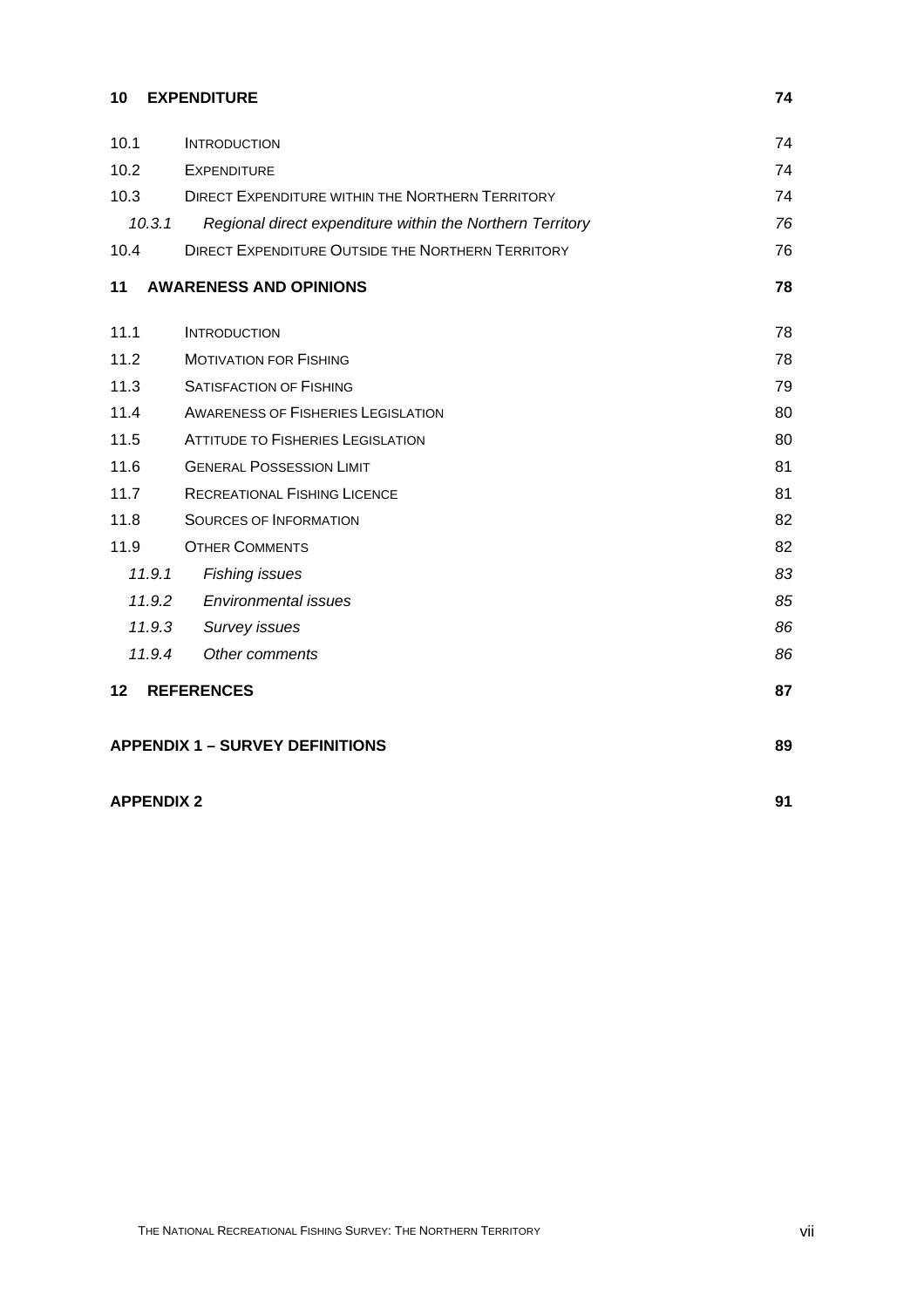| | | |
|---|---|---|
| **10** | **EXPENDITURE** | **74** |
| 10.1 | INTRODUCTION | 74 |
| 10.2 | EXPENDITURE | 74 |
| 10.3 | DIRECT EXPENDITURE WITHIN THE NORTHERN TERRITORY | 74 |
| *10.3.1* | *Regional direct expenditure within the Northern Territory* | *76* |
| 10.4 | DIRECT EXPENDITURE OUTSIDE THE NORTHERN TERRITORY | 76 |
| **11** | **AWARENESS AND OPINIONS** | **78** |
| 11.1 | INTRODUCTION | 78 |
| 11.2 | MOTIVATION FOR FISHING | 78 |
| 11.3 | SATISFACTION OF FISHING | 79 |
| 11.4 | AWARENESS OF FISHERIES LEGISLATION | 80 |
| 11.5 | ATTITUDE TO FISHERIES LEGISLATION | 80 |
| 11.6 | GENERAL POSSESSION LIMIT | 81 |
| 11.7 | RECREATIONAL FISHING LICENCE | 81 |
| 11.8 | SOURCES OF INFORMATION | 82 |
| 11.9 | OTHER COMMENTS | 82 |
| *11.9.1* | *Fishing issues* | *83* |
| *11.9.2* | *Environmental issues* | *85* |
| *11.9.3* | *Survey issues* | *86* |
| *11.9.4* | *Other comments* | *86* |
| **12** | **REFERENCES** | **87** |
| | **APPENDIX 1 – SURVEY DEFINITIONS** | **89** |
| | **APPENDIX 2** | **91** |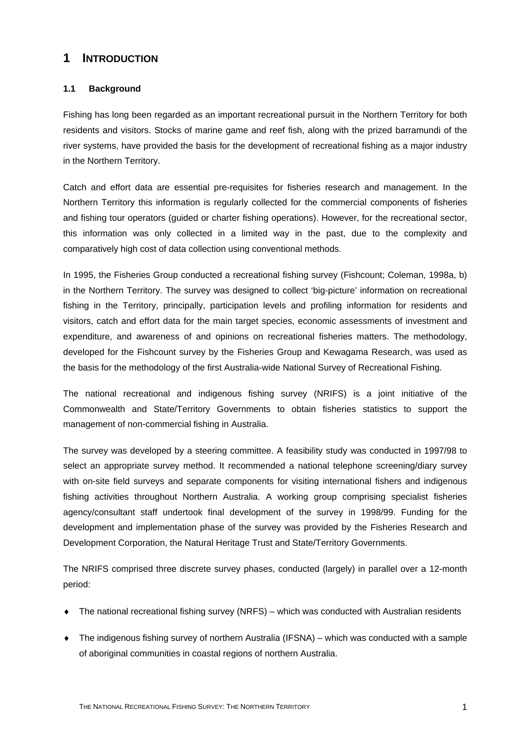# 1 INTRODUCTION

## 1.1 Background

Fishing has long been regarded as an important recreational pursuit in the Northern Territory for both residents and visitors. Stocks of marine game and reef fish, along with the prized barramundi of the river systems, have provided the basis for the development of recreational fishing as a major industry in the Northern Territory.

Catch and effort data are essential pre-requisites for fisheries research and management. In the Northern Territory this information is regularly collected for the commercial components of fisheries and fishing tour operators (guided or charter fishing operations). However, for the recreational sector, this information was only collected in a limited way in the past, due to the complexity and comparatively high cost of data collection using conventional methods.

In 1995, the Fisheries Group conducted a recreational fishing survey (Fishcount; Coleman, 1998a, b) in the Northern Territory. The survey was designed to collect 'big-picture' information on recreational fishing in the Territory, principally, participation levels and profiling information for residents and visitors, catch and effort data for the main target species, economic assessments of investment and expenditure, and awareness of and opinions on recreational fisheries matters. The methodology, developed for the Fishcount survey by the Fisheries Group and Kewagama Research, was used as the basis for the methodology of the first Australia-wide National Survey of Recreational Fishing.

The national recreational and indigenous fishing survey (NRIFS) is a joint initiative of the Commonwealth and State/Territory Governments to obtain fisheries statistics to support the management of non-commercial fishing in Australia.

The survey was developed by a steering committee. A feasibility study was conducted in 1997/98 to select an appropriate survey method. It recommended a national telephone screening/diary survey with on-site field surveys and separate components for visiting international fishers and indigenous fishing activities throughout Northern Australia. A working group comprising specialist fisheries agency/consultant staff undertook final development of the survey in 1998/99. Funding for the development and implementation phase of the survey was provided by the Fisheries Research and Development Corporation, the Natural Heritage Trust and State/Territory Governments.

The NRIFS comprised three discrete survey phases, conducted (largely) in parallel over a 12-month period:

- The national recreational fishing survey (NRFS) – which was conducted with Australian residents
- The indigenous fishing survey of northern Australia (IFSNA) – which was conducted with a sample of aboriginal communities in coastal regions of northern Australia.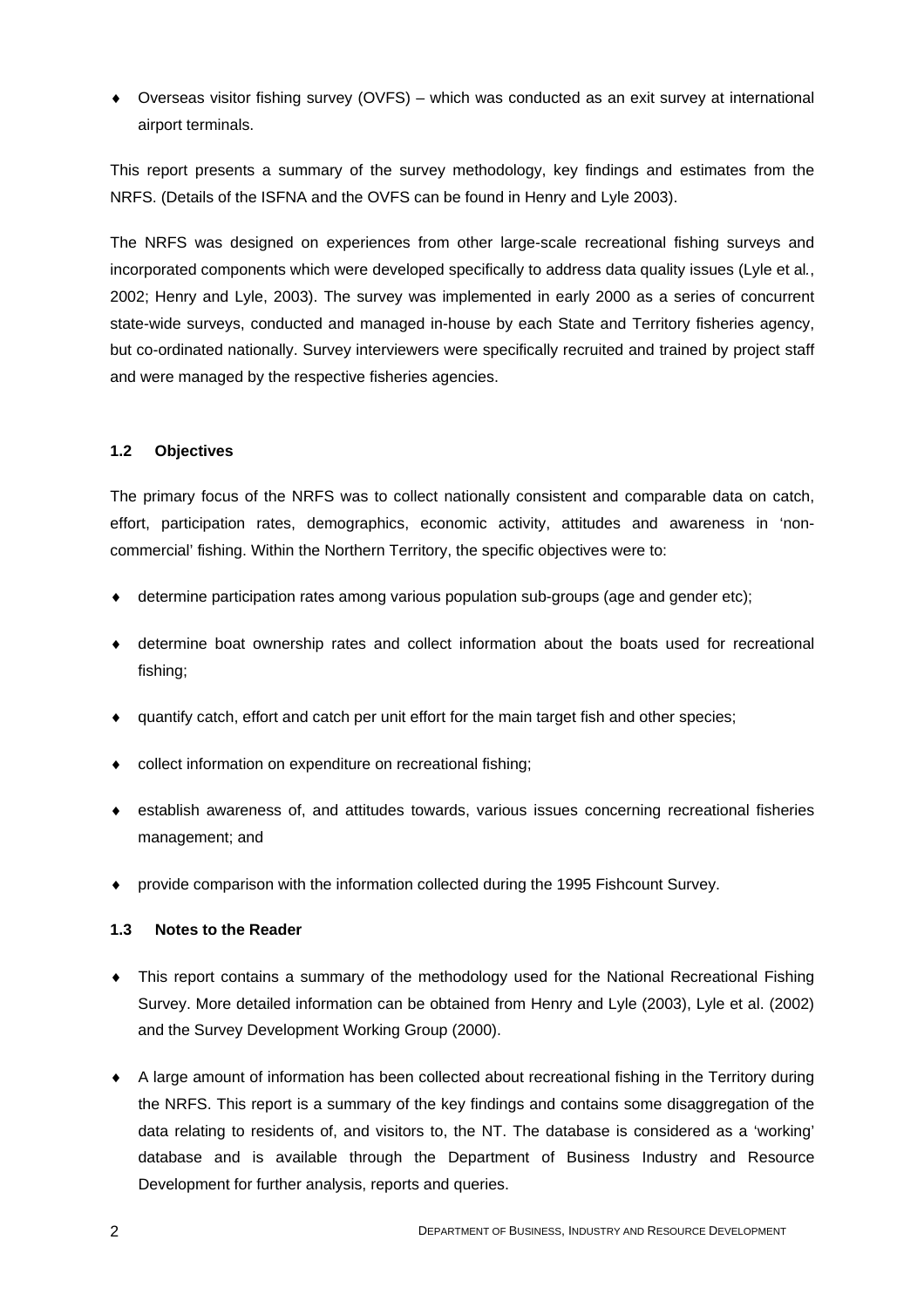- Overseas visitor fishing survey (OVFS) – which was conducted as an exit survey at international airport terminals.

This report presents a summary of the survey methodology, key findings and estimates from the NRFS. (Details of the ISFNA and the OVFS can be found in Henry and Lyle 2003).

The NRFS was designed on experiences from other large-scale recreational fishing surveys and incorporated components which were developed specifically to address data quality issues (Lyle et al., 2002; Henry and Lyle, 2003). The survey was implemented in early 2000 as a series of concurrent state-wide surveys, conducted and managed in-house by each State and Territory fisheries agency, but co-ordinated nationally. Survey interviewers were specifically recruited and trained by project staff and were managed by the respective fisheries agencies.

### 1.2 Objectives

The primary focus of the NRFS was to collect nationally consistent and comparable data on catch, effort, participation rates, demographics, economic activity, attitudes and awareness in 'non-commercial' fishing. Within the Northern Territory, the specific objectives were to:

- determine participation rates among various population sub-groups (age and gender etc);
- determine boat ownership rates and collect information about the boats used for recreational fishing;
- quantify catch, effort and catch per unit effort for the main target fish and other species;
- collect information on expenditure on recreational fishing;
- establish awareness of, and attitudes towards, various issues concerning recreational fisheries management; and
- provide comparison with the information collected during the 1995 Fishcount Survey.

### 1.3 Notes to the Reader

- This report contains a summary of the methodology used for the National Recreational Fishing Survey. More detailed information can be obtained from Henry and Lyle (2003), Lyle et al. (2002) and the Survey Development Working Group (2000).
- A large amount of information has been collected about recreational fishing in the Territory during the NRFS. This report is a summary of the key findings and contains some disaggregation of the data relating to residents of, and visitors to, the NT. The database is considered as a 'working' database and is available through the Department of Business Industry and Resource Development for further analysis, reports and queries.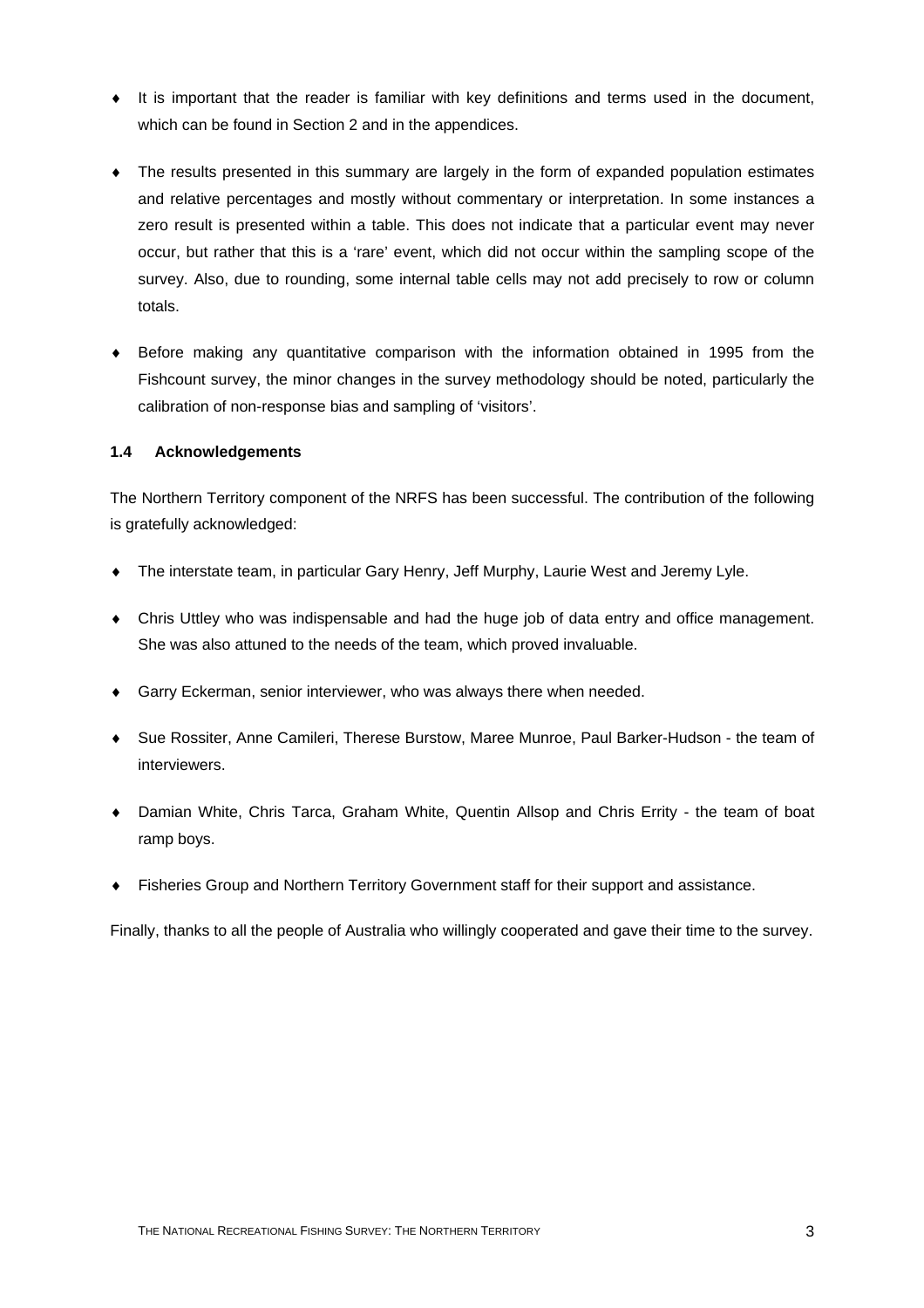- It is important that the reader is familiar with key definitions and terms used in the document, which can be found in Section 2 and in the appendices.
- The results presented in this summary are largely in the form of expanded population estimates and relative percentages and mostly without commentary or interpretation. In some instances a zero result is presented within a table. This does not indicate that a particular event may never occur, but rather that this is a 'rare' event, which did not occur within the sampling scope of the survey. Also, due to rounding, some internal table cells may not add precisely to row or column totals.
- Before making any quantitative comparison with the information obtained in 1995 from the Fishcount survey, the minor changes in the survey methodology should be noted, particularly the calibration of non-response bias and sampling of 'visitors'.

### 1.4 Acknowledgements

The Northern Territory component of the NRFS has been successful. The contribution of the following is gratefully acknowledged:

- The interstate team, in particular Gary Henry, Jeff Murphy, Laurie West and Jeremy Lyle.
- Chris Uttley who was indispensable and had the huge job of data entry and office management. She was also attuned to the needs of the team, which proved invaluable.
- Garry Eckerman, senior interviewer, who was always there when needed.
- Sue Rossiter, Anne Camileri, Therese Burstow, Maree Munroe, Paul Barker-Hudson - the team of interviewers.
- Damian White, Chris Tarca, Graham White, Quentin Allsop and Chris Errity - the team of boat ramp boys.
- Fisheries Group and Northern Territory Government staff for their support and assistance.

Finally, thanks to all the people of Australia who willingly cooperated and gave their time to the survey.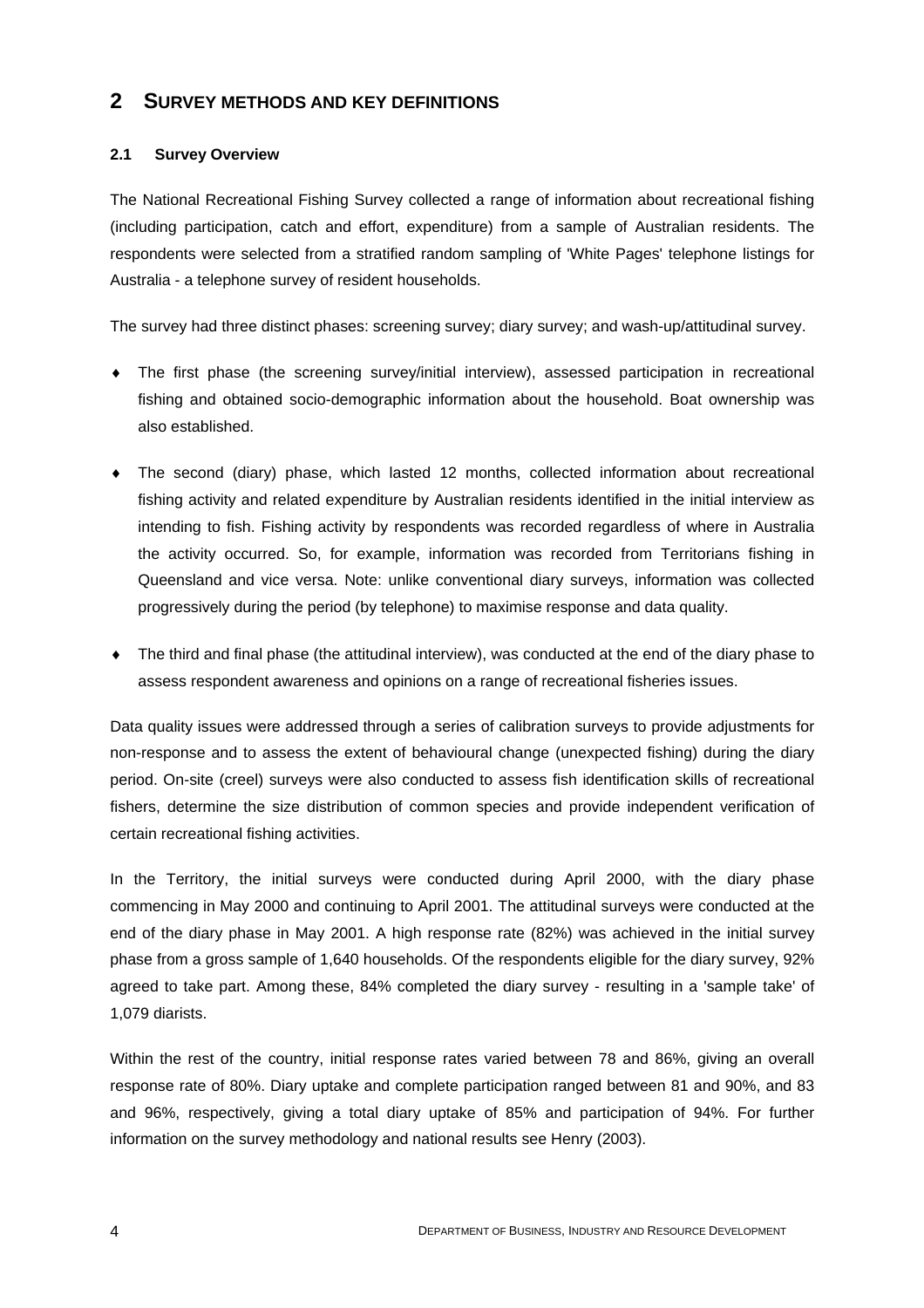# 2 SURVEY METHODS AND KEY DEFINITIONS

## 2.1 Survey Overview

The National Recreational Fishing Survey collected a range of information about recreational fishing (including participation, catch and effort, expenditure) from a sample of Australian residents. The respondents were selected from a stratified random sampling of 'White Pages' telephone listings for Australia - a telephone survey of resident households.

The survey had three distinct phases: screening survey; diary survey; and wash-up/attitudinal survey.

- The first phase (the screening survey/initial interview), assessed participation in recreational fishing and obtained socio-demographic information about the household. Boat ownership was also established.
- The second (diary) phase, which lasted 12 months, collected information about recreational fishing activity and related expenditure by Australian residents identified in the initial interview as intending to fish. Fishing activity by respondents was recorded regardless of where in Australia the activity occurred. So, for example, information was recorded from Territorians fishing in Queensland and vice versa. Note: unlike conventional diary surveys, information was collected progressively during the period (by telephone) to maximise response and data quality.
- The third and final phase (the attitudinal interview), was conducted at the end of the diary phase to assess respondent awareness and opinions on a range of recreational fisheries issues.

Data quality issues were addressed through a series of calibration surveys to provide adjustments for non-response and to assess the extent of behavioural change (unexpected fishing) during the diary period. On-site (creel) surveys were also conducted to assess fish identification skills of recreational fishers, determine the size distribution of common species and provide independent verification of certain recreational fishing activities.

In the Territory, the initial surveys were conducted during April 2000, with the diary phase commencing in May 2000 and continuing to April 2001. The attitudinal surveys were conducted at the end of the diary phase in May 2001. A high response rate (82%) was achieved in the initial survey phase from a gross sample of 1,640 households. Of the respondents eligible for the diary survey, 92% agreed to take part. Among these, 84% completed the diary survey - resulting in a 'sample take' of 1,079 diarists.

Within the rest of the country, initial response rates varied between 78 and 86%, giving an overall response rate of 80%. Diary uptake and complete participation ranged between 81 and 90%, and 83 and 96%, respectively, giving a total diary uptake of 85% and participation of 94%. For further information on the survey methodology and national results see Henry (2003).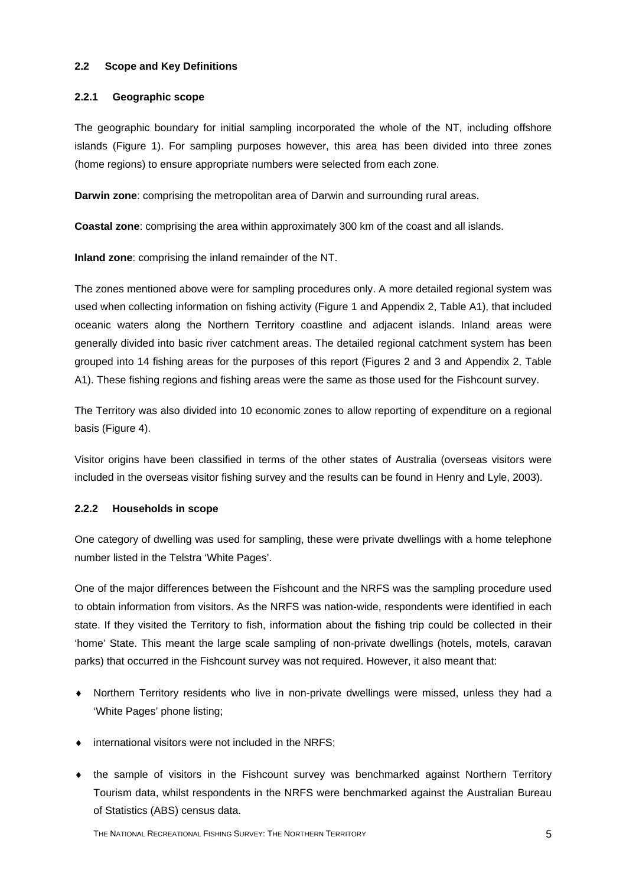### 2.2 Scope and Key Definitions

#### 2.2.1 Geographic scope

The geographic boundary for initial sampling incorporated the whole of the NT, including offshore islands (Figure 1). For sampling purposes however, this area has been divided into three zones (home regions) to ensure appropriate numbers were selected from each zone.

**Darwin zone**: comprising the metropolitan area of Darwin and surrounding rural areas.

**Coastal zone**: comprising the area within approximately 300 km of the coast and all islands.

**Inland zone**: comprising the inland remainder of the NT.

The zones mentioned above were for sampling procedures only. A more detailed regional system was used when collecting information on fishing activity (Figure 1 and Appendix 2, Table A1), that included oceanic waters along the Northern Territory coastline and adjacent islands. Inland areas were generally divided into basic river catchment areas. The detailed regional catchment system has been grouped into 14 fishing areas for the purposes of this report (Figures 2 and 3 and Appendix 2, Table A1). These fishing regions and fishing areas were the same as those used for the Fishcount survey.

The Territory was also divided into 10 economic zones to allow reporting of expenditure on a regional basis (Figure 4).

Visitor origins have been classified in terms of the other states of Australia (overseas visitors were included in the overseas visitor fishing survey and the results can be found in Henry and Lyle, 2003).

#### 2.2.2 Households in scope

One category of dwelling was used for sampling, these were private dwellings with a home telephone number listed in the Telstra 'White Pages'.

One of the major differences between the Fishcount and the NRFS was the sampling procedure used to obtain information from visitors. As the NRFS was nation-wide, respondents were identified in each state. If they visited the Territory to fish, information about the fishing trip could be collected in their 'home' State. This meant the large scale sampling of non-private dwellings (hotels, motels, caravan parks) that occurred in the Fishcount survey was not required. However, it also meant that:

- Northern Territory residents who live in non-private dwellings were missed, unless they had a 'White Pages' phone listing;
- international visitors were not included in the NRFS;
- the sample of visitors in the Fishcount survey was benchmarked against Northern Territory Tourism data, whilst respondents in the NRFS were benchmarked against the Australian Bureau of Statistics (ABS) census data.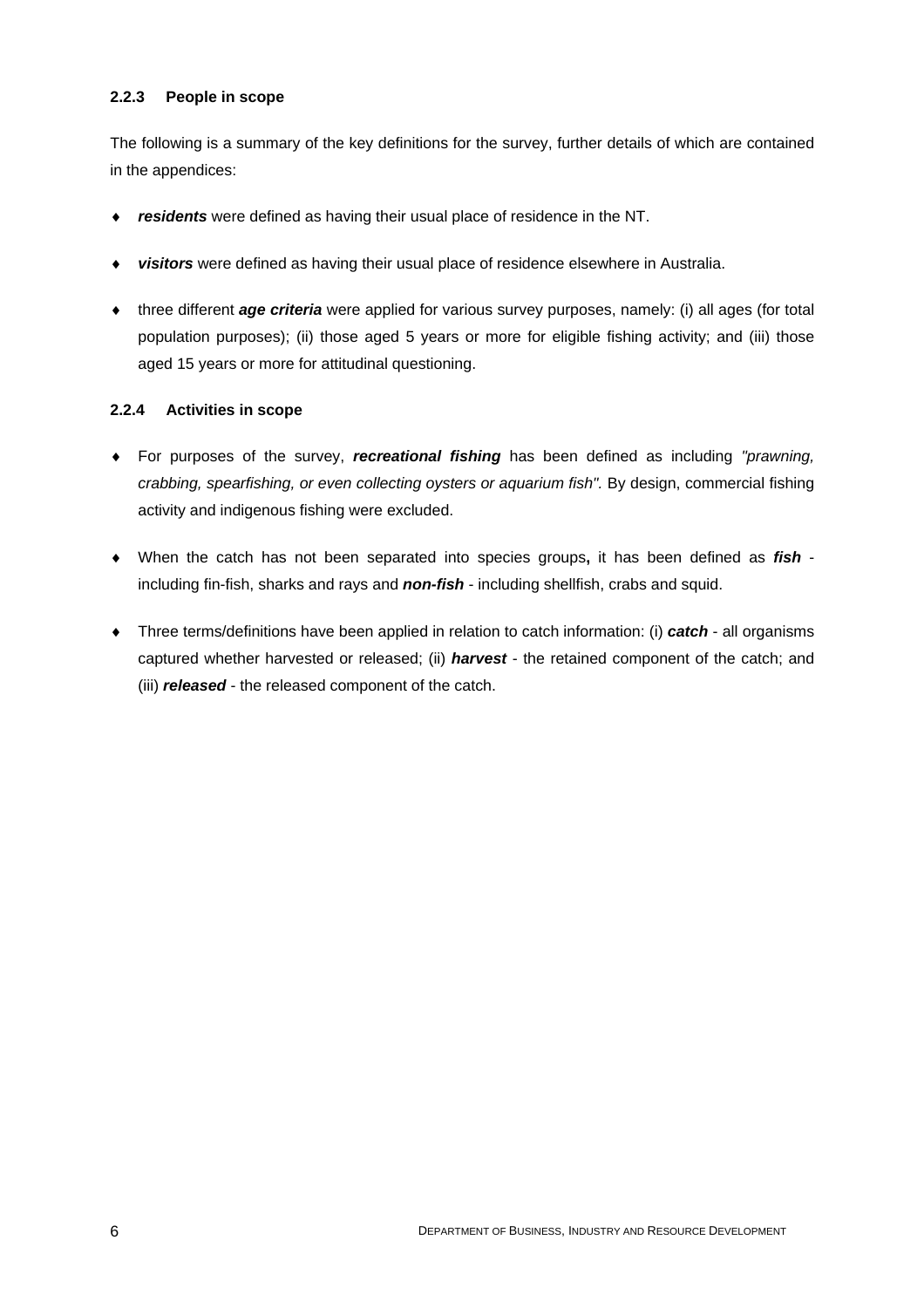### 2.2.3 People in scope

The following is a summary of the key definitions for the survey, further details of which are contained in the appendices:

- ***residents*** were defined as having their usual place of residence in the NT.
- ***visitors*** were defined as having their usual place of residence elsewhere in Australia.
- three different ***age criteria*** were applied for various survey purposes, namely: (i) all ages (for total population purposes); (ii) those aged 5 years or more for eligible fishing activity; and (iii) those aged 15 years or more for attitudinal questioning.

### 2.2.4 Activities in scope

- For purposes of the survey, ***recreational fishing*** has been defined as including *"prawning, crabbing, spearfishing, or even collecting oysters or aquarium fish".* By design, commercial fishing activity and indigenous fishing were excluded.
- When the catch has not been separated into species groups**,** it has been defined as ***fish*** - including fin-fish, sharks and rays and ***non-fish*** - including shellfish, crabs and squid.
- Three terms/definitions have been applied in relation to catch information: (i) ***catch*** - all organisms captured whether harvested or released; (ii) ***harvest*** - the retained component of the catch; and (iii) ***released*** - the released component of the catch.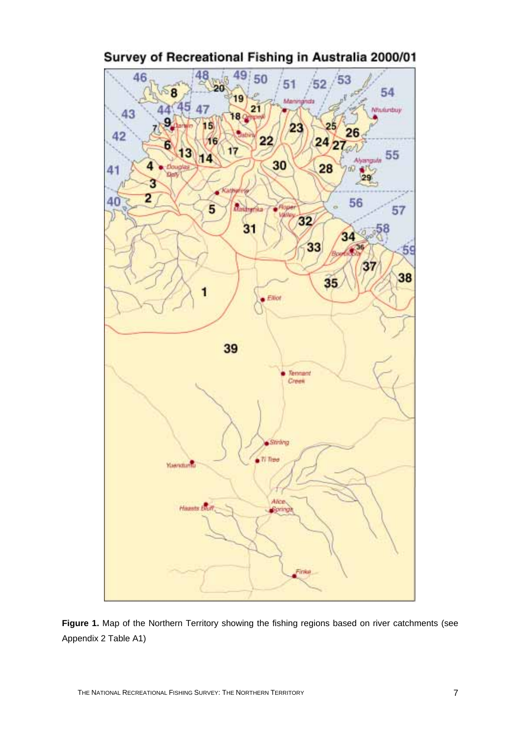**Figure 1.** Map of the Northern Territory showing the fishing regions based on river catchments (see Appendix 2 Table A1)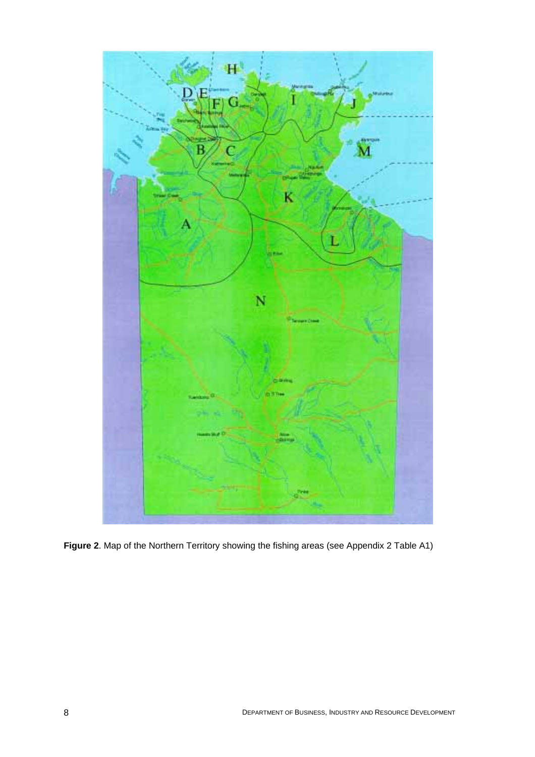**Figure 2**. Map of the Northern Territory showing the fishing areas (see Appendix 2 Table A1)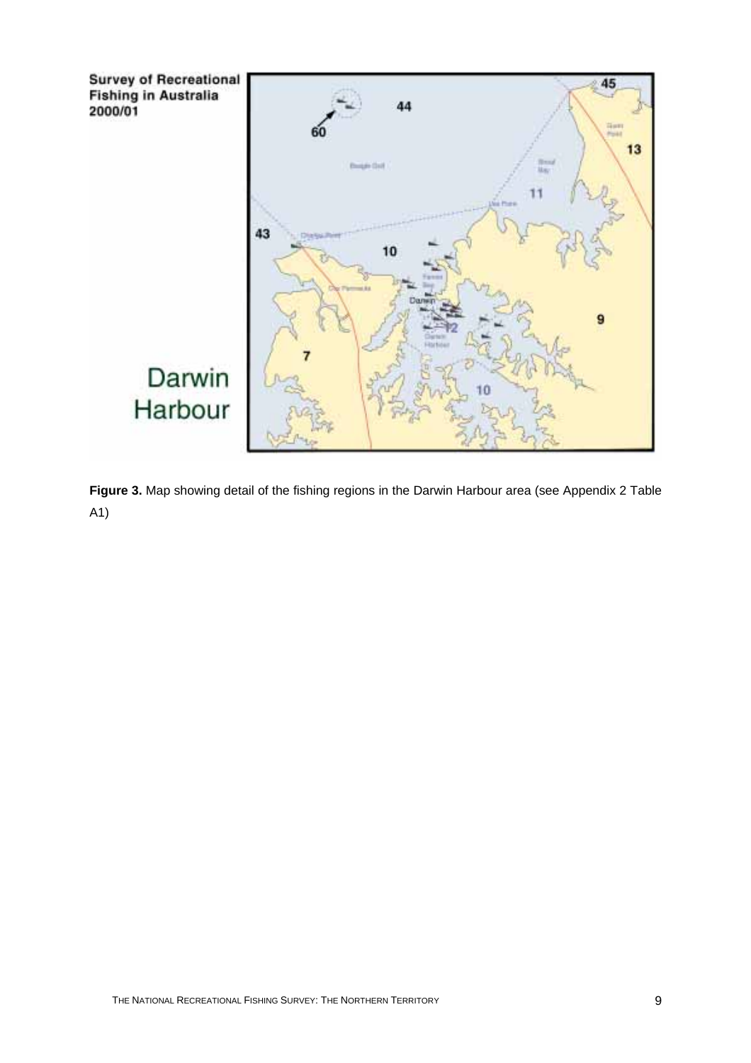**Figure 3.** Map showing detail of the fishing regions in the Darwin Harbour area (see Appendix 2 Table A1)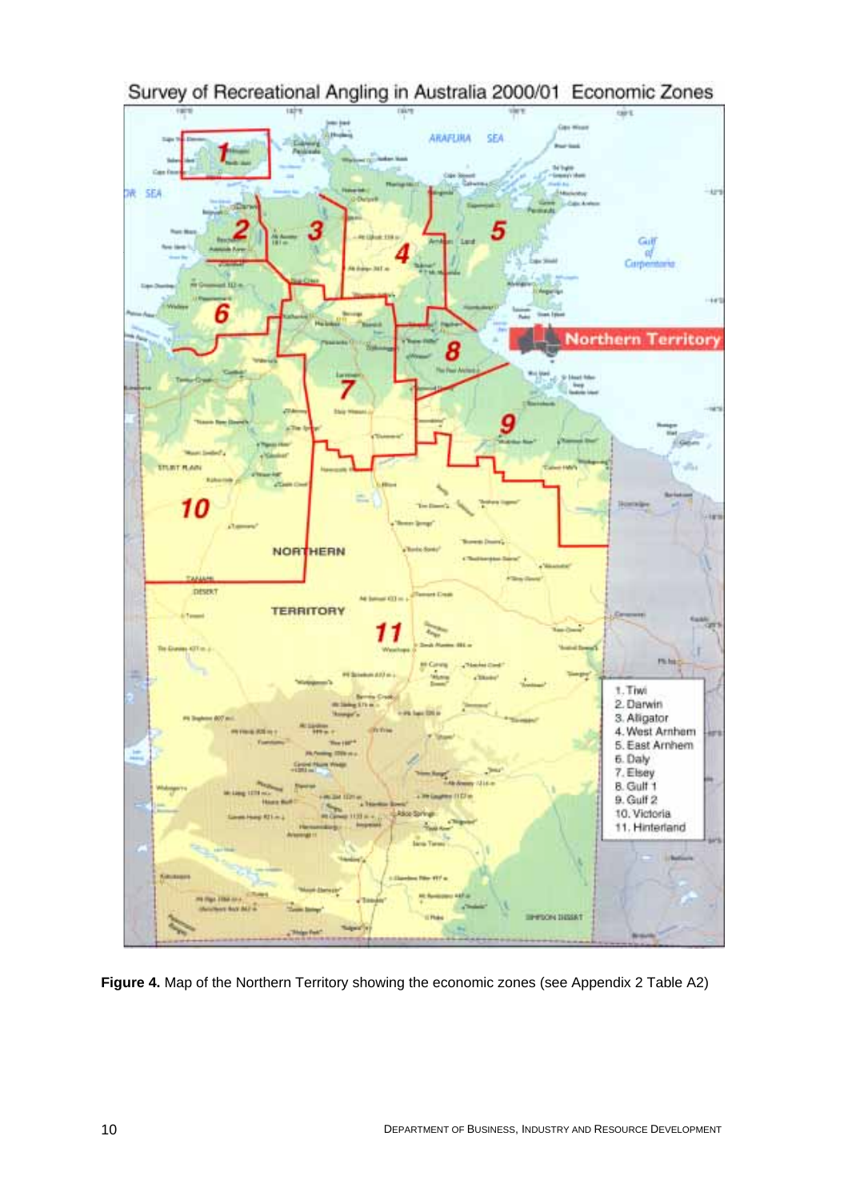Survey of Recreational Angling in Australia 2000/01 Economic Zones

1. Tiwi
2. Darwin
3. Alligator
4. West Arnhem
5. East Arnhem
6. Daly
7. Elsey
8. Gulf 1
9. Gulf 2
10. Victoria
11. Hinterland

**Figure 4.** Map of the Northern Territory showing the economic zones (see Appendix 2 Table A2)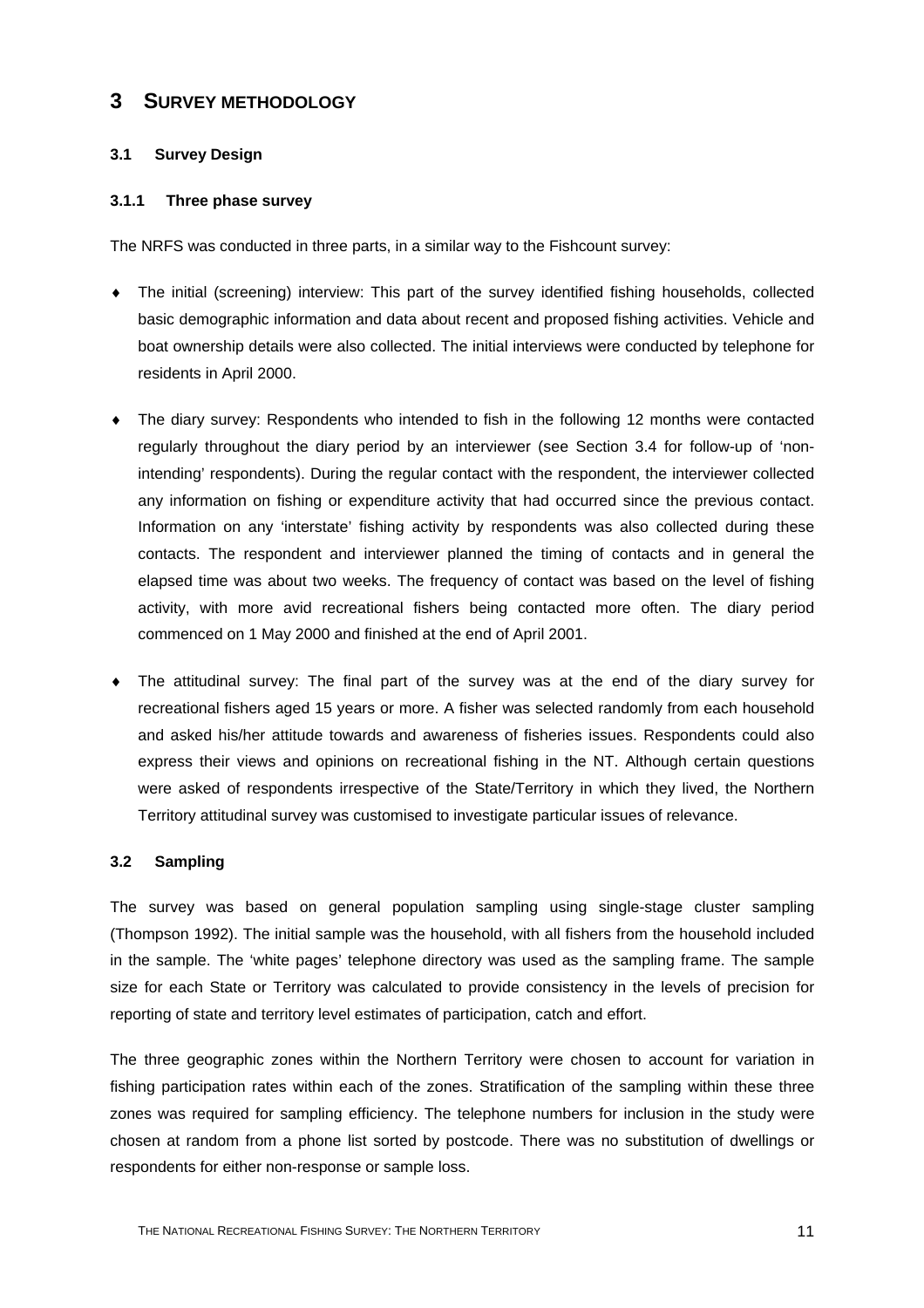# 3 SURVEY METHODOLOGY

## 3.1 Survey Design

### 3.1.1 Three phase survey

The NRFS was conducted in three parts, in a similar way to the Fishcount survey:

- The initial (screening) interview: This part of the survey identified fishing households, collected basic demographic information and data about recent and proposed fishing activities. Vehicle and boat ownership details were also collected. The initial interviews were conducted by telephone for residents in April 2000.
- The diary survey: Respondents who intended to fish in the following 12 months were contacted regularly throughout the diary period by an interviewer (see Section 3.4 for follow-up of 'non-intending' respondents). During the regular contact with the respondent, the interviewer collected any information on fishing or expenditure activity that had occurred since the previous contact. Information on any 'interstate' fishing activity by respondents was also collected during these contacts. The respondent and interviewer planned the timing of contacts and in general the elapsed time was about two weeks. The frequency of contact was based on the level of fishing activity, with more avid recreational fishers being contacted more often. The diary period commenced on 1 May 2000 and finished at the end of April 2001.
- The attitudinal survey: The final part of the survey was at the end of the diary survey for recreational fishers aged 15 years or more. A fisher was selected randomly from each household and asked his/her attitude towards and awareness of fisheries issues. Respondents could also express their views and opinions on recreational fishing in the NT. Although certain questions were asked of respondents irrespective of the State/Territory in which they lived, the Northern Territory attitudinal survey was customised to investigate particular issues of relevance.

## 3.2 Sampling

The survey was based on general population sampling using single-stage cluster sampling (Thompson 1992). The initial sample was the household, with all fishers from the household included in the sample. The 'white pages' telephone directory was used as the sampling frame. The sample size for each State or Territory was calculated to provide consistency in the levels of precision for reporting of state and territory level estimates of participation, catch and effort.

The three geographic zones within the Northern Territory were chosen to account for variation in fishing participation rates within each of the zones. Stratification of the sampling within these three zones was required for sampling efficiency. The telephone numbers for inclusion in the study were chosen at random from a phone list sorted by postcode. There was no substitution of dwellings or respondents for either non-response or sample loss.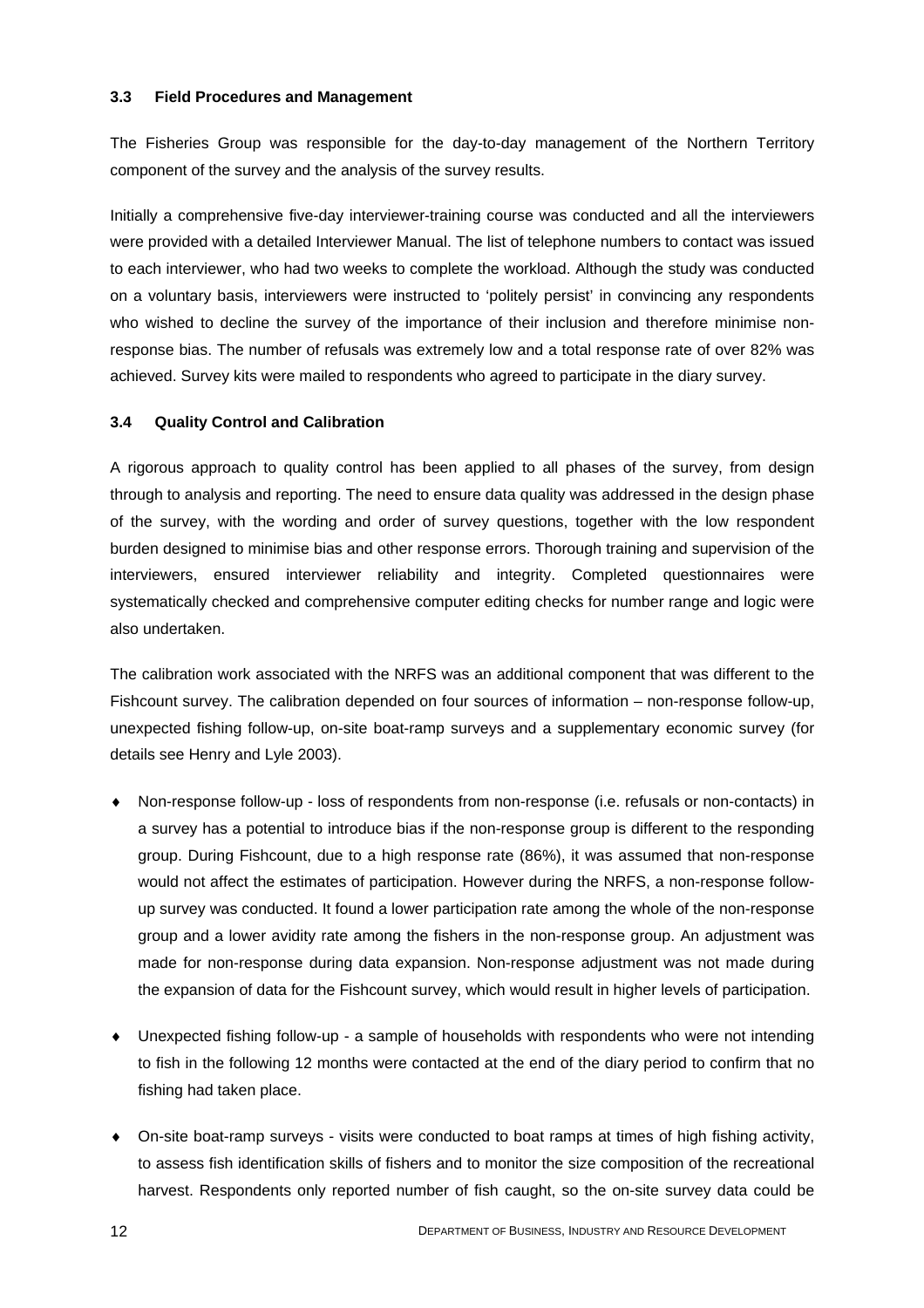### 3.3 Field Procedures and Management

The Fisheries Group was responsible for the day-to-day management of the Northern Territory component of the survey and the analysis of the survey results.

Initially a comprehensive five-day interviewer-training course was conducted and all the interviewers were provided with a detailed Interviewer Manual. The list of telephone numbers to contact was issued to each interviewer, who had two weeks to complete the workload. Although the study was conducted on a voluntary basis, interviewers were instructed to 'politely persist' in convincing any respondents who wished to decline the survey of the importance of their inclusion and therefore minimise non-response bias. The number of refusals was extremely low and a total response rate of over 82% was achieved. Survey kits were mailed to respondents who agreed to participate in the diary survey.

### 3.4 Quality Control and Calibration

A rigorous approach to quality control has been applied to all phases of the survey, from design through to analysis and reporting. The need to ensure data quality was addressed in the design phase of the survey, with the wording and order of survey questions, together with the low respondent burden designed to minimise bias and other response errors. Thorough training and supervision of the interviewers, ensured interviewer reliability and integrity. Completed questionnaires were systematically checked and comprehensive computer editing checks for number range and logic were also undertaken.

The calibration work associated with the NRFS was an additional component that was different to the Fishcount survey. The calibration depended on four sources of information – non-response follow-up, unexpected fishing follow-up, on-site boat-ramp surveys and a supplementary economic survey (for details see Henry and Lyle 2003).

- Non-response follow-up - loss of respondents from non-response (i.e. refusals or non-contacts) in a survey has a potential to introduce bias if the non-response group is different to the responding group. During Fishcount, due to a high response rate (86%), it was assumed that non-response would not affect the estimates of participation. However during the NRFS, a non-response follow-up survey was conducted. It found a lower participation rate among the whole of the non-response group and a lower avidity rate among the fishers in the non-response group. An adjustment was made for non-response during data expansion. Non-response adjustment was not made during the expansion of data for the Fishcount survey, which would result in higher levels of participation.

- Unexpected fishing follow-up - a sample of households with respondents who were not intending to fish in the following 12 months were contacted at the end of the diary period to confirm that no fishing had taken place.

- On-site boat-ramp surveys - visits were conducted to boat ramps at times of high fishing activity, to assess fish identification skills of fishers and to monitor the size composition of the recreational harvest. Respondents only reported number of fish caught, so the on-site survey data could be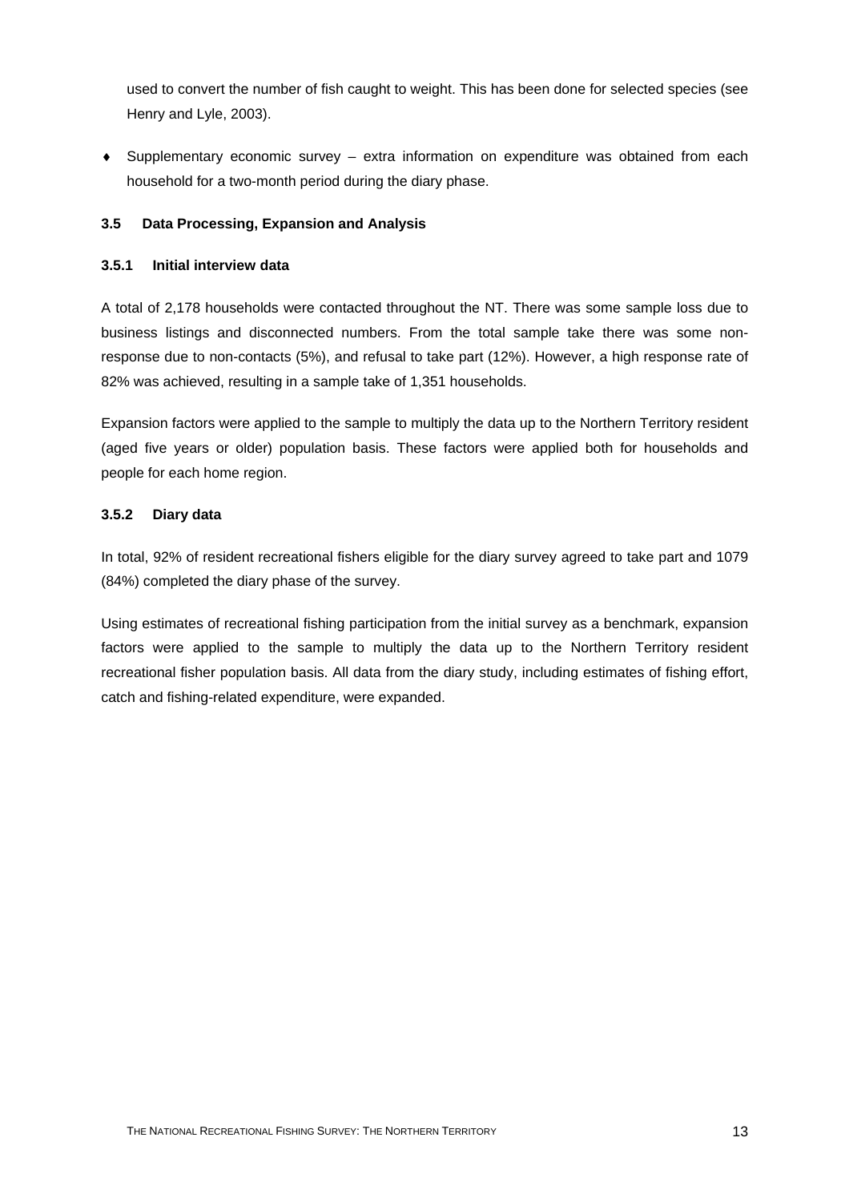used to convert the number of fish caught to weight. This has been done for selected species (see Henry and Lyle, 2003).

- Supplementary economic survey – extra information on expenditure was obtained from each household for a two-month period during the diary phase.

### 3.5 Data Processing, Expansion and Analysis

#### 3.5.1 Initial interview data

A total of 2,178 households were contacted throughout the NT. There was some sample loss due to business listings and disconnected numbers. From the total sample take there was some non-response due to non-contacts (5%), and refusal to take part (12%). However, a high response rate of 82% was achieved, resulting in a sample take of 1,351 households.

Expansion factors were applied to the sample to multiply the data up to the Northern Territory resident (aged five years or older) population basis. These factors were applied both for households and people for each home region.

#### 3.5.2 Diary data

In total, 92% of resident recreational fishers eligible for the diary survey agreed to take part and 1079 (84%) completed the diary phase of the survey.

Using estimates of recreational fishing participation from the initial survey as a benchmark, expansion factors were applied to the sample to multiply the data up to the Northern Territory resident recreational fisher population basis. All data from the diary study, including estimates of fishing effort, catch and fishing-related expenditure, were expanded.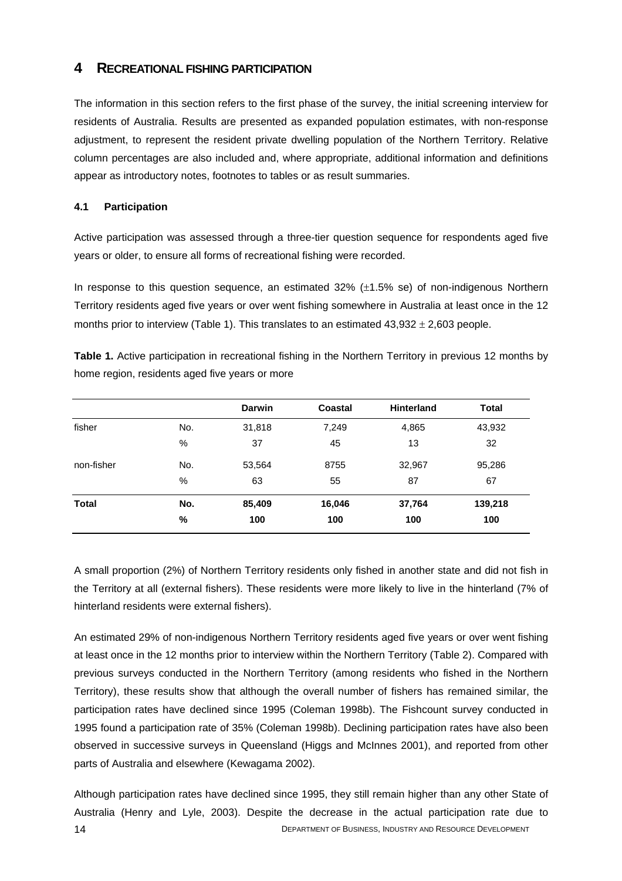# 4 RECREATIONAL FISHING PARTICIPATION

The information in this section refers to the first phase of the survey, the initial screening interview for residents of Australia. Results are presented as expanded population estimates, with non-response adjustment, to represent the resident private dwelling population of the Northern Territory. Relative column percentages are also included and, where appropriate, additional information and definitions appear as introductory notes, footnotes to tables or as result summaries.

### 4.1 Participation

Active participation was assessed through a three-tier question sequence for respondents aged five years or older, to ensure all forms of recreational fishing were recorded.

In response to this question sequence, an estimated 32% (±1.5% se) of non-indigenous Northern Territory residents aged five years or over went fishing somewhere in Australia at least once in the 12 months prior to interview (Table 1). This translates to an estimated 43,932 ± 2,603 people.

**Table 1.** Active participation in recreational fishing in the Northern Territory in previous 12 months by home region, residents aged five years or more

| | | Darwin | Coastal | Hinterland | Total |
|---|---|---|---|---|---|
| fisher | No. | 31,818 | 7,249 | 4,865 | 43,932 |
| | % | 37 | 45 | 13 | 32 |
| non-fisher | No. | 53,564 | 8755 | 32,967 | 95,286 |
| | % | 63 | 55 | 87 | 67 |
| **Total** | **No.** | **85,409** | **16,046** | **37,764** | **139,218** |
| | **%** | **100** | **100** | **100** | **100** |

A small proportion (2%) of Northern Territory residents only fished in another state and did not fish in the Territory at all (external fishers). These residents were more likely to live in the hinterland (7% of hinterland residents were external fishers).

An estimated 29% of non-indigenous Northern Territory residents aged five years or over went fishing at least once in the 12 months prior to interview within the Northern Territory (Table 2). Compared with previous surveys conducted in the Northern Territory (among residents who fished in the Northern Territory), these results show that although the overall number of fishers has remained similar, the participation rates have declined since 1995 (Coleman 1998b). The Fishcount survey conducted in 1995 found a participation rate of 35% (Coleman 1998b). Declining participation rates have also been observed in successive surveys in Queensland (Higgs and McInnes 2001), and reported from other parts of Australia and elsewhere (Kewagama 2002).

Although participation rates have declined since 1995, they still remain higher than any other State of Australia (Henry and Lyle, 2003). Despite the decrease in the actual participation rate due to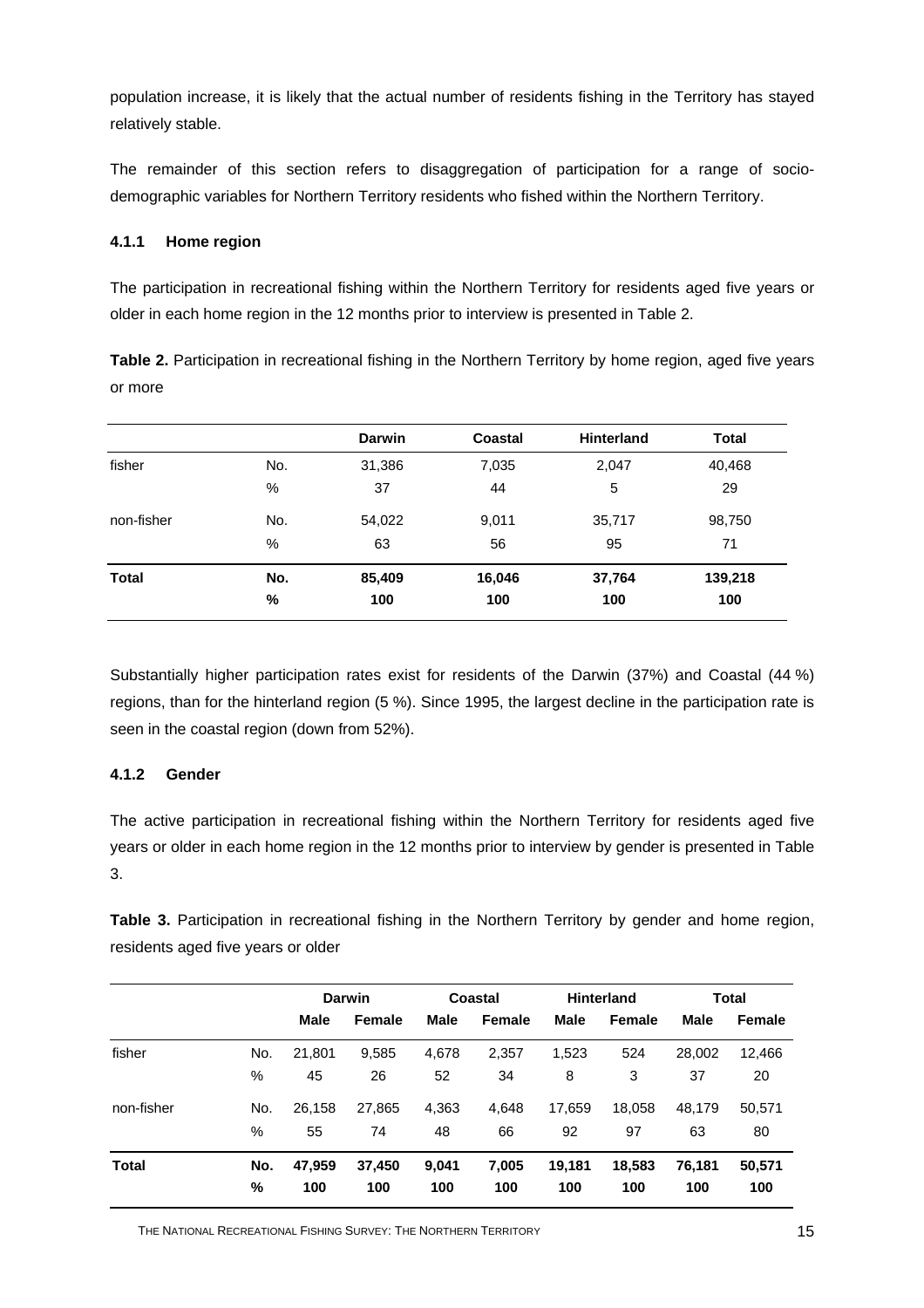population increase, it is likely that the actual number of residents fishing in the Territory has stayed relatively stable.

The remainder of this section refers to disaggregation of participation for a range of socio-demographic variables for Northern Territory residents who fished within the Northern Territory.

### 4.1.1 Home region

The participation in recreational fishing within the Northern Territory for residents aged five years or older in each home region in the 12 months prior to interview is presented in Table 2.

**Table 2.** Participation in recreational fishing in the Northern Territory by home region, aged five years or more

| | | Darwin | Coastal | Hinterland | Total |
|---|---|---|---|---|---|
| fisher | No. | 31,386 | 7,035 | 2,047 | 40,468 |
| | % | 37 | 44 | 5 | 29 |
| non-fisher | No. | 54,022 | 9,011 | 35,717 | 98,750 |
| | % | 63 | 56 | 95 | 71 |
| **Total** | **No.** | **85,409** | **16,046** | **37,764** | **139,218** |
| | **%** | **100** | **100** | **100** | **100** |

Substantially higher participation rates exist for residents of the Darwin (37%) and Coastal (44 %) regions, than for the hinterland region (5 %). Since 1995, the largest decline in the participation rate is seen in the coastal region (down from 52%).

### 4.1.2 Gender

The active participation in recreational fishing within the Northern Territory for residents aged five years or older in each home region in the 12 months prior to interview by gender is presented in Table 3.

**Table 3.** Participation in recreational fishing in the Northern Territory by gender and home region, residents aged five years or older

| | | Darwin | | Coastal | | Hinterland | | Total | |
|---|---|---|---|---|---|---|---|---|---|
| | | **Male** | **Female** | **Male** | **Female** | **Male** | **Female** | **Male** | **Female** |
| fisher | No. | 21,801 | 9,585 | 4,678 | 2,357 | 1,523 | 524 | 28,002 | 12,466 |
| | % | 45 | 26 | 52 | 34 | 8 | 3 | 37 | 20 |
| non-fisher | No. | 26,158 | 27,865 | 4,363 | 4,648 | 17,659 | 18,058 | 48,179 | 50,571 |
| | % | 55 | 74 | 48 | 66 | 92 | 97 | 63 | 80 |
| **Total** | **No.** | **47,959** | **37,450** | **9,041** | **7,005** | **19,181** | **18,583** | **76,181** | **50,571** |
| | **%** | **100** | **100** | **100** | **100** | **100** | **100** | **100** | **100** |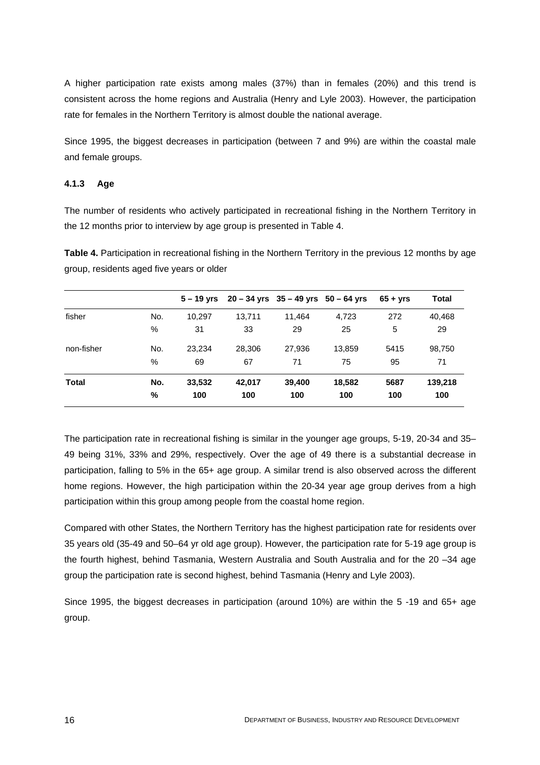A higher participation rate exists among males (37%) than in females (20%) and this trend is consistent across the home regions and Australia (Henry and Lyle 2003). However, the participation rate for females in the Northern Territory is almost double the national average.

Since 1995, the biggest decreases in participation (between 7 and 9%) are within the coastal male and female groups.

### 4.1.3 Age

The number of residents who actively participated in recreational fishing in the Northern Territory in the 12 months prior to interview by age group is presented in Table 4.

**Table 4.** Participation in recreational fishing in the Northern Territory in the previous 12 months by age group, residents aged five years or older

| | | 5 – 19 yrs | 20 – 34 yrs | 35 – 49 yrs | 50 – 64 yrs | 65 + yrs | Total |
|---|---|---|---|---|---|---|---|
| fisher | No. | 10,297 | 13,711 | 11,464 | 4,723 | 272 | 40,468 |
| | % | 31 | 33 | 29 | 25 | 5 | 29 |
| non-fisher | No. | 23,234 | 28,306 | 27,936 | 13,859 | 5415 | 98,750 |
| | % | 69 | 67 | 71 | 75 | 95 | 71 |
| **Total** | **No.** | **33,532** | **42,017** | **39,400** | **18,582** | **5687** | **139,218** |
| | **%** | **100** | **100** | **100** | **100** | **100** | **100** |

The participation rate in recreational fishing is similar in the younger age groups, 5-19, 20-34 and 35–49 being 31%, 33% and 29%, respectively. Over the age of 49 there is a substantial decrease in participation, falling to 5% in the 65+ age group. A similar trend is also observed across the different home regions. However, the high participation within the 20-34 year age group derives from a high participation within this group among people from the coastal home region.

Compared with other States, the Northern Territory has the highest participation rate for residents over 35 years old (35-49 and 50–64 yr old age group). However, the participation rate for 5-19 age group is the fourth highest, behind Tasmania, Western Australia and South Australia and for the 20 –34 age group the participation rate is second highest, behind Tasmania (Henry and Lyle 2003).

Since 1995, the biggest decreases in participation (around 10%) are within the 5 -19 and 65+ age group.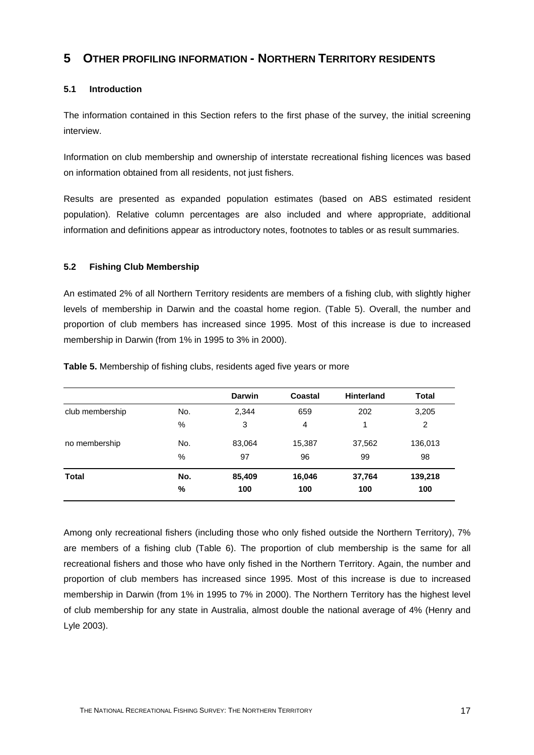# 5 OTHER PROFILING INFORMATION - NORTHERN TERRITORY RESIDENTS

### 5.1 Introduction

The information contained in this Section refers to the first phase of the survey, the initial screening interview.

Information on club membership and ownership of interstate recreational fishing licences was based on information obtained from all residents, not just fishers.

Results are presented as expanded population estimates (based on ABS estimated resident population). Relative column percentages are also included and where appropriate, additional information and definitions appear as introductory notes, footnotes to tables or as result summaries.

### 5.2 Fishing Club Membership

An estimated 2% of all Northern Territory residents are members of a fishing club, with slightly higher levels of membership in Darwin and the coastal home region. (Table 5). Overall, the number and proportion of club members has increased since 1995. Most of this increase is due to increased membership in Darwin (from 1% in 1995 to 3% in 2000).

**Table 5.** Membership of fishing clubs, residents aged five years or more

| | | Darwin | Coastal | Hinterland | Total |
|---|---|---|---|---|---|
| club membership | No. | 2,344 | 659 | 202 | 3,205 |
| | % | 3 | 4 | 1 | 2 |
| no membership | No. | 83,064 | 15,387 | 37,562 | 136,013 |
| | % | 97 | 96 | 99 | 98 |
| **Total** | **No.** | **85,409** | **16,046** | **37,764** | **139,218** |
| | **%** | **100** | **100** | **100** | **100** |

Among only recreational fishers (including those who only fished outside the Northern Territory), 7% are members of a fishing club (Table 6). The proportion of club membership is the same for all recreational fishers and those who have only fished in the Northern Territory. Again, the number and proportion of club members has increased since 1995. Most of this increase is due to increased membership in Darwin (from 1% in 1995 to 7% in 2000). The Northern Territory has the highest level of club membership for any state in Australia, almost double the national average of 4% (Henry and Lyle 2003).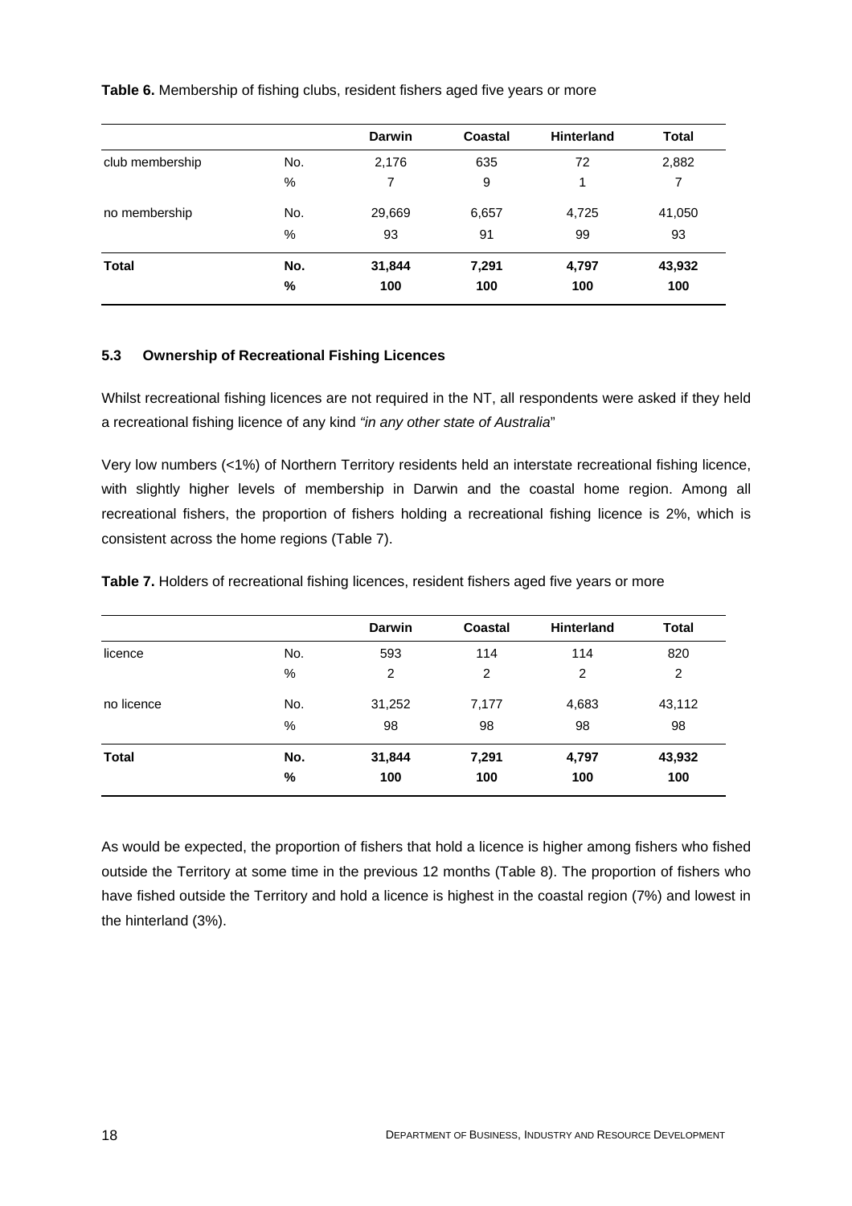**Table 6.** Membership of fishing clubs, resident fishers aged five years or more

| | | Darwin | Coastal | Hinterland | Total |
|---|---|---|---|---|---|
| club membership | No. | 2,176 | 635 | 72 | 2,882 |
| | % | 7 | 9 | 1 | 7 |
| no membership | No. | 29,669 | 6,657 | 4,725 | 41,050 |
| | % | 93 | 91 | 99 | 93 |
| **Total** | **No.** | **31,844** | **7,291** | **4,797** | **43,932** |
| | **%** | **100** | **100** | **100** | **100** |

### 5.3 Ownership of Recreational Fishing Licences

Whilst recreational fishing licences are not required in the NT, all respondents were asked if they held a recreational fishing licence of any kind *"in any other state of Australia*"

Very low numbers (<1%) of Northern Territory residents held an interstate recreational fishing licence, with slightly higher levels of membership in Darwin and the coastal home region. Among all recreational fishers, the proportion of fishers holding a recreational fishing licence is 2%, which is consistent across the home regions (Table 7).

**Table 7.** Holders of recreational fishing licences, resident fishers aged five years or more

| | | Darwin | Coastal | Hinterland | Total |
|---|---|---|---|---|---|
| licence | No. | 593 | 114 | 114 | 820 |
| | % | 2 | 2 | 2 | 2 |
| no licence | No. | 31,252 | 7,177 | 4,683 | 43,112 |
| | % | 98 | 98 | 98 | 98 |
| **Total** | **No.** | **31,844** | **7,291** | **4,797** | **43,932** |
| | **%** | **100** | **100** | **100** | **100** |

As would be expected, the proportion of fishers that hold a licence is higher among fishers who fished outside the Territory at some time in the previous 12 months (Table 8). The proportion of fishers who have fished outside the Territory and hold a licence is highest in the coastal region (7%) and lowest in the hinterland (3%).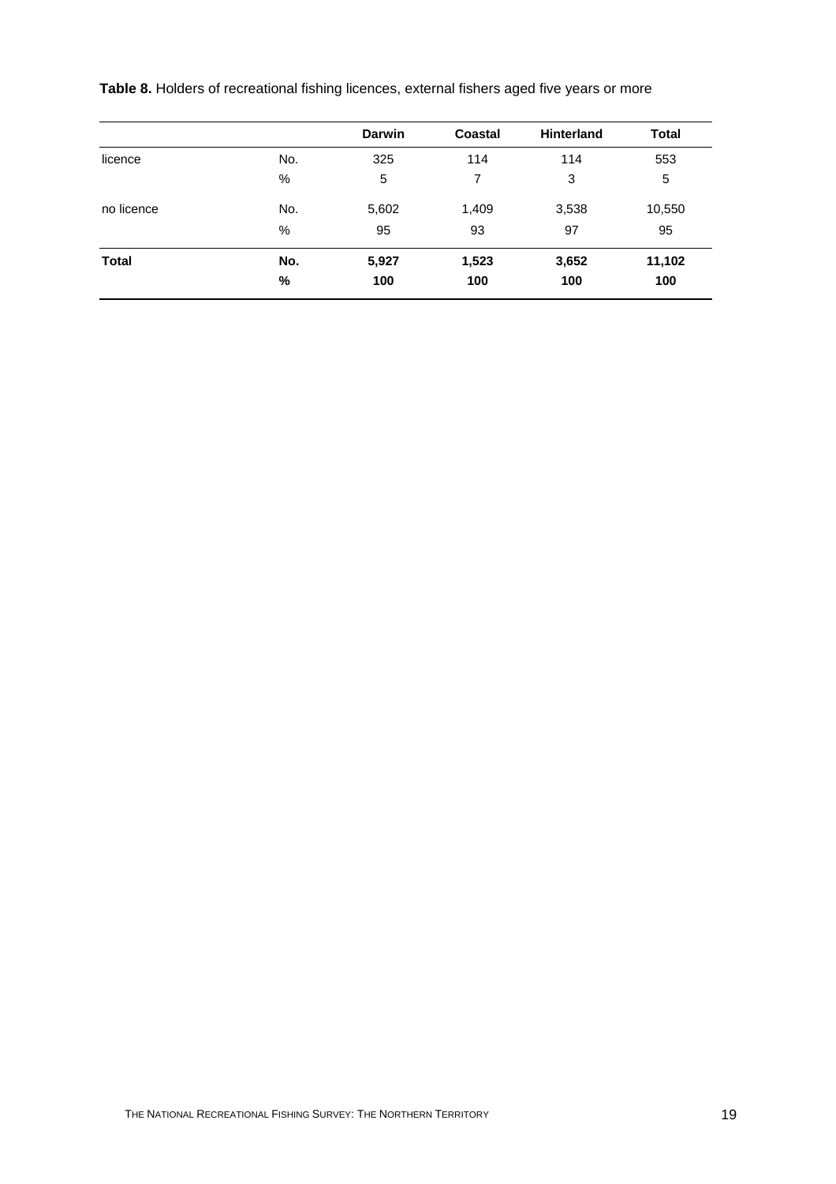**Table 8.** Holders of recreational fishing licences, external fishers aged five years or more

| | | Darwin | Coastal | Hinterland | Total |
|---|---|---|---|---|---|
| licence | No. | 325 | 114 | 114 | 553 |
| | % | 5 | 7 | 3 | 5 |
| no licence | No. | 5,602 | 1,409 | 3,538 | 10,550 |
| | % | 95 | 93 | 97 | 95 |
| **Total** | **No.** | **5,927** | **1,523** | **3,652** | **11,102** |
| | **%** | **100** | **100** | **100** | **100** |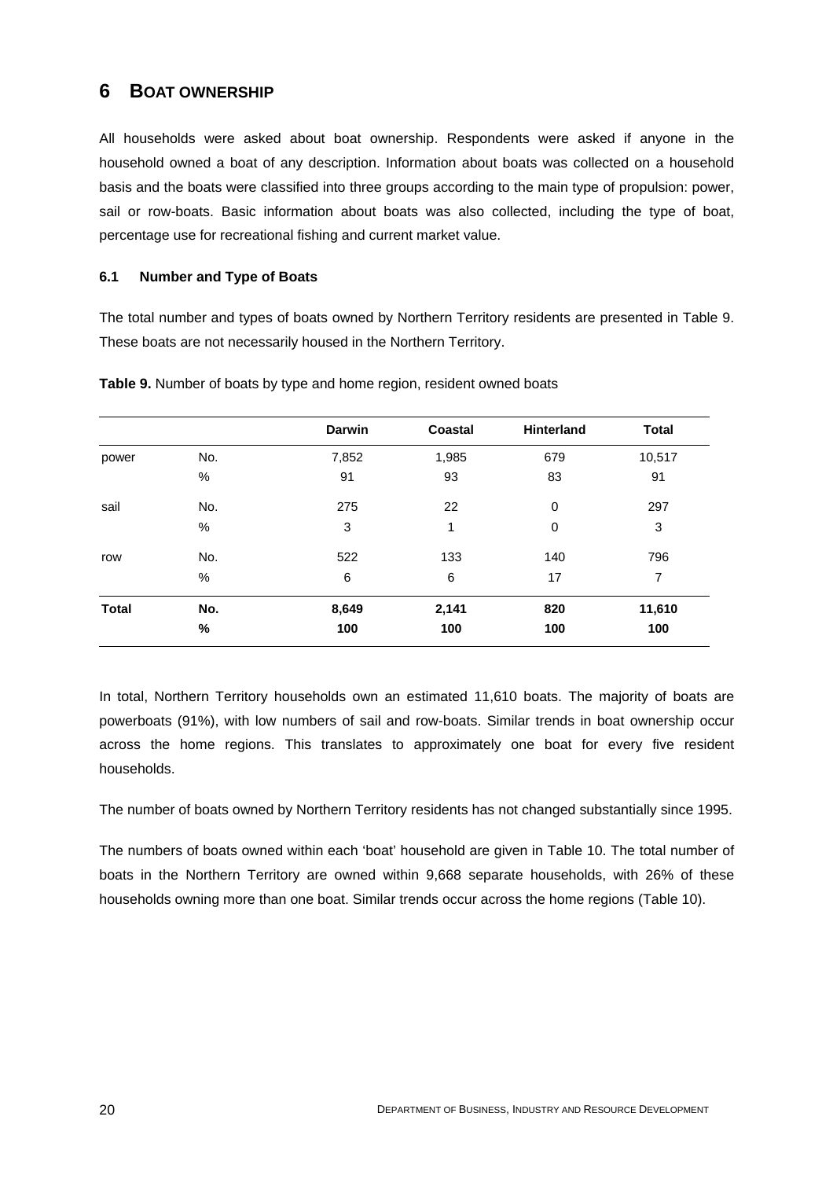# 6 Boat Ownership

All households were asked about boat ownership. Respondents were asked if anyone in the household owned a boat of any description. Information about boats was collected on a household basis and the boats were classified into three groups according to the main type of propulsion: power, sail or row-boats. Basic information about boats was also collected, including the type of boat, percentage use for recreational fishing and current market value.

### 6.1 Number and Type of Boats

The total number and types of boats owned by Northern Territory residents are presented in Table 9. These boats are not necessarily housed in the Northern Territory.

**Table 9.** Number of boats by type and home region, resident owned boats

| | | Darwin | Coastal | Hinterland | Total |
|---|---|---|---|---|---|
| power | No. | 7,852 | 1,985 | 679 | 10,517 |
| | % | 91 | 93 | 83 | 91 |
| sail | No. | 275 | 22 | 0 | 297 |
| | % | 3 | 1 | 0 | 3 |
| row | No. | 522 | 133 | 140 | 796 |
| | % | 6 | 6 | 17 | 7 |
| **Total** | **No.** | **8,649** | **2,141** | **820** | **11,610** |
| | **%** | **100** | **100** | **100** | **100** |

In total, Northern Territory households own an estimated 11,610 boats. The majority of boats are powerboats (91%), with low numbers of sail and row-boats. Similar trends in boat ownership occur across the home regions. This translates to approximately one boat for every five resident households.

The number of boats owned by Northern Territory residents has not changed substantially since 1995.

The numbers of boats owned within each 'boat' household are given in Table 10. The total number of boats in the Northern Territory are owned within 9,668 separate households, with 26% of these households owning more than one boat. Similar trends occur across the home regions (Table 10).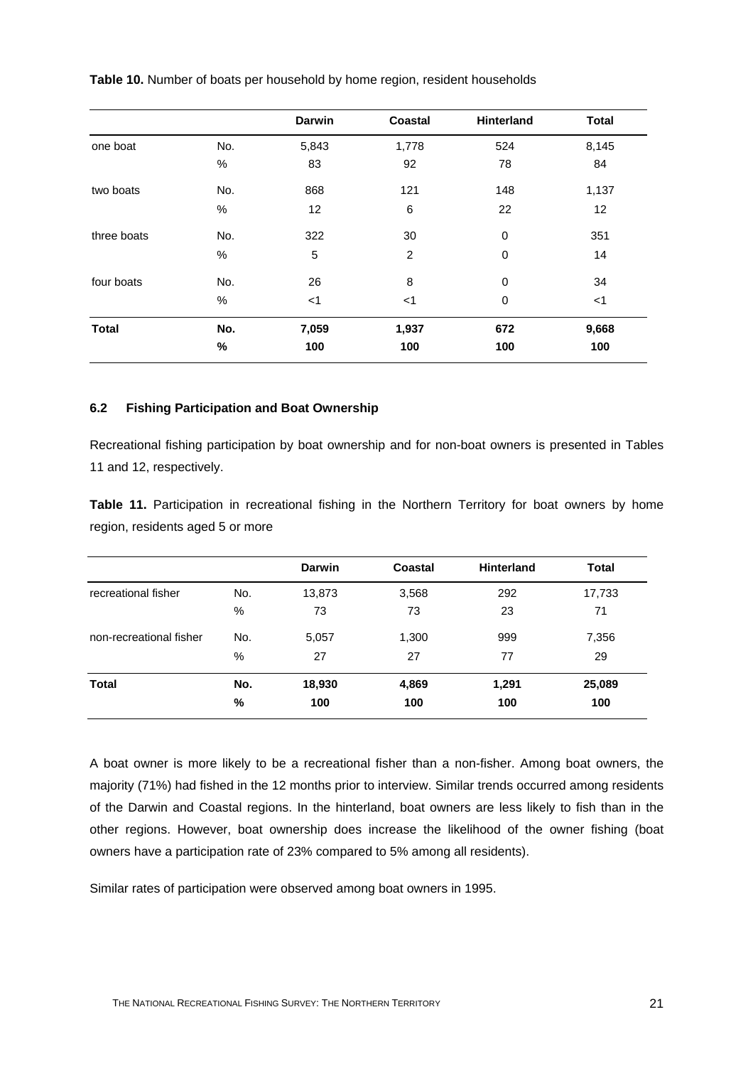**Table 10.** Number of boats per household by home region, resident households

| | | Darwin | Coastal | Hinterland | Total |
|---|---|---|---|---|---|
| one boat | No. | 5,843 | 1,778 | 524 | 8,145 |
| | % | 83 | 92 | 78 | 84 |
| two boats | No. | 868 | 121 | 148 | 1,137 |
| | % | 12 | 6 | 22 | 12 |
| three boats | No. | 322 | 30 | 0 | 351 |
| | % | 5 | 2 | 0 | 14 |
| four boats | No. | 26 | 8 | 0 | 34 |
| | % | <1 | <1 | 0 | <1 |
| **Total** | **No.** | **7,059** | **1,937** | **672** | **9,668** |
| | **%** | **100** | **100** | **100** | **100** |

### 6.2 Fishing Participation and Boat Ownership

Recreational fishing participation by boat ownership and for non-boat owners is presented in Tables 11 and 12, respectively.

**Table 11.** Participation in recreational fishing in the Northern Territory for boat owners by home region, residents aged 5 or more

| | | Darwin | Coastal | Hinterland | Total |
|---|---|---|---|---|---|
| recreational fisher | No. | 13,873 | 3,568 | 292 | 17,733 |
| | % | 73 | 73 | 23 | 71 |
| non-recreational fisher | No. | 5,057 | 1,300 | 999 | 7,356 |
| | % | 27 | 27 | 77 | 29 |
| **Total** | **No.** | **18,930** | **4,869** | **1,291** | **25,089** |
| | **%** | **100** | **100** | **100** | **100** |

A boat owner is more likely to be a recreational fisher than a non-fisher. Among boat owners, the majority (71%) had fished in the 12 months prior to interview. Similar trends occurred among residents of the Darwin and Coastal regions. In the hinterland, boat owners are less likely to fish than in the other regions. However, boat ownership does increase the likelihood of the owner fishing (boat owners have a participation rate of 23% compared to 5% among all residents).

Similar rates of participation were observed among boat owners in 1995.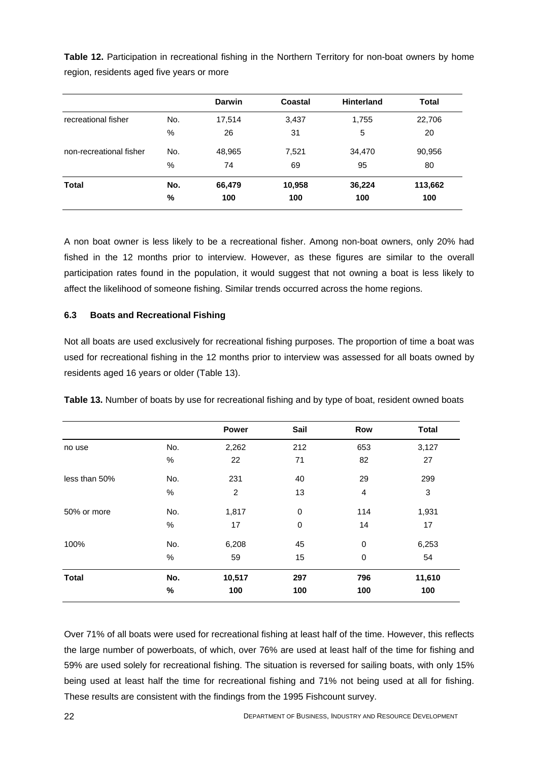**Table 12.** Participation in recreational fishing in the Northern Territory for non-boat owners by home region, residents aged five years or more

| | | Darwin | Coastal | Hinterland | Total |
|---|---|---|---|---|---|
| recreational fisher | No. | 17,514 | 3,437 | 1,755 | 22,706 |
| | % | 26 | 31 | 5 | 20 |
| non-recreational fisher | No. | 48,965 | 7,521 | 34,470 | 90,956 |
| | % | 74 | 69 | 95 | 80 |
| **Total** | **No.** | **66,479** | **10,958** | **36,224** | **113,662** |
| | **%** | **100** | **100** | **100** | **100** |

A non boat owner is less likely to be a recreational fisher. Among non-boat owners, only 20% had fished in the 12 months prior to interview. However, as these figures are similar to the overall participation rates found in the population, it would suggest that not owning a boat is less likely to affect the likelihood of someone fishing. Similar trends occurred across the home regions.

### 6.3 Boats and Recreational Fishing

Not all boats are used exclusively for recreational fishing purposes. The proportion of time a boat was used for recreational fishing in the 12 months prior to interview was assessed for all boats owned by residents aged 16 years or older (Table 13).

**Table 13.** Number of boats by use for recreational fishing and by type of boat, resident owned boats

| | | Power | Sail | Row | Total |
|---|---|---|---|---|---|
| no use | No. | 2,262 | 212 | 653 | 3,127 |
| | % | 22 | 71 | 82 | 27 |
| less than 50% | No. | 231 | 40 | 29 | 299 |
| | % | 2 | 13 | 4 | 3 |
| 50% or more | No. | 1,817 | 0 | 114 | 1,931 |
| | % | 17 | 0 | 14 | 17 |
| 100% | No. | 6,208 | 45 | 0 | 6,253 |
| | % | 59 | 15 | 0 | 54 |
| **Total** | **No.** | **10,517** | **297** | **796** | **11,610** |
| | **%** | **100** | **100** | **100** | **100** |

Over 71% of all boats were used for recreational fishing at least half of the time. However, this reflects the large number of powerboats, of which, over 76% are used at least half of the time for fishing and 59% are used solely for recreational fishing. The situation is reversed for sailing boats, with only 15% being used at least half the time for recreational fishing and 71% not being used at all for fishing. These results are consistent with the findings from the 1995 Fishcount survey.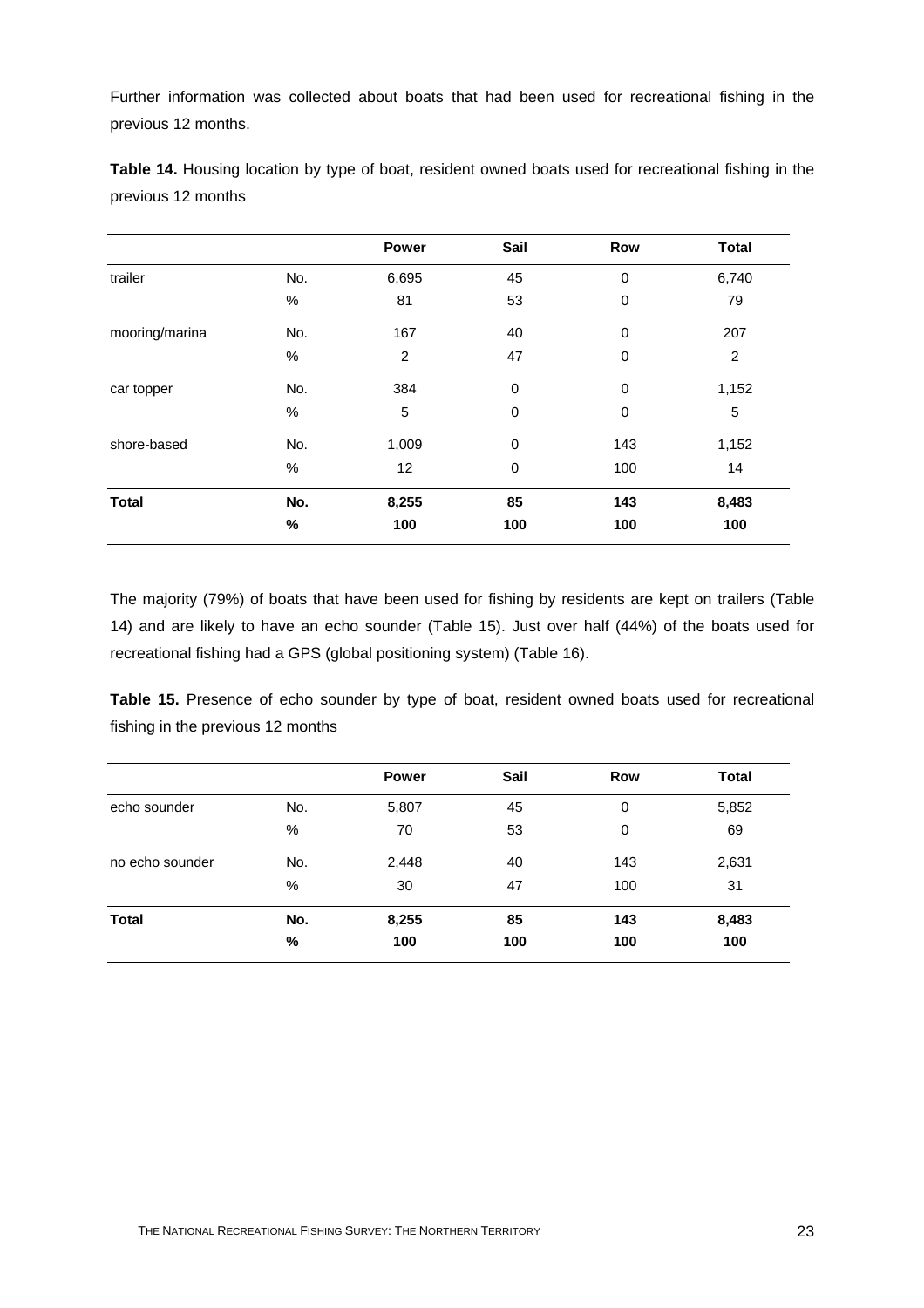Further information was collected about boats that had been used for recreational fishing in the previous 12 months.

**Table 14.** Housing location by type of boat, resident owned boats used for recreational fishing in the previous 12 months

| | | Power | Sail | Row | Total |
|---|---|---|---|---|---|
| trailer | No. | 6,695 | 45 | 0 | 6,740 |
| | % | 81 | 53 | 0 | 79 |
| mooring/marina | No. | 167 | 40 | 0 | 207 |
| | % | 2 | 47 | 0 | 2 |
| car topper | No. | 384 | 0 | 0 | 1,152 |
| | % | 5 | 0 | 0 | 5 |
| shore-based | No. | 1,009 | 0 | 143 | 1,152 |
| | % | 12 | 0 | 100 | 14 |
| **Total** | **No.** | **8,255** | **85** | **143** | **8,483** |
| | **%** | **100** | **100** | **100** | **100** |

The majority (79%) of boats that have been used for fishing by residents are kept on trailers (Table 14) and are likely to have an echo sounder (Table 15). Just over half (44%) of the boats used for recreational fishing had a GPS (global positioning system) (Table 16).

**Table 15.** Presence of echo sounder by type of boat, resident owned boats used for recreational fishing in the previous 12 months

| | | Power | Sail | Row | Total |
|---|---|---|---|---|---|
| echo sounder | No. | 5,807 | 45 | 0 | 5,852 |
| | % | 70 | 53 | 0 | 69 |
| no echo sounder | No. | 2,448 | 40 | 143 | 2,631 |
| | % | 30 | 47 | 100 | 31 |
| **Total** | **No.** | **8,255** | **85** | **143** | **8,483** |
| | **%** | **100** | **100** | **100** | **100** |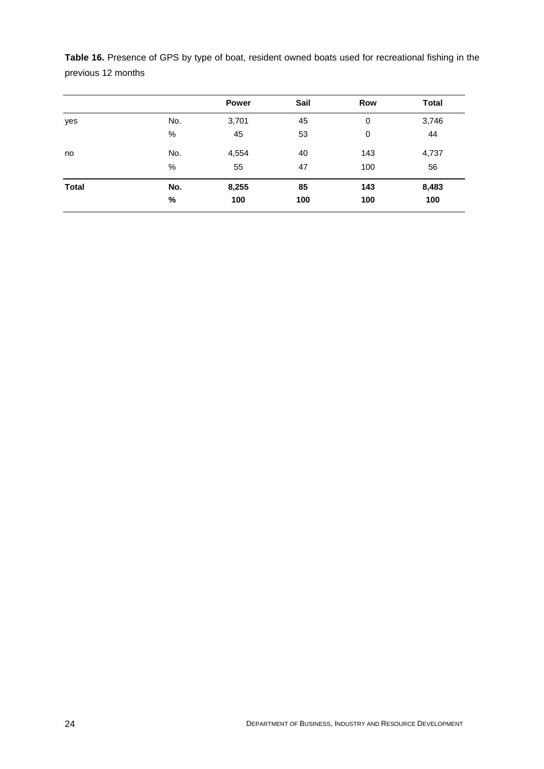**Table 16.** Presence of GPS by type of boat, resident owned boats used for recreational fishing in the previous 12 months

| | | Power | Sail | Row | Total |
|---|---|---|---|---|---|
| yes | No. | 3,701 | 45 | 0 | 3,746 |
| | % | 45 | 53 | 0 | 44 |
| no | No. | 4,554 | 40 | 143 | 4,737 |
| | % | 55 | 47 | 100 | 56 |
| **Total** | **No.** | **8,255** | **85** | **143** | **8,483** |
| | **%** | **100** | **100** | **100** | **100** |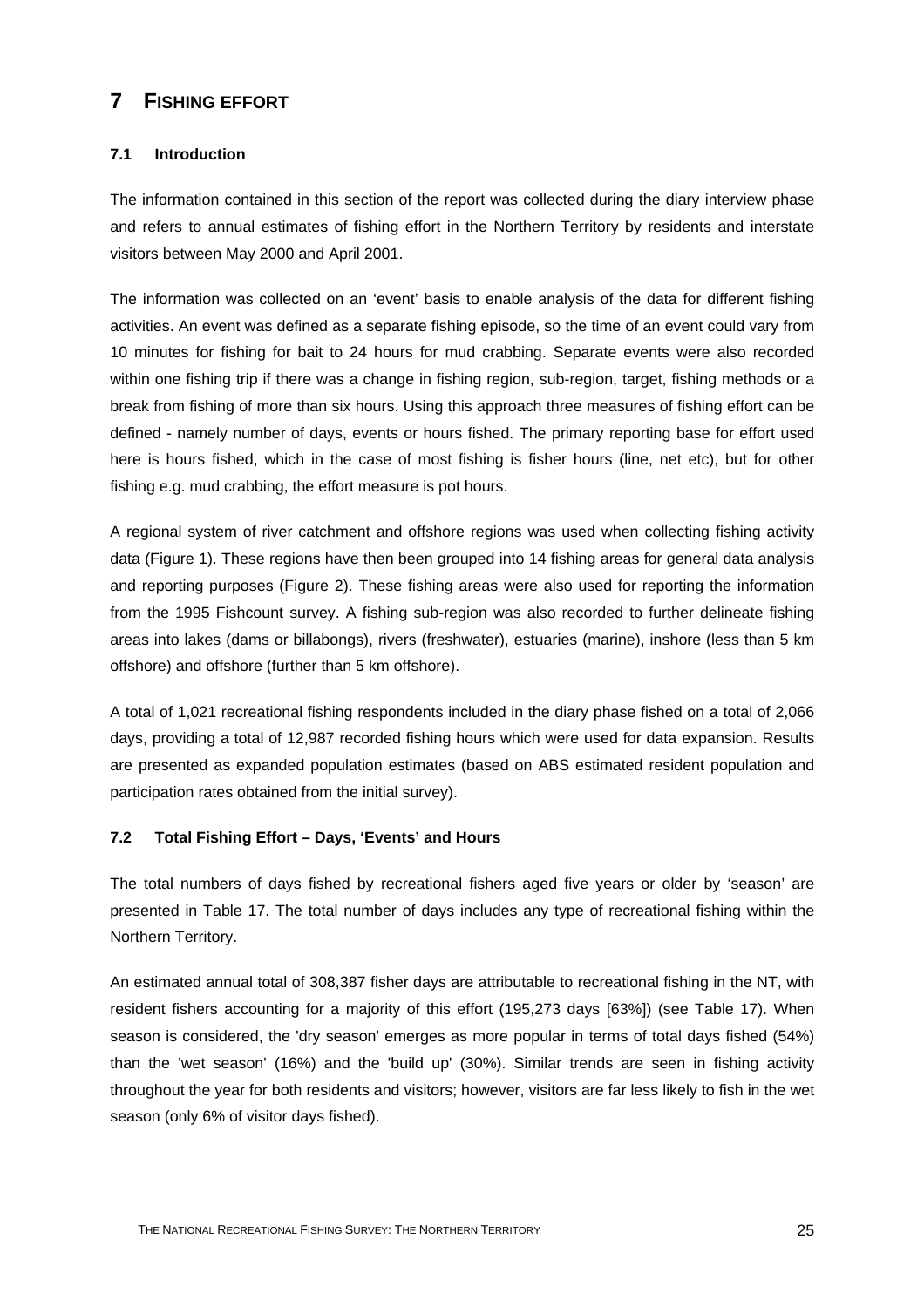# 7 FISHING EFFORT

### 7.1 Introduction

The information contained in this section of the report was collected during the diary interview phase and refers to annual estimates of fishing effort in the Northern Territory by residents and interstate visitors between May 2000 and April 2001.

The information was collected on an 'event' basis to enable analysis of the data for different fishing activities. An event was defined as a separate fishing episode, so the time of an event could vary from 10 minutes for fishing for bait to 24 hours for mud crabbing. Separate events were also recorded within one fishing trip if there was a change in fishing region, sub-region, target, fishing methods or a break from fishing of more than six hours. Using this approach three measures of fishing effort can be defined - namely number of days, events or hours fished. The primary reporting base for effort used here is hours fished, which in the case of most fishing is fisher hours (line, net etc), but for other fishing e.g. mud crabbing, the effort measure is pot hours.

A regional system of river catchment and offshore regions was used when collecting fishing activity data (Figure 1). These regions have then been grouped into 14 fishing areas for general data analysis and reporting purposes (Figure 2). These fishing areas were also used for reporting the information from the 1995 Fishcount survey. A fishing sub-region was also recorded to further delineate fishing areas into lakes (dams or billabongs), rivers (freshwater), estuaries (marine), inshore (less than 5 km offshore) and offshore (further than 5 km offshore).

A total of 1,021 recreational fishing respondents included in the diary phase fished on a total of 2,066 days, providing a total of 12,987 recorded fishing hours which were used for data expansion. Results are presented as expanded population estimates (based on ABS estimated resident population and participation rates obtained from the initial survey).

### 7.2 Total Fishing Effort – Days, 'Events' and Hours

The total numbers of days fished by recreational fishers aged five years or older by 'season' are presented in Table 17. The total number of days includes any type of recreational fishing within the Northern Territory.

An estimated annual total of 308,387 fisher days are attributable to recreational fishing in the NT, with resident fishers accounting for a majority of this effort (195,273 days [63%]) (see Table 17). When season is considered, the 'dry season' emerges as more popular in terms of total days fished (54%) than the 'wet season' (16%) and the 'build up' (30%). Similar trends are seen in fishing activity throughout the year for both residents and visitors; however, visitors are far less likely to fish in the wet season (only 6% of visitor days fished).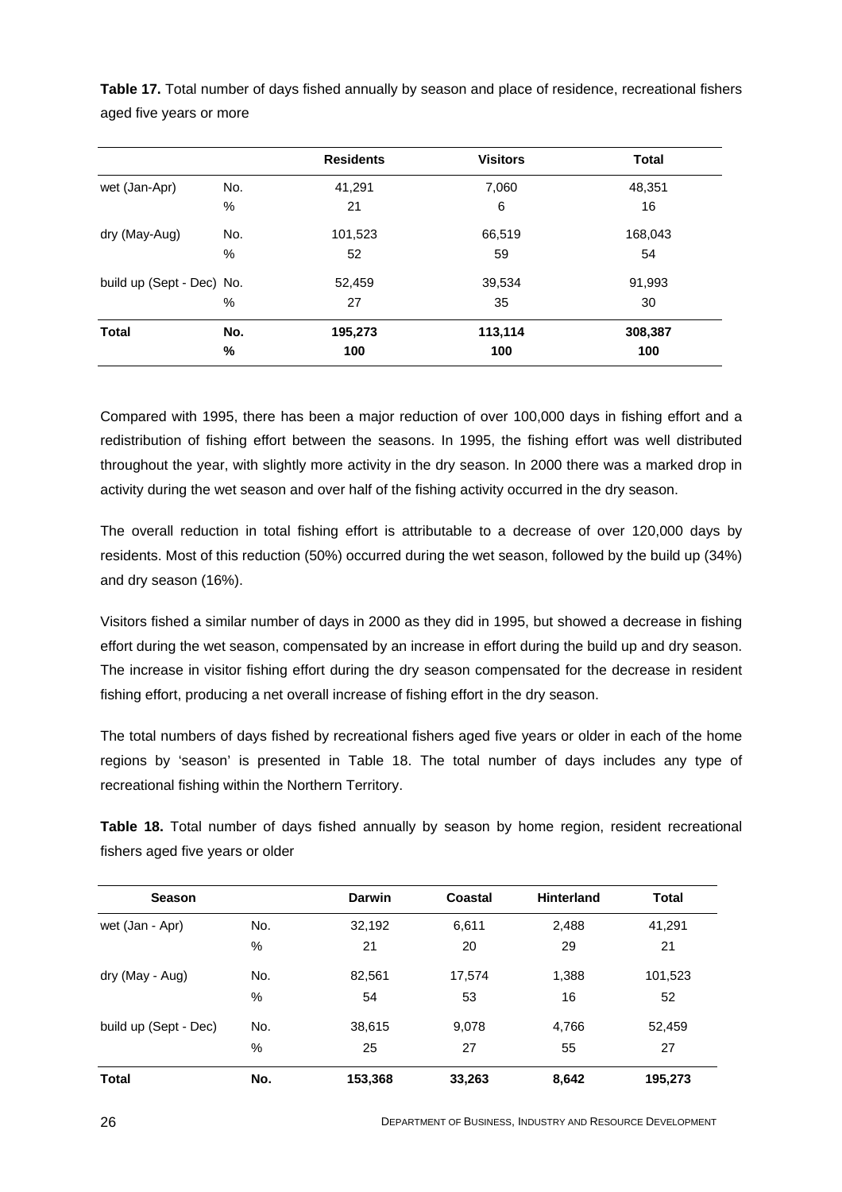**Table 17.** Total number of days fished annually by season and place of residence, recreational fishers aged five years or more

| | | Residents | Visitors | Total |
|---|---|---|---|---|
| wet (Jan-Apr) | No. | 41,291 | 7,060 | 48,351 |
| | % | 21 | 6 | 16 |
| dry (May-Aug) | No. | 101,523 | 66,519 | 168,043 |
| | % | 52 | 59 | 54 |
| build up (Sept - Dec) | No. | 52,459 | 39,534 | 91,993 |
| | % | 27 | 35 | 30 |
| **Total** | **No.** | **195,273** | **113,114** | **308,387** |
| | **%** | **100** | **100** | **100** |

Compared with 1995, there has been a major reduction of over 100,000 days in fishing effort and a redistribution of fishing effort between the seasons. In 1995, the fishing effort was well distributed throughout the year, with slightly more activity in the dry season. In 2000 there was a marked drop in activity during the wet season and over half of the fishing activity occurred in the dry season.

The overall reduction in total fishing effort is attributable to a decrease of over 120,000 days by residents. Most of this reduction (50%) occurred during the wet season, followed by the build up (34%) and dry season (16%).

Visitors fished a similar number of days in 2000 as they did in 1995, but showed a decrease in fishing effort during the wet season, compensated by an increase in effort during the build up and dry season. The increase in visitor fishing effort during the dry season compensated for the decrease in resident fishing effort, producing a net overall increase of fishing effort in the dry season.

The total numbers of days fished by recreational fishers aged five years or older in each of the home regions by 'season' is presented in Table 18. The total number of days includes any type of recreational fishing within the Northern Territory.

**Table 18.** Total number of days fished annually by season by home region, resident recreational fishers aged five years or older

| Season | | Darwin | Coastal | Hinterland | Total |
|---|---|---|---|---|---|
| wet (Jan - Apr) | No. | 32,192 | 6,611 | 2,488 | 41,291 |
| | % | 21 | 20 | 29 | 21 |
| dry (May - Aug) | No. | 82,561 | 17,574 | 1,388 | 101,523 |
| | % | 54 | 53 | 16 | 52 |
| build up (Sept - Dec) | No. | 38,615 | 9,078 | 4,766 | 52,459 |
| | % | 25 | 27 | 55 | 27 |
| **Total** | **No.** | **153,368** | **33,263** | **8,642** | **195,273** |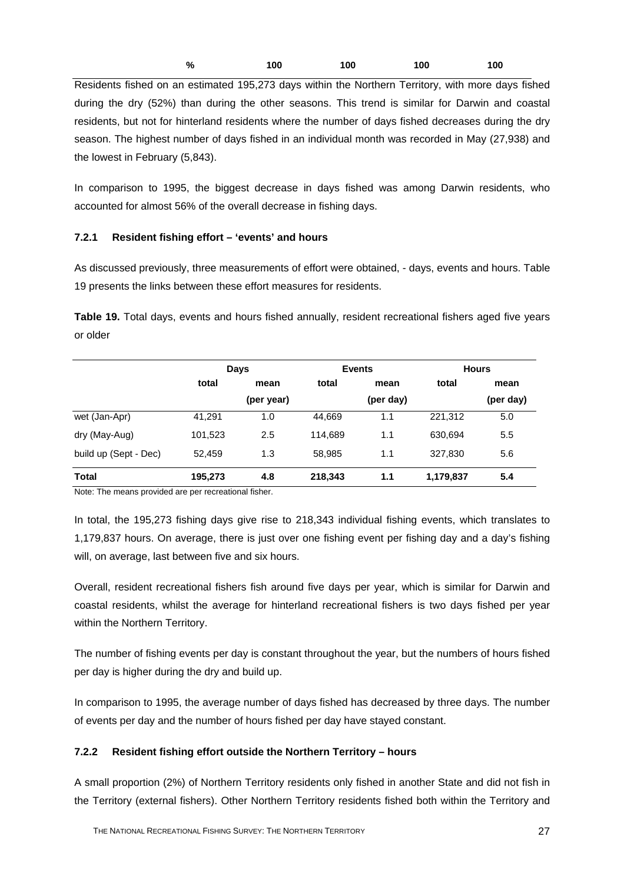| % | 100 | 100 | 100 | 100 |
|---|---|---|---|---|

Residents fished on an estimated 195,273 days within the Northern Territory, with more days fished during the dry (52%) than during the other seasons. This trend is similar for Darwin and coastal residents, but not for hinterland residents where the number of days fished decreases during the dry season. The highest number of days fished in an individual month was recorded in May (27,938) and the lowest in February (5,843).

In comparison to 1995, the biggest decrease in days fished was among Darwin residents, who accounted for almost 56% of the overall decrease in fishing days.

### 7.2.1 Resident fishing effort – 'events' and hours

As discussed previously, three measurements of effort were obtained, - days, events and hours. Table 19 presents the links between these effort measures for residents.

**Table 19.** Total days, events and hours fished annually, resident recreational fishers aged five years or older

| | Days | | Events | | Hours | |
|---|---|---|---|---|---|---|
| | total | mean (per year) | total | mean (per day) | total | mean (per day) |
| wet (Jan-Apr) | 41,291 | 1.0 | 44,669 | 1.1 | 221,312 | 5.0 |
| dry (May-Aug) | 101,523 | 2.5 | 114,689 | 1.1 | 630,694 | 5.5 |
| build up (Sept - Dec) | 52,459 | 1.3 | 58,985 | 1.1 | 327,830 | 5.6 |
| **Total** | **195,273** | **4.8** | **218,343** | **1.1** | **1,179,837** | **5.4** |

Note: The means provided are per recreational fisher.

In total, the 195,273 fishing days give rise to 218,343 individual fishing events, which translates to 1,179,837 hours. On average, there is just over one fishing event per fishing day and a day's fishing will, on average, last between five and six hours.

Overall, resident recreational fishers fish around five days per year, which is similar for Darwin and coastal residents, whilst the average for hinterland recreational fishers is two days fished per year within the Northern Territory.

The number of fishing events per day is constant throughout the year, but the numbers of hours fished per day is higher during the dry and build up.

In comparison to 1995, the average number of days fished has decreased by three days. The number of events per day and the number of hours fished per day have stayed constant.

### 7.2.2 Resident fishing effort outside the Northern Territory – hours

A small proportion (2%) of Northern Territory residents only fished in another State and did not fish in the Territory (external fishers). Other Northern Territory residents fished both within the Territory and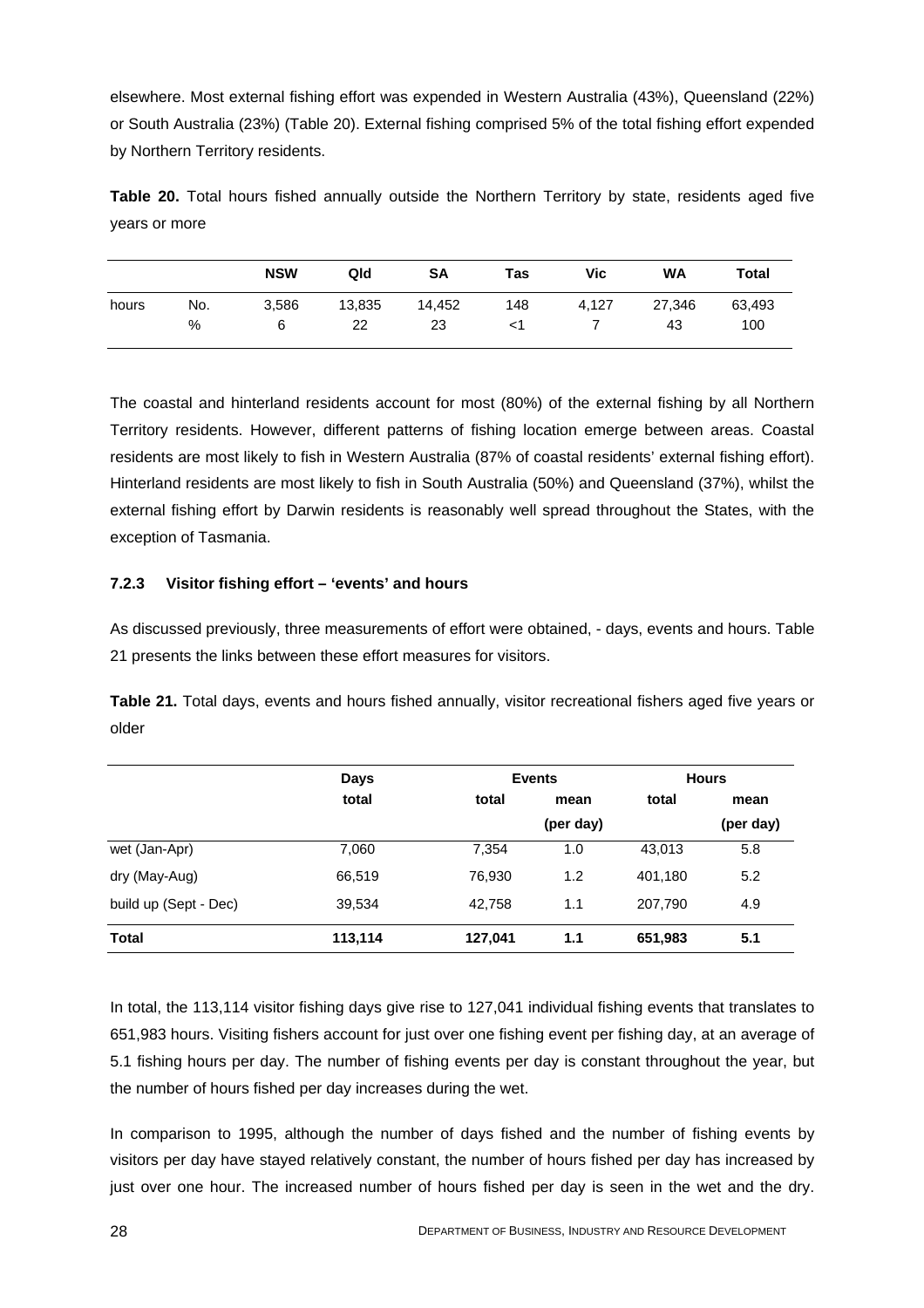elsewhere. Most external fishing effort was expended in Western Australia (43%), Queensland (22%) or South Australia (23%) (Table 20). External fishing comprised 5% of the total fishing effort expended by Northern Territory residents.

**Table 20.** Total hours fished annually outside the Northern Territory by state, residents aged five years or more

| | | NSW | Qld | SA | Tas | Vic | WA | Total |
|---|---|---|---|---|---|---|---|---|
| hours | No. | 3,586 | 13,835 | 14,452 | 148 | 4,127 | 27,346 | 63,493 |
| | % | 6 | 22 | 23 | <1 | 7 | 43 | 100 |

The coastal and hinterland residents account for most (80%) of the external fishing by all Northern Territory residents. However, different patterns of fishing location emerge between areas. Coastal residents are most likely to fish in Western Australia (87% of coastal residents' external fishing effort). Hinterland residents are most likely to fish in South Australia (50%) and Queensland (37%), whilst the external fishing effort by Darwin residents is reasonably well spread throughout the States, with the exception of Tasmania.

### 7.2.3 Visitor fishing effort – 'events' and hours

As discussed previously, three measurements of effort were obtained, - days, events and hours. Table 21 presents the links between these effort measures for visitors.

**Table 21.** Total days, events and hours fished annually, visitor recreational fishers aged five years or older

| | Days | Events | | Hours | |
|---|---|---|---|---|---|
| | total | total | mean (per day) | total | mean (per day) |
| wet (Jan-Apr) | 7,060 | 7,354 | 1.0 | 43,013 | 5.8 |
| dry (May-Aug) | 66,519 | 76,930 | 1.2 | 401,180 | 5.2 |
| build up (Sept - Dec) | 39,534 | 42,758 | 1.1 | 207,790 | 4.9 |
| **Total** | **113,114** | **127,041** | **1.1** | **651,983** | **5.1** |

In total, the 113,114 visitor fishing days give rise to 127,041 individual fishing events that translates to 651,983 hours. Visiting fishers account for just over one fishing event per fishing day, at an average of 5.1 fishing hours per day. The number of fishing events per day is constant throughout the year, but the number of hours fished per day increases during the wet.

In comparison to 1995, although the number of days fished and the number of fishing events by visitors per day have stayed relatively constant, the number of hours fished per day has increased by just over one hour. The increased number of hours fished per day is seen in the wet and the dry.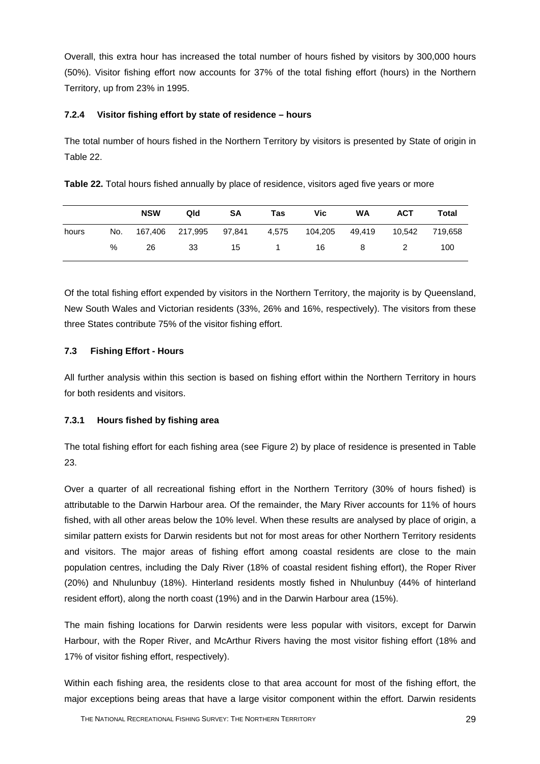Overall, this extra hour has increased the total number of hours fished by visitors by 300,000 hours (50%). Visitor fishing effort now accounts for 37% of the total fishing effort (hours) in the Northern Territory, up from 23% in 1995.

#### 7.2.4 Visitor fishing effort by state of residence – hours

The total number of hours fished in the Northern Territory by visitors is presented by State of origin in Table 22.

**Table 22.** Total hours fished annually by place of residence, visitors aged five years or more

| | | NSW | Qld | SA | Tas | Vic | WA | ACT | Total |
|---|---|---|---|---|---|---|---|---|---|
| hours | No. | 167,406 | 217,995 | 97,841 | 4,575 | 104,205 | 49,419 | 10,542 | 719,658 |
| | % | 26 | 33 | 15 | 1 | 16 | 8 | 2 | 100 |

Of the total fishing effort expended by visitors in the Northern Territory, the majority is by Queensland, New South Wales and Victorian residents (33%, 26% and 16%, respectively). The visitors from these three States contribute 75% of the visitor fishing effort.

### 7.3 Fishing Effort - Hours

All further analysis within this section is based on fishing effort within the Northern Territory in hours for both residents and visitors.

#### 7.3.1 Hours fished by fishing area

The total fishing effort for each fishing area (see Figure 2) by place of residence is presented in Table 23.

Over a quarter of all recreational fishing effort in the Northern Territory (30% of hours fished) is attributable to the Darwin Harbour area. Of the remainder, the Mary River accounts for 11% of hours fished, with all other areas below the 10% level. When these results are analysed by place of origin, a similar pattern exists for Darwin residents but not for most areas for other Northern Territory residents and visitors. The major areas of fishing effort among coastal residents are close to the main population centres, including the Daly River (18% of coastal resident fishing effort), the Roper River (20%) and Nhulunbuy (18%). Hinterland residents mostly fished in Nhulunbuy (44% of hinterland resident effort), along the north coast (19%) and in the Darwin Harbour area (15%).

The main fishing locations for Darwin residents were less popular with visitors, except for Darwin Harbour, with the Roper River, and McArthur Rivers having the most visitor fishing effort (18% and 17% of visitor fishing effort, respectively).

Within each fishing area, the residents close to that area account for most of the fishing effort, the major exceptions being areas that have a large visitor component within the effort. Darwin residents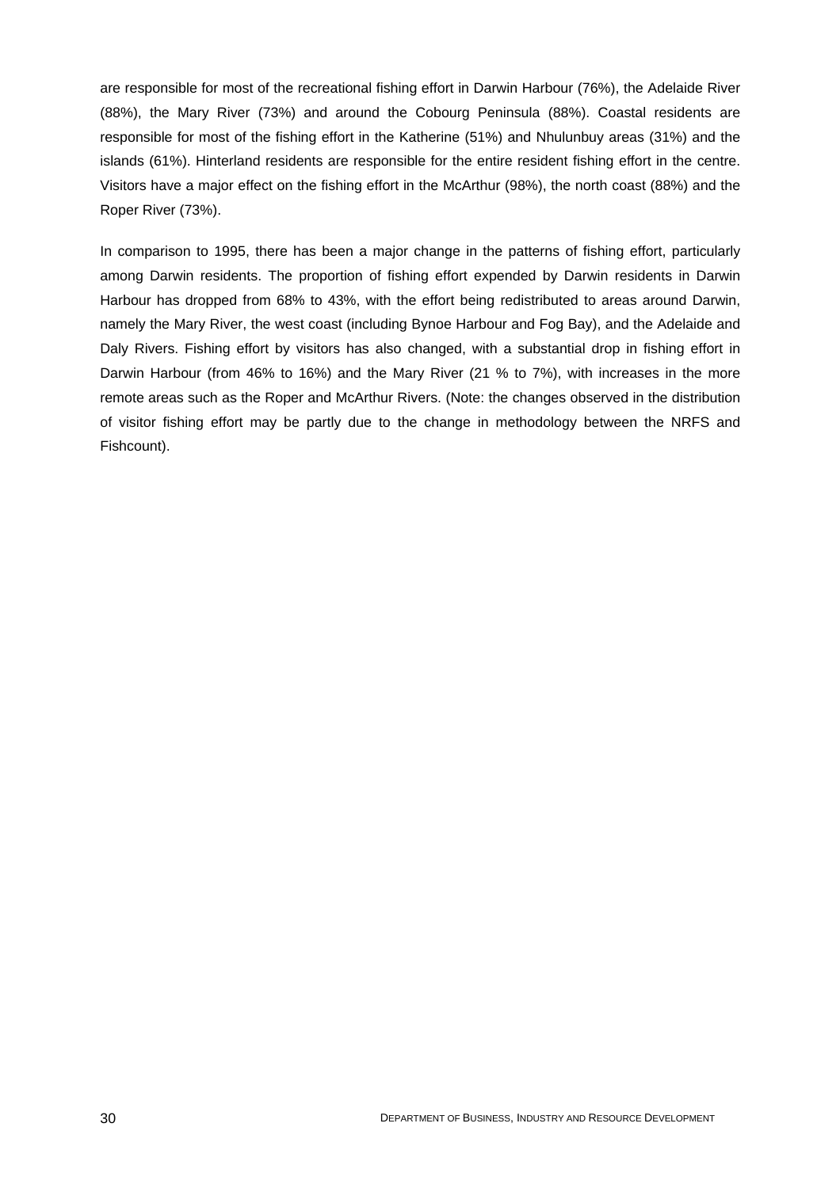are responsible for most of the recreational fishing effort in Darwin Harbour (76%), the Adelaide River (88%), the Mary River (73%) and around the Cobourg Peninsula (88%). Coastal residents are responsible for most of the fishing effort in the Katherine (51%) and Nhulunbuy areas (31%) and the islands (61%). Hinterland residents are responsible for the entire resident fishing effort in the centre. Visitors have a major effect on the fishing effort in the McArthur (98%), the north coast (88%) and the Roper River (73%).

In comparison to 1995, there has been a major change in the patterns of fishing effort, particularly among Darwin residents. The proportion of fishing effort expended by Darwin residents in Darwin Harbour has dropped from 68% to 43%, with the effort being redistributed to areas around Darwin, namely the Mary River, the west coast (including Bynoe Harbour and Fog Bay), and the Adelaide and Daly Rivers. Fishing effort by visitors has also changed, with a substantial drop in fishing effort in Darwin Harbour (from 46% to 16%) and the Mary River (21 % to 7%), with increases in the more remote areas such as the Roper and McArthur Rivers. (Note: the changes observed in the distribution of visitor fishing effort may be partly due to the change in methodology between the NRFS and Fishcount).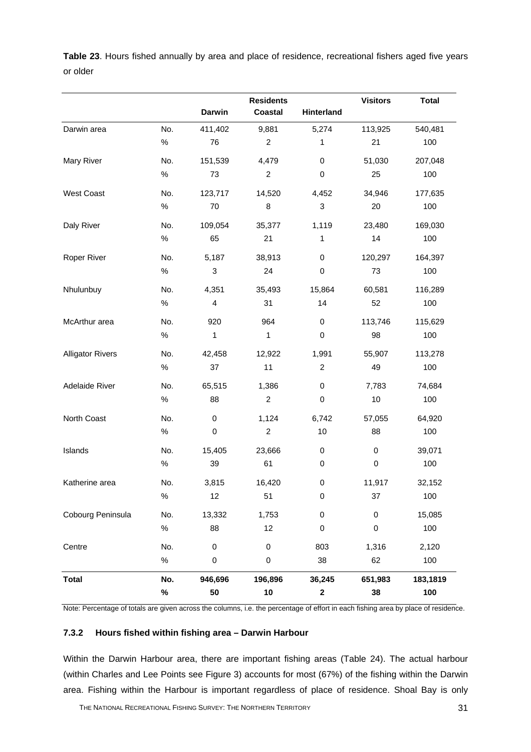**Table 23**. Hours fished annually by area and place of residence, recreational fishers aged five years or older

| | | Residents | | | Visitors | Total |
|---|---|---|---|---|---|---|
| | | Darwin | Coastal | Hinterland | | |
| Darwin area | No. | 411,402 | 9,881 | 5,274 | 113,925 | 540,481 |
| | % | 76 | 2 | 1 | 21 | 100 |
| Mary River | No. | 151,539 | 4,479 | 0 | 51,030 | 207,048 |
| | % | 73 | 2 | 0 | 25 | 100 |
| West Coast | No. | 123,717 | 14,520 | 4,452 | 34,946 | 177,635 |
| | % | 70 | 8 | 3 | 20 | 100 |
| Daly River | No. | 109,054 | 35,377 | 1,119 | 23,480 | 169,030 |
| | % | 65 | 21 | 1 | 14 | 100 |
| Roper River | No. | 5,187 | 38,913 | 0 | 120,297 | 164,397 |
| | % | 3 | 24 | 0 | 73 | 100 |
| Nhulunbuy | No. | 4,351 | 35,493 | 15,864 | 60,581 | 116,289 |
| | % | 4 | 31 | 14 | 52 | 100 |
| McArthur area | No. | 920 | 964 | 0 | 113,746 | 115,629 |
| | % | 1 | 1 | 0 | 98 | 100 |
| Alligator Rivers | No. | 42,458 | 12,922 | 1,991 | 55,907 | 113,278 |
| | % | 37 | 11 | 2 | 49 | 100 |
| Adelaide River | No. | 65,515 | 1,386 | 0 | 7,783 | 74,684 |
| | % | 88 | 2 | 0 | 10 | 100 |
| North Coast | No. | 0 | 1,124 | 6,742 | 57,055 | 64,920 |
| | % | 0 | 2 | 10 | 88 | 100 |
| Islands | No. | 15,405 | 23,666 | 0 | 0 | 39,071 |
| | % | 39 | 61 | 0 | 0 | 100 |
| Katherine area | No. | 3,815 | 16,420 | 0 | 11,917 | 32,152 |
| | % | 12 | 51 | 0 | 37 | 100 |
| Cobourg Peninsula | No. | 13,332 | 1,753 | 0 | 0 | 15,085 |
| | % | 88 | 12 | 0 | 0 | 100 |
| Centre | No. | 0 | 0 | 803 | 1,316 | 2,120 |
| | % | 0 | 0 | 38 | 62 | 100 |
| **Total** | **No.** | **946,696** | **196,896** | **36,245** | **651,983** | **183,1819** |
| | **%** | **50** | **10** | **2** | **38** | **100** |

Note: Percentage of totals are given across the columns, i.e. the percentage of effort in each fishing area by place of residence.

### 7.3.2 Hours fished within fishing area – Darwin Harbour

Within the Darwin Harbour area, there are important fishing areas (Table 24). The actual harbour (within Charles and Lee Points see Figure 3) accounts for most (67%) of the fishing within the Darwin area. Fishing within the Harbour is important regardless of place of residence. Shoal Bay is only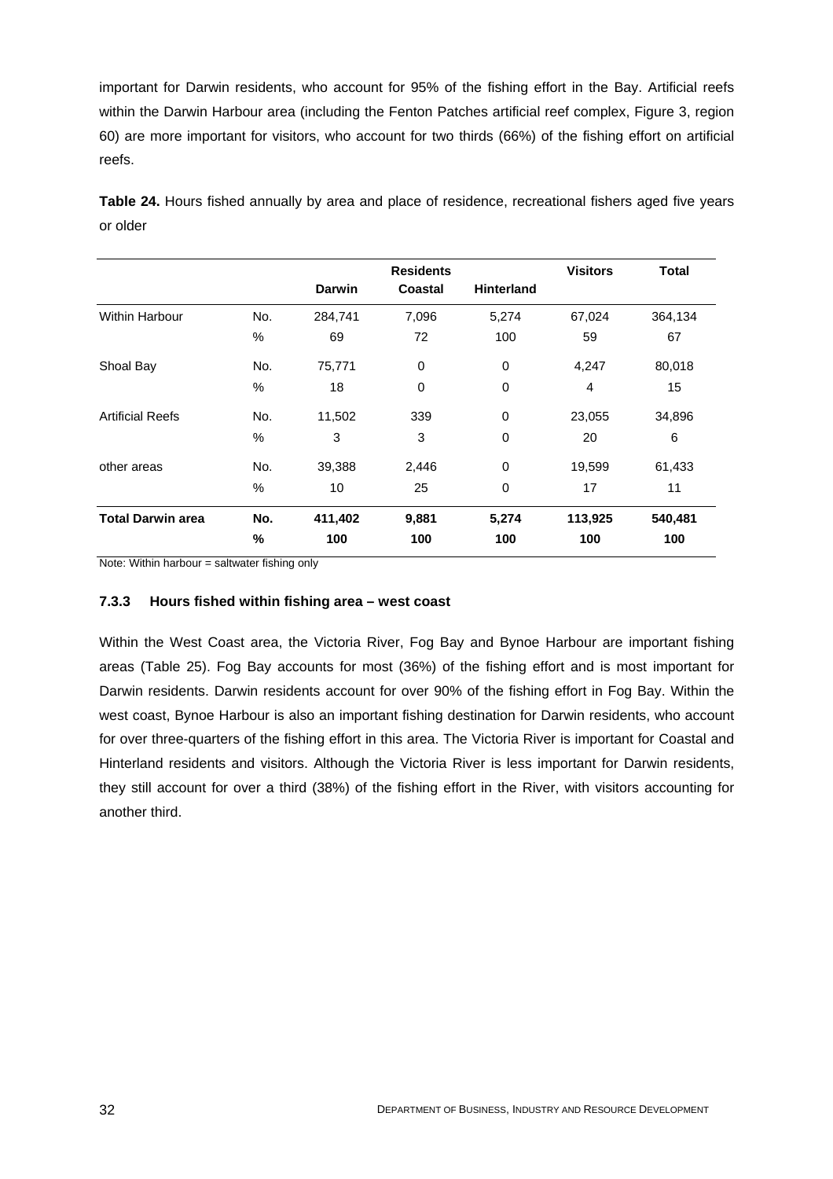important for Darwin residents, who account for 95% of the fishing effort in the Bay. Artificial reefs within the Darwin Harbour area (including the Fenton Patches artificial reef complex, Figure 3, region 60) are more important for visitors, who account for two thirds (66%) of the fishing effort on artificial reefs.

**Table 24.** Hours fished annually by area and place of residence, recreational fishers aged five years or older

| | | Residents | | | Visitors | Total |
|---|---|---|---|---|---|---|
| | | Darwin | Coastal | Hinterland | | |
| Within Harbour | No. | 284,741 | 7,096 | 5,274 | 67,024 | 364,134 |
| | % | 69 | 72 | 100 | 59 | 67 |
| Shoal Bay | No. | 75,771 | 0 | 0 | 4,247 | 80,018 |
| | % | 18 | 0 | 0 | 4 | 15 |
| Artificial Reefs | No. | 11,502 | 339 | 0 | 23,055 | 34,896 |
| | % | 3 | 3 | 0 | 20 | 6 |
| other areas | No. | 39,388 | 2,446 | 0 | 19,599 | 61,433 |
| | % | 10 | 25 | 0 | 17 | 11 |
| **Total Darwin area** | **No.** | **411,402** | **9,881** | **5,274** | **113,925** | **540,481** |
| | **%** | **100** | **100** | **100** | **100** | **100** |

Note: Within harbour = saltwater fishing only

### 7.3.3 Hours fished within fishing area – west coast

Within the West Coast area, the Victoria River, Fog Bay and Bynoe Harbour are important fishing areas (Table 25). Fog Bay accounts for most (36%) of the fishing effort and is most important for Darwin residents. Darwin residents account for over 90% of the fishing effort in Fog Bay. Within the west coast, Bynoe Harbour is also an important fishing destination for Darwin residents, who account for over three-quarters of the fishing effort in this area. The Victoria River is important for Coastal and Hinterland residents and visitors. Although the Victoria River is less important for Darwin residents, they still account for over a third (38%) of the fishing effort in the River, with visitors accounting for another third.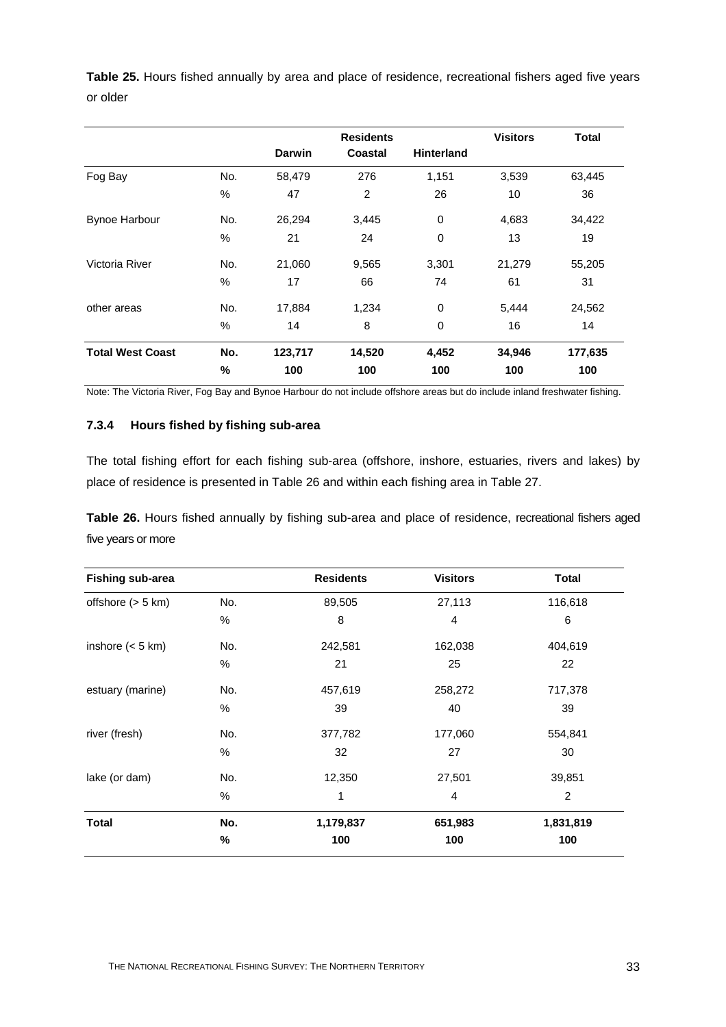**Table 25.** Hours fished annually by area and place of residence, recreational fishers aged five years or older

| | | Residents | | | Visitors | Total |
|---|---|---|---|---|---|---|
| | | Darwin | Coastal | Hinterland | | |
| Fog Bay | No. | 58,479 | 276 | 1,151 | 3,539 | 63,445 |
| | % | 47 | 2 | 26 | 10 | 36 |
| Bynoe Harbour | No. | 26,294 | 3,445 | 0 | 4,683 | 34,422 |
| | % | 21 | 24 | 0 | 13 | 19 |
| Victoria River | No. | 21,060 | 9,565 | 3,301 | 21,279 | 55,205 |
| | % | 17 | 66 | 74 | 61 | 31 |
| other areas | No. | 17,884 | 1,234 | 0 | 5,444 | 24,562 |
| | % | 14 | 8 | 0 | 16 | 14 |
| **Total West Coast** | **No.** | **123,717** | **14,520** | **4,452** | **34,946** | **177,635** |
| | **%** | **100** | **100** | **100** | **100** | **100** |

Note: The Victoria River, Fog Bay and Bynoe Harbour do not include offshore areas but do include inland freshwater fishing.

### 7.3.4 Hours fished by fishing sub-area

The total fishing effort for each fishing sub-area (offshore, inshore, estuaries, rivers and lakes) by place of residence is presented in Table 26 and within each fishing area in Table 27.

**Table 26.** Hours fished annually by fishing sub-area and place of residence, recreational fishers aged five years or more

| Fishing sub-area | | Residents | Visitors | Total |
|---|---|---|---|---|
| offshore (> 5 km) | No. | 89,505 | 27,113 | 116,618 |
| | % | 8 | 4 | 6 |
| inshore (< 5 km) | No. | 242,581 | 162,038 | 404,619 |
| | % | 21 | 25 | 22 |
| estuary (marine) | No. | 457,619 | 258,272 | 717,378 |
| | % | 39 | 40 | 39 |
| river (fresh) | No. | 377,782 | 177,060 | 554,841 |
| | % | 32 | 27 | 30 |
| lake (or dam) | No. | 12,350 | 27,501 | 39,851 |
| | % | 1 | 4 | 2 |
| **Total** | **No.** | **1,179,837** | **651,983** | **1,831,819** |
| | **%** | **100** | **100** | **100** |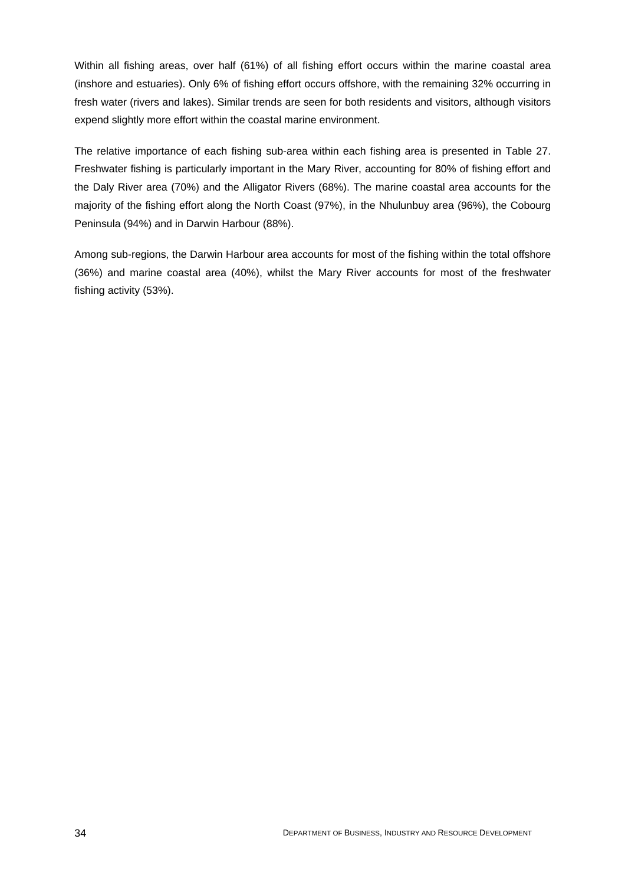Within all fishing areas, over half (61%) of all fishing effort occurs within the marine coastal area (inshore and estuaries). Only 6% of fishing effort occurs offshore, with the remaining 32% occurring in fresh water (rivers and lakes). Similar trends are seen for both residents and visitors, although visitors expend slightly more effort within the coastal marine environment.

The relative importance of each fishing sub-area within each fishing area is presented in Table 27. Freshwater fishing is particularly important in the Mary River, accounting for 80% of fishing effort and the Daly River area (70%) and the Alligator Rivers (68%). The marine coastal area accounts for the majority of the fishing effort along the North Coast (97%), in the Nhulunbuy area (96%), the Cobourg Peninsula (94%) and in Darwin Harbour (88%).

Among sub-regions, the Darwin Harbour area accounts for most of the fishing within the total offshore (36%) and marine coastal area (40%), whilst the Mary River accounts for most of the freshwater fishing activity (53%).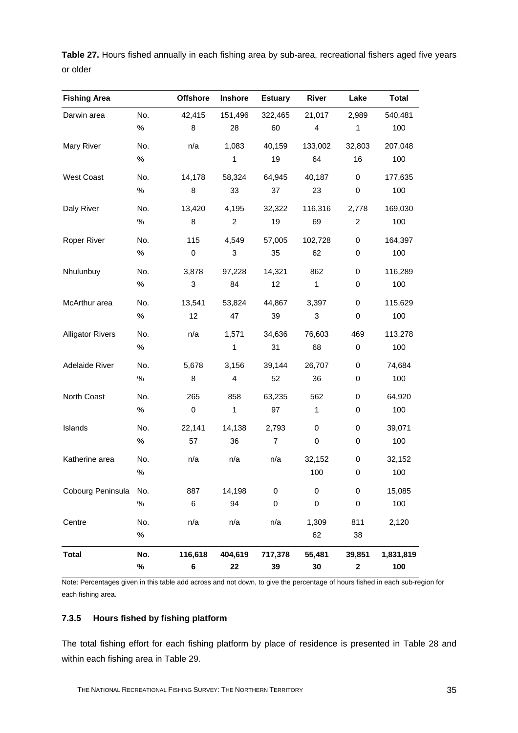**Table 27.** Hours fished annually in each fishing area by sub-area, recreational fishers aged five years or older

| Fishing Area | | Offshore | Inshore | Estuary | River | Lake | Total |
|---|---|---|---|---|---|---|---|
| Darwin area | No. | 42,415 | 151,496 | 322,465 | 21,017 | 2,989 | 540,481 |
| | % | 8 | 28 | 60 | 4 | 1 | 100 |
| Mary River | No. | n/a | 1,083 | 40,159 | 133,002 | 32,803 | 207,048 |
| | % | | 1 | 19 | 64 | 16 | 100 |
| West Coast | No. | 14,178 | 58,324 | 64,945 | 40,187 | 0 | 177,635 |
| | % | 8 | 33 | 37 | 23 | 0 | 100 |
| Daly River | No. | 13,420 | 4,195 | 32,322 | 116,316 | 2,778 | 169,030 |
| | % | 8 | 2 | 19 | 69 | 2 | 100 |
| Roper River | No. | 115 | 4,549 | 57,005 | 102,728 | 0 | 164,397 |
| | % | 0 | 3 | 35 | 62 | 0 | 100 |
| Nhulunbuy | No. | 3,878 | 97,228 | 14,321 | 862 | 0 | 116,289 |
| | % | 3 | 84 | 12 | 1 | 0 | 100 |
| McArthur area | No. | 13,541 | 53,824 | 44,867 | 3,397 | 0 | 115,629 |
| | % | 12 | 47 | 39 | 3 | 0 | 100 |
| Alligator Rivers | No. | n/a | 1,571 | 34,636 | 76,603 | 469 | 113,278 |
| | % | | 1 | 31 | 68 | 0 | 100 |
| Adelaide River | No. | 5,678 | 3,156 | 39,144 | 26,707 | 0 | 74,684 |
| | % | 8 | 4 | 52 | 36 | 0 | 100 |
| North Coast | No. | 265 | 858 | 63,235 | 562 | 0 | 64,920 |
| | % | 0 | 1 | 97 | 1 | 0 | 100 |
| Islands | No. | 22,141 | 14,138 | 2,793 | 0 | 0 | 39,071 |
| | % | 57 | 36 | 7 | 0 | 0 | 100 |
| Katherine area | No. | n/a | n/a | n/a | 32,152 | 0 | 32,152 |
| | % | | | | 100 | 0 | 100 |
| Cobourg Peninsula | No. | 887 | 14,198 | 0 | 0 | 0 | 15,085 |
| | % | 6 | 94 | 0 | 0 | 0 | 100 |
| Centre | No. | n/a | n/a | n/a | 1,309 | 811 | 2,120 |
| | % | | | | 62 | 38 | |
| **Total** | **No.** | **116,618** | **404,619** | **717,378** | **55,481** | **39,851** | **1,831,819** |
| | **%** | **6** | **22** | **39** | **30** | **2** | **100** |

Note: Percentages given in this table add across and not down, to give the percentage of hours fished in each sub-region for each fishing area.

### 7.3.5 Hours fished by fishing platform

The total fishing effort for each fishing platform by place of residence is presented in Table 28 and within each fishing area in Table 29.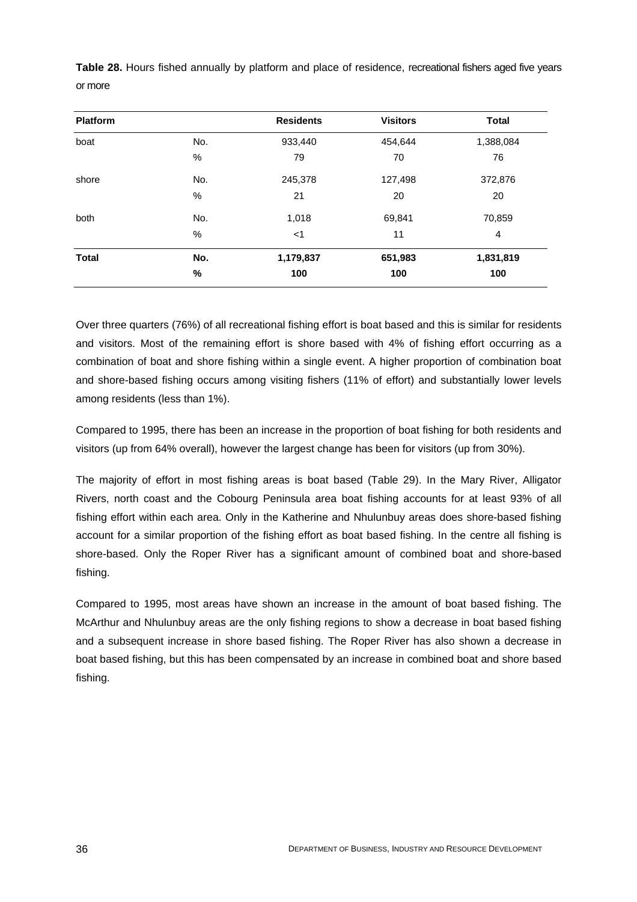**Table 28.** Hours fished annually by platform and place of residence, recreational fishers aged five years or more

| Platform | | Residents | Visitors | Total |
|---|---|---|---|---|
| boat | No. | 933,440 | 454,644 | 1,388,084 |
| | % | 79 | 70 | 76 |
| shore | No. | 245,378 | 127,498 | 372,876 |
| | % | 21 | 20 | 20 |
| both | No. | 1,018 | 69,841 | 70,859 |
| | % | <1 | 11 | 4 |
| **Total** | **No.** | **1,179,837** | **651,983** | **1,831,819** |
| | **%** | **100** | **100** | **100** |

Over three quarters (76%) of all recreational fishing effort is boat based and this is similar for residents and visitors. Most of the remaining effort is shore based with 4% of fishing effort occurring as a combination of boat and shore fishing within a single event. A higher proportion of combination boat and shore-based fishing occurs among visiting fishers (11% of effort) and substantially lower levels among residents (less than 1%).

Compared to 1995, there has been an increase in the proportion of boat fishing for both residents and visitors (up from 64% overall), however the largest change has been for visitors (up from 30%).

The majority of effort in most fishing areas is boat based (Table 29). In the Mary River, Alligator Rivers, north coast and the Cobourg Peninsula area boat fishing accounts for at least 93% of all fishing effort within each area. Only in the Katherine and Nhulunbuy areas does shore-based fishing account for a similar proportion of the fishing effort as boat based fishing. In the centre all fishing is shore-based. Only the Roper River has a significant amount of combined boat and shore-based fishing.

Compared to 1995, most areas have shown an increase in the amount of boat based fishing. The McArthur and Nhulunbuy areas are the only fishing regions to show a decrease in boat based fishing and a subsequent increase in shore based fishing. The Roper River has also shown a decrease in boat based fishing, but this has been compensated by an increase in combined boat and shore based fishing.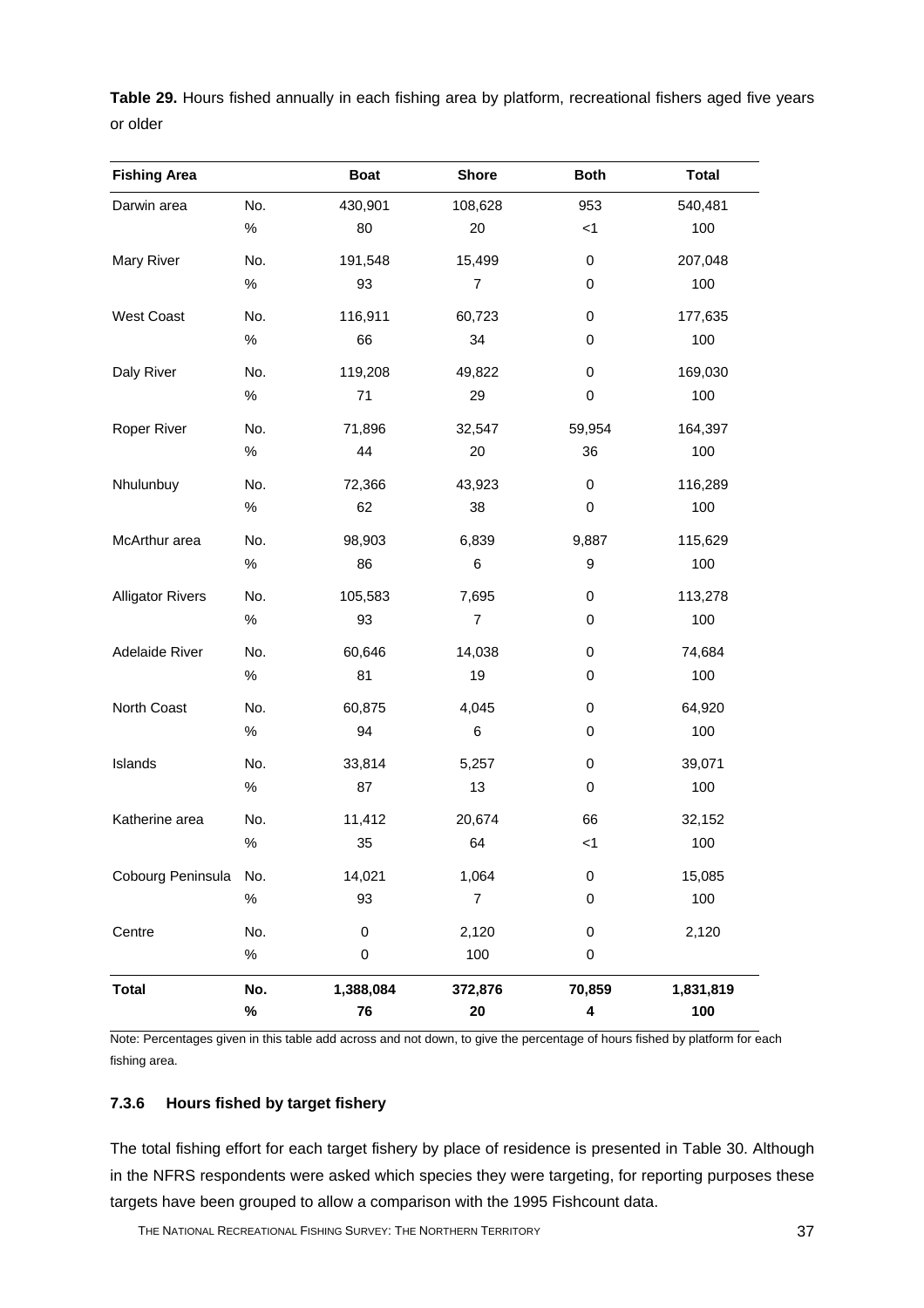**Table 29.** Hours fished annually in each fishing area by platform, recreational fishers aged five years or older

| Fishing Area | | Boat | Shore | Both | Total |
|---|---|---|---|---|---|
| Darwin area | No. | 430,901 | 108,628 | 953 | 540,481 |
| | % | 80 | 20 | <1 | 100 |
| Mary River | No. | 191,548 | 15,499 | 0 | 207,048 |
| | % | 93 | 7 | 0 | 100 |
| West Coast | No. | 116,911 | 60,723 | 0 | 177,635 |
| | % | 66 | 34 | 0 | 100 |
| Daly River | No. | 119,208 | 49,822 | 0 | 169,030 |
| | % | 71 | 29 | 0 | 100 |
| Roper River | No. | 71,896 | 32,547 | 59,954 | 164,397 |
| | % | 44 | 20 | 36 | 100 |
| Nhulunbuy | No. | 72,366 | 43,923 | 0 | 116,289 |
| | % | 62 | 38 | 0 | 100 |
| McArthur area | No. | 98,903 | 6,839 | 9,887 | 115,629 |
| | % | 86 | 6 | 9 | 100 |
| Alligator Rivers | No. | 105,583 | 7,695 | 0 | 113,278 |
| | % | 93 | 7 | 0 | 100 |
| Adelaide River | No. | 60,646 | 14,038 | 0 | 74,684 |
| | % | 81 | 19 | 0 | 100 |
| North Coast | No. | 60,875 | 4,045 | 0 | 64,920 |
| | % | 94 | 6 | 0 | 100 |
| Islands | No. | 33,814 | 5,257 | 0 | 39,071 |
| | % | 87 | 13 | 0 | 100 |
| Katherine area | No. | 11,412 | 20,674 | 66 | 32,152 |
| | % | 35 | 64 | <1 | 100 |
| Cobourg Peninsula | No. | 14,021 | 1,064 | 0 | 15,085 |
| | % | 93 | 7 | 0 | 100 |
| Centre | No. | 0 | 2,120 | 0 | 2,120 |
| | % | 0 | 100 | 0 | |
| **Total** | **No.** | **1,388,084** | **372,876** | **70,859** | **1,831,819** |
| | **%** | **76** | **20** | **4** | **100** |

Note: Percentages given in this table add across and not down, to give the percentage of hours fished by platform for each fishing area.

### 7.3.6 Hours fished by target fishery

The total fishing effort for each target fishery by place of residence is presented in Table 30. Although in the NFRS respondents were asked which species they were targeting, for reporting purposes these targets have been grouped to allow a comparison with the 1995 Fishcount data.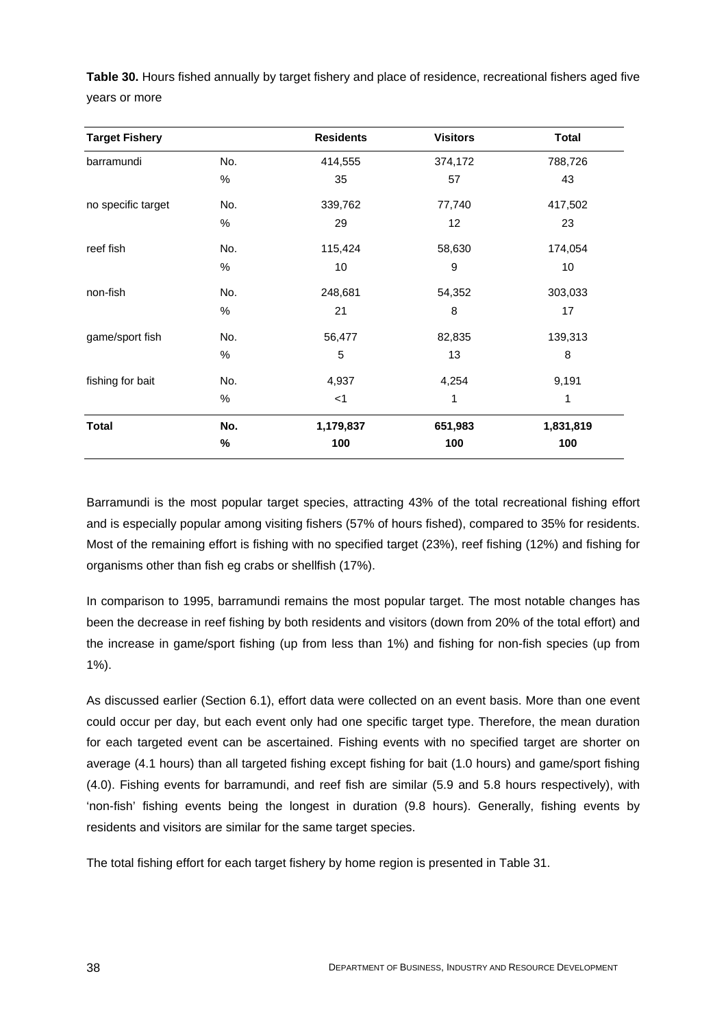**Table 30.** Hours fished annually by target fishery and place of residence, recreational fishers aged five years or more

| Target Fishery | | Residents | Visitors | Total |
|---|---|---|---|---|
| barramundi | No. | 414,555 | 374,172 | 788,726 |
| | % | 35 | 57 | 43 |
| no specific target | No. | 339,762 | 77,740 | 417,502 |
| | % | 29 | 12 | 23 |
| reef fish | No. | 115,424 | 58,630 | 174,054 |
| | % | 10 | 9 | 10 |
| non-fish | No. | 248,681 | 54,352 | 303,033 |
| | % | 21 | 8 | 17 |
| game/sport fish | No. | 56,477 | 82,835 | 139,313 |
| | % | 5 | 13 | 8 |
| fishing for bait | No. | 4,937 | 4,254 | 9,191 |
| | % | <1 | 1 | 1 |
| **Total** | **No.** | **1,179,837** | **651,983** | **1,831,819** |
| | **%** | **100** | **100** | **100** |

Barramundi is the most popular target species, attracting 43% of the total recreational fishing effort and is especially popular among visiting fishers (57% of hours fished), compared to 35% for residents. Most of the remaining effort is fishing with no specified target (23%), reef fishing (12%) and fishing for organisms other than fish eg crabs or shellfish (17%).

In comparison to 1995, barramundi remains the most popular target. The most notable changes has been the decrease in reef fishing by both residents and visitors (down from 20% of the total effort) and the increase in game/sport fishing (up from less than 1%) and fishing for non-fish species (up from 1%).

As discussed earlier (Section 6.1), effort data were collected on an event basis. More than one event could occur per day, but each event only had one specific target type. Therefore, the mean duration for each targeted event can be ascertained. Fishing events with no specified target are shorter on average (4.1 hours) than all targeted fishing except fishing for bait (1.0 hours) and game/sport fishing (4.0). Fishing events for barramundi, and reef fish are similar (5.9 and 5.8 hours respectively), with 'non-fish' fishing events being the longest in duration (9.8 hours). Generally, fishing events by residents and visitors are similar for the same target species.

The total fishing effort for each target fishery by home region is presented in Table 31.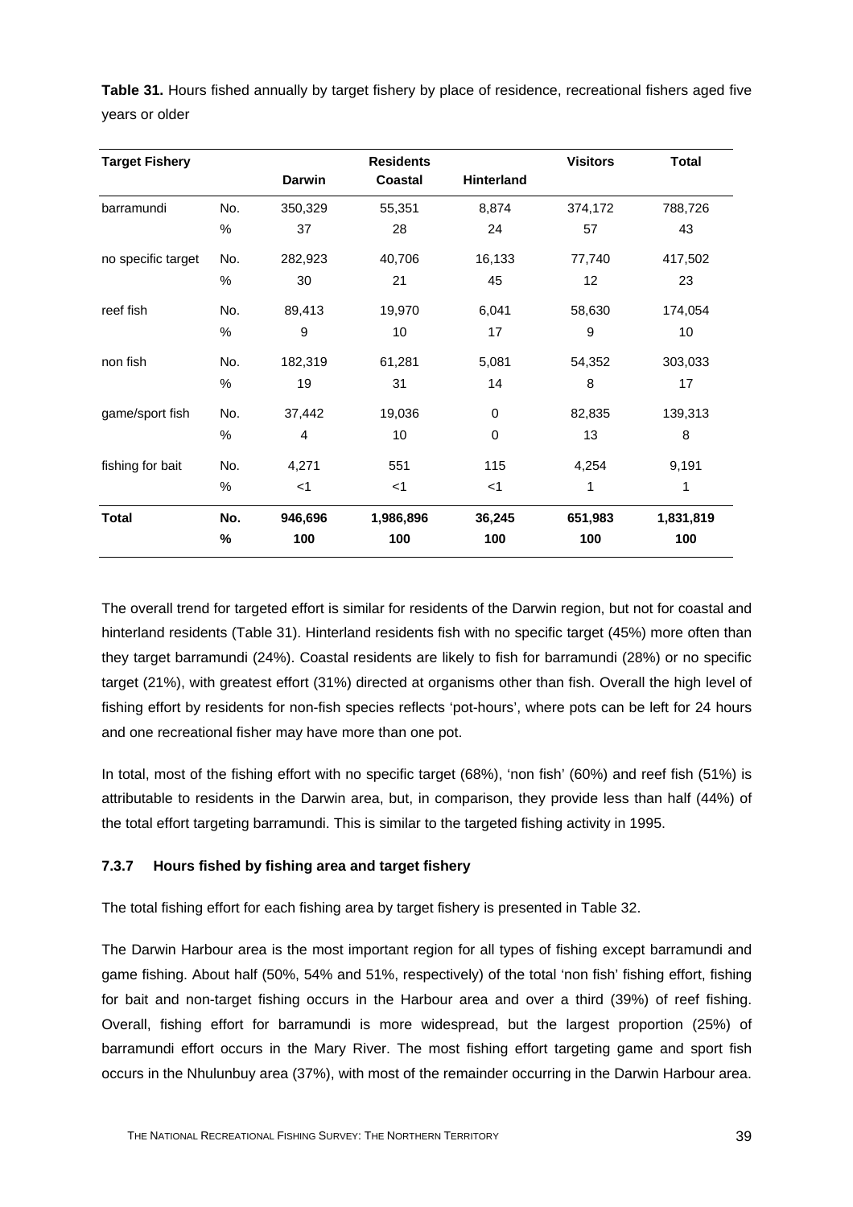**Table 31.** Hours fished annually by target fishery by place of residence, recreational fishers aged five years or older

| Target Fishery | | Residents | | | Visitors | Total |
|---|---|---|---|---|---|---|
| | | Darwin | Coastal | Hinterland | | |
| barramundi | No. | 350,329 | 55,351 | 8,874 | 374,172 | 788,726 |
| | % | 37 | 28 | 24 | 57 | 43 |
| no specific target | No. | 282,923 | 40,706 | 16,133 | 77,740 | 417,502 |
| | % | 30 | 21 | 45 | 12 | 23 |
| reef fish | No. | 89,413 | 19,970 | 6,041 | 58,630 | 174,054 |
| | % | 9 | 10 | 17 | 9 | 10 |
| non fish | No. | 182,319 | 61,281 | 5,081 | 54,352 | 303,033 |
| | % | 19 | 31 | 14 | 8 | 17 |
| game/sport fish | No. | 37,442 | 19,036 | 0 | 82,835 | 139,313 |
| | % | 4 | 10 | 0 | 13 | 8 |
| fishing for bait | No. | 4,271 | 551 | 115 | 4,254 | 9,191 |
| | % | <1 | <1 | <1 | 1 | 1 |
| **Total** | **No.** | **946,696** | **1,986,896** | **36,245** | **651,983** | **1,831,819** |
| | **%** | **100** | **100** | **100** | **100** | **100** |

The overall trend for targeted effort is similar for residents of the Darwin region, but not for coastal and hinterland residents (Table 31). Hinterland residents fish with no specific target (45%) more often than they target barramundi (24%). Coastal residents are likely to fish for barramundi (28%) or no specific target (21%), with greatest effort (31%) directed at organisms other than fish. Overall the high level of fishing effort by residents for non-fish species reflects 'pot-hours', where pots can be left for 24 hours and one recreational fisher may have more than one pot.

In total, most of the fishing effort with no specific target (68%), 'non fish' (60%) and reef fish (51%) is attributable to residents in the Darwin area, but, in comparison, they provide less than half (44%) of the total effort targeting barramundi. This is similar to the targeted fishing activity in 1995.

### 7.3.7 Hours fished by fishing area and target fishery

The total fishing effort for each fishing area by target fishery is presented in Table 32.

The Darwin Harbour area is the most important region for all types of fishing except barramundi and game fishing. About half (50%, 54% and 51%, respectively) of the total 'non fish' fishing effort, fishing for bait and non-target fishing occurs in the Harbour area and over a third (39%) of reef fishing. Overall, fishing effort for barramundi is more widespread, but the largest proportion (25%) of barramundi effort occurs in the Mary River. The most fishing effort targeting game and sport fish occurs in the Nhulunbuy area (37%), with most of the remainder occurring in the Darwin Harbour area.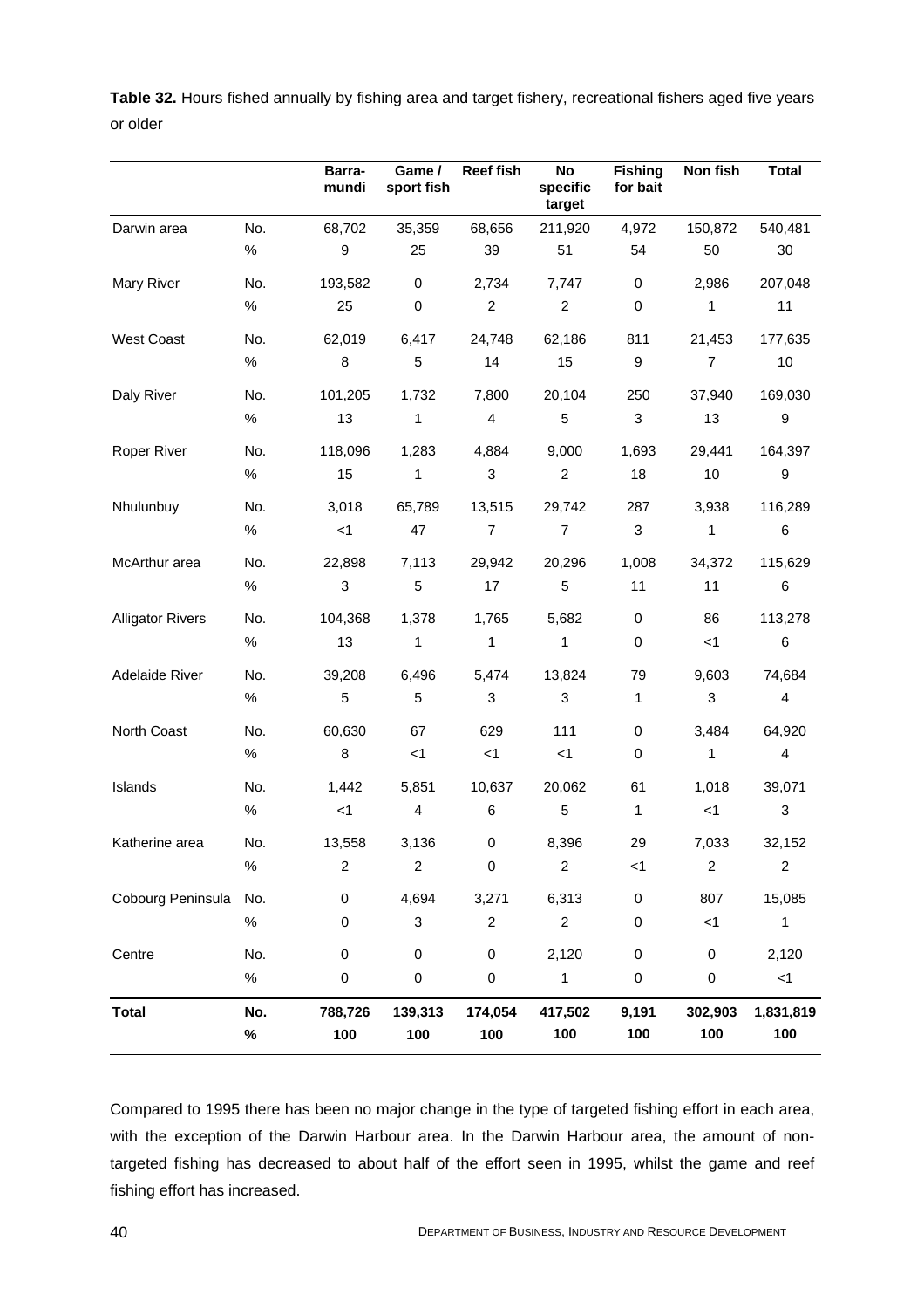**Table 32.** Hours fished annually by fishing area and target fishery, recreational fishers aged five years or older

| | | Barra-mundi | Game / sport fish | Reef fish | No specific target | Fishing for bait | Non fish | Total |
|---|---|---|---|---|---|---|---|---|
| Darwin area | No. | 68,702 | 35,359 | 68,656 | 211,920 | 4,972 | 150,872 | 540,481 |
| | % | 9 | 25 | 39 | 51 | 54 | 50 | 30 |
| Mary River | No. | 193,582 | 0 | 2,734 | 7,747 | 0 | 2,986 | 207,048 |
| | % | 25 | 0 | 2 | 2 | 0 | 1 | 11 |
| West Coast | No. | 62,019 | 6,417 | 24,748 | 62,186 | 811 | 21,453 | 177,635 |
| | % | 8 | 5 | 14 | 15 | 9 | 7 | 10 |
| Daly River | No. | 101,205 | 1,732 | 7,800 | 20,104 | 250 | 37,940 | 169,030 |
| | % | 13 | 1 | 4 | 5 | 3 | 13 | 9 |
| Roper River | No. | 118,096 | 1,283 | 4,884 | 9,000 | 1,693 | 29,441 | 164,397 |
| | % | 15 | 1 | 3 | 2 | 18 | 10 | 9 |
| Nhulunbuy | No. | 3,018 | 65,789 | 13,515 | 29,742 | 287 | 3,938 | 116,289 |
| | % | <1 | 47 | 7 | 7 | 3 | 1 | 6 |
| McArthur area | No. | 22,898 | 7,113 | 29,942 | 20,296 | 1,008 | 34,372 | 115,629 |
| | % | 3 | 5 | 17 | 5 | 11 | 11 | 6 |
| Alligator Rivers | No. | 104,368 | 1,378 | 1,765 | 5,682 | 0 | 86 | 113,278 |
| | % | 13 | 1 | 1 | 1 | 0 | <1 | 6 |
| Adelaide River | No. | 39,208 | 6,496 | 5,474 | 13,824 | 79 | 9,603 | 74,684 |
| | % | 5 | 5 | 3 | 3 | 1 | 3 | 4 |
| North Coast | No. | 60,630 | 67 | 629 | 111 | 0 | 3,484 | 64,920 |
| | % | 8 | <1 | <1 | <1 | 0 | 1 | 4 |
| Islands | No. | 1,442 | 5,851 | 10,637 | 20,062 | 61 | 1,018 | 39,071 |
| | % | <1 | 4 | 6 | 5 | 1 | <1 | 3 |
| Katherine area | No. | 13,558 | 3,136 | 0 | 8,396 | 29 | 7,033 | 32,152 |
| | % | 2 | 2 | 0 | 2 | <1 | 2 | 2 |
| Cobourg Peninsula | No. | 0 | 4,694 | 3,271 | 6,313 | 0 | 807 | 15,085 |
| | % | 0 | 3 | 2 | 2 | 0 | <1 | 1 |
| Centre | No. | 0 | 0 | 0 | 2,120 | 0 | 0 | 2,120 |
| | % | 0 | 0 | 0 | 1 | 0 | 0 | <1 |
| **Total** | **No.** | **788,726** | **139,313** | **174,054** | **417,502** | **9,191** | **302,903** | **1,831,819** |
| | **%** | **100** | **100** | **100** | **100** | **100** | **100** | **100** |

Compared to 1995 there has been no major change in the type of targeted fishing effort in each area, with the exception of the Darwin Harbour area. In the Darwin Harbour area, the amount of non-targeted fishing has decreased to about half of the effort seen in 1995, whilst the game and reef fishing effort has increased.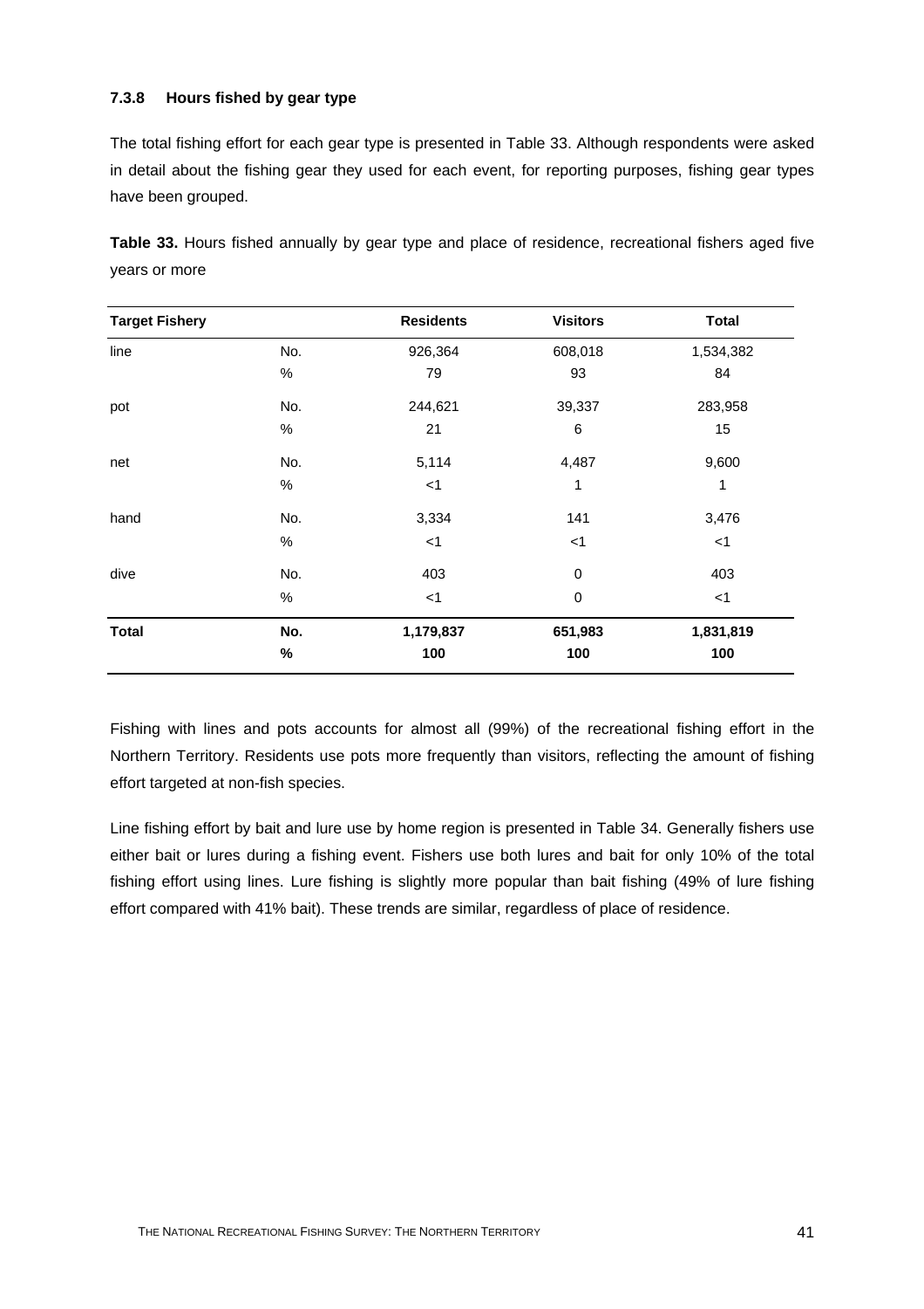### 7.3.8 Hours fished by gear type

The total fishing effort for each gear type is presented in Table 33. Although respondents were asked in detail about the fishing gear they used for each event, for reporting purposes, fishing gear types have been grouped.

**Table 33.** Hours fished annually by gear type and place of residence, recreational fishers aged five years or more

| Target Fishery | | Residents | Visitors | Total |
|---|---|---|---|---|
| line | No. | 926,364 | 608,018 | 1,534,382 |
| | % | 79 | 93 | 84 |
| pot | No. | 244,621 | 39,337 | 283,958 |
| | % | 21 | 6 | 15 |
| net | No. | 5,114 | 4,487 | 9,600 |
| | % | <1 | 1 | 1 |
| hand | No. | 3,334 | 141 | 3,476 |
| | % | <1 | <1 | <1 |
| dive | No. | 403 | 0 | 403 |
| | % | <1 | 0 | <1 |
| **Total** | **No.** | **1,179,837** | **651,983** | **1,831,819** |
| | **%** | **100** | **100** | **100** |

Fishing with lines and pots accounts for almost all (99%) of the recreational fishing effort in the Northern Territory. Residents use pots more frequently than visitors, reflecting the amount of fishing effort targeted at non-fish species.

Line fishing effort by bait and lure use by home region is presented in Table 34. Generally fishers use either bait or lures during a fishing event. Fishers use both lures and bait for only 10% of the total fishing effort using lines. Lure fishing is slightly more popular than bait fishing (49% of lure fishing effort compared with 41% bait). These trends are similar, regardless of place of residence.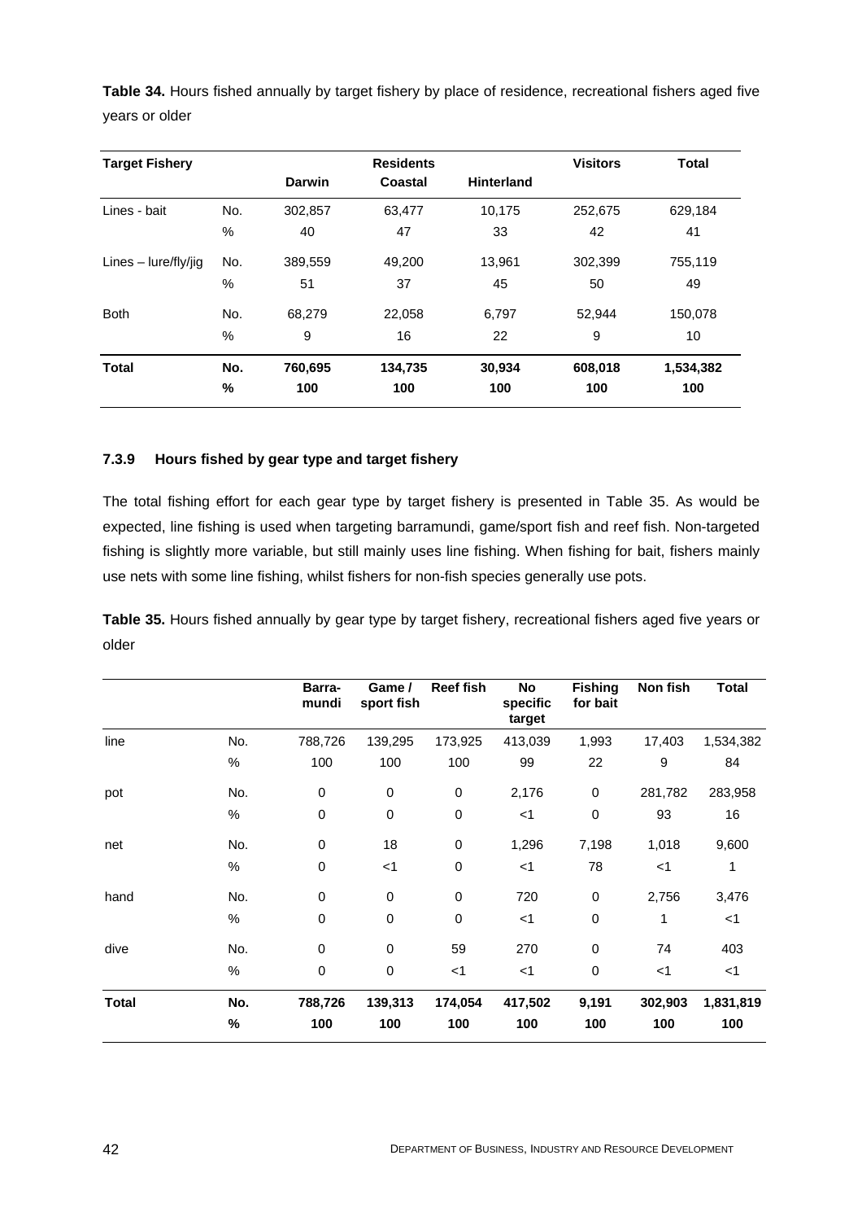**Table 34.** Hours fished annually by target fishery by place of residence, recreational fishers aged five years or older

| Target Fishery | | Residents | | | Visitors | Total |
|---|---|---|---|---|---|---|
| | | Darwin | Coastal | Hinterland | | |
| Lines - bait | No. | 302,857 | 63,477 | 10,175 | 252,675 | 629,184 |
| | % | 40 | 47 | 33 | 42 | 41 |
| Lines – lure/fly/jig | No. | 389,559 | 49,200 | 13,961 | 302,399 | 755,119 |
| | % | 51 | 37 | 45 | 50 | 49 |
| Both | No. | 68,279 | 22,058 | 6,797 | 52,944 | 150,078 |
| | % | 9 | 16 | 22 | 9 | 10 |
| **Total** | **No.** | **760,695** | **134,735** | **30,934** | **608,018** | **1,534,382** |
| | **%** | **100** | **100** | **100** | **100** | **100** |

### 7.3.9 Hours fished by gear type and target fishery

The total fishing effort for each gear type by target fishery is presented in Table 35. As would be expected, line fishing is used when targeting barramundi, game/sport fish and reef fish. Non-targeted fishing is slightly more variable, but still mainly uses line fishing. When fishing for bait, fishers mainly use nets with some line fishing, whilst fishers for non-fish species generally use pots.

**Table 35.** Hours fished annually by gear type by target fishery, recreational fishers aged five years or older

| | | Barra-mundi | Game / sport fish | Reef fish | No specific target | Fishing for bait | Non fish | Total |
|---|---|---|---|---|---|---|---|---|
| line | No. | 788,726 | 139,295 | 173,925 | 413,039 | 1,993 | 17,403 | 1,534,382 |
| | % | 100 | 100 | 100 | 99 | 22 | 9 | 84 |
| pot | No. | 0 | 0 | 0 | 2,176 | 0 | 281,782 | 283,958 |
| | % | 0 | 0 | 0 | <1 | 0 | 93 | 16 |
| net | No. | 0 | 18 | 0 | 1,296 | 7,198 | 1,018 | 9,600 |
| | % | 0 | <1 | 0 | <1 | 78 | <1 | 1 |
| hand | No. | 0 | 0 | 0 | 720 | 0 | 2,756 | 3,476 |
| | % | 0 | 0 | 0 | <1 | 0 | 1 | <1 |
| dive | No. | 0 | 0 | 59 | 270 | 0 | 74 | 403 |
| | % | 0 | 0 | <1 | <1 | 0 | <1 | <1 |
| **Total** | **No.** | **788,726** | **139,313** | **174,054** | **417,502** | **9,191** | **302,903** | **1,831,819** |
| | **%** | **100** | **100** | **100** | **100** | **100** | **100** | **100** |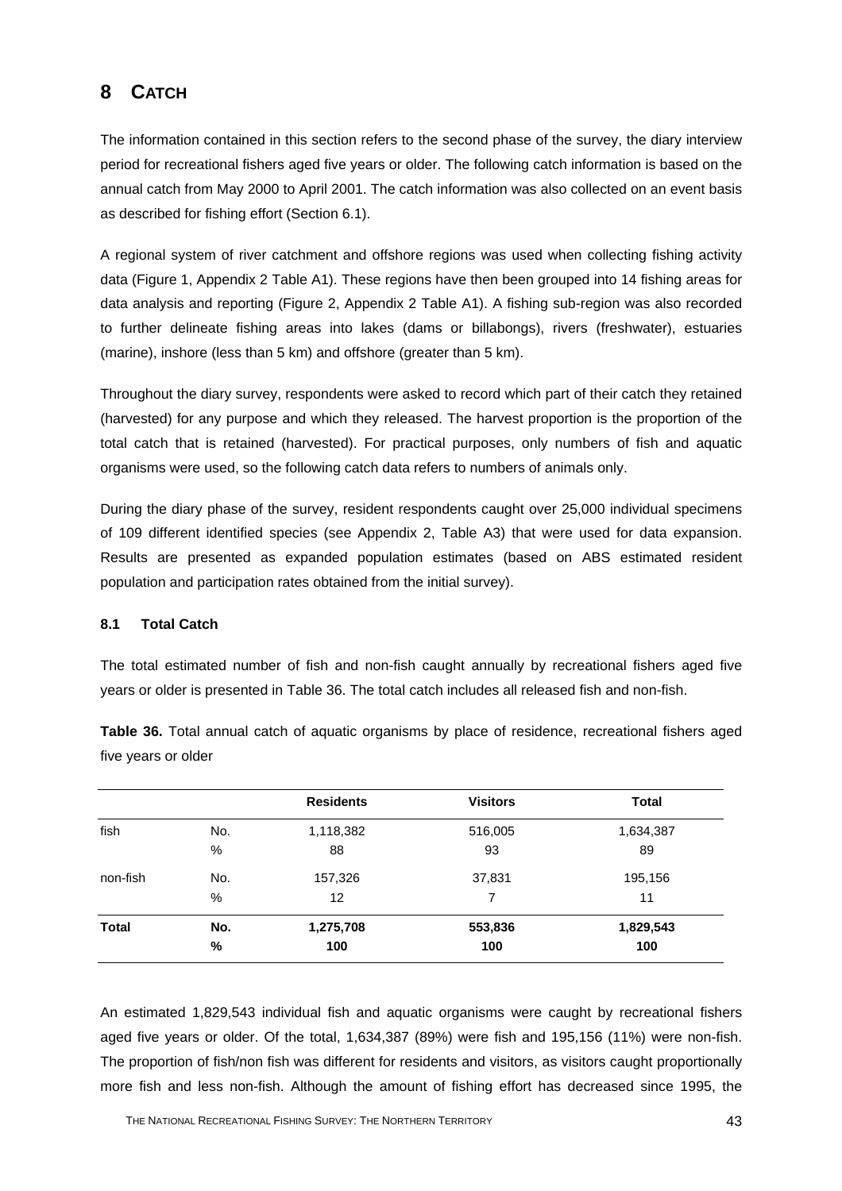# 8 CATCH

The information contained in this section refers to the second phase of the survey, the diary interview period for recreational fishers aged five years or older. The following catch information is based on the annual catch from May 2000 to April 2001. The catch information was also collected on an event basis as described for fishing effort (Section 6.1).

A regional system of river catchment and offshore regions was used when collecting fishing activity data (Figure 1, Appendix 2 Table A1). These regions have then been grouped into 14 fishing areas for data analysis and reporting (Figure 2, Appendix 2 Table A1). A fishing sub-region was also recorded to further delineate fishing areas into lakes (dams or billabongs), rivers (freshwater), estuaries (marine), inshore (less than 5 km) and offshore (greater than 5 km).

Throughout the diary survey, respondents were asked to record which part of their catch they retained (harvested) for any purpose and which they released. The harvest proportion is the proportion of the total catch that is retained (harvested). For practical purposes, only numbers of fish and aquatic organisms were used, so the following catch data refers to numbers of animals only.

During the diary phase of the survey, resident respondents caught over 25,000 individual specimens of 109 different identified species (see Appendix 2, Table A3) that were used for data expansion. Results are presented as expanded population estimates (based on ABS estimated resident population and participation rates obtained from the initial survey).

### 8.1 Total Catch

The total estimated number of fish and non-fish caught annually by recreational fishers aged five years or older is presented in Table 36. The total catch includes all released fish and non-fish.

**Table 36.** Total annual catch of aquatic organisms by place of residence, recreational fishers aged five years or older

| | | Residents | Visitors | Total |
|---|---|---|---|---|
| fish | No. | 1,118,382 | 516,005 | 1,634,387 |
| | % | 88 | 93 | 89 |
| non-fish | No. | 157,326 | 37,831 | 195,156 |
| | % | 12 | 7 | 11 |
| **Total** | **No.** | **1,275,708** | **553,836** | **1,829,543** |
| | **%** | **100** | **100** | **100** |

An estimated 1,829,543 individual fish and aquatic organisms were caught by recreational fishers aged five years or older. Of the total, 1,634,387 (89%) were fish and 195,156 (11%) were non-fish. The proportion of fish/non fish was different for residents and visitors, as visitors caught proportionally more fish and less non-fish. Although the amount of fishing effort has decreased since 1995, the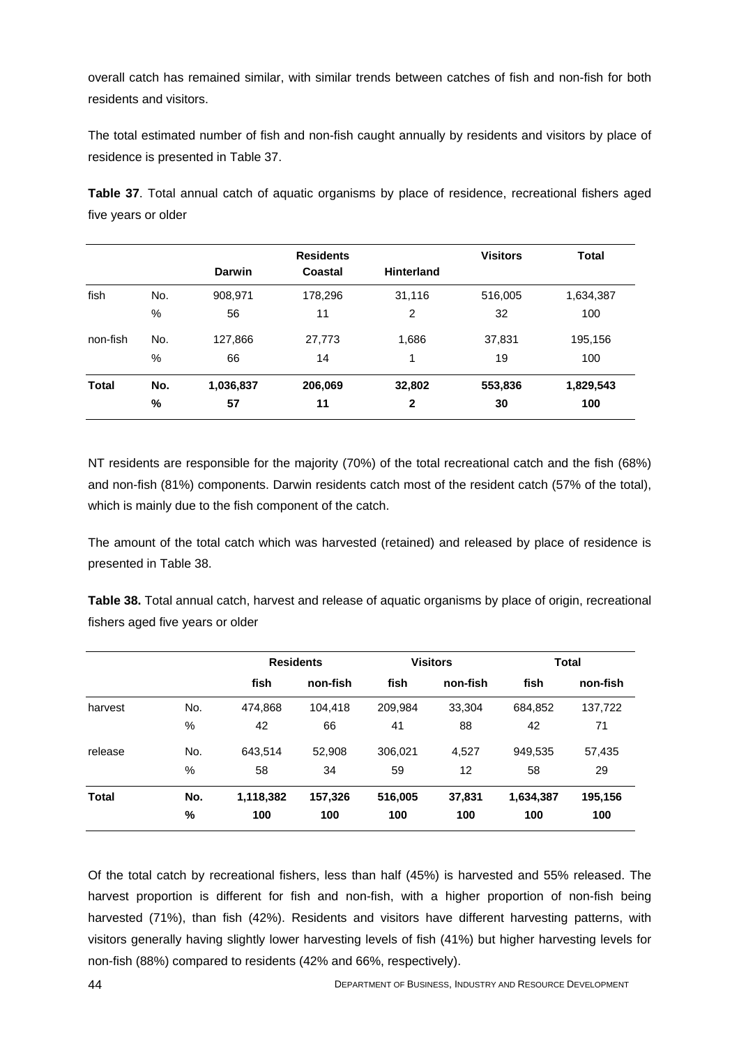overall catch has remained similar, with similar trends between catches of fish and non-fish for both residents and visitors.

The total estimated number of fish and non-fish caught annually by residents and visitors by place of residence is presented in Table 37.

**Table 37**. Total annual catch of aquatic organisms by place of residence, recreational fishers aged five years or older

| | | Residents | | | Visitors | Total |
|---|---|---|---|---|---|---|
| | | Darwin | Coastal | Hinterland | | |
| fish | No. | 908,971 | 178,296 | 31,116 | 516,005 | 1,634,387 |
| | % | 56 | 11 | 2 | 32 | 100 |
| non-fish | No. | 127,866 | 27,773 | 1,686 | 37,831 | 195,156 |
| | % | 66 | 14 | 1 | 19 | 100 |
| **Total** | **No.** | **1,036,837** | **206,069** | **32,802** | **553,836** | **1,829,543** |
| | **%** | **57** | **11** | **2** | **30** | **100** |

NT residents are responsible for the majority (70%) of the total recreational catch and the fish (68%) and non-fish (81%) components. Darwin residents catch most of the resident catch (57% of the total), which is mainly due to the fish component of the catch.

The amount of the total catch which was harvested (retained) and released by place of residence is presented in Table 38.

**Table 38.** Total annual catch, harvest and release of aquatic organisms by place of origin, recreational fishers aged five years or older

| | | Residents | | Visitors | | Total | |
|---|---|---|---|---|---|---|---|
| | | fish | non-fish | fish | non-fish | fish | non-fish |
| harvest | No. | 474,868 | 104,418 | 209,984 | 33,304 | 684,852 | 137,722 |
| | % | 42 | 66 | 41 | 88 | 42 | 71 |
| release | No. | 643,514 | 52,908 | 306,021 | 4,527 | 949,535 | 57,435 |
| | % | 58 | 34 | 59 | 12 | 58 | 29 |
| **Total** | **No.** | **1,118,382** | **157,326** | **516,005** | **37,831** | **1,634,387** | **195,156** |
| | **%** | **100** | **100** | **100** | **100** | **100** | **100** |

Of the total catch by recreational fishers, less than half (45%) is harvested and 55% released. The harvest proportion is different for fish and non-fish, with a higher proportion of non-fish being harvested (71%), than fish (42%). Residents and visitors have different harvesting patterns, with visitors generally having slightly lower harvesting levels of fish (41%) but higher harvesting levels for non-fish (88%) compared to residents (42% and 66%, respectively).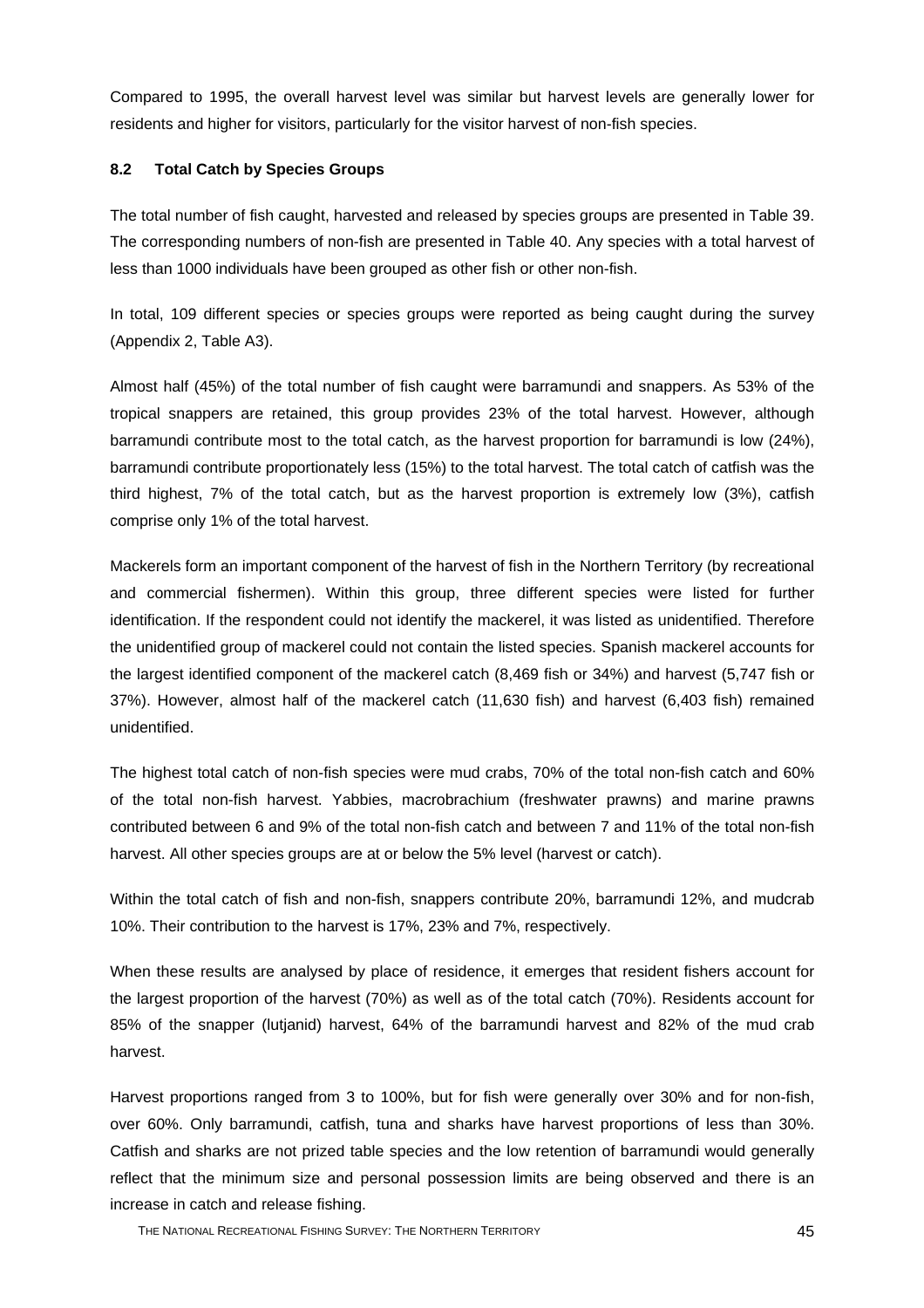Compared to 1995, the overall harvest level was similar but harvest levels are generally lower for residents and higher for visitors, particularly for the visitor harvest of non-fish species.

### 8.2 Total Catch by Species Groups

The total number of fish caught, harvested and released by species groups are presented in Table 39. The corresponding numbers of non-fish are presented in Table 40. Any species with a total harvest of less than 1000 individuals have been grouped as other fish or other non-fish.

In total, 109 different species or species groups were reported as being caught during the survey (Appendix 2, Table A3).

Almost half (45%) of the total number of fish caught were barramundi and snappers. As 53% of the tropical snappers are retained, this group provides 23% of the total harvest. However, although barramundi contribute most to the total catch, as the harvest proportion for barramundi is low (24%), barramundi contribute proportionately less (15%) to the total harvest. The total catch of catfish was the third highest, 7% of the total catch, but as the harvest proportion is extremely low (3%), catfish comprise only 1% of the total harvest.

Mackerels form an important component of the harvest of fish in the Northern Territory (by recreational and commercial fishermen). Within this group, three different species were listed for further identification. If the respondent could not identify the mackerel, it was listed as unidentified. Therefore the unidentified group of mackerel could not contain the listed species. Spanish mackerel accounts for the largest identified component of the mackerel catch (8,469 fish or 34%) and harvest (5,747 fish or 37%). However, almost half of the mackerel catch (11,630 fish) and harvest (6,403 fish) remained unidentified.

The highest total catch of non-fish species were mud crabs, 70% of the total non-fish catch and 60% of the total non-fish harvest. Yabbies, macrobrachium (freshwater prawns) and marine prawns contributed between 6 and 9% of the total non-fish catch and between 7 and 11% of the total non-fish harvest. All other species groups are at or below the 5% level (harvest or catch).

Within the total catch of fish and non-fish, snappers contribute 20%, barramundi 12%, and mudcrab 10%. Their contribution to the harvest is 17%, 23% and 7%, respectively.

When these results are analysed by place of residence, it emerges that resident fishers account for the largest proportion of the harvest (70%) as well as of the total catch (70%). Residents account for 85% of the snapper (lutjanid) harvest, 64% of the barramundi harvest and 82% of the mud crab harvest.

Harvest proportions ranged from 3 to 100%, but for fish were generally over 30% and for non-fish, over 60%. Only barramundi, catfish, tuna and sharks have harvest proportions of less than 30%. Catfish and sharks are not prized table species and the low retention of barramundi would generally reflect that the minimum size and personal possession limits are being observed and there is an increase in catch and release fishing.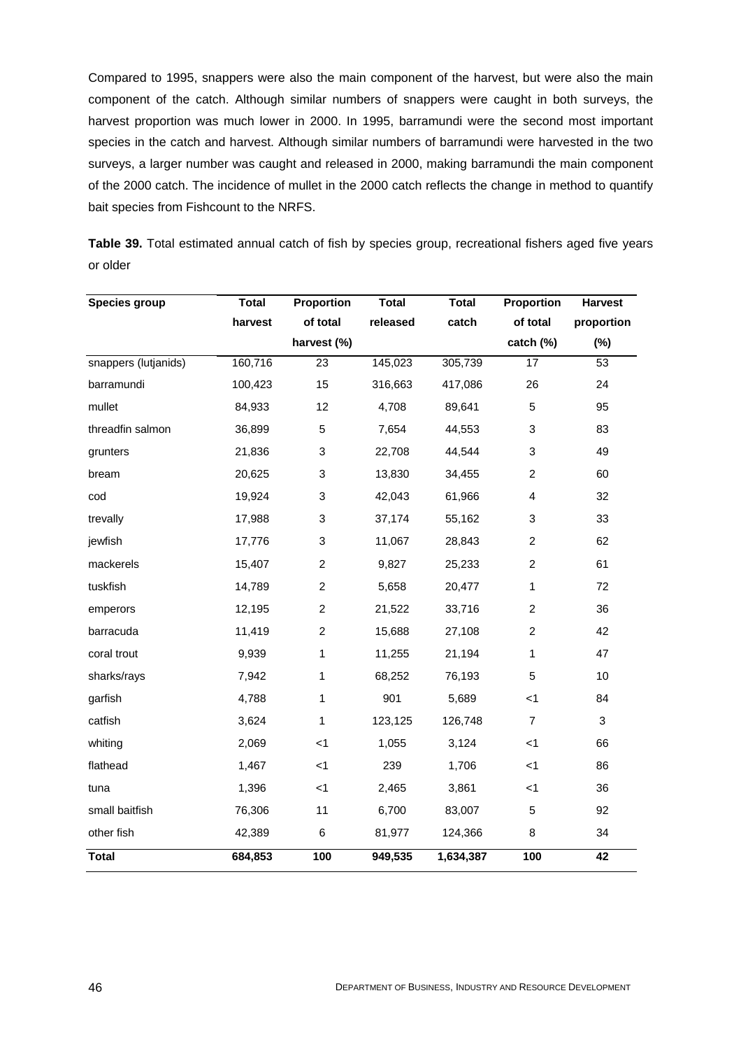Compared to 1995, snappers were also the main component of the harvest, but were also the main component of the catch. Although similar numbers of snappers were caught in both surveys, the harvest proportion was much lower in 2000. In 1995, barramundi were the second most important species in the catch and harvest. Although similar numbers of barramundi were harvested in the two surveys, a larger number was caught and released in 2000, making barramundi the main component of the 2000 catch. The incidence of mullet in the 2000 catch reflects the change in method to quantify bait species from Fishcount to the NRFS.

**Table 39.** Total estimated annual catch of fish by species group, recreational fishers aged five years or older

| Species group | Total harvest | Proportion of total harvest (%) | Total released | Total catch | Proportion of total catch (%) | Harvest proportion (%) |
|---|---|---|---|---|---|---|
| snappers (lutjanids) | 160,716 | 23 | 145,023 | 305,739 | 17 | 53 |
| barramundi | 100,423 | 15 | 316,663 | 417,086 | 26 | 24 |
| mullet | 84,933 | 12 | 4,708 | 89,641 | 5 | 95 |
| threadfin salmon | 36,899 | 5 | 7,654 | 44,553 | 3 | 83 |
| grunters | 21,836 | 3 | 22,708 | 44,544 | 3 | 49 |
| bream | 20,625 | 3 | 13,830 | 34,455 | 2 | 60 |
| cod | 19,924 | 3 | 42,043 | 61,966 | 4 | 32 |
| trevally | 17,988 | 3 | 37,174 | 55,162 | 3 | 33 |
| jewfish | 17,776 | 3 | 11,067 | 28,843 | 2 | 62 |
| mackerels | 15,407 | 2 | 9,827 | 25,233 | 2 | 61 |
| tuskfish | 14,789 | 2 | 5,658 | 20,477 | 1 | 72 |
| emperors | 12,195 | 2 | 21,522 | 33,716 | 2 | 36 |
| barracuda | 11,419 | 2 | 15,688 | 27,108 | 2 | 42 |
| coral trout | 9,939 | 1 | 11,255 | 21,194 | 1 | 47 |
| sharks/rays | 7,942 | 1 | 68,252 | 76,193 | 5 | 10 |
| garfish | 4,788 | 1 | 901 | 5,689 | <1 | 84 |
| catfish | 3,624 | 1 | 123,125 | 126,748 | 7 | 3 |
| whiting | 2,069 | <1 | 1,055 | 3,124 | <1 | 66 |
| flathead | 1,467 | <1 | 239 | 1,706 | <1 | 86 |
| tuna | 1,396 | <1 | 2,465 | 3,861 | <1 | 36 |
| small baitfish | 76,306 | 11 | 6,700 | 83,007 | 5 | 92 |
| other fish | 42,389 | 6 | 81,977 | 124,366 | 8 | 34 |
| **Total** | **684,853** | **100** | **949,535** | **1,634,387** | **100** | **42** |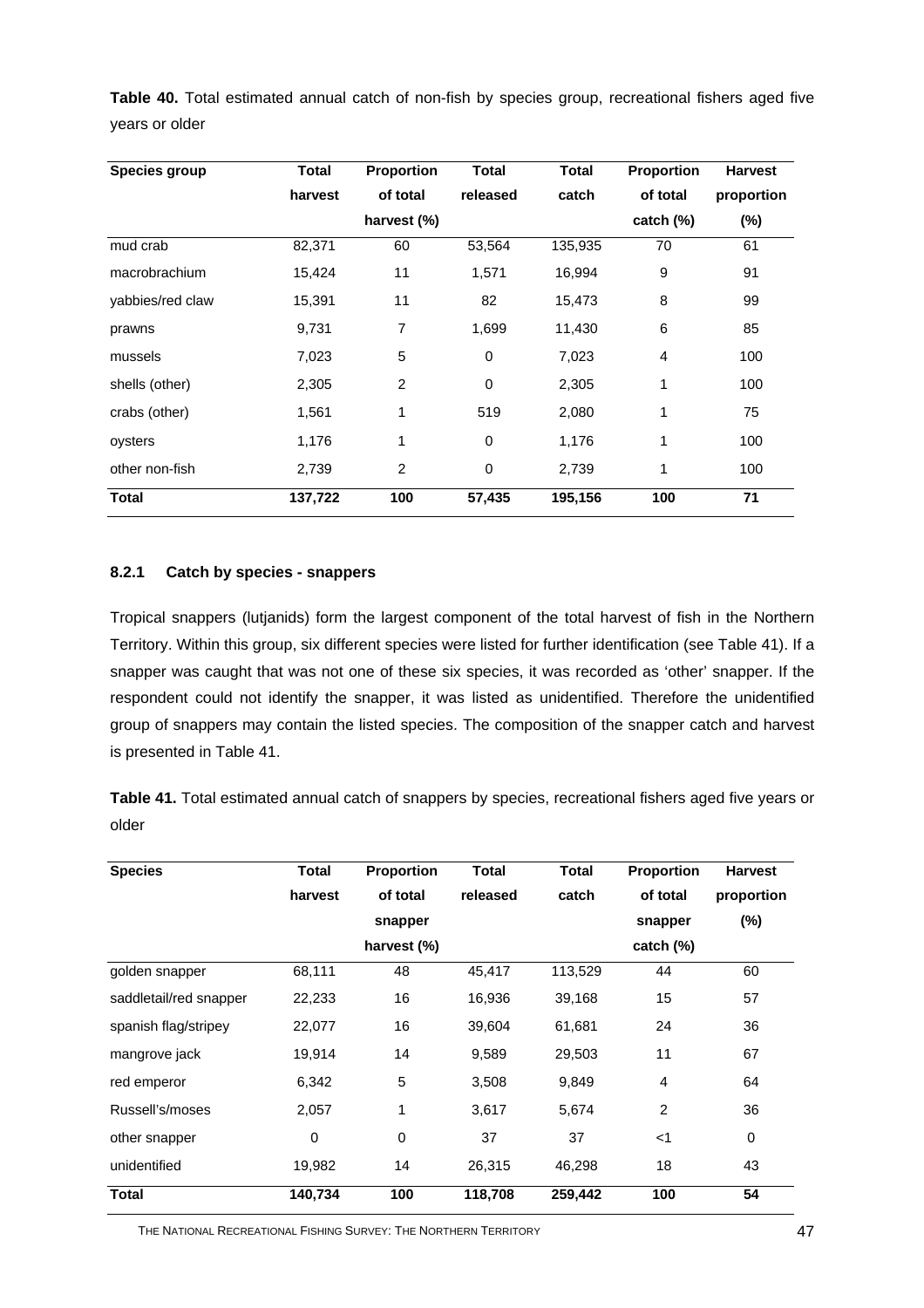**Table 40.** Total estimated annual catch of non-fish by species group, recreational fishers aged five years or older

| Species group | Total harvest | Proportion of total harvest (%) | Total released | Total catch | Proportion of total catch (%) | Harvest proportion (%) |
|---|---|---|---|---|---|---|
| mud crab | 82,371 | 60 | 53,564 | 135,935 | 70 | 61 |
| macrobrachium | 15,424 | 11 | 1,571 | 16,994 | 9 | 91 |
| yabbies/red claw | 15,391 | 11 | 82 | 15,473 | 8 | 99 |
| prawns | 9,731 | 7 | 1,699 | 11,430 | 6 | 85 |
| mussels | 7,023 | 5 | 0 | 7,023 | 4 | 100 |
| shells (other) | 2,305 | 2 | 0 | 2,305 | 1 | 100 |
| crabs (other) | 1,561 | 1 | 519 | 2,080 | 1 | 75 |
| oysters | 1,176 | 1 | 0 | 1,176 | 1 | 100 |
| other non-fish | 2,739 | 2 | 0 | 2,739 | 1 | 100 |
| **Total** | **137,722** | **100** | **57,435** | **195,156** | **100** | **71** |

### 8.2.1 Catch by species - snappers

Tropical snappers (lutjanids) form the largest component of the total harvest of fish in the Northern Territory. Within this group, six different species were listed for further identification (see Table 41). If a snapper was caught that was not one of these six species, it was recorded as 'other' snapper. If the respondent could not identify the snapper, it was listed as unidentified. Therefore the unidentified group of snappers may contain the listed species. The composition of the snapper catch and harvest is presented in Table 41.

**Table 41.** Total estimated annual catch of snappers by species, recreational fishers aged five years or older

| Species | Total harvest | Proportion of total snapper harvest (%) | Total released | Total catch | Proportion of total snapper catch (%) | Harvest proportion (%) |
|---|---|---|---|---|---|---|
| golden snapper | 68,111 | 48 | 45,417 | 113,529 | 44 | 60 |
| saddletail/red snapper | 22,233 | 16 | 16,936 | 39,168 | 15 | 57 |
| spanish flag/stripey | 22,077 | 16 | 39,604 | 61,681 | 24 | 36 |
| mangrove jack | 19,914 | 14 | 9,589 | 29,503 | 11 | 67 |
| red emperor | 6,342 | 5 | 3,508 | 9,849 | 4 | 64 |
| Russell's/moses | 2,057 | 1 | 3,617 | 5,674 | 2 | 36 |
| other snapper | 0 | 0 | 37 | 37 | <1 | 0 |
| unidentified | 19,982 | 14 | 26,315 | 46,298 | 18 | 43 |
| **Total** | **140,734** | **100** | **118,708** | **259,442** | **100** | **54** |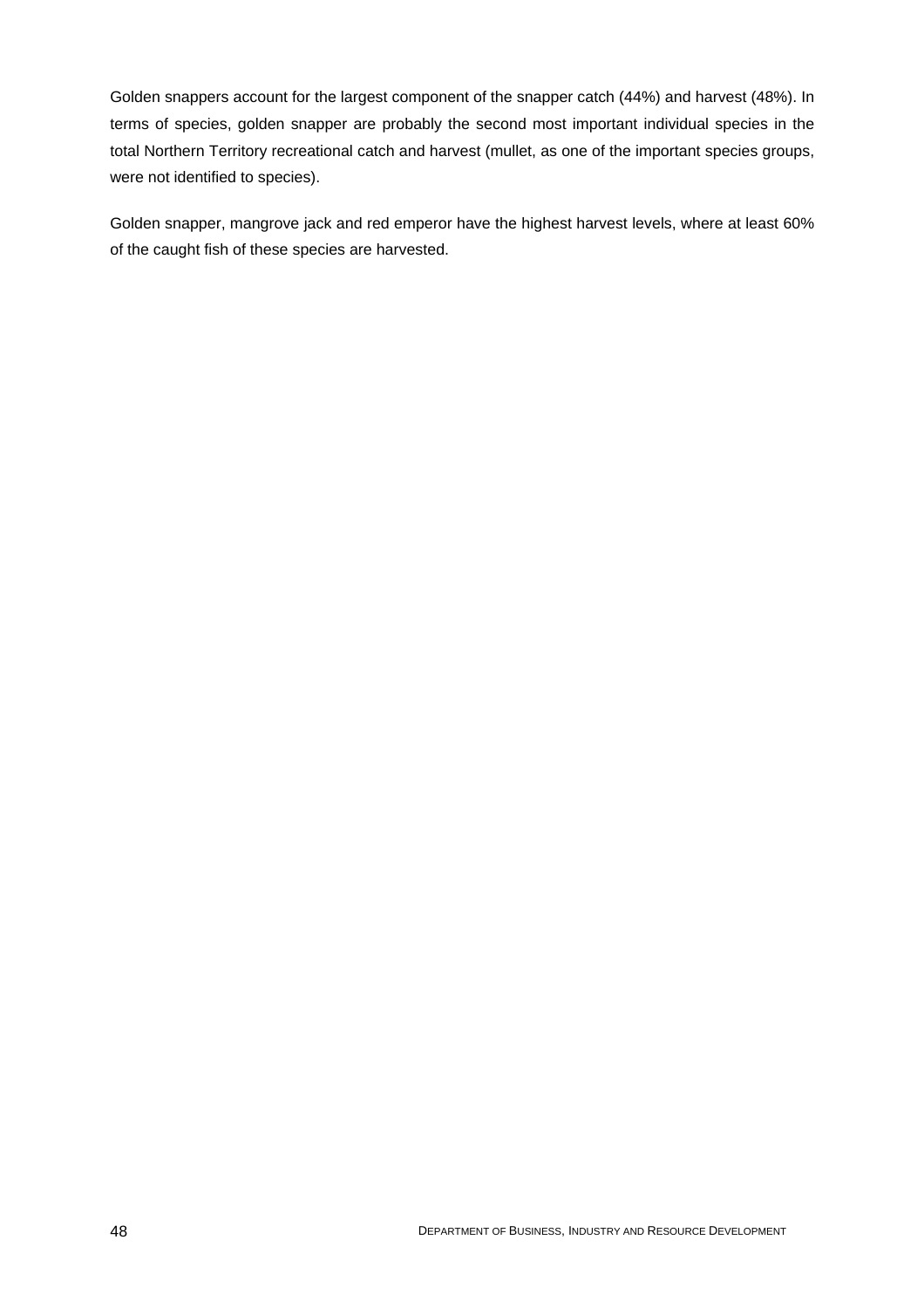Golden snappers account for the largest component of the snapper catch (44%) and harvest (48%). In terms of species, golden snapper are probably the second most important individual species in the total Northern Territory recreational catch and harvest (mullet, as one of the important species groups, were not identified to species).

Golden snapper, mangrove jack and red emperor have the highest harvest levels, where at least 60% of the caught fish of these species are harvested.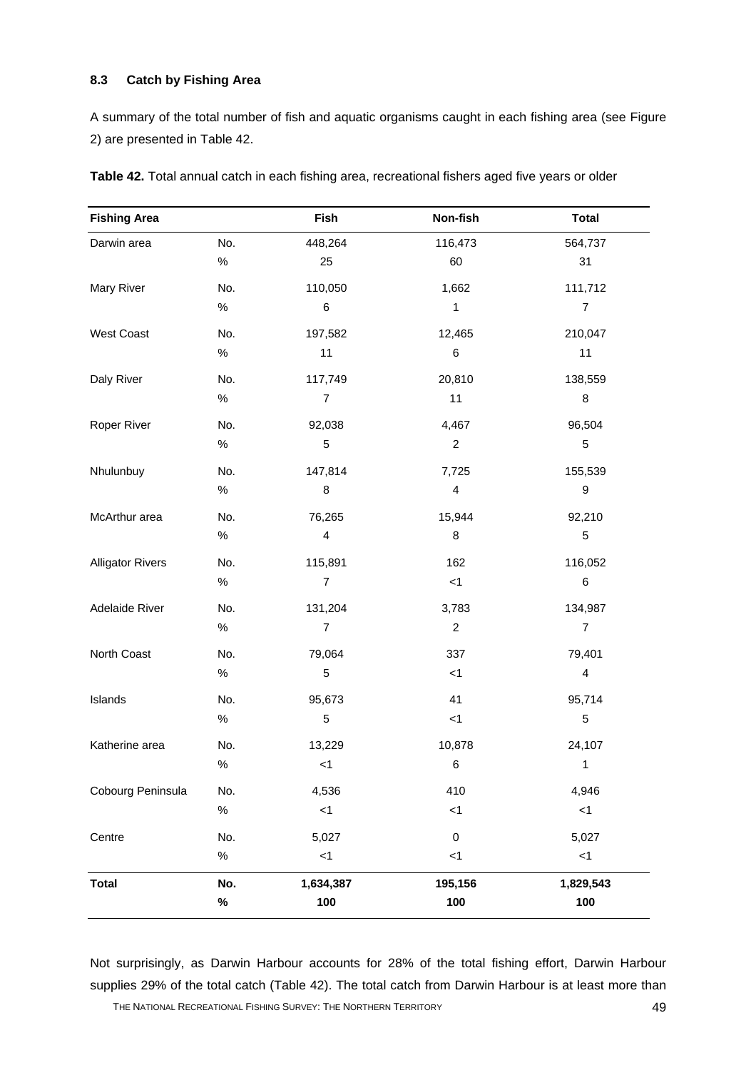### 8.3 Catch by Fishing Area

A summary of the total number of fish and aquatic organisms caught in each fishing area (see Figure 2) are presented in Table 42.

**Table 42.** Total annual catch in each fishing area, recreational fishers aged five years or older

| Fishing Area | | Fish | Non-fish | Total |
|---|---|---|---|---|
| Darwin area | No. | 448,264 | 116,473 | 564,737 |
| | % | 25 | 60 | 31 |
| Mary River | No. | 110,050 | 1,662 | 111,712 |
| | % | 6 | 1 | 7 |
| West Coast | No. | 197,582 | 12,465 | 210,047 |
| | % | 11 | 6 | 11 |
| Daly River | No. | 117,749 | 20,810 | 138,559 |
| | % | 7 | 11 | 8 |
| Roper River | No. | 92,038 | 4,467 | 96,504 |
| | % | 5 | 2 | 5 |
| Nhulunbuy | No. | 147,814 | 7,725 | 155,539 |
| | % | 8 | 4 | 9 |
| McArthur area | No. | 76,265 | 15,944 | 92,210 |
| | % | 4 | 8 | 5 |
| Alligator Rivers | No. | 115,891 | 162 | 116,052 |
| | % | 7 | <1 | 6 |
| Adelaide River | No. | 131,204 | 3,783 | 134,987 |
| | % | 7 | 2 | 7 |
| North Coast | No. | 79,064 | 337 | 79,401 |
| | % | 5 | <1 | 4 |
| Islands | No. | 95,673 | 41 | 95,714 |
| | % | 5 | <1 | 5 |
| Katherine area | No. | 13,229 | 10,878 | 24,107 |
| | % | <1 | 6 | 1 |
| Cobourg Peninsula | No. | 4,536 | 410 | 4,946 |
| | % | <1 | <1 | <1 |
| Centre | No. | 5,027 | 0 | 5,027 |
| | % | <1 | <1 | <1 |
| **Total** | **No.** | **1,634,387** | **195,156** | **1,829,543** |
| | **%** | **100** | **100** | **100** |

Not surprisingly, as Darwin Harbour accounts for 28% of the total fishing effort, Darwin Harbour supplies 29% of the total catch (Table 42). The total catch from Darwin Harbour is at least more than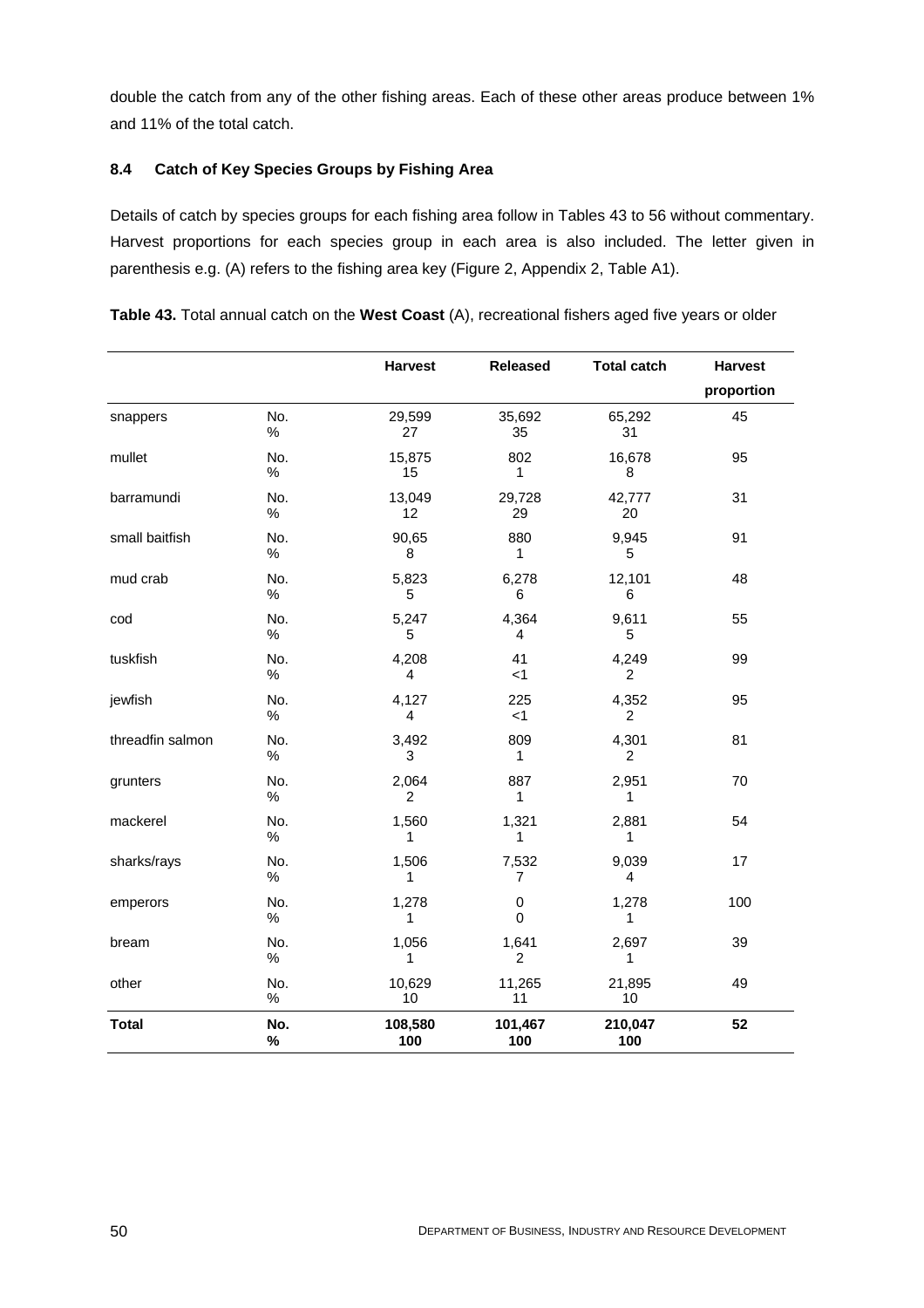double the catch from any of the other fishing areas. Each of these other areas produce between 1% and 11% of the total catch.

### 8.4 Catch of Key Species Groups by Fishing Area

Details of catch by species groups for each fishing area follow in Tables 43 to 56 without commentary. Harvest proportions for each species group in each area is also included. The letter given in parenthesis e.g. (A) refers to the fishing area key (Figure 2, Appendix 2, Table A1).

**Table 43.** Total annual catch on the **West Coast** (A), recreational fishers aged five years or older

| | | Harvest | Released | Total catch | Harvest proportion |
|---|---|---|---|---|---|
| snappers | No.<br>% | 29,599<br>27 | 35,692<br>35 | 65,292<br>31 | 45 |
| mullet | No.<br>% | 15,875<br>15 | 802<br>1 | 16,678<br>8 | 95 |
| barramundi | No.<br>% | 13,049<br>12 | 29,728<br>29 | 42,777<br>20 | 31 |
| small baitfish | No.<br>% | 90,65<br>8 | 880<br>1 | 9,945<br>5 | 91 |
| mud crab | No.<br>% | 5,823<br>5 | 6,278<br>6 | 12,101<br>6 | 48 |
| cod | No.<br>% | 5,247<br>5 | 4,364<br>4 | 9,611<br>5 | 55 |
| tuskfish | No.<br>% | 4,208<br>4 | 41<br><1 | 4,249<br>2 | 99 |
| jewfish | No.<br>% | 4,127<br>4 | 225<br><1 | 4,352<br>2 | 95 |
| threadfin salmon | No.<br>% | 3,492<br>3 | 809<br>1 | 4,301<br>2 | 81 |
| grunters | No.<br>% | 2,064<br>2 | 887<br>1 | 2,951<br>1 | 70 |
| mackerel | No.<br>% | 1,560<br>1 | 1,321<br>1 | 2,881<br>1 | 54 |
| sharks/rays | No.<br>% | 1,506<br>1 | 7,532<br>7 | 9,039<br>4 | 17 |
| emperors | No.<br>% | 1,278<br>1 | 0<br>0 | 1,278<br>1 | 100 |
| bream | No.<br>% | 1,056<br>1 | 1,641<br>2 | 2,697<br>1 | 39 |
| other | No.<br>% | 10,629<br>10 | 11,265<br>11 | 21,895<br>10 | 49 |
| **Total** | **No.<br>%** | **108,580<br>100** | **101,467<br>100** | **210,047<br>100** | **52** |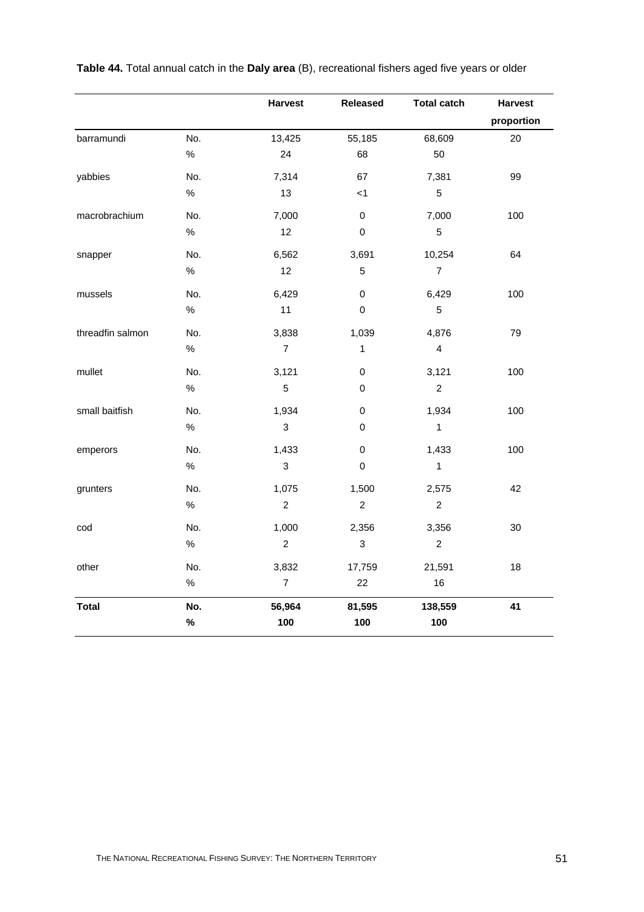**Table 44.** Total annual catch in the **Daly area** (B), recreational fishers aged five years or older

| | | Harvest | Released | Total catch | Harvest proportion |
|---|---|---|---|---|---|
| barramundi | No. | 13,425 | 55,185 | 68,609 | 20 |
| | % | 24 | 68 | 50 | |
| yabbies | No. | 7,314 | 67 | 7,381 | 99 |
| | % | 13 | <1 | 5 | |
| macrobrachium | No. | 7,000 | 0 | 7,000 | 100 |
| | % | 12 | 0 | 5 | |
| snapper | No. | 6,562 | 3,691 | 10,254 | 64 |
| | % | 12 | 5 | 7 | |
| mussels | No. | 6,429 | 0 | 6,429 | 100 |
| | % | 11 | 0 | 5 | |
| threadfin salmon | No. | 3,838 | 1,039 | 4,876 | 79 |
| | % | 7 | 1 | 4 | |
| mullet | No. | 3,121 | 0 | 3,121 | 100 |
| | % | 5 | 0 | 2 | |
| small baitfish | No. | 1,934 | 0 | 1,934 | 100 |
| | % | 3 | 0 | 1 | |
| emperors | No. | 1,433 | 0 | 1,433 | 100 |
| | % | 3 | 0 | 1 | |
| grunters | No. | 1,075 | 1,500 | 2,575 | 42 |
| | % | 2 | 2 | 2 | |
| cod | No. | 1,000 | 2,356 | 3,356 | 30 |
| | % | 2 | 3 | 2 | |
| other | No. | 3,832 | 17,759 | 21,591 | 18 |
| | % | 7 | 22 | 16 | |
| **Total** | **No.** | **56,964** | **81,595** | **138,559** | **41** |
| | **%** | **100** | **100** | **100** | |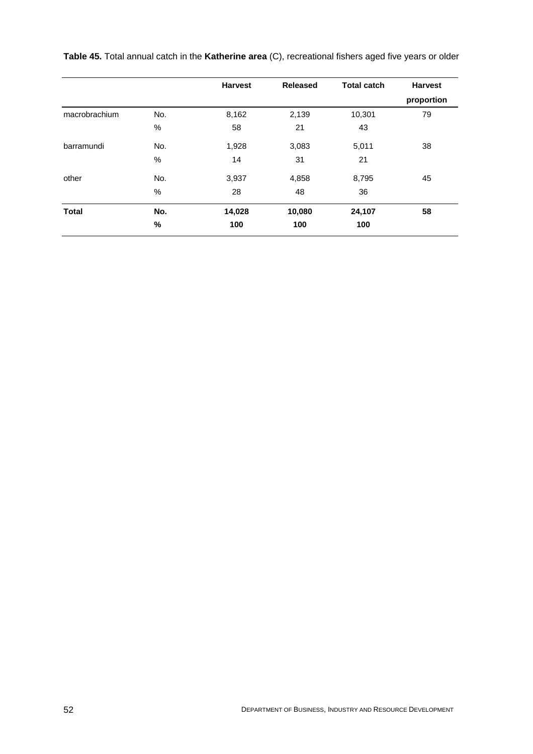**Table 45.** Total annual catch in the **Katherine area** (C), recreational fishers aged five years or older

| | | Harvest | Released | Total catch | Harvest proportion |
|---|---|---|---|---|---|
| macrobrachium | No. | 8,162 | 2,139 | 10,301 | 79 |
| | % | 58 | 21 | 43 | |
| barramundi | No. | 1,928 | 3,083 | 5,011 | 38 |
| | % | 14 | 31 | 21 | |
| other | No. | 3,937 | 4,858 | 8,795 | 45 |
| | % | 28 | 48 | 36 | |
| **Total** | **No.** | **14,028** | **10,080** | **24,107** | **58** |
| | **%** | **100** | **100** | **100** | |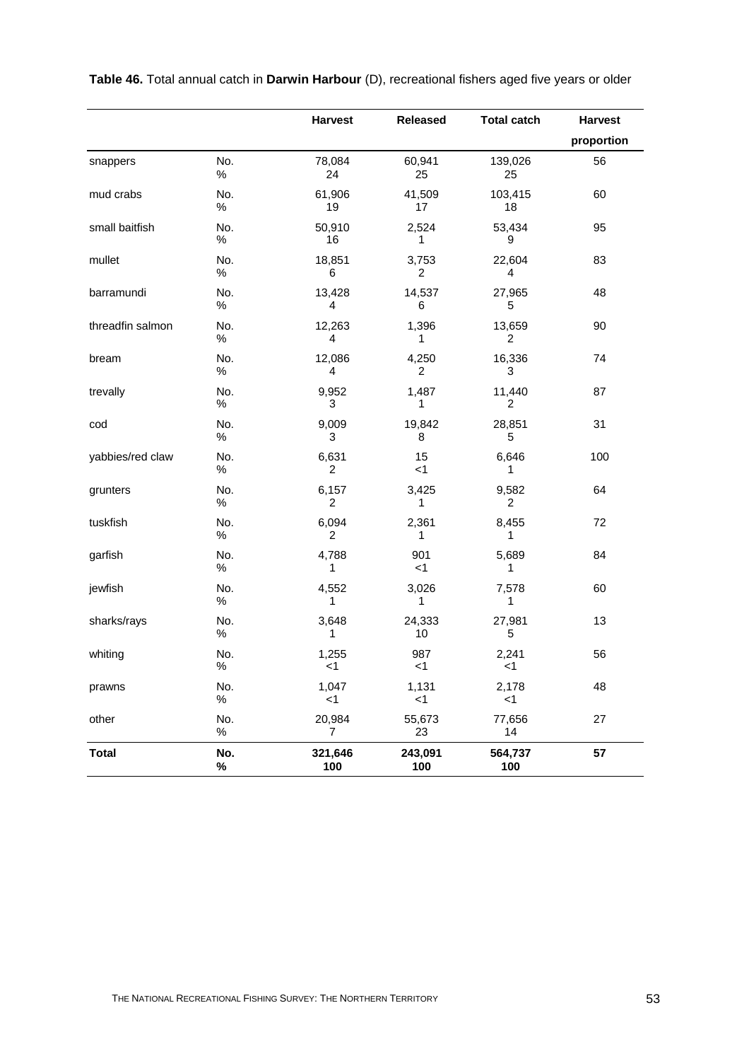**Table 46.** Total annual catch in **Darwin Harbour** (D), recreational fishers aged five years or older

| | | Harvest | Released | Total catch | Harvest proportion |
|---|---|---|---|---|---|
| snappers | No. | 78,084 | 60,941 | 139,026 | 56 |
| | % | 24 | 25 | 25 | |
| mud crabs | No. | 61,906 | 41,509 | 103,415 | 60 |
| | % | 19 | 17 | 18 | |
| small baitfish | No. | 50,910 | 2,524 | 53,434 | 95 |
| | % | 16 | 1 | 9 | |
| mullet | No. | 18,851 | 3,753 | 22,604 | 83 |
| | % | 6 | 2 | 4 | |
| barramundi | No. | 13,428 | 14,537 | 27,965 | 48 |
| | % | 4 | 6 | 5 | |
| threadfin salmon | No. | 12,263 | 1,396 | 13,659 | 90 |
| | % | 4 | 1 | 2 | |
| bream | No. | 12,086 | 4,250 | 16,336 | 74 |
| | % | 4 | 2 | 3 | |
| trevally | No. | 9,952 | 1,487 | 11,440 | 87 |
| | % | 3 | 1 | 2 | |
| cod | No. | 9,009 | 19,842 | 28,851 | 31 |
| | % | 3 | 8 | 5 | |
| yabbies/red claw | No. | 6,631 | 15 | 6,646 | 100 |
| | % | 2 | <1 | 1 | |
| grunters | No. | 6,157 | 3,425 | 9,582 | 64 |
| | % | 2 | 1 | 2 | |
| tuskfish | No. | 6,094 | 2,361 | 8,455 | 72 |
| | % | 2 | 1 | 1 | |
| garfish | No. | 4,788 | 901 | 5,689 | 84 |
| | % | 1 | <1 | 1 | |
| jewfish | No. | 4,552 | 3,026 | 7,578 | 60 |
| | % | 1 | 1 | 1 | |
| sharks/rays | No. | 3,648 | 24,333 | 27,981 | 13 |
| | % | 1 | 10 | 5 | |
| whiting | No. | 1,255 | 987 | 2,241 | 56 |
| | % | <1 | <1 | <1 | |
| prawns | No. | 1,047 | 1,131 | 2,178 | 48 |
| | % | <1 | <1 | <1 | |
| other | No. | 20,984 | 55,673 | 77,656 | 27 |
| | % | 7 | 23 | 14 | |
| **Total** | **No.** | **321,646** | **243,091** | **564,737** | **57** |
| | **%** | **100** | **100** | **100** | |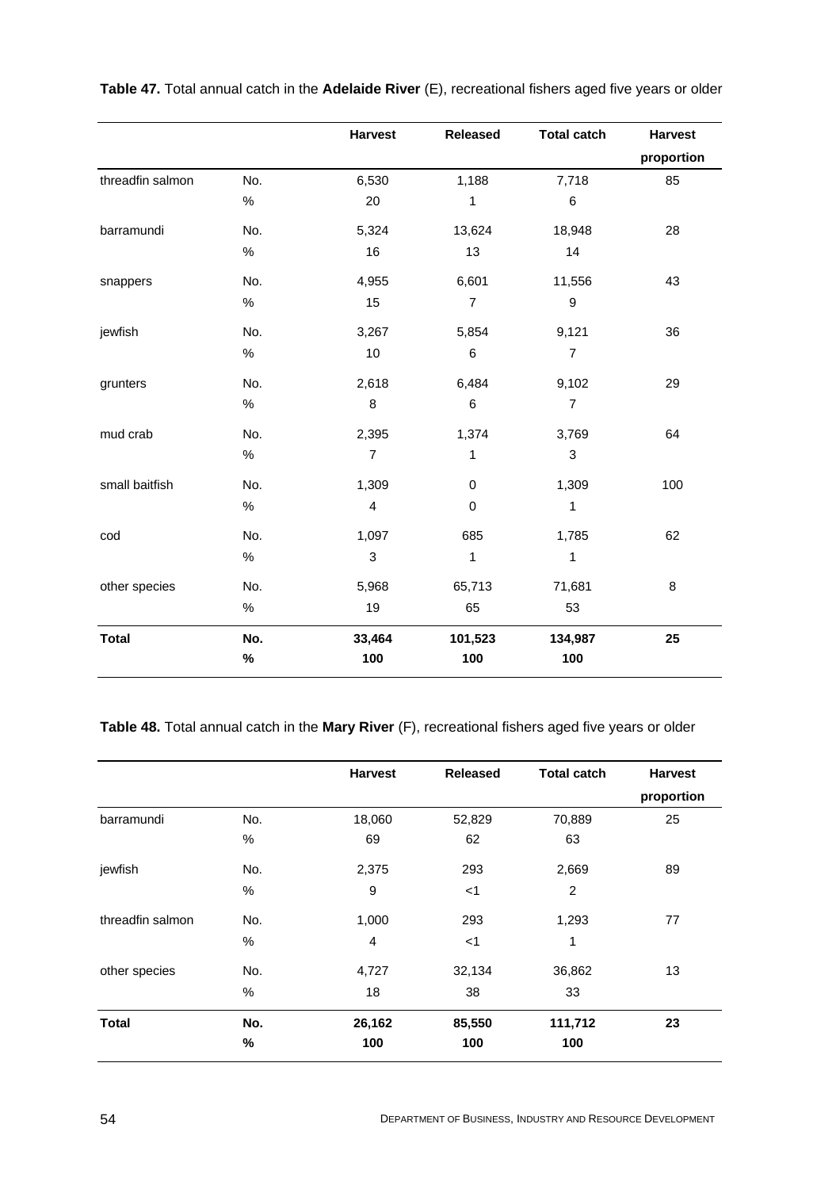**Table 47.** Total annual catch in the **Adelaide River** (E), recreational fishers aged five years or older

| | | Harvest | Released | Total catch | Harvest proportion |
|---|---|---|---|---|---|
| threadfin salmon | No. | 6,530 | 1,188 | 7,718 | 85 |
| | % | 20 | 1 | 6 | |
| barramundi | No. | 5,324 | 13,624 | 18,948 | 28 |
| | % | 16 | 13 | 14 | |
| snappers | No. | 4,955 | 6,601 | 11,556 | 43 |
| | % | 15 | 7 | 9 | |
| jewfish | No. | 3,267 | 5,854 | 9,121 | 36 |
| | % | 10 | 6 | 7 | |
| grunters | No. | 2,618 | 6,484 | 9,102 | 29 |
| | % | 8 | 6 | 7 | |
| mud crab | No. | 2,395 | 1,374 | 3,769 | 64 |
| | % | 7 | 1 | 3 | |
| small baitfish | No. | 1,309 | 0 | 1,309 | 100 |
| | % | 4 | 0 | 1 | |
| cod | No. | 1,097 | 685 | 1,785 | 62 |
| | % | 3 | 1 | 1 | |
| other species | No. | 5,968 | 65,713 | 71,681 | 8 |
| | % | 19 | 65 | 53 | |
| **Total** | **No.** | **33,464** | **101,523** | **134,987** | **25** |
| | **%** | **100** | **100** | **100** | |

**Table 48.** Total annual catch in the **Mary River** (F), recreational fishers aged five years or older

| | | Harvest | Released | Total catch | Harvest proportion |
|---|---|---|---|---|---|
| barramundi | No. | 18,060 | 52,829 | 70,889 | 25 |
| | % | 69 | 62 | 63 | |
| jewfish | No. | 2,375 | 293 | 2,669 | 89 |
| | % | 9 | <1 | 2 | |
| threadfin salmon | No. | 1,000 | 293 | 1,293 | 77 |
| | % | 4 | <1 | 1 | |
| other species | No. | 4,727 | 32,134 | 36,862 | 13 |
| | % | 18 | 38 | 33 | |
| **Total** | **No.** | **26,162** | **85,550** | **111,712** | **23** |
| | **%** | **100** | **100** | **100** | |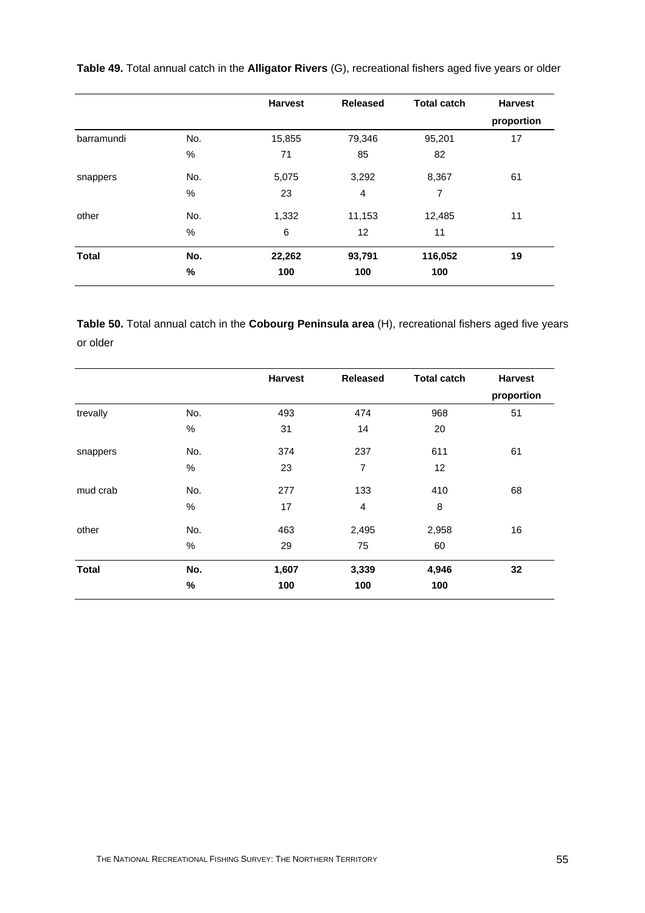**Table 49.** Total annual catch in the **Alligator Rivers** (G), recreational fishers aged five years or older

| | | Harvest | Released | Total catch | Harvest proportion |
|---|---|---|---|---|---|
| barramundi | No. | 15,855 | 79,346 | 95,201 | 17 |
| | % | 71 | 85 | 82 | |
| snappers | No. | 5,075 | 3,292 | 8,367 | 61 |
| | % | 23 | 4 | 7 | |
| other | No. | 1,332 | 11,153 | 12,485 | 11 |
| | % | 6 | 12 | 11 | |
| **Total** | **No.** | **22,262** | **93,791** | **116,052** | **19** |
| | **%** | **100** | **100** | **100** | |

**Table 50.** Total annual catch in the **Cobourg Peninsula area** (H), recreational fishers aged five years or older

| | | Harvest | Released | Total catch | Harvest proportion |
|---|---|---|---|---|---|
| trevally | No. | 493 | 474 | 968 | 51 |
| | % | 31 | 14 | 20 | |
| snappers | No. | 374 | 237 | 611 | 61 |
| | % | 23 | 7 | 12 | |
| mud crab | No. | 277 | 133 | 410 | 68 |
| | % | 17 | 4 | 8 | |
| other | No. | 463 | 2,495 | 2,958 | 16 |
| | % | 29 | 75 | 60 | |
| **Total** | **No.** | **1,607** | **3,339** | **4,946** | **32** |
| | **%** | **100** | **100** | **100** | |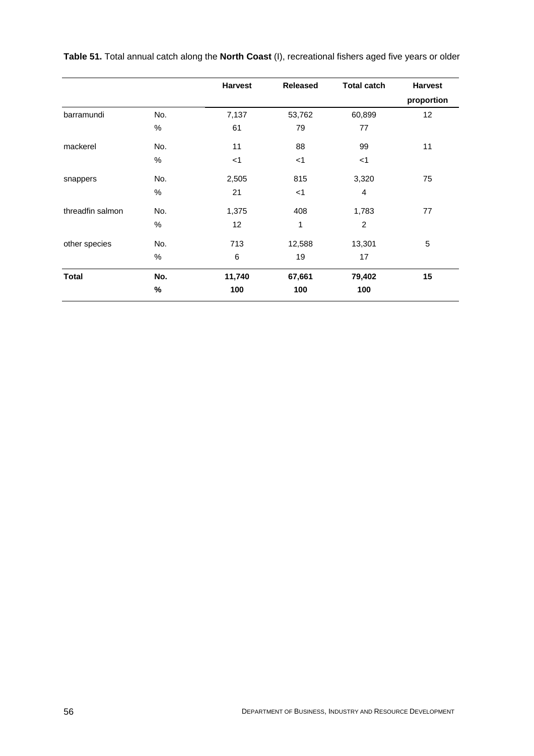**Table 51.** Total annual catch along the **North Coast** (I), recreational fishers aged five years or older

| | | Harvest | Released | Total catch | Harvest proportion |
|---|---|---|---|---|---|
| barramundi | No. | 7,137 | 53,762 | 60,899 | 12 |
| | % | 61 | 79 | 77 | |
| mackerel | No. | 11 | 88 | 99 | 11 |
| | % | <1 | <1 | <1 | |
| snappers | No. | 2,505 | 815 | 3,320 | 75 |
| | % | 21 | <1 | 4 | |
| threadfin salmon | No. | 1,375 | 408 | 1,783 | 77 |
| | % | 12 | 1 | 2 | |
| other species | No. | 713 | 12,588 | 13,301 | 5 |
| | % | 6 | 19 | 17 | |
| **Total** | **No.** | **11,740** | **67,661** | **79,402** | **15** |
| | **%** | **100** | **100** | **100** | |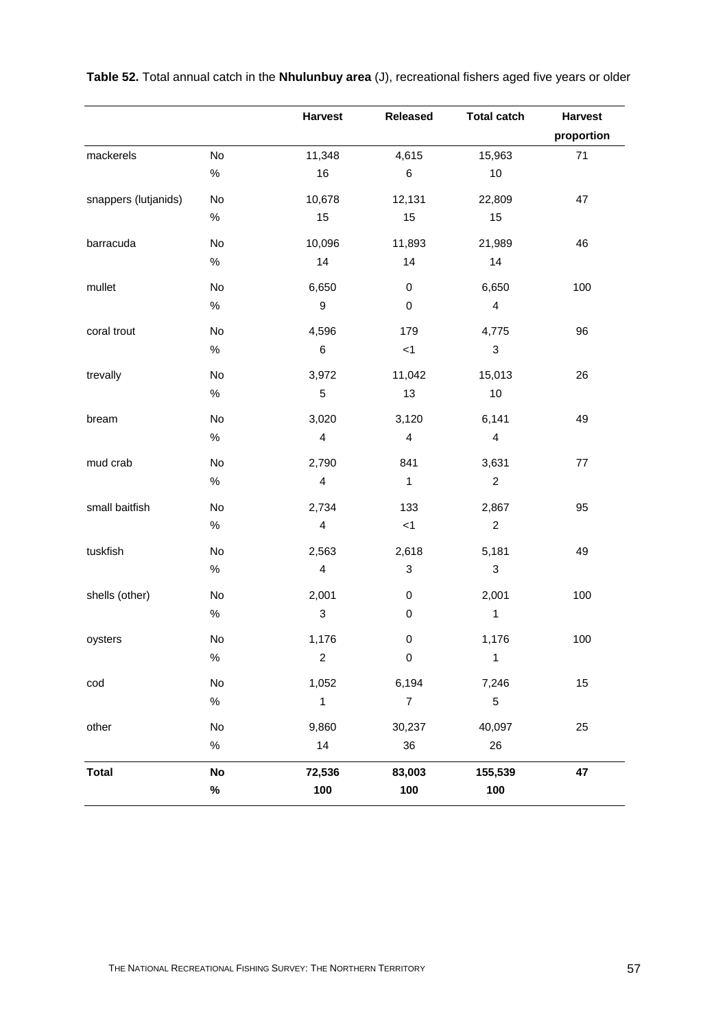**Table 52.** Total annual catch in the **Nhulunbuy area** (J), recreational fishers aged five years or older

| | | Harvest | Released | Total catch | Harvest proportion |
|---|---|---|---|---|---|
| mackerels | No | 11,348 | 4,615 | 15,963 | 71 |
| | % | 16 | 6 | 10 | |
| snappers (lutjanids) | No | 10,678 | 12,131 | 22,809 | 47 |
| | % | 15 | 15 | 15 | |
| barracuda | No | 10,096 | 11,893 | 21,989 | 46 |
| | % | 14 | 14 | 14 | |
| mullet | No | 6,650 | 0 | 6,650 | 100 |
| | % | 9 | 0 | 4 | |
| coral trout | No | 4,596 | 179 | 4,775 | 96 |
| | % | 6 | <1 | 3 | |
| trevally | No | 3,972 | 11,042 | 15,013 | 26 |
| | % | 5 | 13 | 10 | |
| bream | No | 3,020 | 3,120 | 6,141 | 49 |
| | % | 4 | 4 | 4 | |
| mud crab | No | 2,790 | 841 | 3,631 | 77 |
| | % | 4 | 1 | 2 | |
| small baitfish | No | 2,734 | 133 | 2,867 | 95 |
| | % | 4 | <1 | 2 | |
| tuskfish | No | 2,563 | 2,618 | 5,181 | 49 |
| | % | 4 | 3 | 3 | |
| shells (other) | No | 2,001 | 0 | 2,001 | 100 |
| | % | 3 | 0 | 1 | |
| oysters | No | 1,176 | 0 | 1,176 | 100 |
| | % | 2 | 0 | 1 | |
| cod | No | 1,052 | 6,194 | 7,246 | 15 |
| | % | 1 | 7 | 5 | |
| other | No | 9,860 | 30,237 | 40,097 | 25 |
| | % | 14 | 36 | 26 | |
| **Total** | **No** | **72,536** | **83,003** | **155,539** | **47** |
| | **%** | **100** | **100** | **100** | |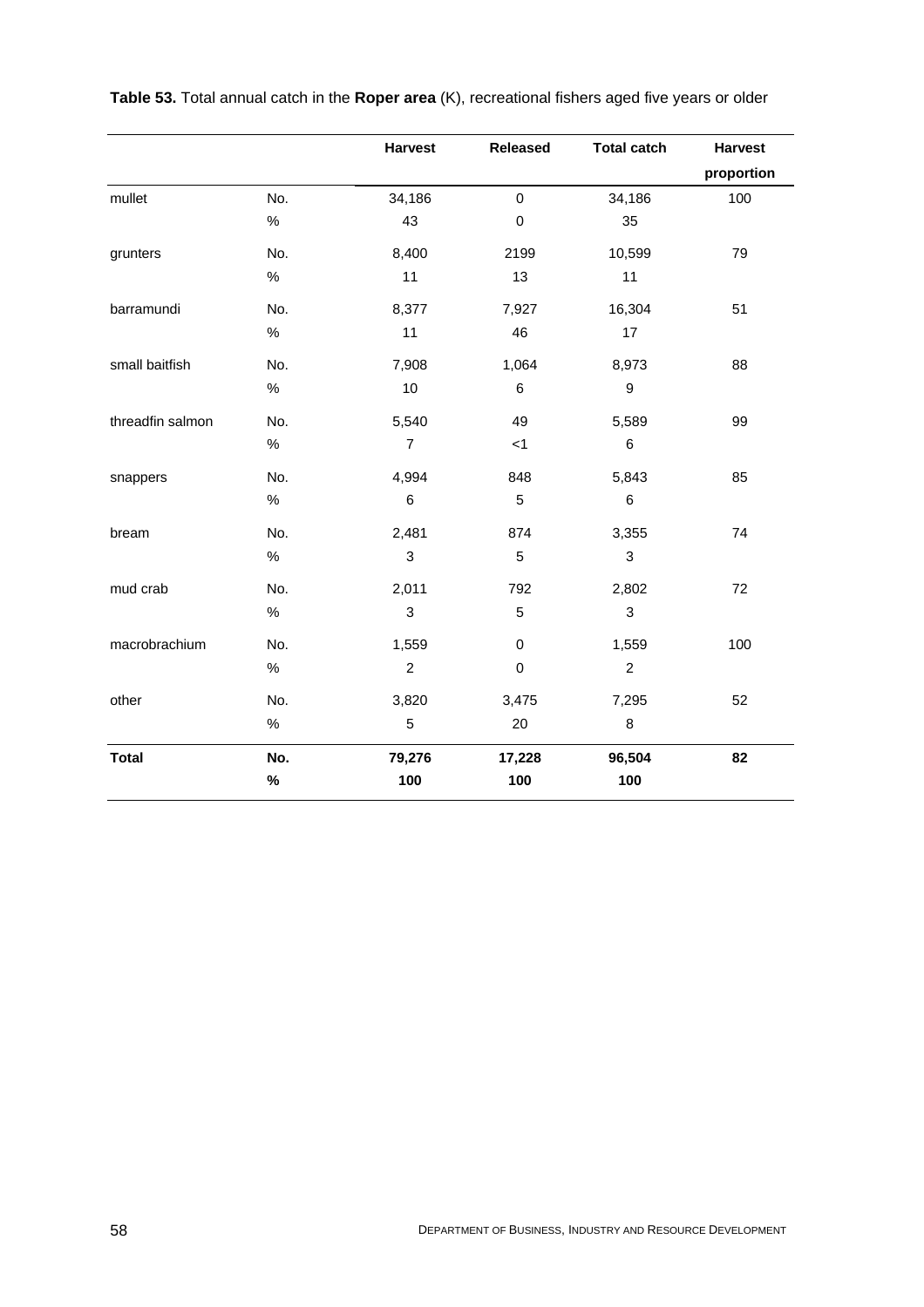**Table 53.** Total annual catch in the **Roper area** (K), recreational fishers aged five years or older

| | | Harvest | Released | Total catch | Harvest proportion |
|---|---|---|---|---|---|
| mullet | No. | 34,186 | 0 | 34,186 | 100 |
| | % | 43 | 0 | 35 | |
| grunters | No. | 8,400 | 2199 | 10,599 | 79 |
| | % | 11 | 13 | 11 | |
| barramundi | No. | 8,377 | 7,927 | 16,304 | 51 |
| | % | 11 | 46 | 17 | |
| small baitfish | No. | 7,908 | 1,064 | 8,973 | 88 |
| | % | 10 | 6 | 9 | |
| threadfin salmon | No. | 5,540 | 49 | 5,589 | 99 |
| | % | 7 | <1 | 6 | |
| snappers | No. | 4,994 | 848 | 5,843 | 85 |
| | % | 6 | 5 | 6 | |
| bream | No. | 2,481 | 874 | 3,355 | 74 |
| | % | 3 | 5 | 3 | |
| mud crab | No. | 2,011 | 792 | 2,802 | 72 |
| | % | 3 | 5 | 3 | |
| macrobrachium | No. | 1,559 | 0 | 1,559 | 100 |
| | % | 2 | 0 | 2 | |
| other | No. | 3,820 | 3,475 | 7,295 | 52 |
| | % | 5 | 20 | 8 | |
| **Total** | **No.** | **79,276** | **17,228** | **96,504** | **82** |
| | **%** | **100** | **100** | **100** | |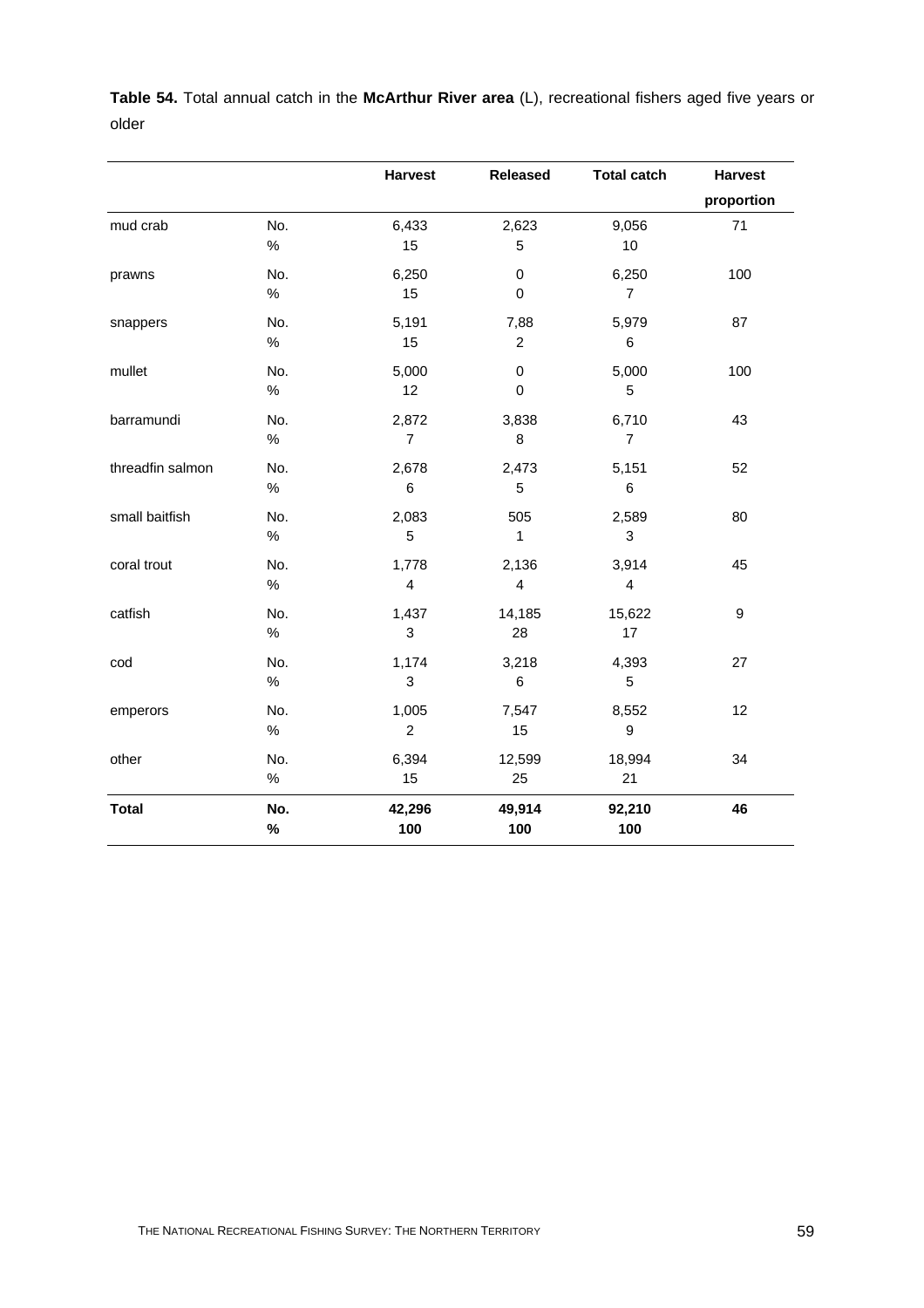**Table 54.** Total annual catch in the **McArthur River area** (L), recreational fishers aged five years or older

| | | Harvest | Released | Total catch | Harvest proportion |
|---|---|---|---|---|---|
| mud crab | No. | 6,433 | 2,623 | 9,056 | 71 |
| | % | 15 | 5 | 10 | |
| prawns | No. | 6,250 | 0 | 6,250 | 100 |
| | % | 15 | 0 | 7 | |
| snappers | No. | 5,191 | 7,88 | 5,979 | 87 |
| | % | 15 | 2 | 6 | |
| mullet | No. | 5,000 | 0 | 5,000 | 100 |
| | % | 12 | 0 | 5 | |
| barramundi | No. | 2,872 | 3,838 | 6,710 | 43 |
| | % | 7 | 8 | 7 | |
| threadfin salmon | No. | 2,678 | 2,473 | 5,151 | 52 |
| | % | 6 | 5 | 6 | |
| small baitfish | No. | 2,083 | 505 | 2,589 | 80 |
| | % | 5 | 1 | 3 | |
| coral trout | No. | 1,778 | 2,136 | 3,914 | 45 |
| | % | 4 | 4 | 4 | |
| catfish | No. | 1,437 | 14,185 | 15,622 | 9 |
| | % | 3 | 28 | 17 | |
| cod | No. | 1,174 | 3,218 | 4,393 | 27 |
| | % | 3 | 6 | 5 | |
| emperors | No. | 1,005 | 7,547 | 8,552 | 12 |
| | % | 2 | 15 | 9 | |
| other | No. | 6,394 | 12,599 | 18,994 | 34 |
| | % | 15 | 25 | 21 | |
| **Total** | **No.** | **42,296** | **49,914** | **92,210** | **46** |
| | **%** | **100** | **100** | **100** | |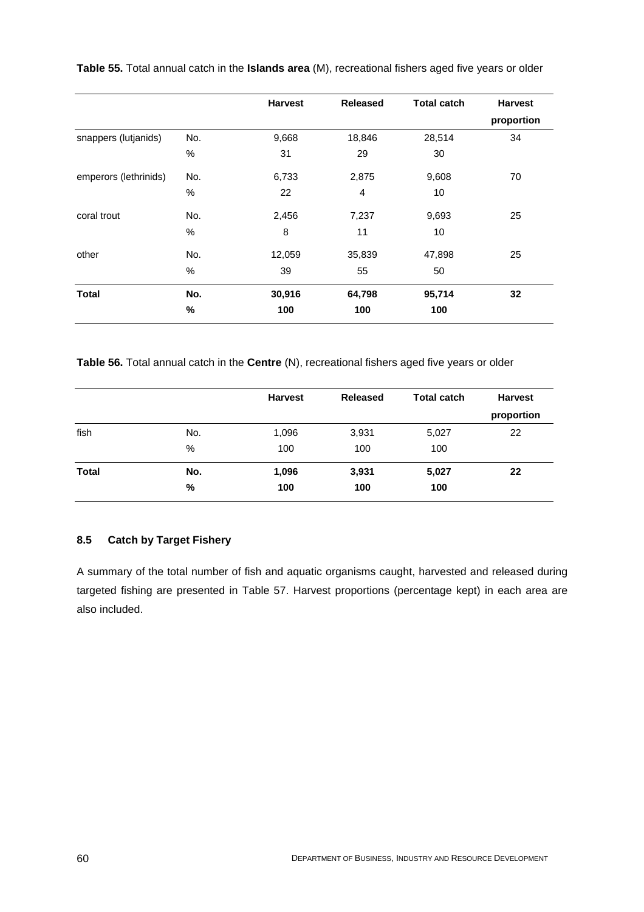**Table 55.** Total annual catch in the **Islands area** (M), recreational fishers aged five years or older

| | | Harvest | Released | Total catch | Harvest proportion |
|---|---|---|---|---|---|
| snappers (lutjanids) | No. | 9,668 | 18,846 | 28,514 | 34 |
| | % | 31 | 29 | 30 | |
| emperors (lethrinids) | No. | 6,733 | 2,875 | 9,608 | 70 |
| | % | 22 | 4 | 10 | |
| coral trout | No. | 2,456 | 7,237 | 9,693 | 25 |
| | % | 8 | 11 | 10 | |
| other | No. | 12,059 | 35,839 | 47,898 | 25 |
| | % | 39 | 55 | 50 | |
| **Total** | **No.** | **30,916** | **64,798** | **95,714** | **32** |
| | **%** | **100** | **100** | **100** | |

**Table 56.** Total annual catch in the **Centre** (N), recreational fishers aged five years or older

| | | Harvest | Released | Total catch | Harvest proportion |
|---|---|---|---|---|---|
| fish | No. | 1,096 | 3,931 | 5,027 | 22 |
| | % | 100 | 100 | 100 | |
| **Total** | **No.** | **1,096** | **3,931** | **5,027** | **22** |
| | **%** | **100** | **100** | **100** | |

### 8.5 Catch by Target Fishery

A summary of the total number of fish and aquatic organisms caught, harvested and released during targeted fishing are presented in Table 57. Harvest proportions (percentage kept) in each area are also included.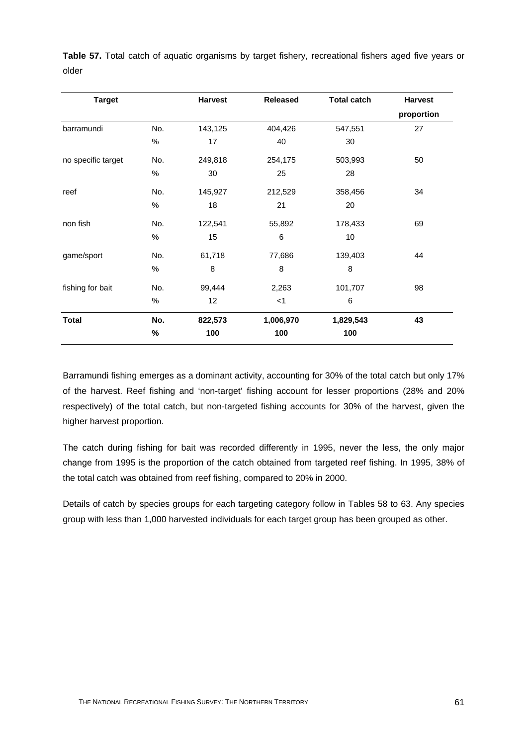**Table 57.** Total catch of aquatic organisms by target fishery, recreational fishers aged five years or older

| Target | | Harvest | Released | Total catch | Harvest proportion |
|---|---|---|---|---|---|
| barramundi | No. | 143,125 | 404,426 | 547,551 | 27 |
| | % | 17 | 40 | 30 | |
| no specific target | No. | 249,818 | 254,175 | 503,993 | 50 |
| | % | 30 | 25 | 28 | |
| reef | No. | 145,927 | 212,529 | 358,456 | 34 |
| | % | 18 | 21 | 20 | |
| non fish | No. | 122,541 | 55,892 | 178,433 | 69 |
| | % | 15 | 6 | 10 | |
| game/sport | No. | 61,718 | 77,686 | 139,403 | 44 |
| | % | 8 | 8 | 8 | |
| fishing for bait | No. | 99,444 | 2,263 | 101,707 | 98 |
| | % | 12 | <1 | 6 | |
| **Total** | **No.** | **822,573** | **1,006,970** | **1,829,543** | **43** |
| | **%** | **100** | **100** | **100** | |

Barramundi fishing emerges as a dominant activity, accounting for 30% of the total catch but only 17% of the harvest. Reef fishing and 'non-target' fishing account for lesser proportions (28% and 20% respectively) of the total catch, but non-targeted fishing accounts for 30% of the harvest, given the higher harvest proportion.

The catch during fishing for bait was recorded differently in 1995, never the less, the only major change from 1995 is the proportion of the catch obtained from targeted reef fishing. In 1995, 38% of the total catch was obtained from reef fishing, compared to 20% in 2000.

Details of catch by species groups for each targeting category follow in Tables 58 to 63. Any species group with less than 1,000 harvested individuals for each target group has been grouped as other.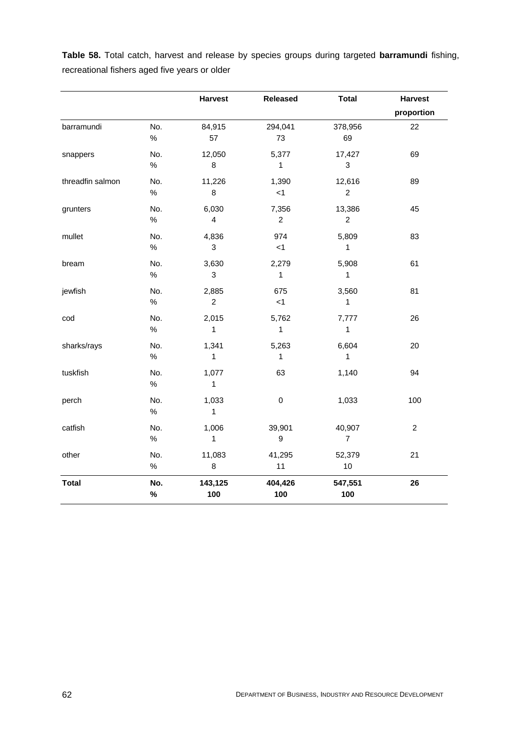**Table 58.** Total catch, harvest and release by species groups during targeted **barramundi** fishing, recreational fishers aged five years or older

| | | Harvest | Released | Total | Harvest proportion |
|---|---|---|---|---|---|
| barramundi | No. | 84,915 | 294,041 | 378,956 | 22 |
| | % | 57 | 73 | 69 | |
| snappers | No. | 12,050 | 5,377 | 17,427 | 69 |
| | % | 8 | 1 | 3 | |
| threadfin salmon | No. | 11,226 | 1,390 | 12,616 | 89 |
| | % | 8 | <1 | 2 | |
| grunters | No. | 6,030 | 7,356 | 13,386 | 45 |
| | % | 4 | 2 | 2 | |
| mullet | No. | 4,836 | 974 | 5,809 | 83 |
| | % | 3 | <1 | 1 | |
| bream | No. | 3,630 | 2,279 | 5,908 | 61 |
| | % | 3 | 1 | 1 | |
| jewfish | No. | 2,885 | 675 | 3,560 | 81 |
| | % | 2 | <1 | 1 | |
| cod | No. | 2,015 | 5,762 | 7,777 | 26 |
| | % | 1 | 1 | 1 | |
| sharks/rays | No. | 1,341 | 5,263 | 6,604 | 20 |
| | % | 1 | 1 | 1 | |
| tuskfish | No. | 1,077 | 63 | 1,140 | 94 |
| | % | 1 | | | |
| perch | No. | 1,033 | 0 | 1,033 | 100 |
| | % | 1 | | | |
| catfish | No. | 1,006 | 39,901 | 40,907 | 2 |
| | % | 1 | 9 | 7 | |
| other | No. | 11,083 | 41,295 | 52,379 | 21 |
| | % | 8 | 11 | 10 | |
| **Total** | **No.** | **143,125** | **404,426** | **547,551** | **26** |
| | **%** | **100** | **100** | **100** | |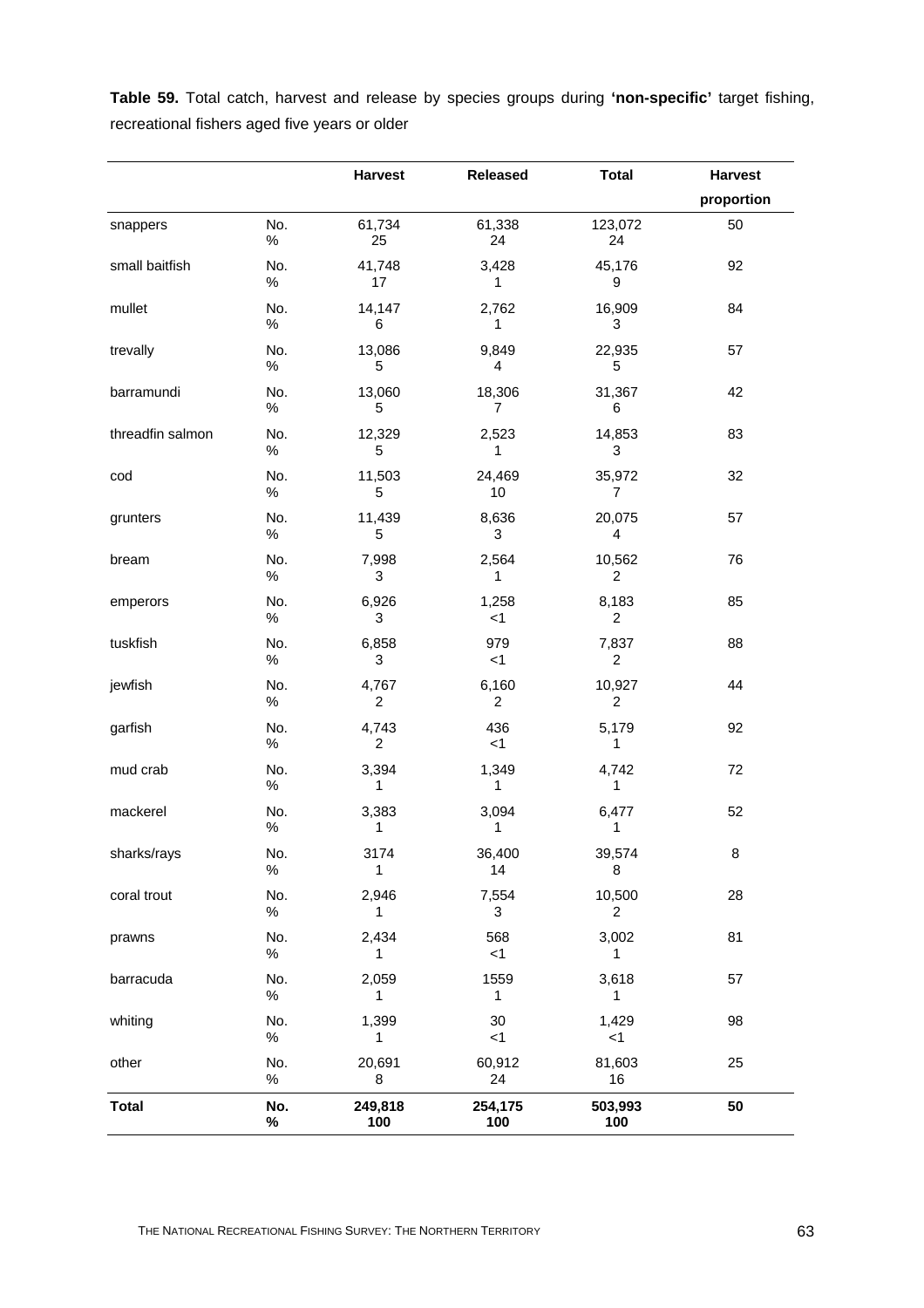**Table 59.** Total catch, harvest and release by species groups during **'non-specific'** target fishing, recreational fishers aged five years or older

| | | Harvest | Released | Total | Harvest proportion |
|---|---|---|---|---|---|
| snappers | No. | 61,734 | 61,338 | 123,072 | 50 |
| | % | 25 | 24 | 24 | |
| small baitfish | No. | 41,748 | 3,428 | 45,176 | 92 |
| | % | 17 | 1 | 9 | |
| mullet | No. | 14,147 | 2,762 | 16,909 | 84 |
| | % | 6 | 1 | 3 | |
| trevally | No. | 13,086 | 9,849 | 22,935 | 57 |
| | % | 5 | 4 | 5 | |
| barramundi | No. | 13,060 | 18,306 | 31,367 | 42 |
| | % | 5 | 7 | 6 | |
| threadfin salmon | No. | 12,329 | 2,523 | 14,853 | 83 |
| | % | 5 | 1 | 3 | |
| cod | No. | 11,503 | 24,469 | 35,972 | 32 |
| | % | 5 | 10 | 7 | |
| grunters | No. | 11,439 | 8,636 | 20,075 | 57 |
| | % | 5 | 3 | 4 | |
| bream | No. | 7,998 | 2,564 | 10,562 | 76 |
| | % | 3 | 1 | 2 | |
| emperors | No. | 6,926 | 1,258 | 8,183 | 85 |
| | % | 3 | <1 | 2 | |
| tuskfish | No. | 6,858 | 979 | 7,837 | 88 |
| | % | 3 | <1 | 2 | |
| jewfish | No. | 4,767 | 6,160 | 10,927 | 44 |
| | % | 2 | 2 | 2 | |
| garfish | No. | 4,743 | 436 | 5,179 | 92 |
| | % | 2 | <1 | 1 | |
| mud crab | No. | 3,394 | 1,349 | 4,742 | 72 |
| | % | 1 | 1 | 1 | |
| mackerel | No. | 3,383 | 3,094 | 6,477 | 52 |
| | % | 1 | 1 | 1 | |
| sharks/rays | No. | 3174 | 36,400 | 39,574 | 8 |
| | % | 1 | 14 | 8 | |
| coral trout | No. | 2,946 | 7,554 | 10,500 | 28 |
| | % | 1 | 3 | 2 | |
| prawns | No. | 2,434 | 568 | 3,002 | 81 |
| | % | 1 | <1 | 1 | |
| barracuda | No. | 2,059 | 1559 | 3,618 | 57 |
| | % | 1 | 1 | 1 | |
| whiting | No. | 1,399 | 30 | 1,429 | 98 |
| | % | 1 | <1 | <1 | |
| other | No. | 20,691 | 60,912 | 81,603 | 25 |
| | % | 8 | 24 | 16 | |
| **Total** | **No.** | **249,818** | **254,175** | **503,993** | **50** |
| | **%** | **100** | **100** | **100** | |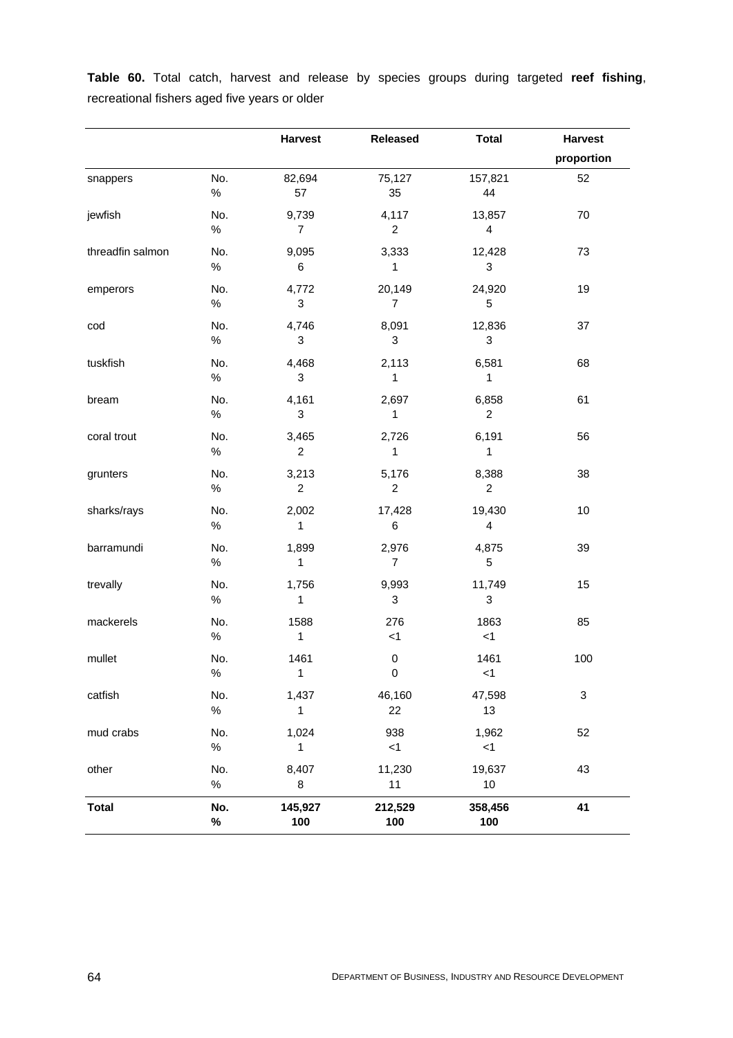**Table 60.** Total catch, harvest and release by species groups during targeted **reef fishing**, recreational fishers aged five years or older

| | | Harvest | Released | Total | Harvest proportion |
|---|---|---|---|---|---|
| snappers | No. | 82,694 | 75,127 | 157,821 | 52 |
| | % | 57 | 35 | 44 | |
| jewfish | No. | 9,739 | 4,117 | 13,857 | 70 |
| | % | 7 | 2 | 4 | |
| threadfin salmon | No. | 9,095 | 3,333 | 12,428 | 73 |
| | % | 6 | 1 | 3 | |
| emperors | No. | 4,772 | 20,149 | 24,920 | 19 |
| | % | 3 | 7 | 5 | |
| cod | No. | 4,746 | 8,091 | 12,836 | 37 |
| | % | 3 | 3 | 3 | |
| tuskfish | No. | 4,468 | 2,113 | 6,581 | 68 |
| | % | 3 | 1 | 1 | |
| bream | No. | 4,161 | 2,697 | 6,858 | 61 |
| | % | 3 | 1 | 2 | |
| coral trout | No. | 3,465 | 2,726 | 6,191 | 56 |
| | % | 2 | 1 | 1 | |
| grunters | No. | 3,213 | 5,176 | 8,388 | 38 |
| | % | 2 | 2 | 2 | |
| sharks/rays | No. | 2,002 | 17,428 | 19,430 | 10 |
| | % | 1 | 6 | 4 | |
| barramundi | No. | 1,899 | 2,976 | 4,875 | 39 |
| | % | 1 | 7 | 5 | |
| trevally | No. | 1,756 | 9,993 | 11,749 | 15 |
| | % | 1 | 3 | 3 | |
| mackerels | No. | 1588 | 276 | 1863 | 85 |
| | % | 1 | <1 | <1 | |
| mullet | No. | 1461 | 0 | 1461 | 100 |
| | % | 1 | 0 | <1 | |
| catfish | No. | 1,437 | 46,160 | 47,598 | 3 |
| | % | 1 | 22 | 13 | |
| mud crabs | No. | 1,024 | 938 | 1,962 | 52 |
| | % | 1 | <1 | <1 | |
| other | No. | 8,407 | 11,230 | 19,637 | 43 |
| | % | 8 | 11 | 10 | |
| **Total** | **No.** | **145,927** | **212,529** | **358,456** | **41** |
| | **%** | **100** | **100** | **100** | |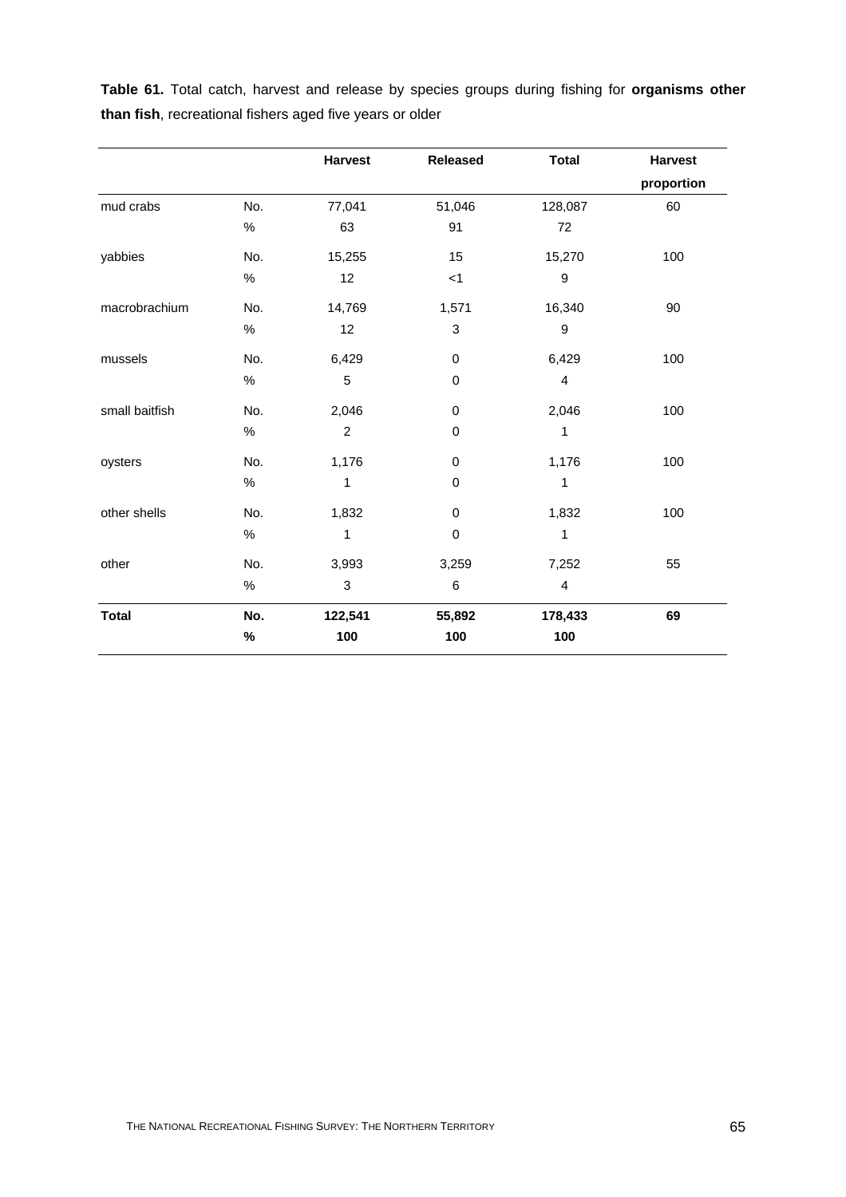**Table 61.** Total catch, harvest and release by species groups during fishing for **organisms other than fish**, recreational fishers aged five years or older

| | | Harvest | Released | Total | Harvest proportion |
|---|---|---|---|---|---|
| mud crabs | No. | 77,041 | 51,046 | 128,087 | 60 |
| | % | 63 | 91 | 72 | |
| yabbies | No. | 15,255 | 15 | 15,270 | 100 |
| | % | 12 | <1 | 9 | |
| macrobrachium | No. | 14,769 | 1,571 | 16,340 | 90 |
| | % | 12 | 3 | 9 | |
| mussels | No. | 6,429 | 0 | 6,429 | 100 |
| | % | 5 | 0 | 4 | |
| small baitfish | No. | 2,046 | 0 | 2,046 | 100 |
| | % | 2 | 0 | 1 | |
| oysters | No. | 1,176 | 0 | 1,176 | 100 |
| | % | 1 | 0 | 1 | |
| other shells | No. | 1,832 | 0 | 1,832 | 100 |
| | % | 1 | 0 | 1 | |
| other | No. | 3,993 | 3,259 | 7,252 | 55 |
| | % | 3 | 6 | 4 | |
| **Total** | **No.** | **122,541** | **55,892** | **178,433** | **69** |
| | **%** | **100** | **100** | **100** | |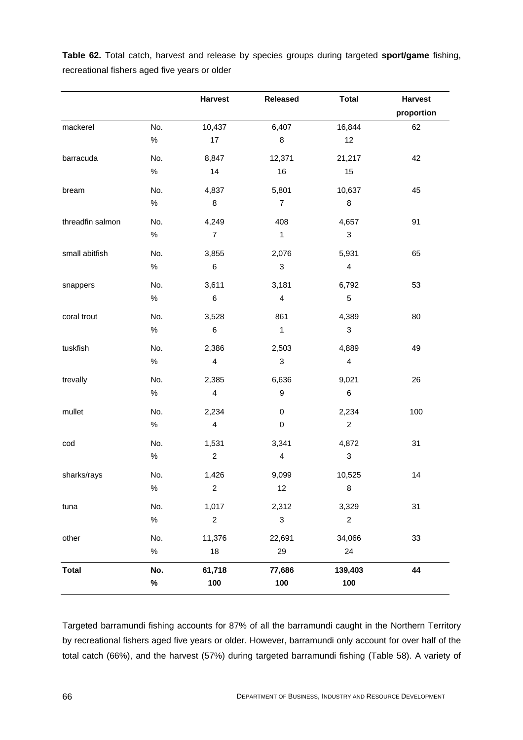**Table 62.** Total catch, harvest and release by species groups during targeted **sport/game** fishing, recreational fishers aged five years or older

| | | Harvest | Released | Total | Harvest proportion |
|---|---|---|---|---|---|
| mackerel | No. | 10,437 | 6,407 | 16,844 | 62 |
| | % | 17 | 8 | 12 | |
| barracuda | No. | 8,847 | 12,371 | 21,217 | 42 |
| | % | 14 | 16 | 15 | |
| bream | No. | 4,837 | 5,801 | 10,637 | 45 |
| | % | 8 | 7 | 8 | |
| threadfin salmon | No. | 4,249 | 408 | 4,657 | 91 |
| | % | 7 | 1 | 3 | |
| small abitfish | No. | 3,855 | 2,076 | 5,931 | 65 |
| | % | 6 | 3 | 4 | |
| snappers | No. | 3,611 | 3,181 | 6,792 | 53 |
| | % | 6 | 4 | 5 | |
| coral trout | No. | 3,528 | 861 | 4,389 | 80 |
| | % | 6 | 1 | 3 | |
| tuskfish | No. | 2,386 | 2,503 | 4,889 | 49 |
| | % | 4 | 3 | 4 | |
| trevally | No. | 2,385 | 6,636 | 9,021 | 26 |
| | % | 4 | 9 | 6 | |
| mullet | No. | 2,234 | 0 | 2,234 | 100 |
| | % | 4 | 0 | 2 | |
| cod | No. | 1,531 | 3,341 | 4,872 | 31 |
| | % | 2 | 4 | 3 | |
| sharks/rays | No. | 1,426 | 9,099 | 10,525 | 14 |
| | % | 2 | 12 | 8 | |
| tuna | No. | 1,017 | 2,312 | 3,329 | 31 |
| | % | 2 | 3 | 2 | |
| other | No. | 11,376 | 22,691 | 34,066 | 33 |
| | % | 18 | 29 | 24 | |
| **Total** | **No.** | **61,718** | **77,686** | **139,403** | **44** |
| | **%** | **100** | **100** | **100** | |

Targeted barramundi fishing accounts for 87% of all the barramundi caught in the Northern Territory by recreational fishers aged five years or older. However, barramundi only account for over half of the total catch (66%), and the harvest (57%) during targeted barramundi fishing (Table 58). A variety of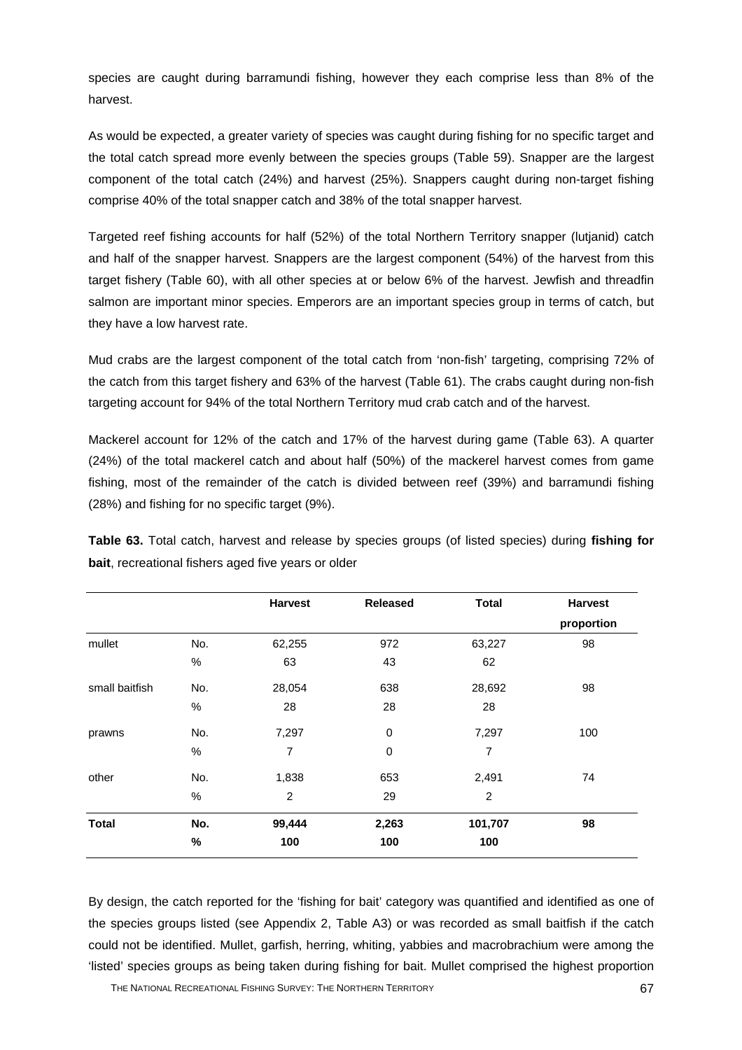species are caught during barramundi fishing, however they each comprise less than 8% of the harvest.

As would be expected, a greater variety of species was caught during fishing for no specific target and the total catch spread more evenly between the species groups (Table 59). Snapper are the largest component of the total catch (24%) and harvest (25%). Snappers caught during non-target fishing comprise 40% of the total snapper catch and 38% of the total snapper harvest.

Targeted reef fishing accounts for half (52%) of the total Northern Territory snapper (lutjanid) catch and half of the snapper harvest. Snappers are the largest component (54%) of the harvest from this target fishery (Table 60), with all other species at or below 6% of the harvest. Jewfish and threadfin salmon are important minor species. Emperors are an important species group in terms of catch, but they have a low harvest rate.

Mud crabs are the largest component of the total catch from 'non-fish' targeting, comprising 72% of the catch from this target fishery and 63% of the harvest (Table 61). The crabs caught during non-fish targeting account for 94% of the total Northern Territory mud crab catch and of the harvest.

Mackerel account for 12% of the catch and 17% of the harvest during game (Table 63). A quarter (24%) of the total mackerel catch and about half (50%) of the mackerel harvest comes from game fishing, most of the remainder of the catch is divided between reef (39%) and barramundi fishing (28%) and fishing for no specific target (9%).

**Table 63.** Total catch, harvest and release by species groups (of listed species) during **fishing for bait**, recreational fishers aged five years or older

| | | Harvest | Released | Total | Harvest proportion |
|---|---|---|---|---|---|
| mullet | No. | 62,255 | 972 | 63,227 | 98 |
| | % | 63 | 43 | 62 | |
| small baitfish | No. | 28,054 | 638 | 28,692 | 98 |
| | % | 28 | 28 | 28 | |
| prawns | No. | 7,297 | 0 | 7,297 | 100 |
| | % | 7 | 0 | 7 | |
| other | No. | 1,838 | 653 | 2,491 | 74 |
| | % | 2 | 29 | 2 | |
| **Total** | **No.** | **99,444** | **2,263** | **101,707** | **98** |
| | **%** | **100** | **100** | **100** | |

By design, the catch reported for the 'fishing for bait' category was quantified and identified as one of the species groups listed (see Appendix 2, Table A3) or was recorded as small baitfish if the catch could not be identified. Mullet, garfish, herring, whiting, yabbies and macrobrachium were among the 'listed' species groups as being taken during fishing for bait. Mullet comprised the highest proportion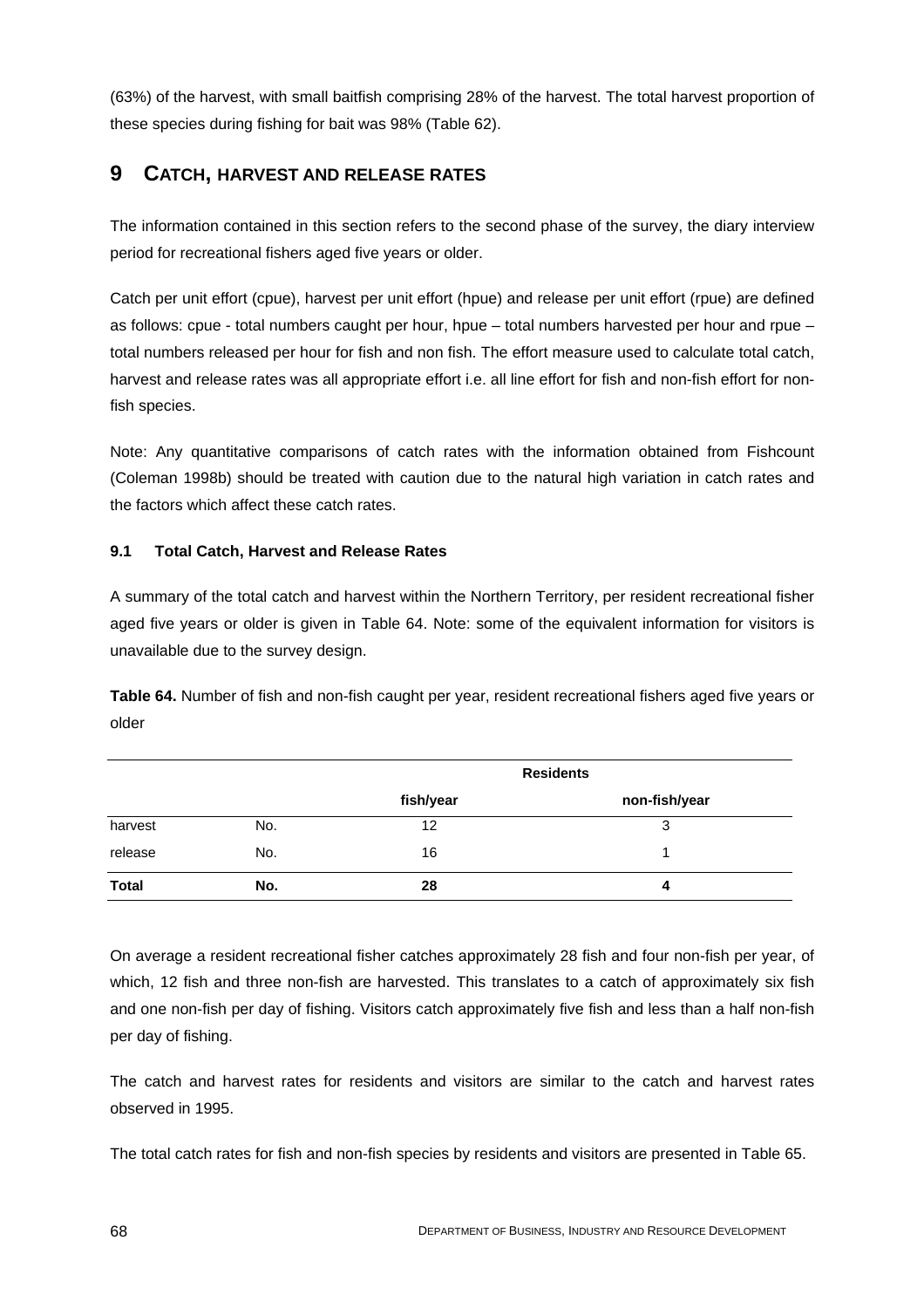(63%) of the harvest, with small baitfish comprising 28% of the harvest. The total harvest proportion of these species during fishing for bait was 98% (Table 62).

# 9 CATCH, HARVEST AND RELEASE RATES

The information contained in this section refers to the second phase of the survey, the diary interview period for recreational fishers aged five years or older.

Catch per unit effort (cpue), harvest per unit effort (hpue) and release per unit effort (rpue) are defined as follows: cpue - total numbers caught per hour, hpue – total numbers harvested per hour and rpue – total numbers released per hour for fish and non fish. The effort measure used to calculate total catch, harvest and release rates was all appropriate effort i.e. all line effort for fish and non-fish effort for non-fish species.

Note: Any quantitative comparisons of catch rates with the information obtained from Fishcount (Coleman 1998b) should be treated with caution due to the natural high variation in catch rates and the factors which affect these catch rates.

## 9.1 Total Catch, Harvest and Release Rates

A summary of the total catch and harvest within the Northern Territory, per resident recreational fisher aged five years or older is given in Table 64. Note: some of the equivalent information for visitors is unavailable due to the survey design.

**Table 64.** Number of fish and non-fish caught per year, resident recreational fishers aged five years or older

| | | Residents | |
|---|---|---|---|
| | | fish/year | non-fish/year |
| harvest | No. | 12 | 3 |
| release | No. | 16 | 1 |
| **Total** | **No.** | **28** | **4** |

On average a resident recreational fisher catches approximately 28 fish and four non-fish per year, of which, 12 fish and three non-fish are harvested. This translates to a catch of approximately six fish and one non-fish per day of fishing. Visitors catch approximately five fish and less than a half non-fish per day of fishing.

The catch and harvest rates for residents and visitors are similar to the catch and harvest rates observed in 1995.

The total catch rates for fish and non-fish species by residents and visitors are presented in Table 65.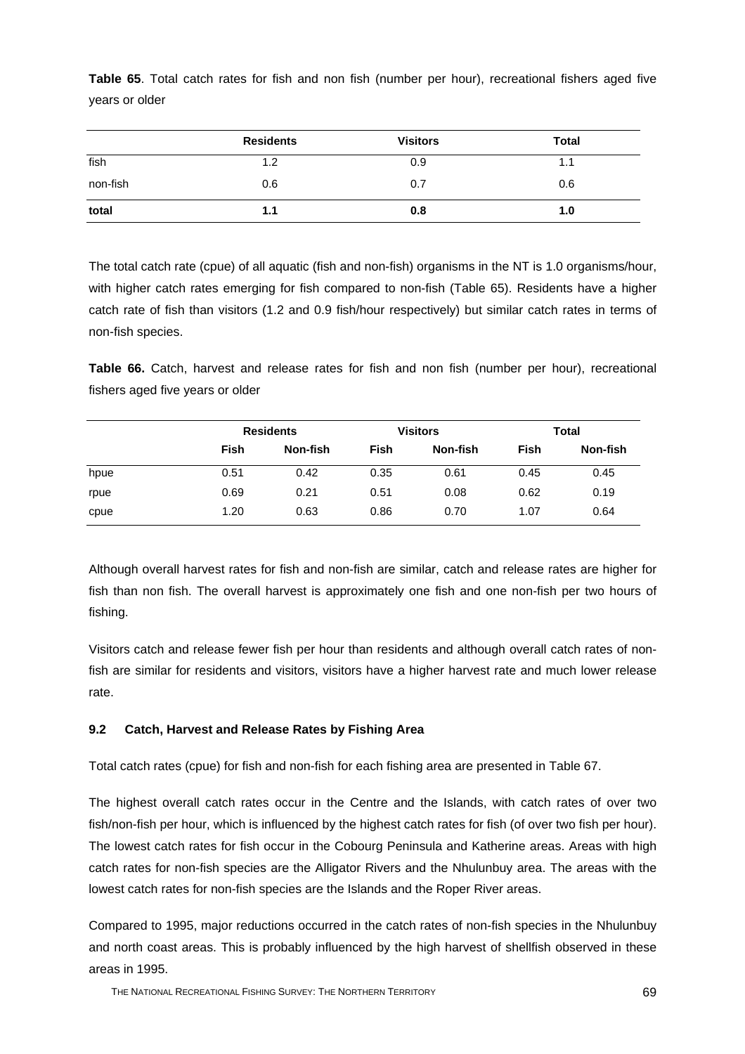**Table 65**. Total catch rates for fish and non fish (number per hour), recreational fishers aged five years or older

| | Residents | Visitors | Total |
|---|---|---|---|
| fish | 1.2 | 0.9 | 1.1 |
| non-fish | 0.6 | 0.7 | 0.6 |
| **total** | **1.1** | **0.8** | **1.0** |

The total catch rate (cpue) of all aquatic (fish and non-fish) organisms in the NT is 1.0 organisms/hour, with higher catch rates emerging for fish compared to non-fish (Table 65). Residents have a higher catch rate of fish than visitors (1.2 and 0.9 fish/hour respectively) but similar catch rates in terms of non-fish species.

**Table 66.** Catch, harvest and release rates for fish and non fish (number per hour), recreational fishers aged five years or older

| | Residents | | Visitors | | Total | |
|---|---|---|---|---|---|---|
| | **Fish** | **Non-fish** | **Fish** | **Non-fish** | **Fish** | **Non-fish** |
| hpue | 0.51 | 0.42 | 0.35 | 0.61 | 0.45 | 0.45 |
| rpue | 0.69 | 0.21 | 0.51 | 0.08 | 0.62 | 0.19 |
| cpue | 1.20 | 0.63 | 0.86 | 0.70 | 1.07 | 0.64 |

Although overall harvest rates for fish and non-fish are similar, catch and release rates are higher for fish than non fish. The overall harvest is approximately one fish and one non-fish per two hours of fishing.

Visitors catch and release fewer fish per hour than residents and although overall catch rates of non-fish are similar for residents and visitors, visitors have a higher harvest rate and much lower release rate.

### 9.2 Catch, Harvest and Release Rates by Fishing Area

Total catch rates (cpue) for fish and non-fish for each fishing area are presented in Table 67.

The highest overall catch rates occur in the Centre and the Islands, with catch rates of over two fish/non-fish per hour, which is influenced by the highest catch rates for fish (of over two fish per hour). The lowest catch rates for fish occur in the Cobourg Peninsula and Katherine areas. Areas with high catch rates for non-fish species are the Alligator Rivers and the Nhulunbuy area. The areas with the lowest catch rates for non-fish species are the Islands and the Roper River areas.

Compared to 1995, major reductions occurred in the catch rates of non-fish species in the Nhulunbuy and north coast areas. This is probably influenced by the high harvest of shellfish observed in these areas in 1995.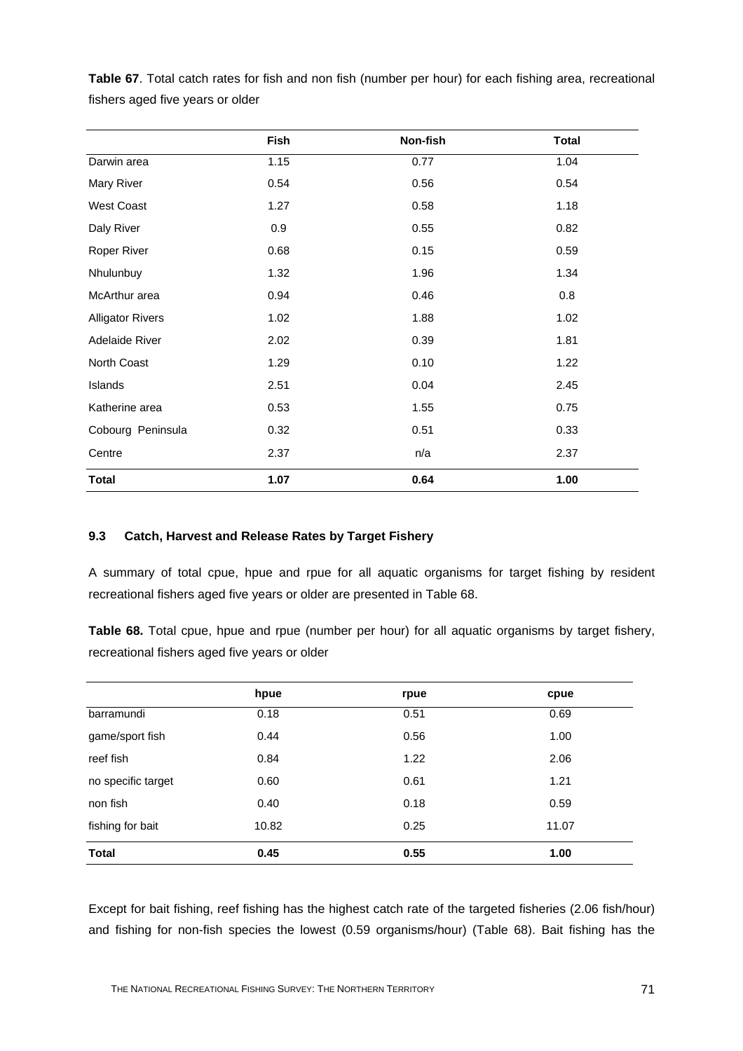**Table 67**. Total catch rates for fish and non fish (number per hour) for each fishing area, recreational fishers aged five years or older

| | Fish | Non-fish | Total |
|---|---|---|---|
| Darwin area | 1.15 | 0.77 | 1.04 |
| Mary River | 0.54 | 0.56 | 0.54 |
| West Coast | 1.27 | 0.58 | 1.18 |
| Daly River | 0.9 | 0.55 | 0.82 |
| Roper River | 0.68 | 0.15 | 0.59 |
| Nhulunbuy | 1.32 | 1.96 | 1.34 |
| McArthur area | 0.94 | 0.46 | 0.8 |
| Alligator Rivers | 1.02 | 1.88 | 1.02 |
| Adelaide River | 2.02 | 0.39 | 1.81 |
| North Coast | 1.29 | 0.10 | 1.22 |
| Islands | 2.51 | 0.04 | 2.45 |
| Katherine area | 0.53 | 1.55 | 0.75 |
| Cobourg Peninsula | 0.32 | 0.51 | 0.33 |
| Centre | 2.37 | n/a | 2.37 |
| **Total** | **1.07** | **0.64** | **1.00** |

### 9.3 Catch, Harvest and Release Rates by Target Fishery

A summary of total cpue, hpue and rpue for all aquatic organisms for target fishing by resident recreational fishers aged five years or older are presented in Table 68.

**Table 68.** Total cpue, hpue and rpue (number per hour) for all aquatic organisms by target fishery, recreational fishers aged five years or older

| | hpue | rpue | cpue |
|---|---|---|---|
| barramundi | 0.18 | 0.51 | 0.69 |
| game/sport fish | 0.44 | 0.56 | 1.00 |
| reef fish | 0.84 | 1.22 | 2.06 |
| no specific target | 0.60 | 0.61 | 1.21 |
| non fish | 0.40 | 0.18 | 0.59 |
| fishing for bait | 10.82 | 0.25 | 11.07 |
| **Total** | **0.45** | **0.55** | **1.00** |

Except for bait fishing, reef fishing has the highest catch rate of the targeted fisheries (2.06 fish/hour) and fishing for non-fish species the lowest (0.59 organisms/hour) (Table 68). Bait fishing has the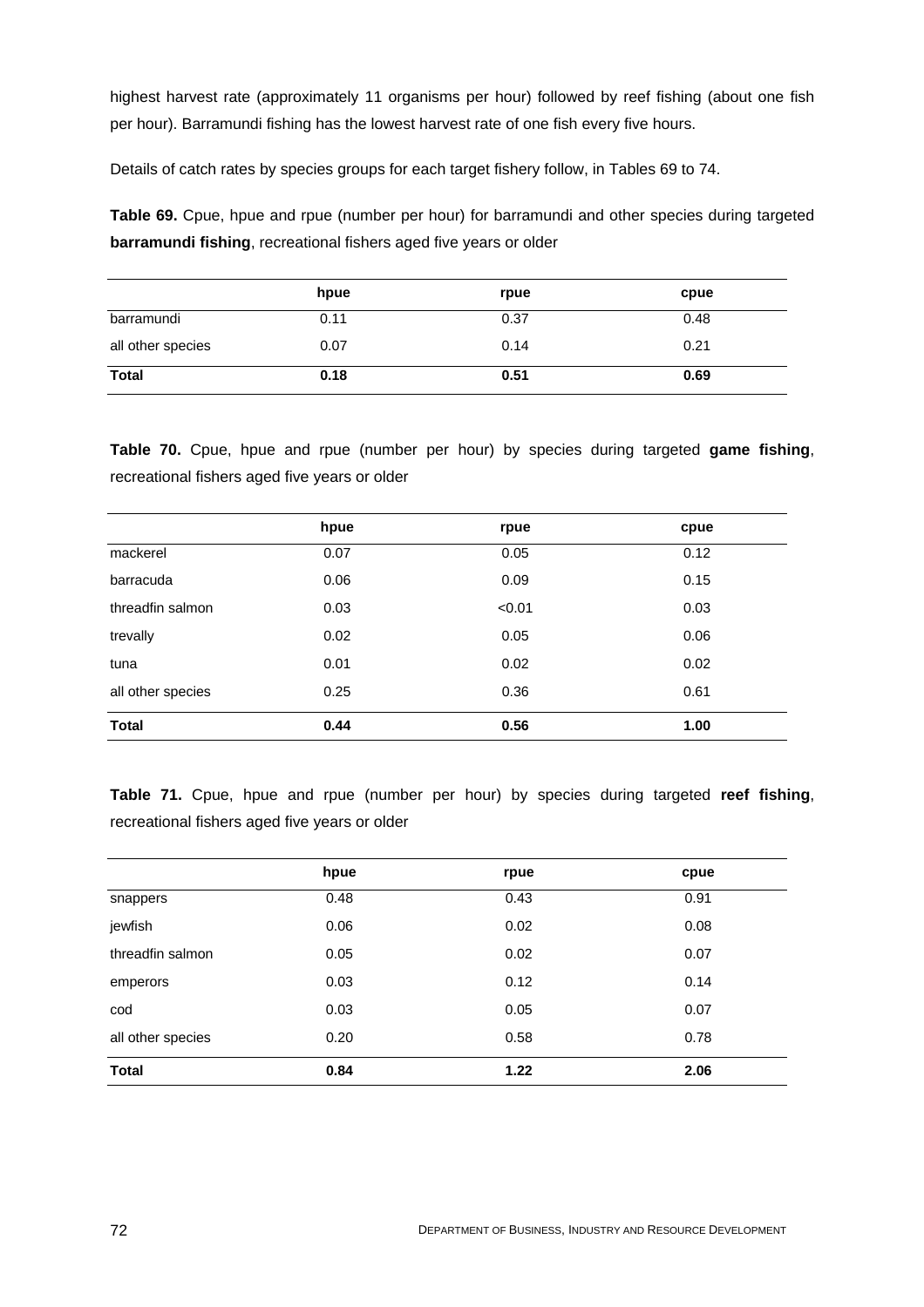highest harvest rate (approximately 11 organisms per hour) followed by reef fishing (about one fish per hour). Barramundi fishing has the lowest harvest rate of one fish every five hours.

Details of catch rates by species groups for each target fishery follow, in Tables 69 to 74.

**Table 69.** Cpue, hpue and rpue (number per hour) for barramundi and other species during targeted **barramundi fishing**, recreational fishers aged five years or older

| | hpue | rpue | cpue |
|---|---|---|---|
| barramundi | 0.11 | 0.37 | 0.48 |
| all other species | 0.07 | 0.14 | 0.21 |
| **Total** | **0.18** | **0.51** | **0.69** |

**Table 70.** Cpue, hpue and rpue (number per hour) by species during targeted **game fishing**, recreational fishers aged five years or older

| | hpue | rpue | cpue |
|---|---|---|---|
| mackerel | 0.07 | 0.05 | 0.12 |
| barracuda | 0.06 | 0.09 | 0.15 |
| threadfin salmon | 0.03 | <0.01 | 0.03 |
| trevally | 0.02 | 0.05 | 0.06 |
| tuna | 0.01 | 0.02 | 0.02 |
| all other species | 0.25 | 0.36 | 0.61 |
| **Total** | **0.44** | **0.56** | **1.00** |

**Table 71.** Cpue, hpue and rpue (number per hour) by species during targeted **reef fishing**, recreational fishers aged five years or older

| | hpue | rpue | cpue |
|---|---|---|---|
| snappers | 0.48 | 0.43 | 0.91 |
| jewfish | 0.06 | 0.02 | 0.08 |
| threadfin salmon | 0.05 | 0.02 | 0.07 |
| emperors | 0.03 | 0.12 | 0.14 |
| cod | 0.03 | 0.05 | 0.07 |
| all other species | 0.20 | 0.58 | 0.78 |
| **Total** | **0.84** | **1.22** | **2.06** |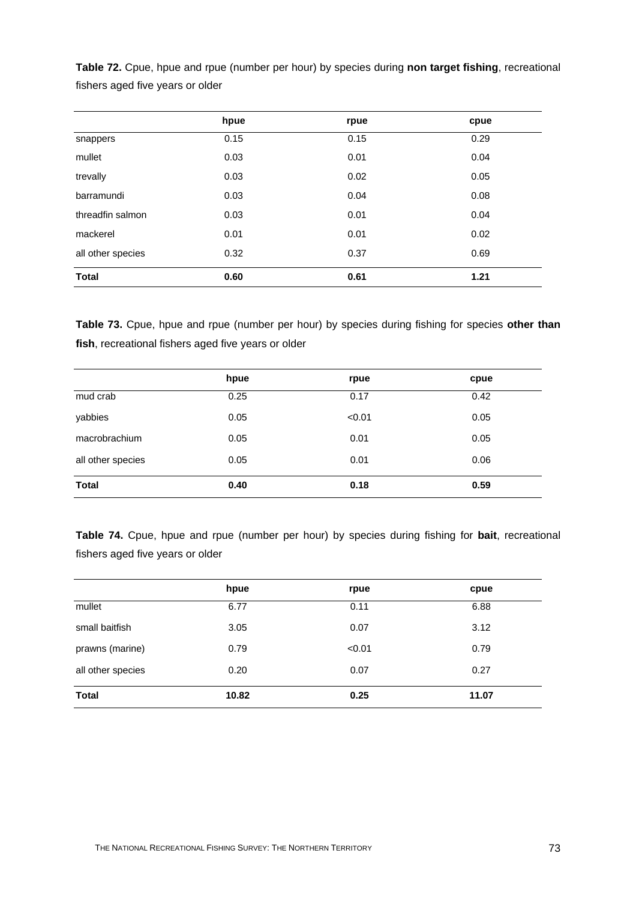**Table 72.** Cpue, hpue and rpue (number per hour) by species during **non target fishing**, recreational fishers aged five years or older

| | hpue | rpue | cpue |
|---|---|---|---|
| snappers | 0.15 | 0.15 | 0.29 |
| mullet | 0.03 | 0.01 | 0.04 |
| trevally | 0.03 | 0.02 | 0.05 |
| barramundi | 0.03 | 0.04 | 0.08 |
| threadfin salmon | 0.03 | 0.01 | 0.04 |
| mackerel | 0.01 | 0.01 | 0.02 |
| all other species | 0.32 | 0.37 | 0.69 |
| **Total** | **0.60** | **0.61** | **1.21** |

**Table 73.** Cpue, hpue and rpue (number per hour) by species during fishing for species **other than fish**, recreational fishers aged five years or older

| | hpue | rpue | cpue |
|---|---|---|---|
| mud crab | 0.25 | 0.17 | 0.42 |
| yabbies | 0.05 | <0.01 | 0.05 |
| macrobrachium | 0.05 | 0.01 | 0.05 |
| all other species | 0.05 | 0.01 | 0.06 |
| **Total** | **0.40** | **0.18** | **0.59** |

**Table 74.** Cpue, hpue and rpue (number per hour) by species during fishing for **bait**, recreational fishers aged five years or older

| | hpue | rpue | cpue |
|---|---|---|---|
| mullet | 6.77 | 0.11 | 6.88 |
| small baitfish | 3.05 | 0.07 | 3.12 |
| prawns (marine) | 0.79 | <0.01 | 0.79 |
| all other species | 0.20 | 0.07 | 0.27 |
| **Total** | **10.82** | **0.25** | **11.07** |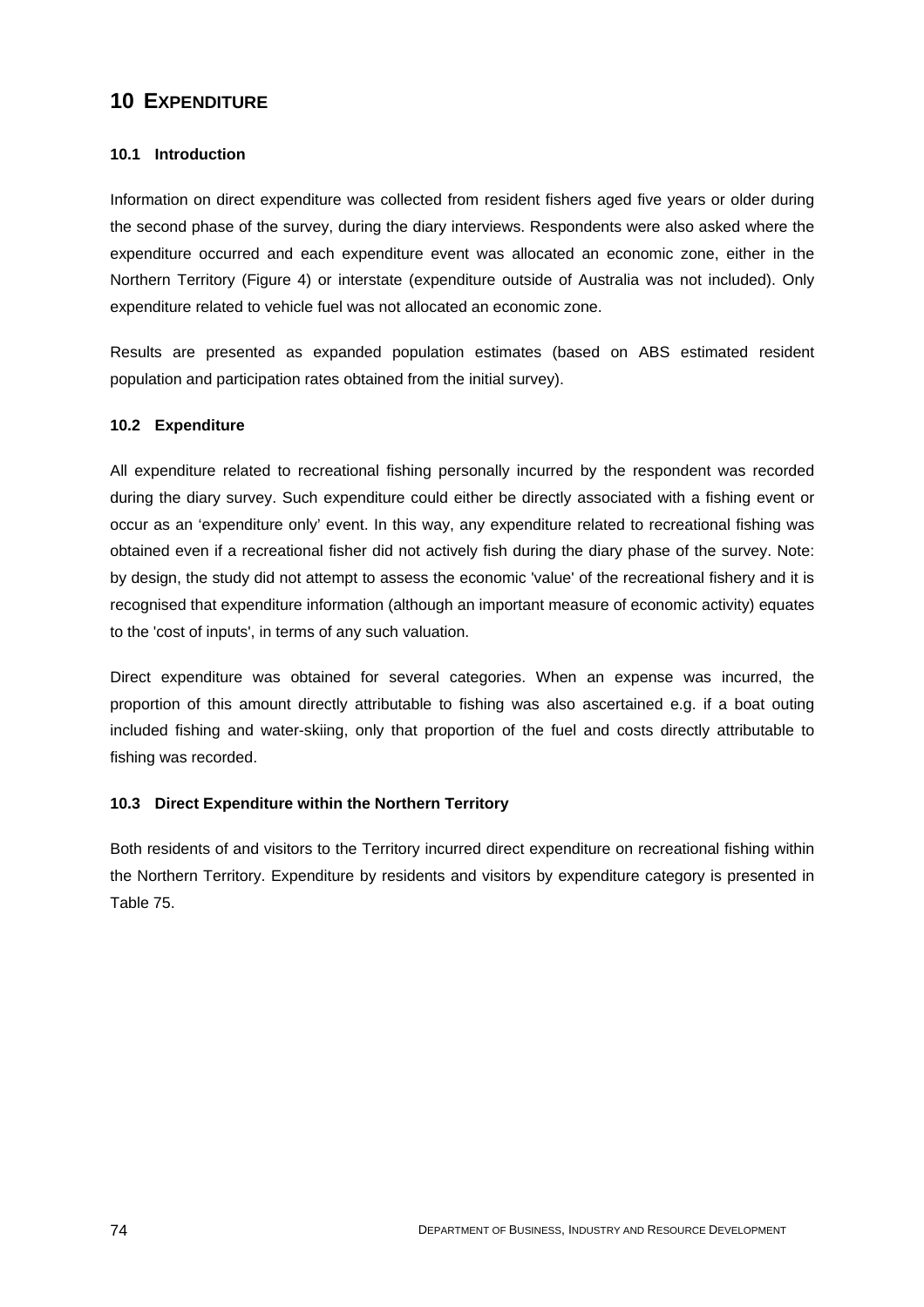# 10 EXPENDITURE

### 10.1 Introduction

Information on direct expenditure was collected from resident fishers aged five years or older during the second phase of the survey, during the diary interviews. Respondents were also asked where the expenditure occurred and each expenditure event was allocated an economic zone, either in the Northern Territory (Figure 4) or interstate (expenditure outside of Australia was not included). Only expenditure related to vehicle fuel was not allocated an economic zone.

Results are presented as expanded population estimates (based on ABS estimated resident population and participation rates obtained from the initial survey).

### 10.2 Expenditure

All expenditure related to recreational fishing personally incurred by the respondent was recorded during the diary survey. Such expenditure could either be directly associated with a fishing event or occur as an 'expenditure only' event. In this way, any expenditure related to recreational fishing was obtained even if a recreational fisher did not actively fish during the diary phase of the survey. Note: by design, the study did not attempt to assess the economic 'value' of the recreational fishery and it is recognised that expenditure information (although an important measure of economic activity) equates to the 'cost of inputs', in terms of any such valuation.

Direct expenditure was obtained for several categories. When an expense was incurred, the proportion of this amount directly attributable to fishing was also ascertained e.g. if a boat outing included fishing and water-skiing, only that proportion of the fuel and costs directly attributable to fishing was recorded.

### 10.3 Direct Expenditure within the Northern Territory

Both residents of and visitors to the Territory incurred direct expenditure on recreational fishing within the Northern Territory. Expenditure by residents and visitors by expenditure category is presented in Table 75.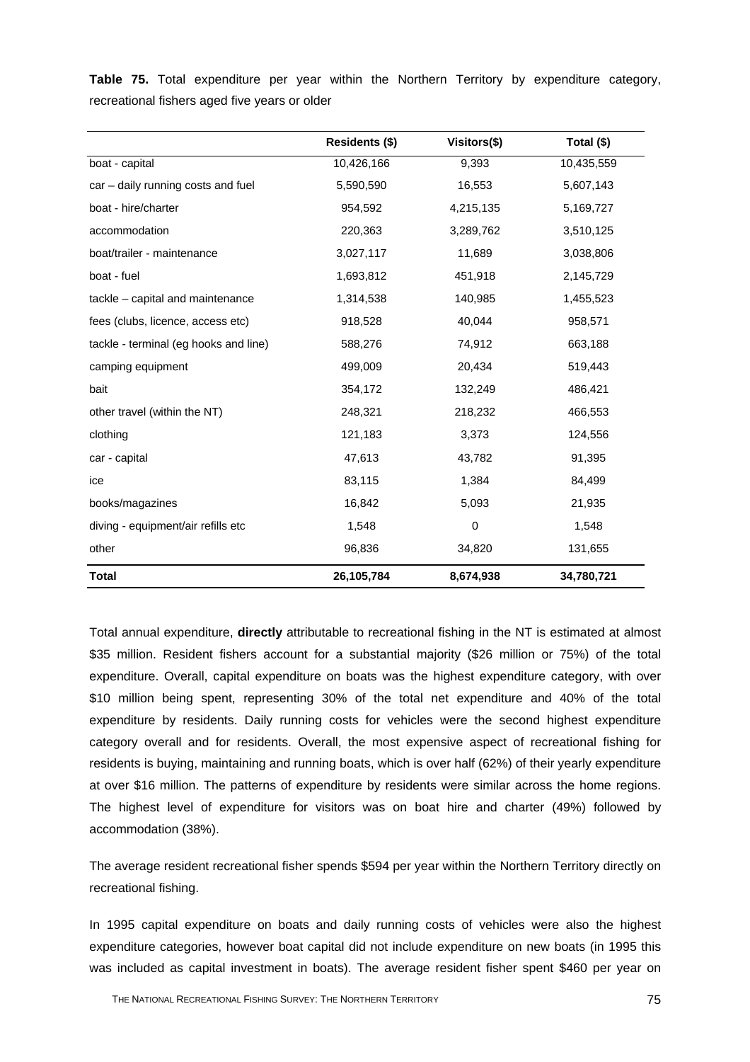**Table 75.** Total expenditure per year within the Northern Territory by expenditure category, recreational fishers aged five years or older

| | Residents ($) | Visitors($) | Total ($) |
|---|---|---|---|
| boat - capital | 10,426,166 | 9,393 | 10,435,559 |
| car – daily running costs and fuel | 5,590,590 | 16,553 | 5,607,143 |
| boat - hire/charter | 954,592 | 4,215,135 | 5,169,727 |
| accommodation | 220,363 | 3,289,762 | 3,510,125 |
| boat/trailer - maintenance | 3,027,117 | 11,689 | 3,038,806 |
| boat - fuel | 1,693,812 | 451,918 | 2,145,729 |
| tackle – capital and maintenance | 1,314,538 | 140,985 | 1,455,523 |
| fees (clubs, licence, access etc) | 918,528 | 40,044 | 958,571 |
| tackle - terminal (eg hooks and line) | 588,276 | 74,912 | 663,188 |
| camping equipment | 499,009 | 20,434 | 519,443 |
| bait | 354,172 | 132,249 | 486,421 |
| other travel (within the NT) | 248,321 | 218,232 | 466,553 |
| clothing | 121,183 | 3,373 | 124,556 |
| car - capital | 47,613 | 43,782 | 91,395 |
| ice | 83,115 | 1,384 | 84,499 |
| books/magazines | 16,842 | 5,093 | 21,935 |
| diving - equipment/air refills etc | 1,548 | 0 | 1,548 |
| other | 96,836 | 34,820 | 131,655 |
| **Total** | **26,105,784** | **8,674,938** | **34,780,721** |

Total annual expenditure, **directly** attributable to recreational fishing in the NT is estimated at almost $35 million. Resident fishers account for a substantial majority ($26 million or 75%) of the total expenditure. Overall, capital expenditure on boats was the highest expenditure category, with over $10 million being spent, representing 30% of the total net expenditure and 40% of the total expenditure by residents. Daily running costs for vehicles were the second highest expenditure category overall and for residents. Overall, the most expensive aspect of recreational fishing for residents is buying, maintaining and running boats, which is over half (62%) of their yearly expenditure at over $16 million. The patterns of expenditure by residents were similar across the home regions. The highest level of expenditure for visitors was on boat hire and charter (49%) followed by accommodation (38%).

The average resident recreational fisher spends $594 per year within the Northern Territory directly on recreational fishing.

In 1995 capital expenditure on boats and daily running costs of vehicles were also the highest expenditure categories, however boat capital did not include expenditure on new boats (in 1995 this was included as capital investment in boats). The average resident fisher spent $460 per year on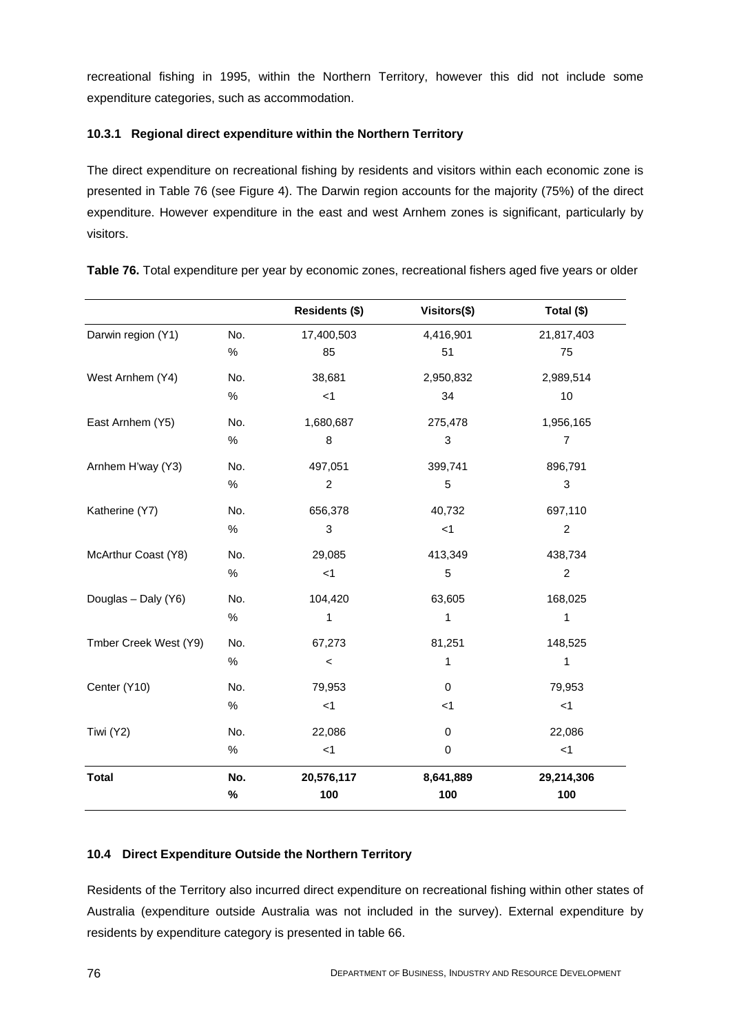recreational fishing in 1995, within the Northern Territory, however this did not include some expenditure categories, such as accommodation.

### 10.3.1 Regional direct expenditure within the Northern Territory

The direct expenditure on recreational fishing by residents and visitors within each economic zone is presented in Table 76 (see Figure 4). The Darwin region accounts for the majority (75%) of the direct expenditure. However expenditure in the east and west Arnhem zones is significant, particularly by visitors.

**Table 76.** Total expenditure per year by economic zones, recreational fishers aged five years or older

| | | Residents ($) | Visitors($) | Total ($) |
|---|---|---|---|---|
| Darwin region (Y1) | No. | 17,400,503 | 4,416,901 | 21,817,403 |
| | % | 85 | 51 | 75 |
| West Arnhem (Y4) | No. | 38,681 | 2,950,832 | 2,989,514 |
| | % | <1 | 34 | 10 |
| East Arnhem (Y5) | No. | 1,680,687 | 275,478 | 1,956,165 |
| | % | 8 | 3 | 7 |
| Arnhem H'way (Y3) | No. | 497,051 | 399,741 | 896,791 |
| | % | 2 | 5 | 3 |
| Katherine (Y7) | No. | 656,378 | 40,732 | 697,110 |
| | % | 3 | <1 | 2 |
| McArthur Coast (Y8) | No. | 29,085 | 413,349 | 438,734 |
| | % | <1 | 5 | 2 |
| Douglas – Daly (Y6) | No. | 104,420 | 63,605 | 168,025 |
| | % | 1 | 1 | 1 |
| Tmber Creek West (Y9) | No. | 67,273 | 81,251 | 148,525 |
| | % | < | 1 | 1 |
| Center (Y10) | No. | 79,953 | 0 | 79,953 |
| | % | <1 | <1 | <1 |
| Tiwi (Y2) | No. | 22,086 | 0 | 22,086 |
| | % | <1 | 0 | <1 |
| **Total** | **No.** | **20,576,117** | **8,641,889** | **29,214,306** |
| | **%** | **100** | **100** | **100** |

## 10.4 Direct Expenditure Outside the Northern Territory

Residents of the Territory also incurred direct expenditure on recreational fishing within other states of Australia (expenditure outside Australia was not included in the survey). External expenditure by residents by expenditure category is presented in table 66.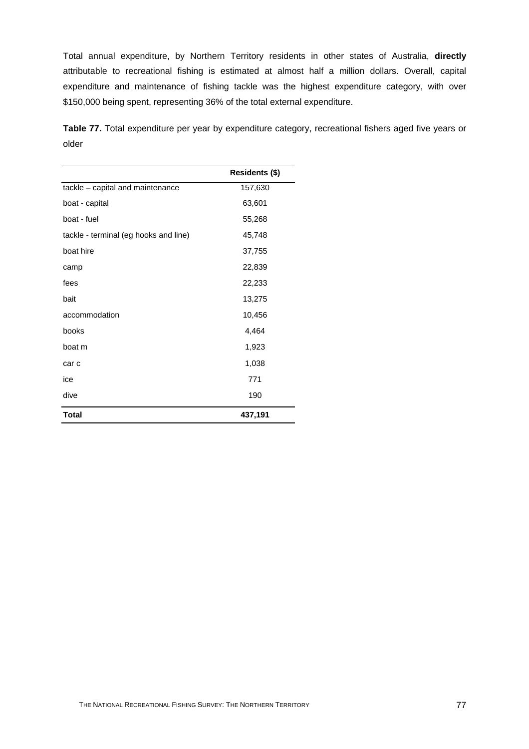Total annual expenditure, by Northern Territory residents in other states of Australia, **directly** attributable to recreational fishing is estimated at almost half a million dollars. Overall, capital expenditure and maintenance of fishing tackle was the highest expenditure category, with over $150,000 being spent, representing 36% of the total external expenditure.

**Table 77.** Total expenditure per year by expenditure category, recreational fishers aged five years or older

| | **Residents ($)** |
|---|---|
| tackle – capital and maintenance | 157,630 |
| boat - capital | 63,601 |
| boat - fuel | 55,268 |
| tackle - terminal (eg hooks and line) | 45,748 |
| boat hire | 37,755 |
| camp | 22,839 |
| fees | 22,233 |
| bait | 13,275 |
| accommodation | 10,456 |
| books | 4,464 |
| boat m | 1,923 |
| car c | 1,038 |
| ice | 771 |
| dive | 190 |
| **Total** | **437,191** |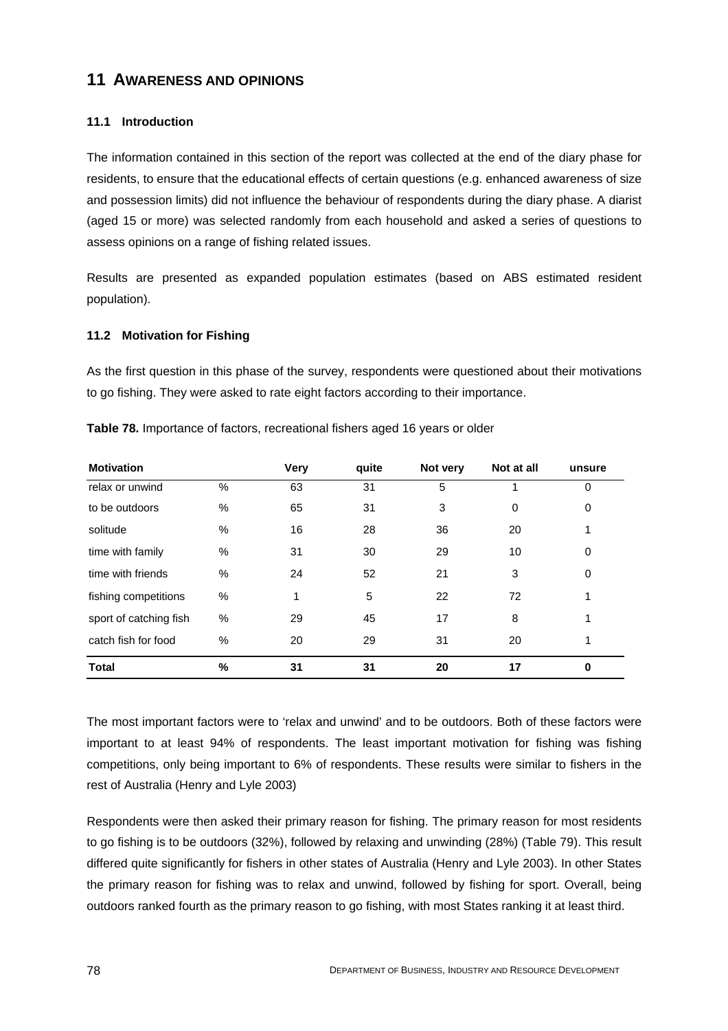# 11 AWARENESS AND OPINIONS

### 11.1 Introduction

The information contained in this section of the report was collected at the end of the diary phase for residents, to ensure that the educational effects of certain questions (e.g. enhanced awareness of size and possession limits) did not influence the behaviour of respondents during the diary phase. A diarist (aged 15 or more) was selected randomly from each household and asked a series of questions to assess opinions on a range of fishing related issues.

Results are presented as expanded population estimates (based on ABS estimated resident population).

### 11.2 Motivation for Fishing

As the first question in this phase of the survey, respondents were questioned about their motivations to go fishing. They were asked to rate eight factors according to their importance.

**Table 78.** Importance of factors, recreational fishers aged 16 years or older

| Motivation | | Very | quite | Not very | Not at all | unsure |
|---|---|---|---|---|---|---|
| relax or unwind | % | 63 | 31 | 5 | 1 | 0 |
| to be outdoors | % | 65 | 31 | 3 | 0 | 0 |
| solitude | % | 16 | 28 | 36 | 20 | 1 |
| time with family | % | 31 | 30 | 29 | 10 | 0 |
| time with friends | % | 24 | 52 | 21 | 3 | 0 |
| fishing competitions | % | 1 | 5 | 22 | 72 | 1 |
| sport of catching fish | % | 29 | 45 | 17 | 8 | 1 |
| catch fish for food | % | 20 | 29 | 31 | 20 | 1 |
| **Total** | **%** | **31** | **31** | **20** | **17** | **0** |

The most important factors were to 'relax and unwind' and to be outdoors. Both of these factors were important to at least 94% of respondents. The least important motivation for fishing was fishing competitions, only being important to 6% of respondents. These results were similar to fishers in the rest of Australia (Henry and Lyle 2003)

Respondents were then asked their primary reason for fishing. The primary reason for most residents to go fishing is to be outdoors (32%), followed by relaxing and unwinding (28%) (Table 79). This result differed quite significantly for fishers in other states of Australia (Henry and Lyle 2003). In other States the primary reason for fishing was to relax and unwind, followed by fishing for sport. Overall, being outdoors ranked fourth as the primary reason to go fishing, with most States ranking it at least third.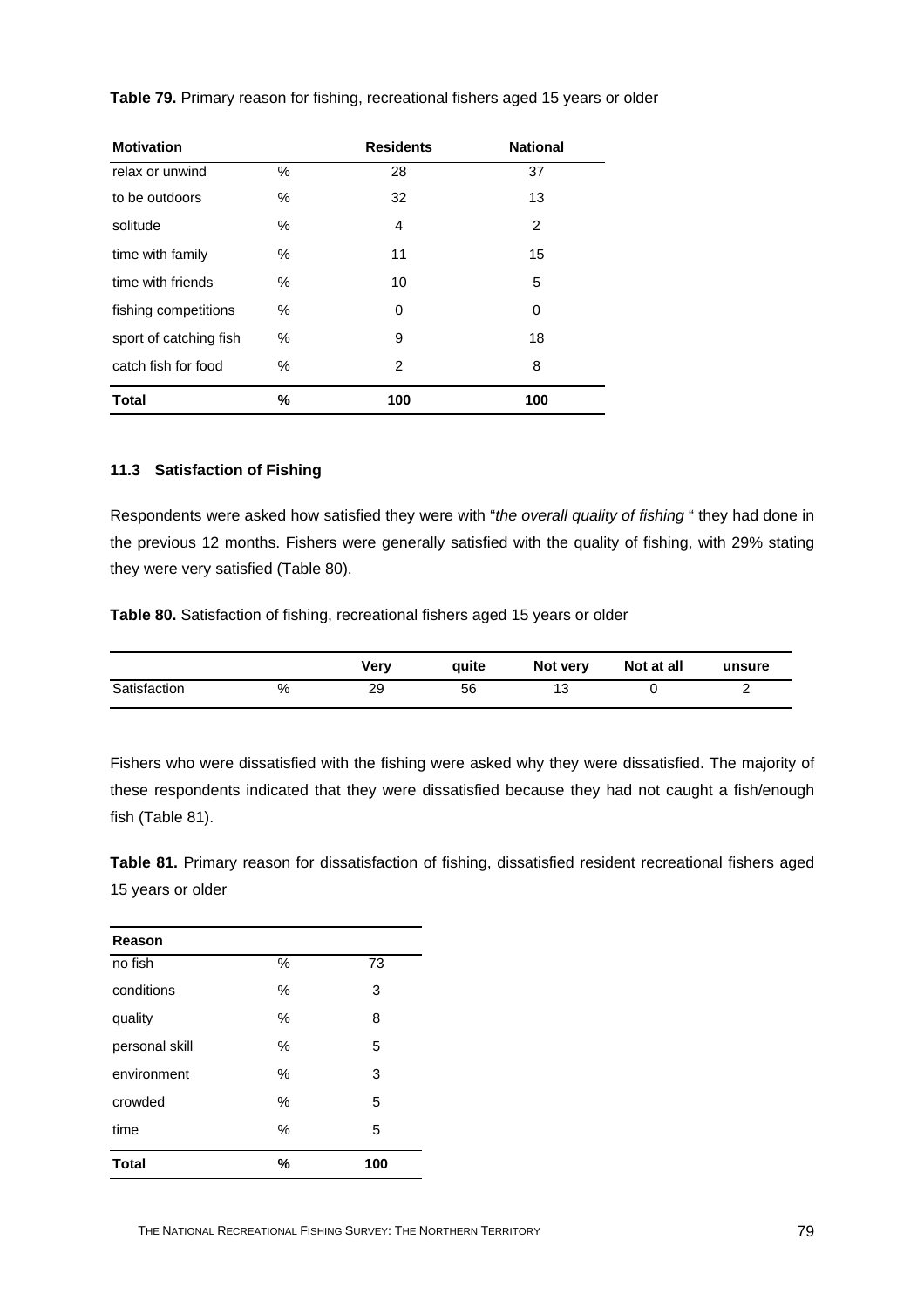**Table 79.** Primary reason for fishing, recreational fishers aged 15 years or older

| Motivation | | Residents | National |
|---|---|---|---|
| relax or unwind | % | 28 | 37 |
| to be outdoors | % | 32 | 13 |
| solitude | % | 4 | 2 |
| time with family | % | 11 | 15 |
| time with friends | % | 10 | 5 |
| fishing competitions | % | 0 | 0 |
| sport of catching fish | % | 9 | 18 |
| catch fish for food | % | 2 | 8 |
| **Total** | **%** | **100** | **100** |

### 11.3 Satisfaction of Fishing

Respondents were asked how satisfied they were with "*the overall quality of fishing* " they had done in the previous 12 months. Fishers were generally satisfied with the quality of fishing, with 29% stating they were very satisfied (Table 80).

**Table 80.** Satisfaction of fishing, recreational fishers aged 15 years or older

| | | Very | quite | Not very | Not at all | unsure |
|---|---|---|---|---|---|---|
| Satisfaction | % | 29 | 56 | 13 | 0 | 2 |

Fishers who were dissatisfied with the fishing were asked why they were dissatisfied. The majority of these respondents indicated that they were dissatisfied because they had not caught a fish/enough fish (Table 81).

**Table 81.** Primary reason for dissatisfaction of fishing, dissatisfied resident recreational fishers aged 15 years or older

| Reason | | |
|---|---|---|
| no fish | % | 73 |
| conditions | % | 3 |
| quality | % | 8 |
| personal skill | % | 5 |
| environment | % | 3 |
| crowded | % | 5 |
| time | % | 5 |
| **Total** | **%** | **100** |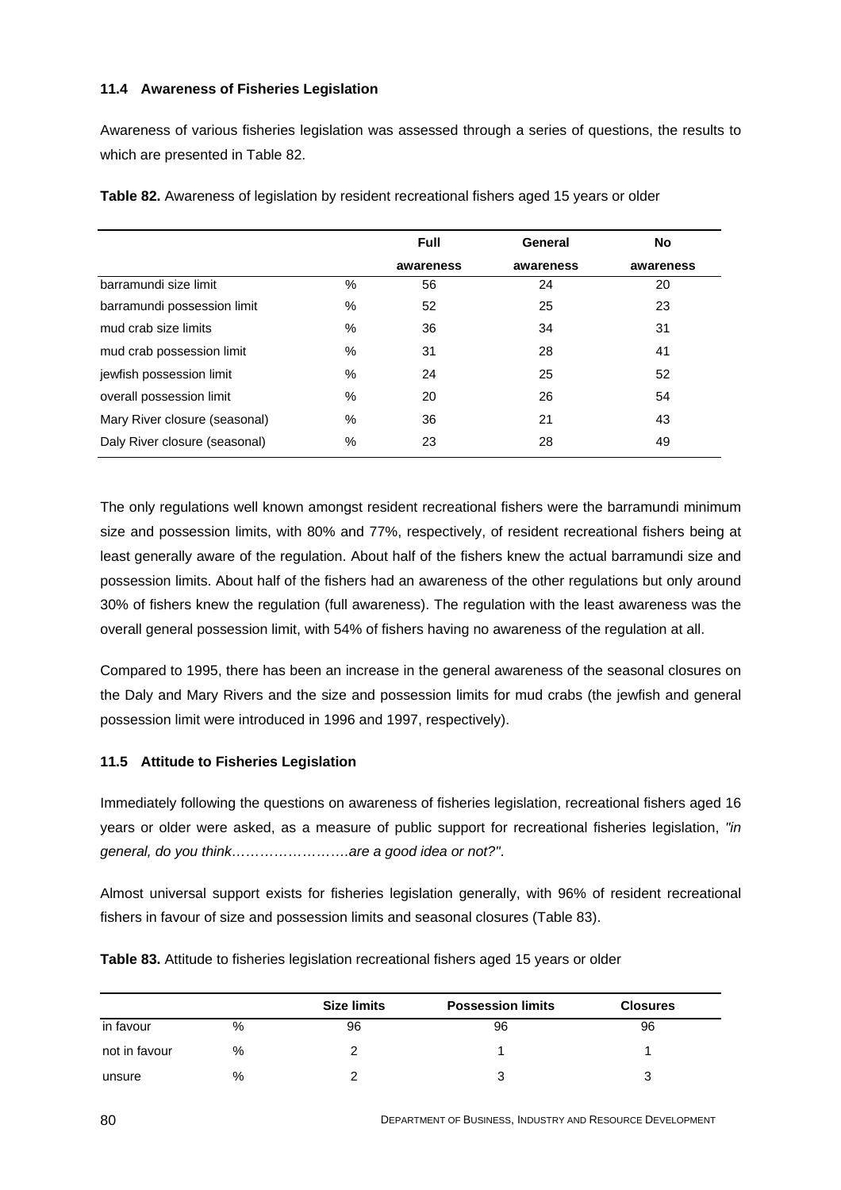### 11.4 Awareness of Fisheries Legislation

Awareness of various fisheries legislation was assessed through a series of questions, the results to which are presented in Table 82.

**Table 82.** Awareness of legislation by resident recreational fishers aged 15 years or older

| | | Full awareness | General awareness | No awareness |
|---|---|---|---|---|
| barramundi size limit | % | 56 | 24 | 20 |
| barramundi possession limit | % | 52 | 25 | 23 |
| mud crab size limits | % | 36 | 34 | 31 |
| mud crab possession limit | % | 31 | 28 | 41 |
| jewfish possession limit | % | 24 | 25 | 52 |
| overall possession limit | % | 20 | 26 | 54 |
| Mary River closure (seasonal) | % | 36 | 21 | 43 |
| Daly River closure (seasonal) | % | 23 | 28 | 49 |

The only regulations well known amongst resident recreational fishers were the barramundi minimum size and possession limits, with 80% and 77%, respectively, of resident recreational fishers being at least generally aware of the regulation. About half of the fishers knew the actual barramundi size and possession limits. About half of the fishers had an awareness of the other regulations but only around 30% of fishers knew the regulation (full awareness). The regulation with the least awareness was the overall general possession limit, with 54% of fishers having no awareness of the regulation at all.

Compared to 1995, there has been an increase in the general awareness of the seasonal closures on the Daly and Mary Rivers and the size and possession limits for mud crabs (the jewfish and general possession limit were introduced in 1996 and 1997, respectively).

### 11.5 Attitude to Fisheries Legislation

Immediately following the questions on awareness of fisheries legislation, recreational fishers aged 16 years or older were asked, as a measure of public support for recreational fisheries legislation, *"in general, do you think…………………….are a good idea or not?"*.

Almost universal support exists for fisheries legislation generally, with 96% of resident recreational fishers in favour of size and possession limits and seasonal closures (Table 83).

**Table 83.** Attitude to fisheries legislation recreational fishers aged 15 years or older

| | | Size limits | Possession limits | Closures |
|---|---|---|---|---|
| in favour | % | 96 | 96 | 96 |
| not in favour | % | 2 | 1 | 1 |
| unsure | % | 2 | 3 | 3 |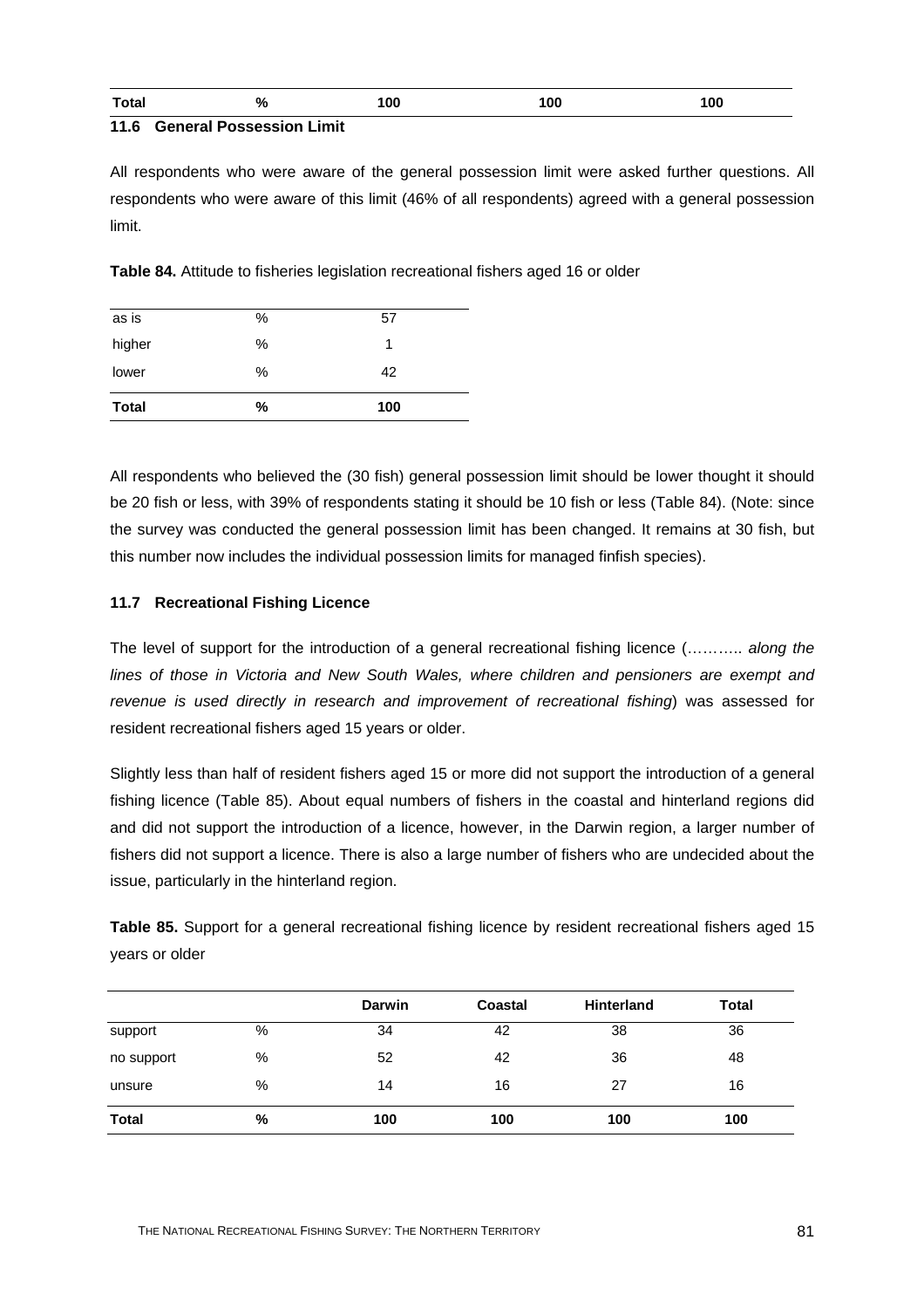| Total | % | 100 | 100 | 100 |
|---|---|---|---|---|

### 11.6 General Possession Limit

All respondents who were aware of the general possession limit were asked further questions. All respondents who were aware of this limit (46% of all respondents) agreed with a general possession limit.

**Table 84.** Attitude to fisheries legislation recreational fishers aged 16 or older

| | | |
|---|---|---|
| as is | % | 57 |
| higher | % | 1 |
| lower | % | 42 |
| **Total** | **%** | **100** |

All respondents who believed the (30 fish) general possession limit should be lower thought it should be 20 fish or less, with 39% of respondents stating it should be 10 fish or less (Table 84). (Note: since the survey was conducted the general possession limit has been changed. It remains at 30 fish, but this number now includes the individual possession limits for managed finfish species).

### 11.7 Recreational Fishing Licence

The level of support for the introduction of a general recreational fishing licence (……….. *along the lines of those in Victoria and New South Wales, where children and pensioners are exempt and revenue is used directly in research and improvement of recreational fishing*) was assessed for resident recreational fishers aged 15 years or older.

Slightly less than half of resident fishers aged 15 or more did not support the introduction of a general fishing licence (Table 85). About equal numbers of fishers in the coastal and hinterland regions did and did not support the introduction of a licence, however, in the Darwin region, a larger number of fishers did not support a licence. There is also a large number of fishers who are undecided about the issue, particularly in the hinterland region.

**Table 85.** Support for a general recreational fishing licence by resident recreational fishers aged 15 years or older

| | | Darwin | Coastal | Hinterland | Total |
|---|---|---|---|---|---|
| support | % | 34 | 42 | 38 | 36 |
| no support | % | 52 | 42 | 36 | 48 |
| unsure | % | 14 | 16 | 27 | 16 |
| **Total** | **%** | **100** | **100** | **100** | **100** |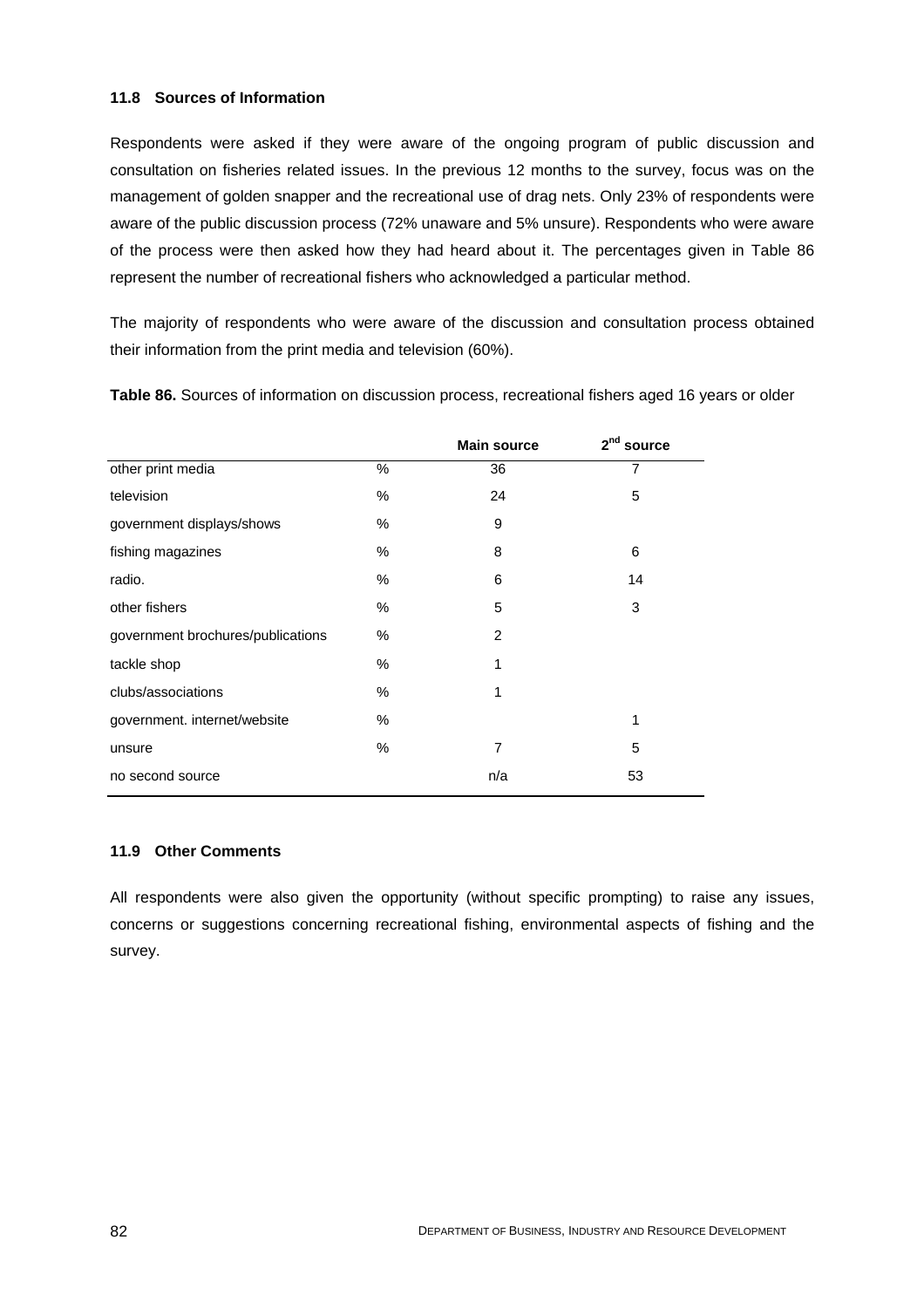### 11.8 Sources of Information

Respondents were asked if they were aware of the ongoing program of public discussion and consultation on fisheries related issues. In the previous 12 months to the survey, focus was on the management of golden snapper and the recreational use of drag nets. Only 23% of respondents were aware of the public discussion process (72% unaware and 5% unsure). Respondents who were aware of the process were then asked how they had heard about it. The percentages given in Table 86 represent the number of recreational fishers who acknowledged a particular method.

The majority of respondents who were aware of the discussion and consultation process obtained their information from the print media and television (60%).

**Table 86.** Sources of information on discussion process, recreational fishers aged 16 years or older

| | | Main source | 2nd source |
|---|---|---|---|
| other print media | % | 36 | 7 |
| television | % | 24 | 5 |
| government displays/shows | % | 9 | |
| fishing magazines | % | 8 | 6 |
| radio. | % | 6 | 14 |
| other fishers | % | 5 | 3 |
| government brochures/publications | % | 2 | |
| tackle shop | % | 1 | |
| clubs/associations | % | 1 | |
| government. internet/website | % | | 1 |
| unsure | % | 7 | 5 |
| no second source | | n/a | 53 |

### 11.9 Other Comments

All respondents were also given the opportunity (without specific prompting) to raise any issues, concerns or suggestions concerning recreational fishing, environmental aspects of fishing and the survey.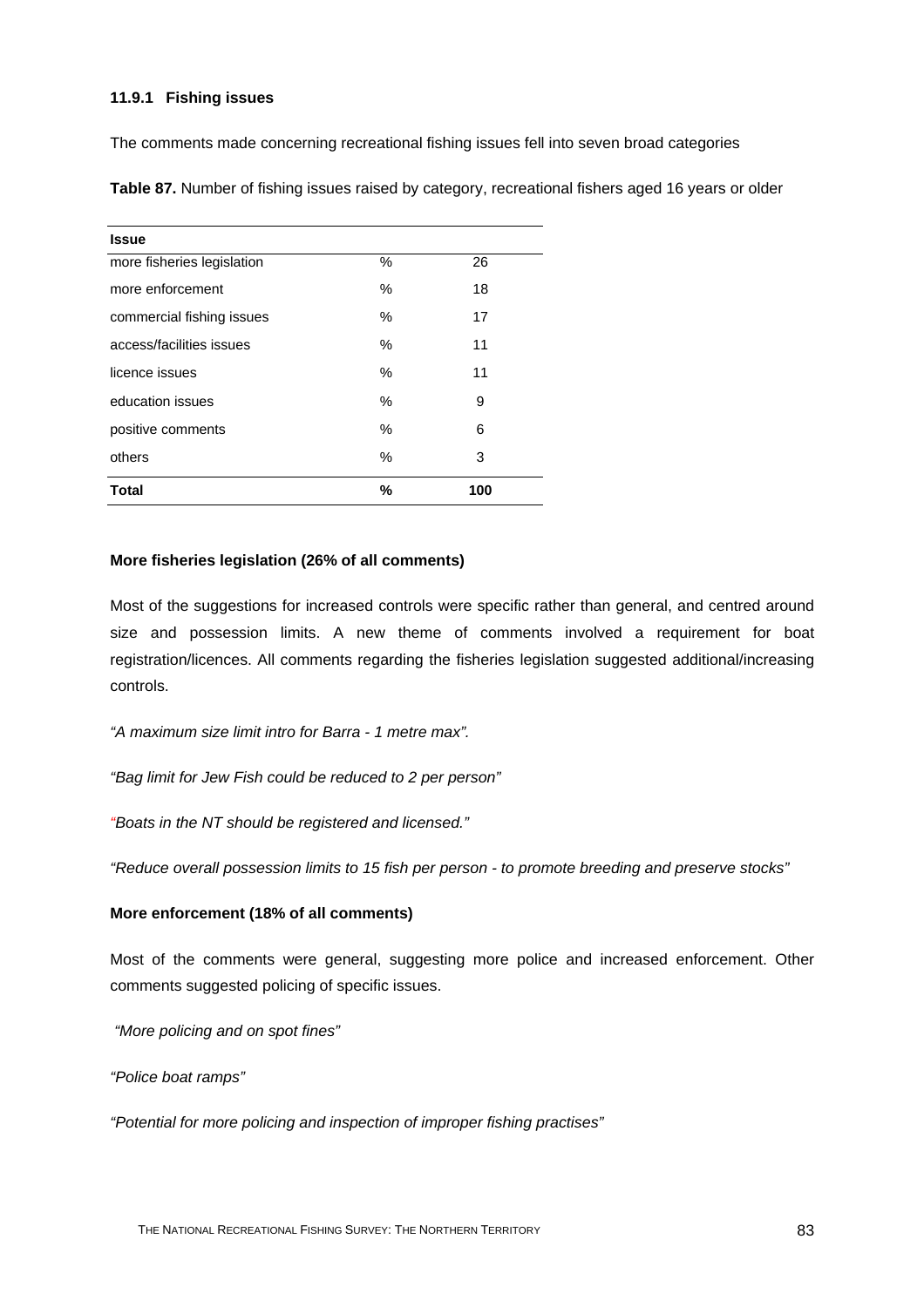#### 11.9.1 Fishing issues

The comments made concerning recreational fishing issues fell into seven broad categories

**Table 87.** Number of fishing issues raised by category, recreational fishers aged 16 years or older

| Issue | | |
|---|---|---|
| more fisheries legislation | % | 26 |
| more enforcement | % | 18 |
| commercial fishing issues | % | 17 |
| access/facilities issues | % | 11 |
| licence issues | % | 11 |
| education issues | % | 9 |
| positive comments | % | 6 |
| others | % | 3 |
| **Total** | **%** | **100** |

**More fisheries legislation (26% of all comments)**

Most of the suggestions for increased controls were specific rather than general, and centred around size and possession limits. A new theme of comments involved a requirement for boat registration/licences. All comments regarding the fisheries legislation suggested additional/increasing controls.

*"A maximum size limit intro for Barra - 1 metre max".*

*"Bag limit for Jew Fish could be reduced to 2 per person"*

*"Boats in the NT should be registered and licensed."*

*"Reduce overall possession limits to 15 fish per person - to promote breeding and preserve stocks"*

**More enforcement (18% of all comments)**

Most of the comments were general, suggesting more police and increased enforcement. Other comments suggested policing of specific issues.

*"More policing and on spot fines"*

*"Police boat ramps"*

*"Potential for more policing and inspection of improper fishing practises"*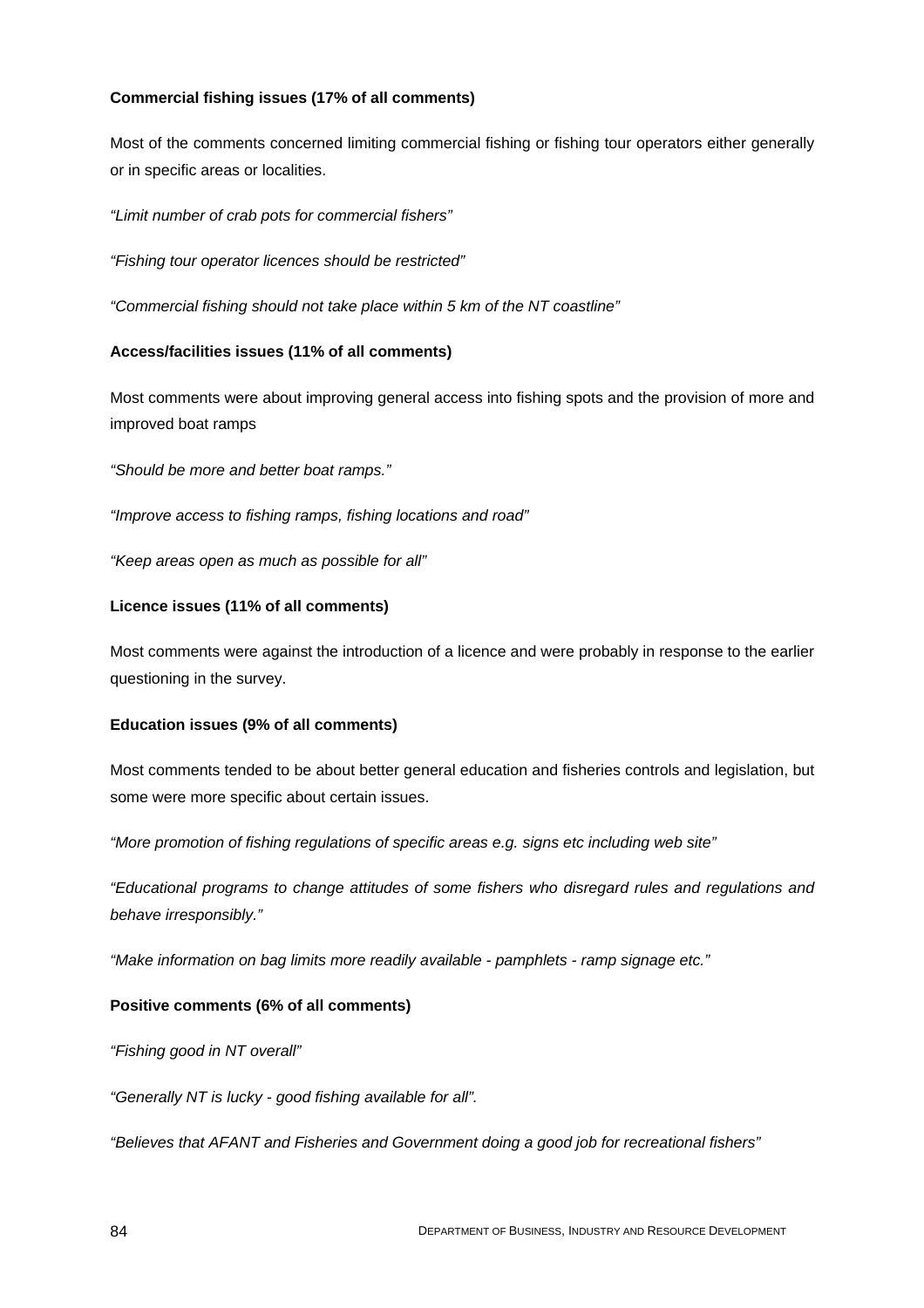**Commercial fishing issues (17% of all comments)**

Most of the comments concerned limiting commercial fishing or fishing tour operators either generally or in specific areas or localities.

*"Limit number of crab pots for commercial fishers"*

*"Fishing tour operator licences should be restricted"*

*"Commercial fishing should not take place within 5 km of the NT coastline"*

**Access/facilities issues (11% of all comments)**

Most comments were about improving general access into fishing spots and the provision of more and improved boat ramps

*"Should be more and better boat ramps."*

*"Improve access to fishing ramps, fishing locations and road"*

*"Keep areas open as much as possible for all"*

**Licence issues (11% of all comments)**

Most comments were against the introduction of a licence and were probably in response to the earlier questioning in the survey.

**Education issues (9% of all comments)**

Most comments tended to be about better general education and fisheries controls and legislation, but some were more specific about certain issues.

*"More promotion of fishing regulations of specific areas e.g. signs etc including web site"*

*"Educational programs to change attitudes of some fishers who disregard rules and regulations and behave irresponsibly."*

*"Make information on bag limits more readily available - pamphlets - ramp signage etc."*

**Positive comments (6% of all comments)**

*"Fishing good in NT overall"*

*"Generally NT is lucky - good fishing available for all".*

*"Believes that AFANT and Fisheries and Government doing a good job for recreational fishers"*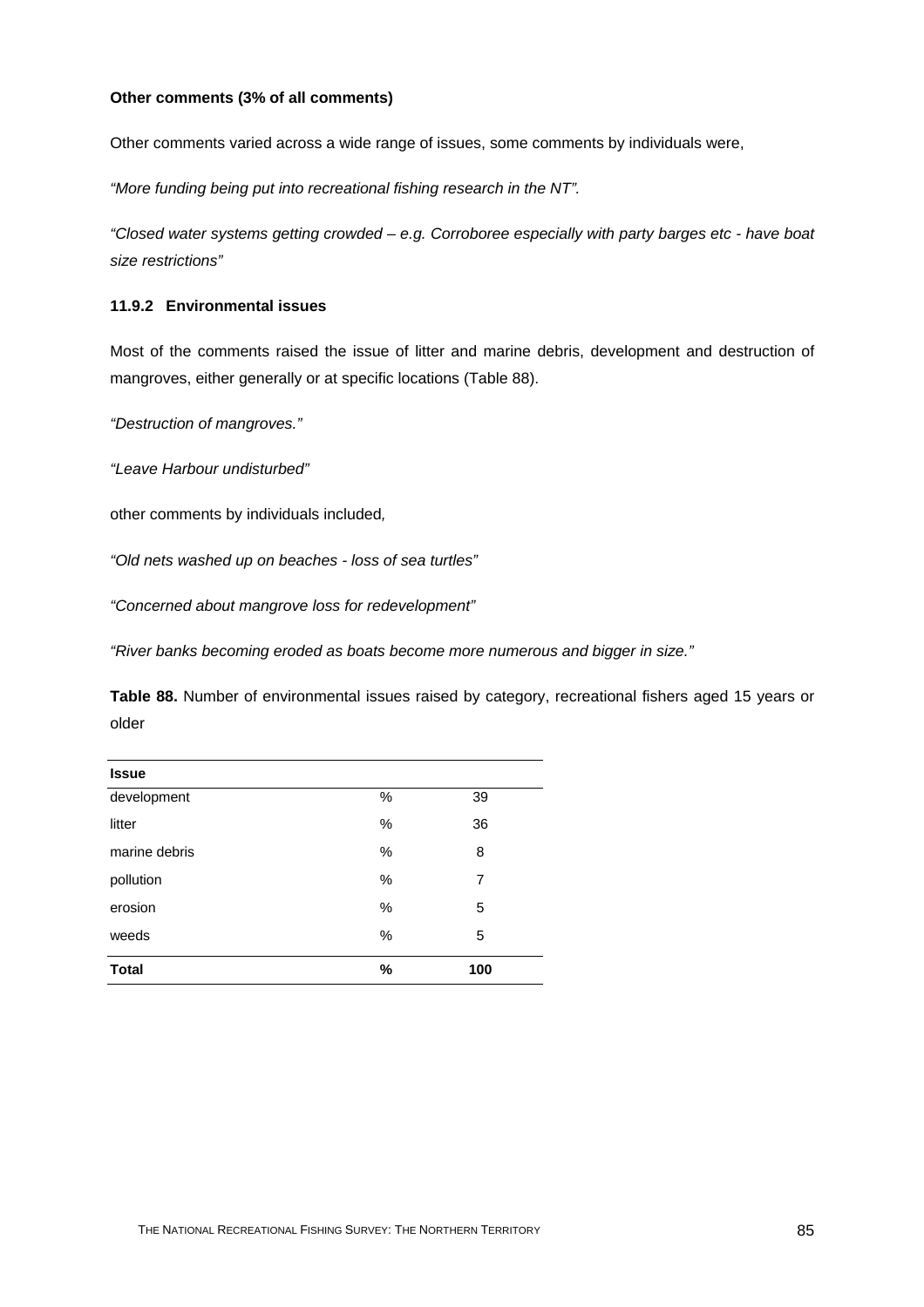**Other comments (3% of all comments)**

Other comments varied across a wide range of issues, some comments by individuals were,

*"More funding being put into recreational fishing research in the NT".*

*"Closed water systems getting crowded – e.g. Corroboree especially with party barges etc - have boat size restrictions"*

### 11.9.2 Environmental issues

Most of the comments raised the issue of litter and marine debris, development and destruction of mangroves, either generally or at specific locations (Table 88).

*"Destruction of mangroves."*

*"Leave Harbour undisturbed"*

other comments by individuals included*,*

*"Old nets washed up on beaches - loss of sea turtles"*

*"Concerned about mangrove loss for redevelopment"*

*"River banks becoming eroded as boats become more numerous and bigger in size."*

**Table 88.** Number of environmental issues raised by category, recreational fishers aged 15 years or older

| Issue | | |
|---|---|---|
| development | % | 39 |
| litter | % | 36 |
| marine debris | % | 8 |
| pollution | % | 7 |
| erosion | % | 5 |
| weeds | % | 5 |
| **Total** | **%** | **100** |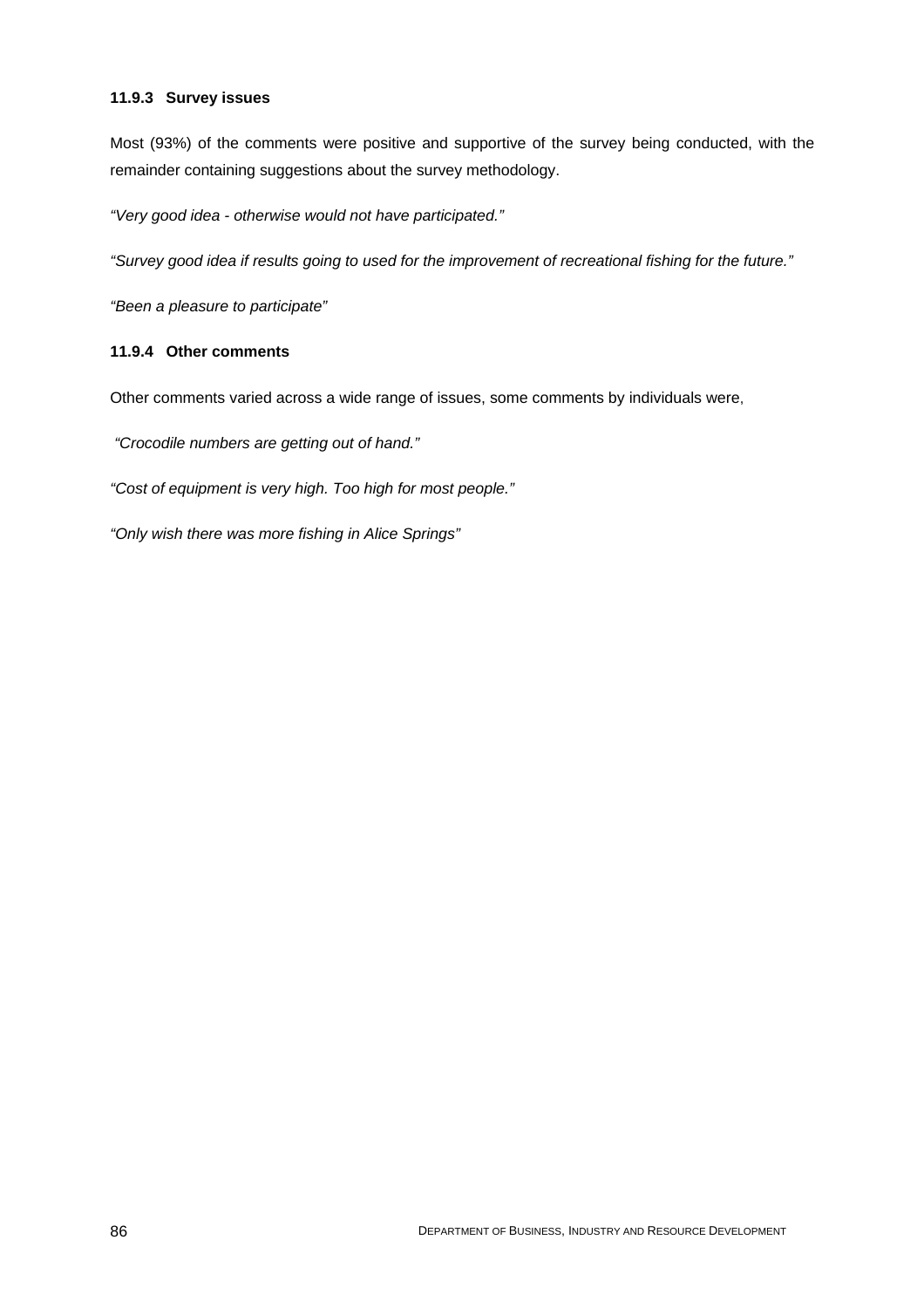#### 11.9.3 Survey issues

Most (93%) of the comments were positive and supportive of the survey being conducted, with the remainder containing suggestions about the survey methodology.

*"Very good idea - otherwise would not have participated."*

*"Survey good idea if results going to used for the improvement of recreational fishing for the future."*

*"Been a pleasure to participate"*

#### 11.9.4 Other comments

Other comments varied across a wide range of issues, some comments by individuals were,

*"Crocodile numbers are getting out of hand."*

*"Cost of equipment is very high. Too high for most people."*

*"Only wish there was more fishing in Alice Springs"*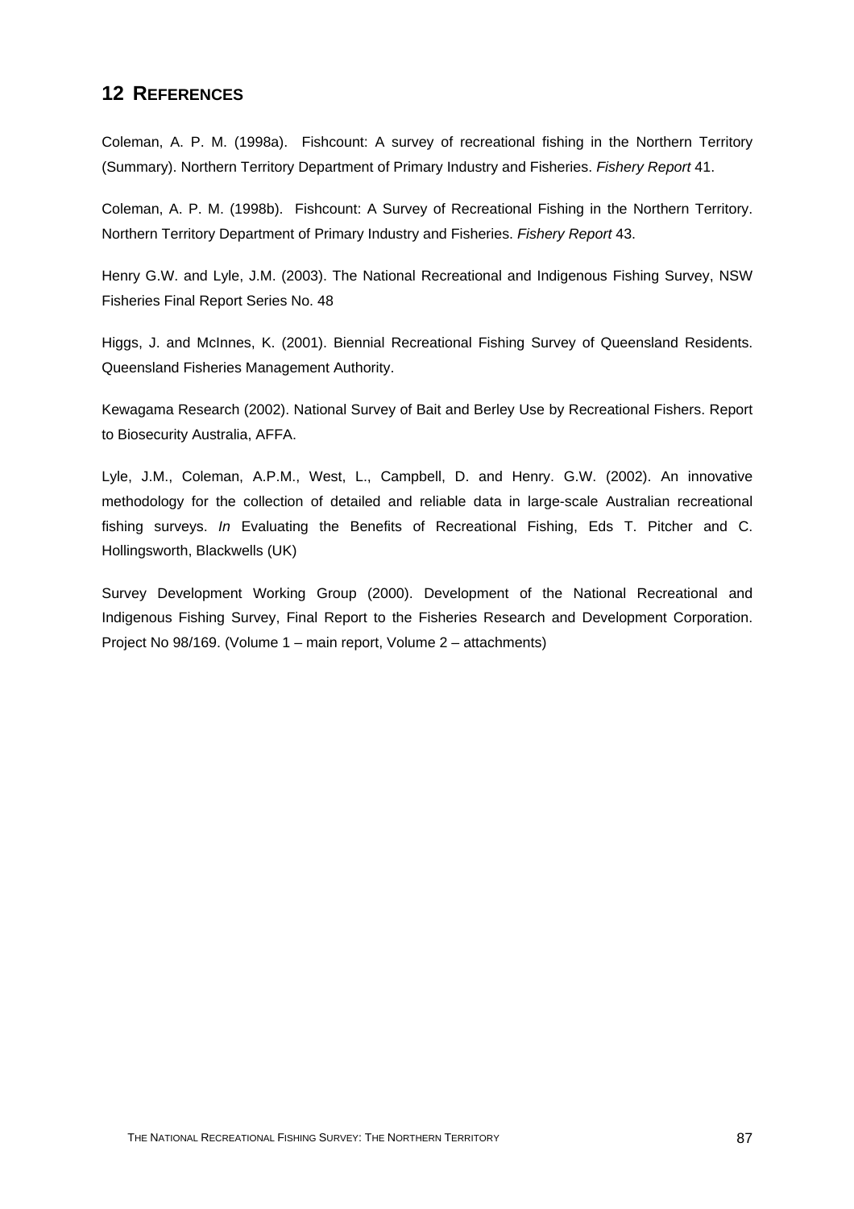## 12 REFERENCES

Coleman, A. P. M. (1998a). Fishcount: A survey of recreational fishing in the Northern Territory (Summary). Northern Territory Department of Primary Industry and Fisheries. *Fishery Report* 41.

Coleman, A. P. M. (1998b). Fishcount: A Survey of Recreational Fishing in the Northern Territory. Northern Territory Department of Primary Industry and Fisheries. *Fishery Report* 43.

Henry G.W. and Lyle, J.M. (2003). The National Recreational and Indigenous Fishing Survey, NSW Fisheries Final Report Series No. 48

Higgs, J. and McInnes, K. (2001). Biennial Recreational Fishing Survey of Queensland Residents. Queensland Fisheries Management Authority.

Kewagama Research (2002). National Survey of Bait and Berley Use by Recreational Fishers. Report to Biosecurity Australia, AFFA.

Lyle, J.M., Coleman, A.P.M., West, L., Campbell, D. and Henry. G.W. (2002). An innovative methodology for the collection of detailed and reliable data in large-scale Australian recreational fishing surveys. *In* Evaluating the Benefits of Recreational Fishing, Eds T. Pitcher and C. Hollingsworth, Blackwells (UK)

Survey Development Working Group (2000). Development of the National Recreational and Indigenous Fishing Survey, Final Report to the Fisheries Research and Development Corporation. Project No 98/169. (Volume 1 – main report, Volume 2 – attachments)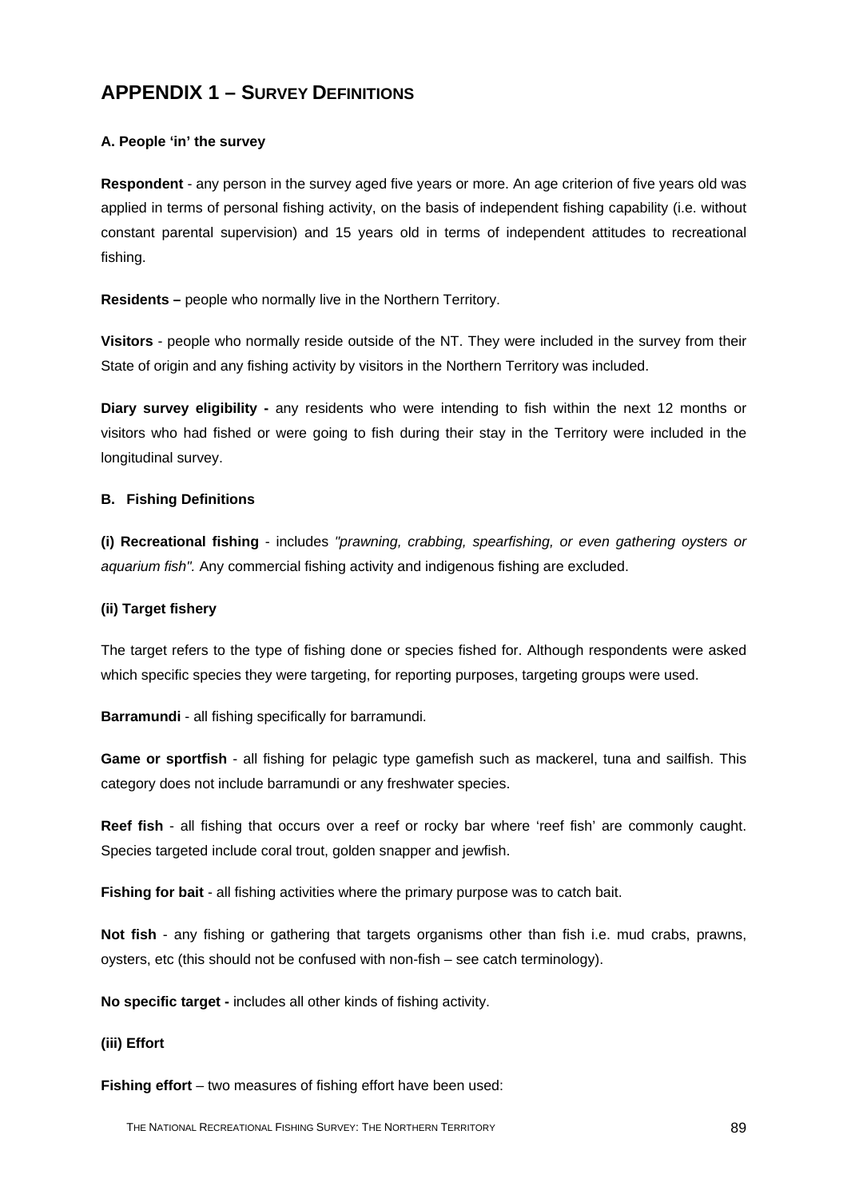## APPENDIX 1 – SURVEY DEFINITIONS

**A. People 'in' the survey**

**Respondent** - any person in the survey aged five years or more. An age criterion of five years old was applied in terms of personal fishing activity, on the basis of independent fishing capability (i.e. without constant parental supervision) and 15 years old in terms of independent attitudes to recreational fishing.

**Residents –** people who normally live in the Northern Territory.

**Visitors** - people who normally reside outside of the NT. They were included in the survey from their State of origin and any fishing activity by visitors in the Northern Territory was included.

**Diary survey eligibility -** any residents who were intending to fish within the next 12 months or visitors who had fished or were going to fish during their stay in the Territory were included in the longitudinal survey.

**B. Fishing Definitions**

**(i) Recreational fishing** - includes *"prawning, crabbing, spearfishing, or even gathering oysters or aquarium fish".* Any commercial fishing activity and indigenous fishing are excluded.

**(ii) Target fishery**

The target refers to the type of fishing done or species fished for. Although respondents were asked which specific species they were targeting, for reporting purposes, targeting groups were used.

**Barramundi** - all fishing specifically for barramundi.

**Game or sportfish** - all fishing for pelagic type gamefish such as mackerel, tuna and sailfish. This category does not include barramundi or any freshwater species.

**Reef fish** - all fishing that occurs over a reef or rocky bar where 'reef fish' are commonly caught. Species targeted include coral trout, golden snapper and jewfish.

**Fishing for bait** - all fishing activities where the primary purpose was to catch bait.

**Not fish** - any fishing or gathering that targets organisms other than fish i.e. mud crabs, prawns, oysters, etc (this should not be confused with non-fish – see catch terminology).

**No specific target -** includes all other kinds of fishing activity.

**(iii) Effort**

**Fishing effort** – two measures of fishing effort have been used: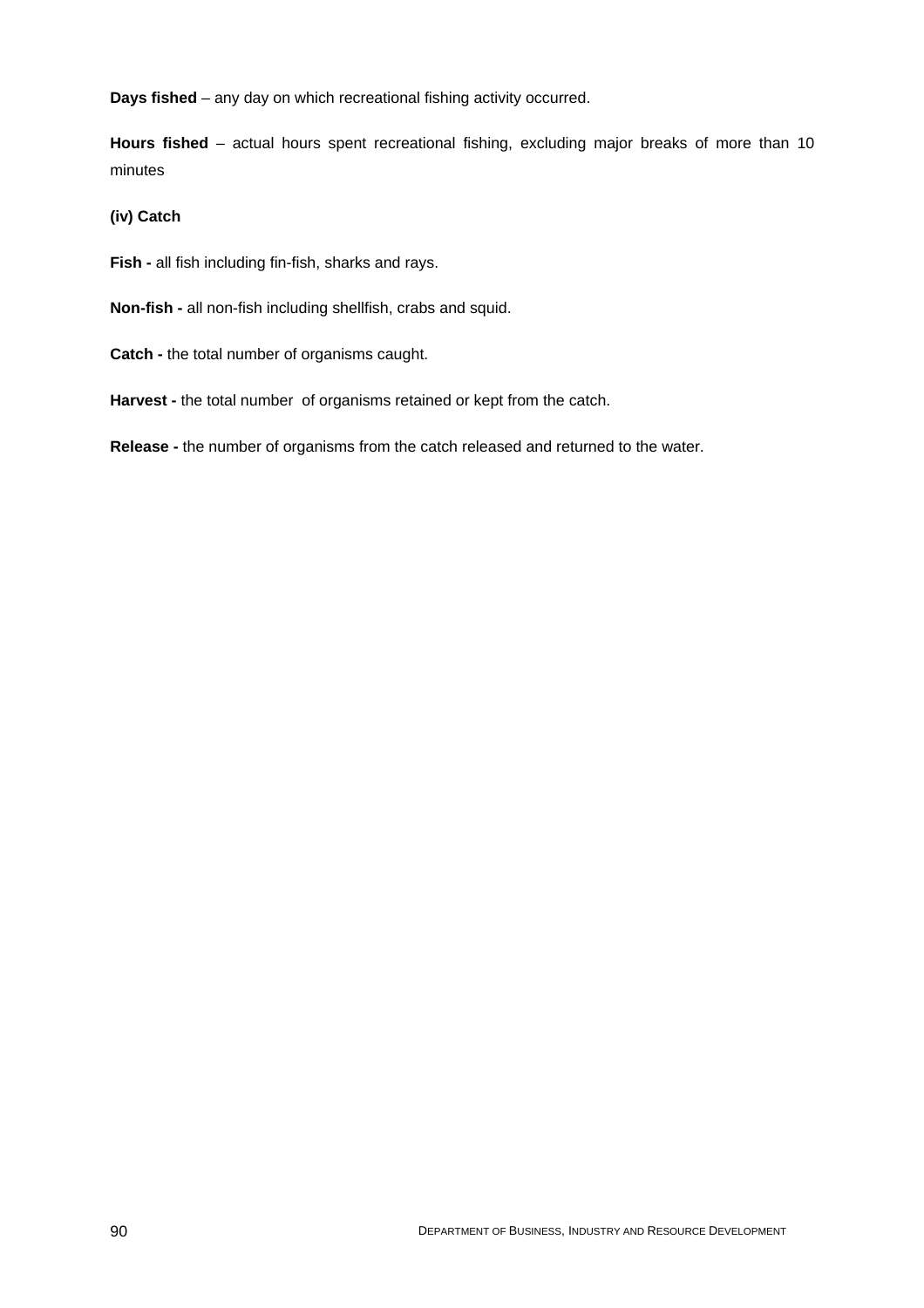**Days fished** – any day on which recreational fishing activity occurred.

**Hours fished** – actual hours spent recreational fishing, excluding major breaks of more than 10 minutes

**(iv) Catch**

**Fish -** all fish including fin-fish, sharks and rays.

**Non-fish -** all non-fish including shellfish, crabs and squid.

**Catch -** the total number of organisms caught.

**Harvest -** the total number of organisms retained or kept from the catch.

**Release -** the number of organisms from the catch released and returned to the water.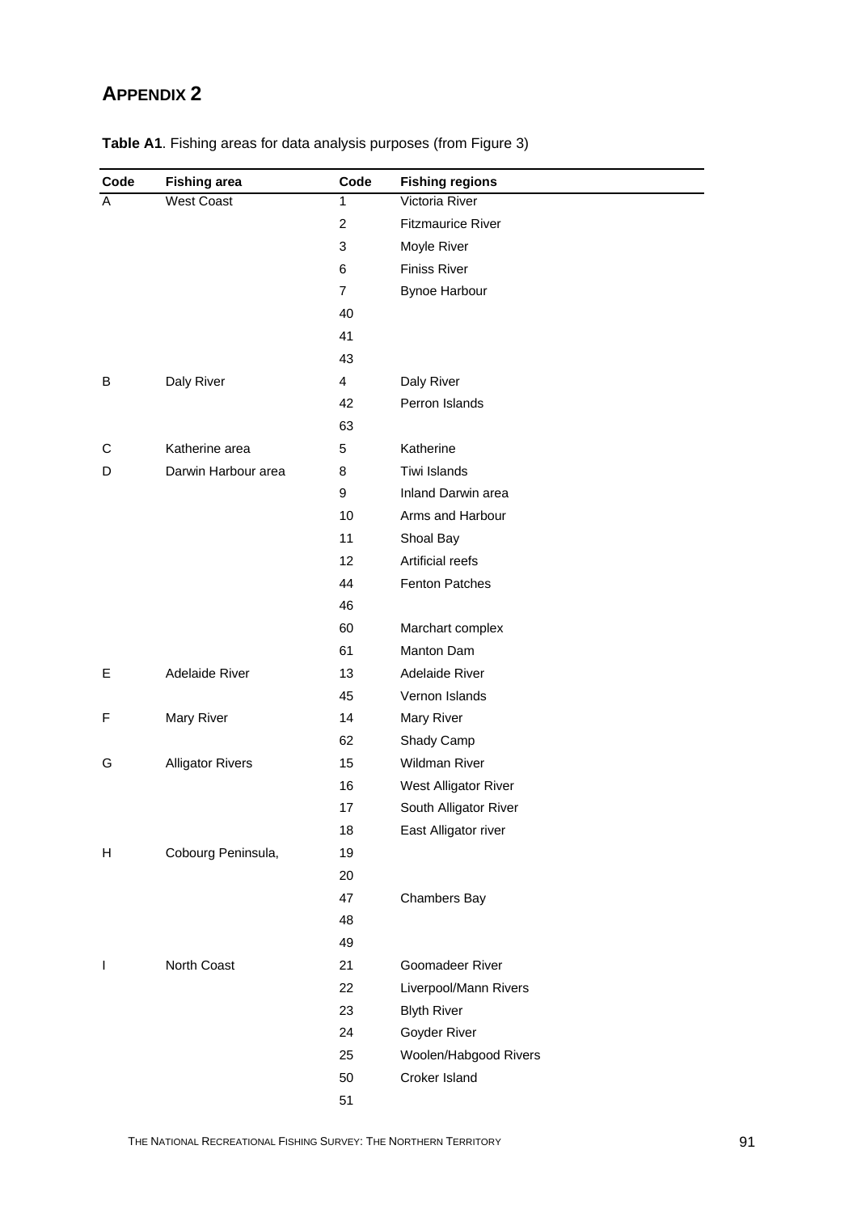# APPENDIX 2

**Table A1**. Fishing areas for data analysis purposes (from Figure 3)

| Code | Fishing area | Code | Fishing regions |
|---|---|---|---|
| A | West Coast | 1 | Victoria River |
| | | 2 | Fitzmaurice River |
| | | 3 | Moyle River |
| | | 6 | Finiss River |
| | | 7 | Bynoe Harbour |
| | | 40 | |
| | | 41 | |
| | | 43 | |
| B | Daly River | 4 | Daly River |
| | | 42 | Perron Islands |
| | | 63 | |
| C | Katherine area | 5 | Katherine |
| D | Darwin Harbour area | 8 | Tiwi Islands |
| | | 9 | Inland Darwin area |
| | | 10 | Arms and Harbour |
| | | 11 | Shoal Bay |
| | | 12 | Artificial reefs |
| | | 44 | Fenton Patches |
| | | 46 | |
| | | 60 | Marchart complex |
| | | 61 | Manton Dam |
| E | Adelaide River | 13 | Adelaide River |
| | | 45 | Vernon Islands |
| F | Mary River | 14 | Mary River |
| | | 62 | Shady Camp |
| G | Alligator Rivers | 15 | Wildman River |
| | | 16 | West Alligator River |
| | | 17 | South Alligator River |
| | | 18 | East Alligator river |
| H | Cobourg Peninsula, | 19 | |
| | | 20 | |
| | | 47 | Chambers Bay |
| | | 48 | |
| | | 49 | |
| I | North Coast | 21 | Goomadeer River |
| | | 22 | Liverpool/Mann Rivers |
| | | 23 | Blyth River |
| | | 24 | Goyder River |
| | | 25 | Woolen/Habgood Rivers |
| | | 50 | Croker Island |
| | | 51 | |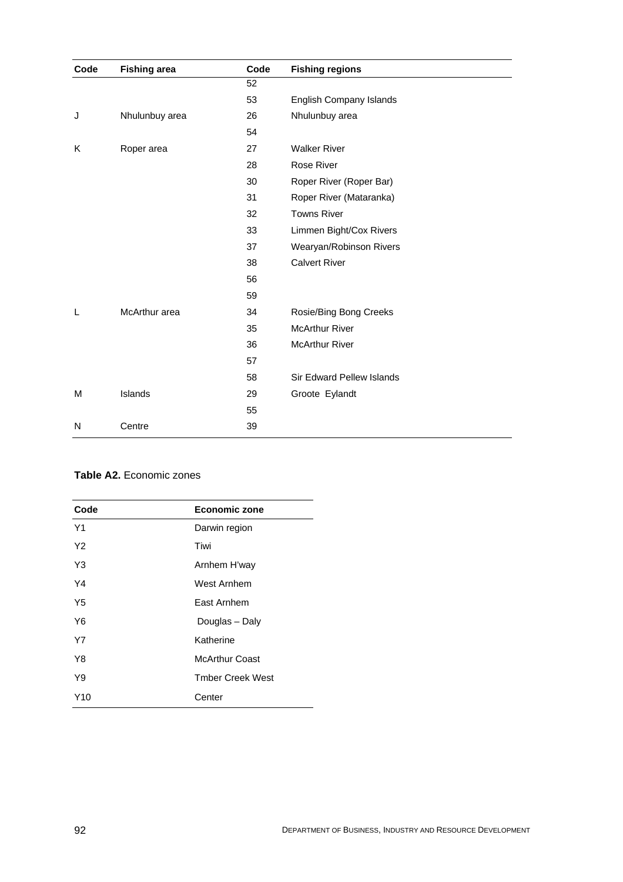| Code | Fishing area | Code | Fishing regions |
|---|---|---|---|
| | | 52 | |
| | | 53 | English Company Islands |
| J | Nhulunbuy area | 26 | Nhulunbuy area |
| | | 54 | |
| K | Roper area | 27 | Walker River |
| | | 28 | Rose River |
| | | 30 | Roper River (Roper Bar) |
| | | 31 | Roper River (Mataranka) |
| | | 32 | Towns River |
| | | 33 | Limmen Bight/Cox Rivers |
| | | 37 | Wearyan/Robinson Rivers |
| | | 38 | Calvert River |
| | | 56 | |
| | | 59 | |
| L | McArthur area | 34 | Rosie/Bing Bong Creeks |
| | | 35 | McArthur River |
| | | 36 | McArthur River |
| | | 57 | |
| | | 58 | Sir Edward Pellew Islands |
| M | Islands | 29 | Groote Eylandt |
| | | 55 | |
| N | Centre | 39 | |

**Table A2.** Economic zones

| Code | Economic zone |
|---|---|
| Y1 | Darwin region |
| Y2 | Tiwi |
| Y3 | Arnhem H'way |
| Y4 | West Arnhem |
| Y5 | East Arnhem |
| Y6 | Douglas – Daly |
| Y7 | Katherine |
| Y8 | McArthur Coast |
| Y9 | Tmber Creek West |
| Y10 | Center |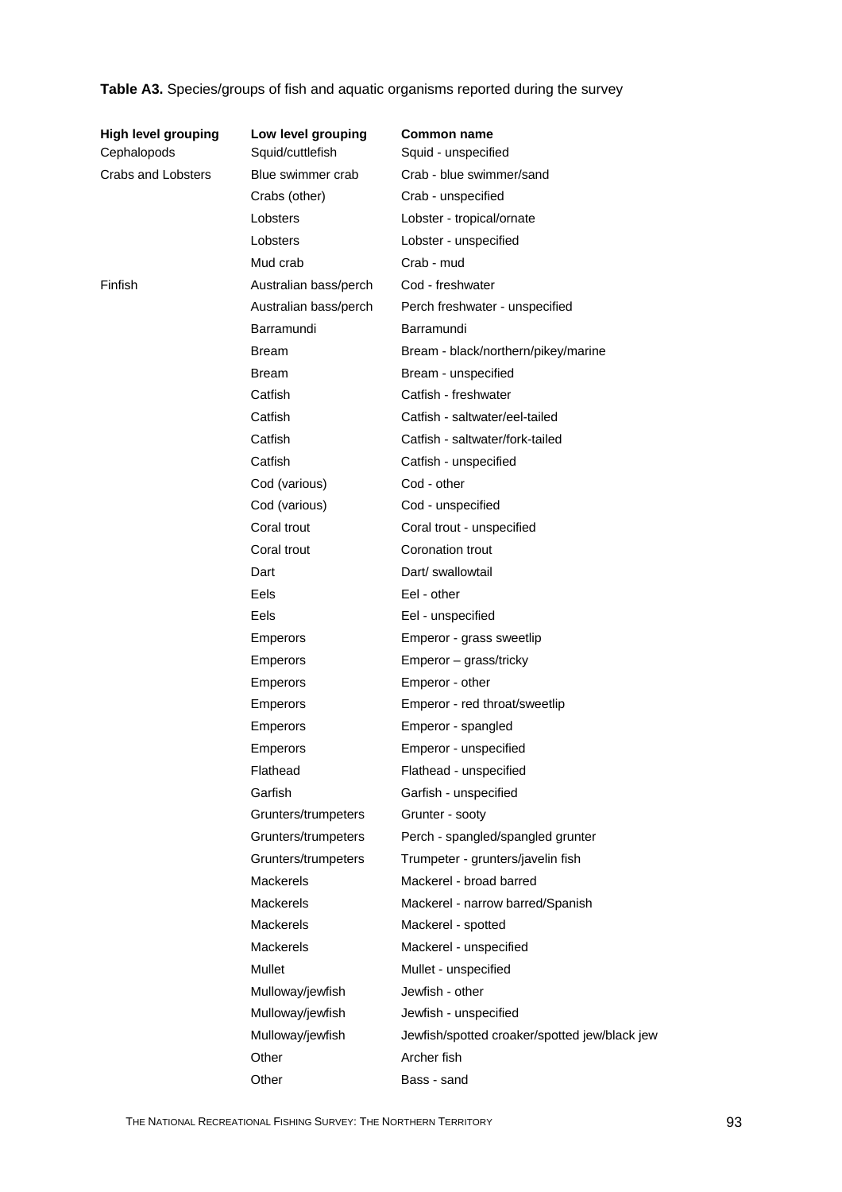**Table A3.** Species/groups of fish and aquatic organisms reported during the survey

| High level grouping | Low level grouping | Common name |
|---|---|---|
| Cephalopods | Squid/cuttlefish | Squid - unspecified |
| Crabs and Lobsters | Blue swimmer crab | Crab - blue swimmer/sand |
| | Crabs (other) | Crab - unspecified |
| | Lobsters | Lobster - tropical/ornate |
| | Lobsters | Lobster - unspecified |
| | Mud crab | Crab - mud |
| Finfish | Australian bass/perch | Cod - freshwater |
| | Australian bass/perch | Perch freshwater - unspecified |
| | Barramundi | Barramundi |
| | Bream | Bream - black/northern/pikey/marine |
| | Bream | Bream - unspecified |
| | Catfish | Catfish - freshwater |
| | Catfish | Catfish - saltwater/eel-tailed |
| | Catfish | Catfish - saltwater/fork-tailed |
| | Catfish | Catfish - unspecified |
| | Cod (various) | Cod - other |
| | Cod (various) | Cod - unspecified |
| | Coral trout | Coral trout - unspecified |
| | Coral trout | Coronation trout |
| | Dart | Dart/ swallowtail |
| | Eels | Eel - other |
| | Eels | Eel - unspecified |
| | Emperors | Emperor - grass sweetlip |
| | Emperors | Emperor – grass/tricky |
| | Emperors | Emperor - other |
| | Emperors | Emperor - red throat/sweetlip |
| | Emperors | Emperor - spangled |
| | Emperors | Emperor - unspecified |
| | Flathead | Flathead - unspecified |
| | Garfish | Garfish - unspecified |
| | Grunters/trumpeters | Grunter - sooty |
| | Grunters/trumpeters | Perch - spangled/spangled grunter |
| | Grunters/trumpeters | Trumpeter - grunters/javelin fish |
| | Mackerels | Mackerel - broad barred |
| | Mackerels | Mackerel - narrow barred/Spanish |
| | Mackerels | Mackerel - spotted |
| | Mackerels | Mackerel - unspecified |
| | Mullet | Mullet - unspecified |
| | Mulloway/jewfish | Jewfish - other |
| | Mulloway/jewfish | Jewfish - unspecified |
| | Mulloway/jewfish | Jewfish/spotted croaker/spotted jew/black jew |
| | Other | Archer fish |
| | Other | Bass - sand |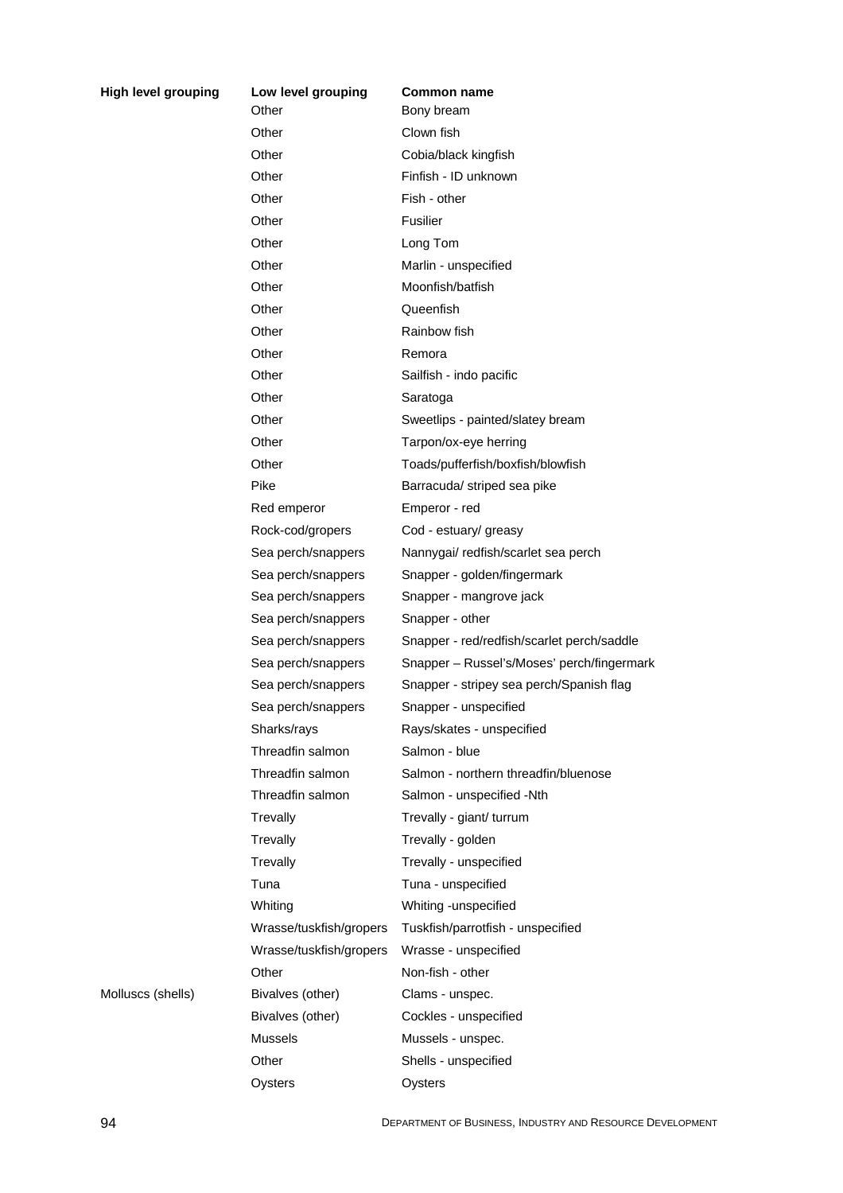| High level grouping | Low level grouping | Common name |
|---|---|---|
| | Other | Bony bream |
| | Other | Clown fish |
| | Other | Cobia/black kingfish |
| | Other | Finfish - ID unknown |
| | Other | Fish - other |
| | Other | Fusilier |
| | Other | Long Tom |
| | Other | Marlin - unspecified |
| | Other | Moonfish/batfish |
| | Other | Queenfish |
| | Other | Rainbow fish |
| | Other | Remora |
| | Other | Sailfish - indo pacific |
| | Other | Saratoga |
| | Other | Sweetlips - painted/slatey bream |
| | Other | Tarpon/ox-eye herring |
| | Other | Toads/pufferfish/boxfish/blowfish |
| | Pike | Barracuda/ striped sea pike |
| | Red emperor | Emperor - red |
| | Rock-cod/gropers | Cod - estuary/ greasy |
| | Sea perch/snappers | Nannygai/ redfish/scarlet sea perch |
| | Sea perch/snappers | Snapper - golden/fingermark |
| | Sea perch/snappers | Snapper - mangrove jack |
| | Sea perch/snappers | Snapper - other |
| | Sea perch/snappers | Snapper - red/redfish/scarlet perch/saddle |
| | Sea perch/snappers | Snapper – Russel's/Moses' perch/fingermark |
| | Sea perch/snappers | Snapper - stripey sea perch/Spanish flag |
| | Sea perch/snappers | Snapper - unspecified |
| | Sharks/rays | Rays/skates - unspecified |
| | Threadfin salmon | Salmon - blue |
| | Threadfin salmon | Salmon - northern threadfin/bluenose |
| | Threadfin salmon | Salmon - unspecified -Nth |
| | Trevally | Trevally - giant/ turrum |
| | Trevally | Trevally - golden |
| | Trevally | Trevally - unspecified |
| | Tuna | Tuna - unspecified |
| | Whiting | Whiting -unspecified |
| | Wrasse/tuskfish/gropers | Tuskfish/parrotfish - unspecified |
| | Wrasse/tuskfish/gropers | Wrasse - unspecified |
| | Other | Non-fish - other |
| Molluscs (shells) | Bivalves (other) | Clams - unspec. |
| | Bivalves (other) | Cockles - unspecified |
| | Mussels | Mussels - unspec. |
| | Other | Shells - unspecified |
| | Oysters | Oysters |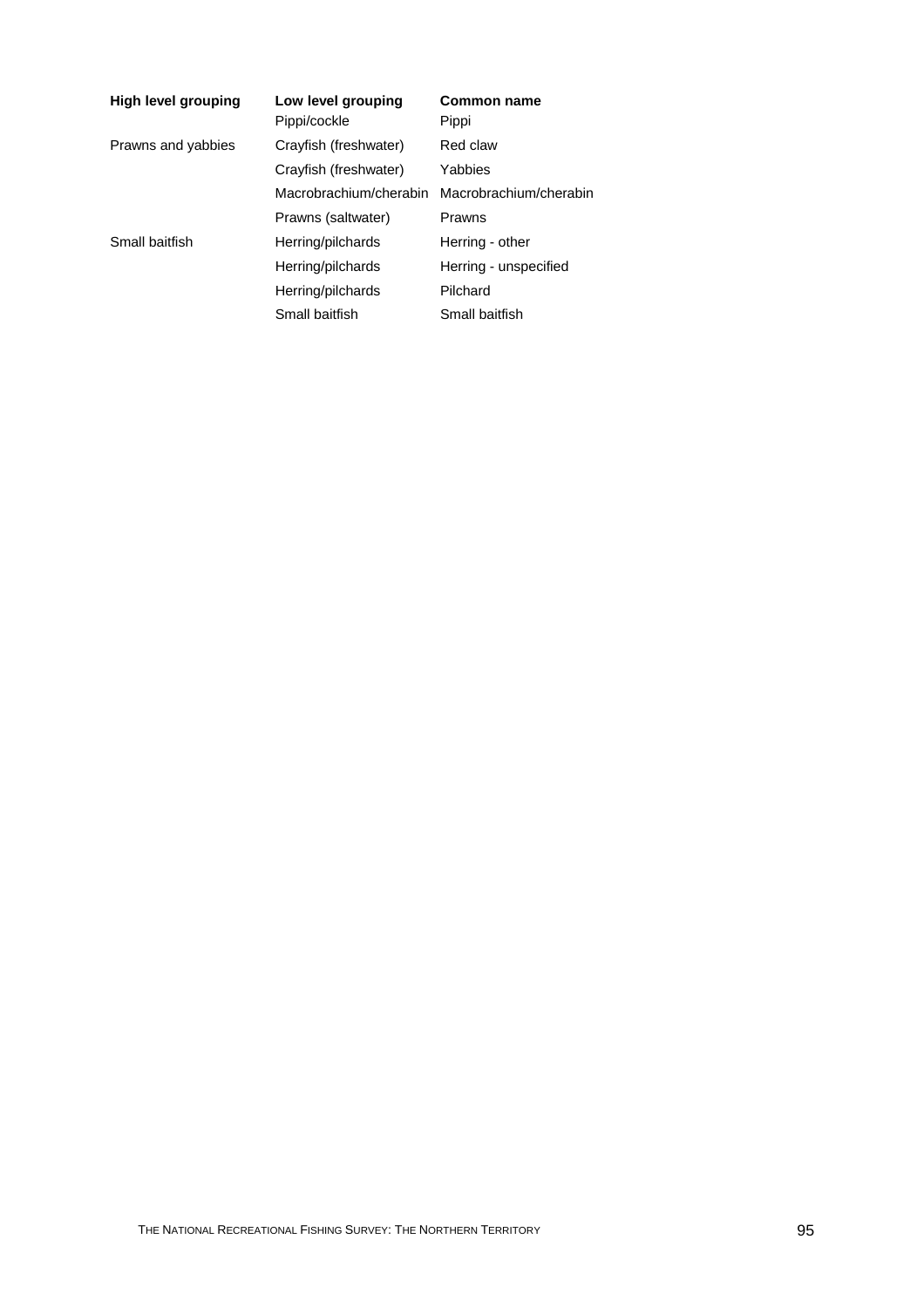| High level grouping | Low level grouping | Common name |
|---|---|---|
| | Pippi/cockle | Pippi |
| Prawns and yabbies | Crayfish (freshwater) | Red claw |
| | Crayfish (freshwater) | Yabbies |
| | Macrobrachium/cherabin | Macrobrachium/cherabin |
| | Prawns (saltwater) | Prawns |
| Small baitfish | Herring/pilchards | Herring - other |
| | Herring/pilchards | Herring - unspecified |
| | Herring/pilchards | Pilchard |
| | Small baitfish | Small baitfish |